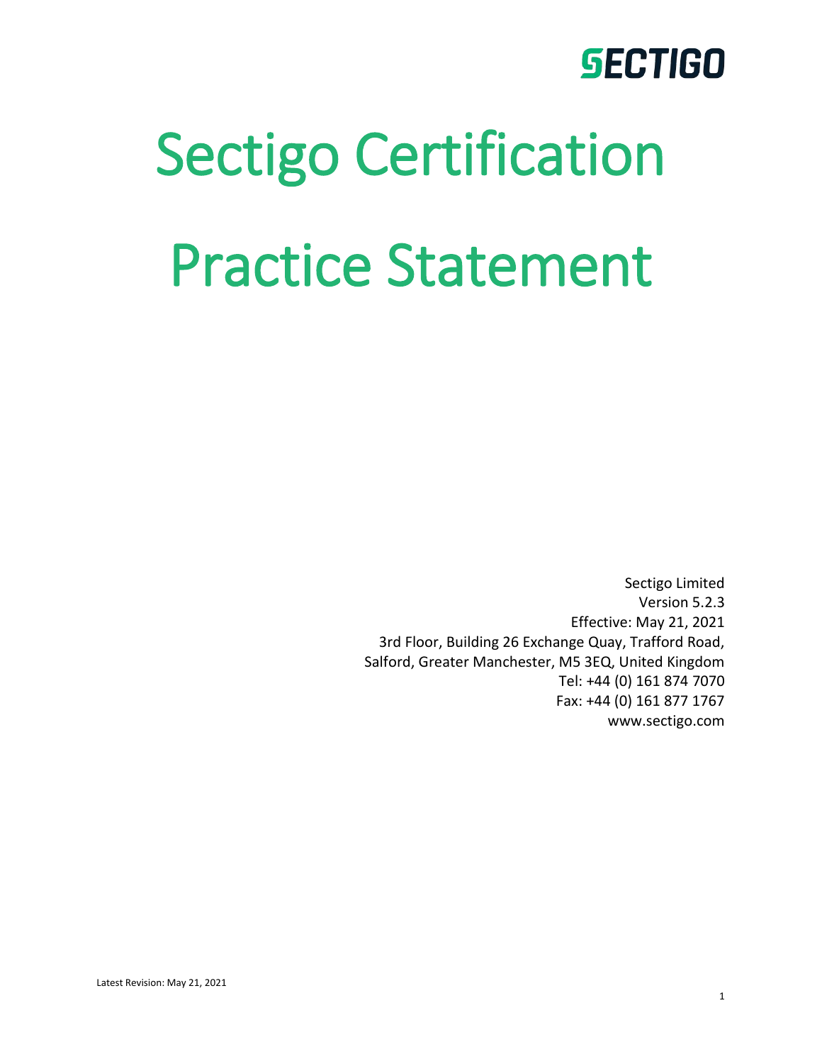SECTIGO

# Sectigo Certification Practice Statement

Sectigo Limited
Version 5.2.3
Effective: May 21, 2021
3rd Floor, Building 26 Exchange Quay, Trafford Road,
Salford, Greater Manchester, M5 3EQ, United Kingdom
Tel: +44 (0) 161 874 7070
Fax: +44 (0) 161 877 1767
www.sectigo.com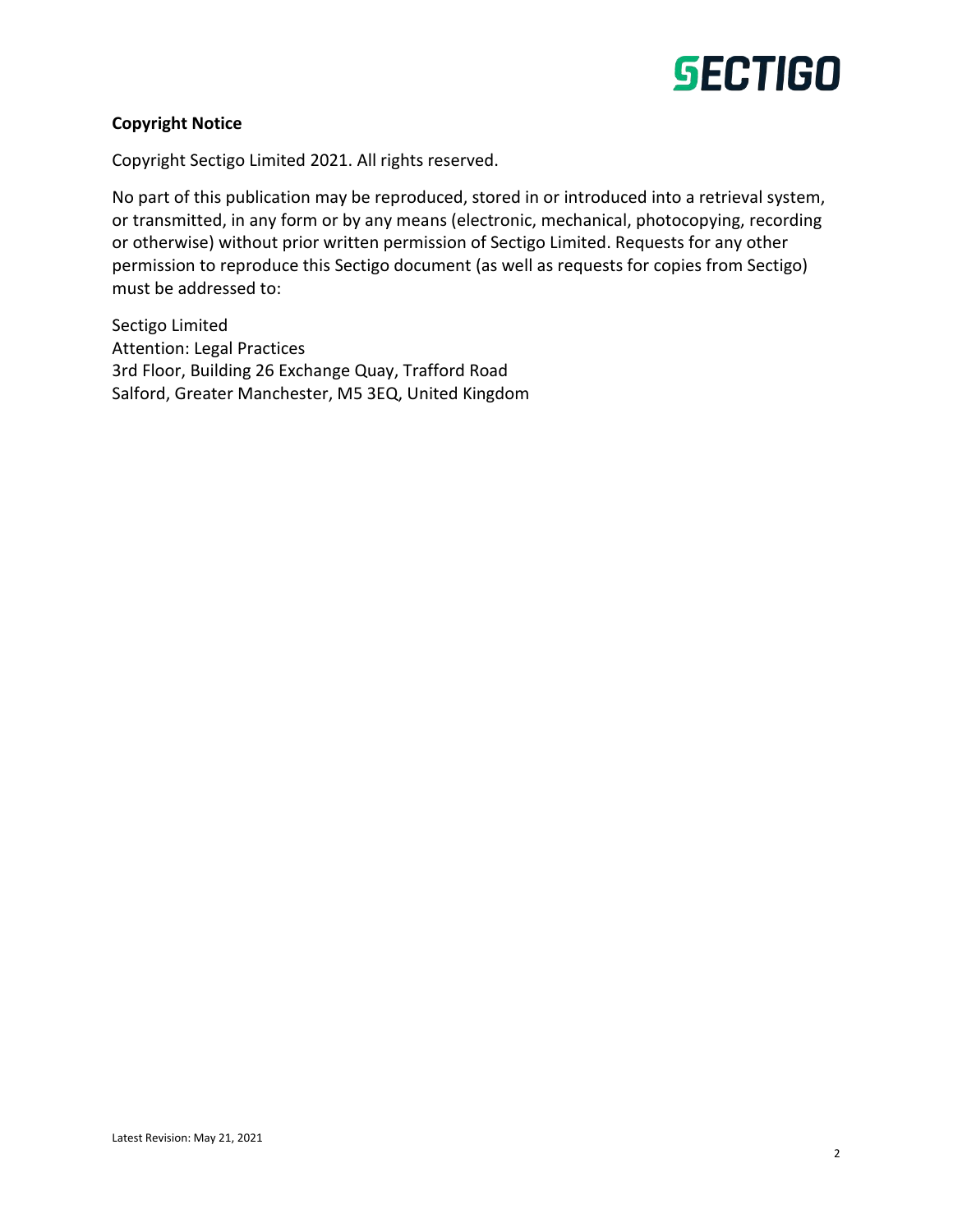**Copyright Notice**

Copyright Sectigo Limited 2021. All rights reserved.

No part of this publication may be reproduced, stored in or introduced into a retrieval system, or transmitted, in any form or by any means (electronic, mechanical, photocopying, recording or otherwise) without prior written permission of Sectigo Limited. Requests for any other permission to reproduce this Sectigo document (as well as requests for copies from Sectigo) must be addressed to:

Sectigo Limited
Attention: Legal Practices
3rd Floor, Building 26 Exchange Quay, Trafford Road
Salford, Greater Manchester, M5 3EQ, United Kingdom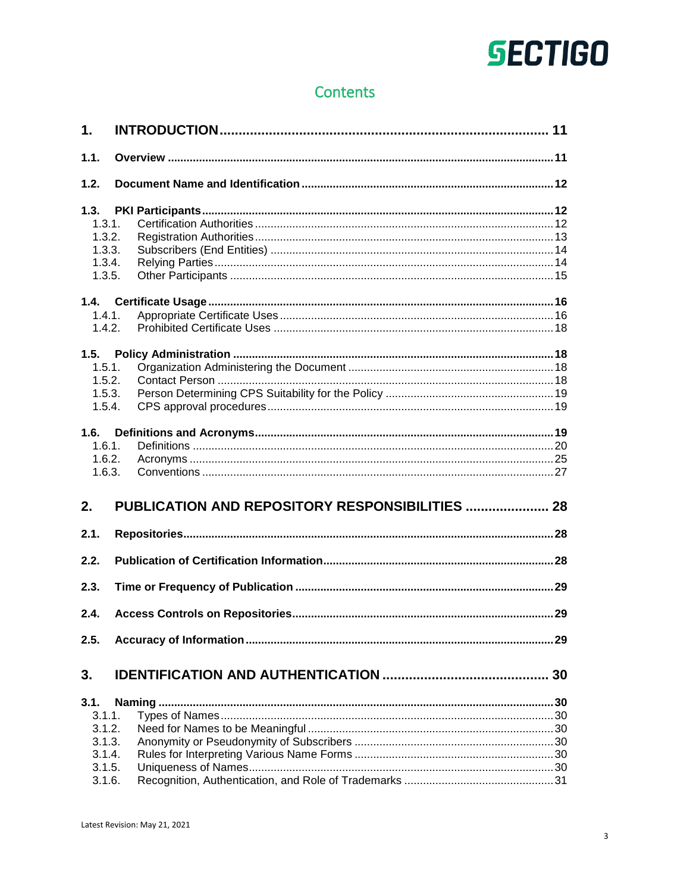# Contents

**1. INTRODUCTION ... 11**

**1.1. Overview ... 11**

**1.2. Document Name and Identification ... 12**

**1.3. PKI Participants ... 12**
- 1.3.1. Certification Authorities ... 12
- 1.3.2. Registration Authorities ... 13
- 1.3.3. Subscribers (End Entities) ... 14
- 1.3.4. Relying Parties ... 14
- 1.3.5. Other Participants ... 15

**1.4. Certificate Usage ... 16**
- 1.4.1. Appropriate Certificate Uses ... 16
- 1.4.2. Prohibited Certificate Uses ... 18

**1.5. Policy Administration ... 18**
- 1.5.1. Organization Administering the Document ... 18
- 1.5.2. Contact Person ... 18
- 1.5.3. Person Determining CPS Suitability for the Policy ... 19
- 1.5.4. CPS approval procedures ... 19

**1.6. Definitions and Acronyms ... 19**
- 1.6.1. Definitions ... 20
- 1.6.2. Acronyms ... 25
- 1.6.3. Conventions ... 27

**2. PUBLICATION AND REPOSITORY RESPONSIBILITIES ... 28**

**2.1. Repositories ... 28**

**2.2. Publication of Certification Information ... 28**

**2.3. Time or Frequency of Publication ... 29**

**2.4. Access Controls on Repositories ... 29**

**2.5. Accuracy of Information ... 29**

**3. IDENTIFICATION AND AUTHENTICATION ... 30**

**3.1. Naming ... 30**
- 3.1.1. Types of Names ... 30
- 3.1.2. Need for Names to be Meaningful ... 30
- 3.1.3. Anonymity or Pseudonymity of Subscribers ... 30
- 3.1.4. Rules for Interpreting Various Name Forms ... 30
- 3.1.5. Uniqueness of Names ... 30
- 3.1.6. Recognition, Authentication, and Role of Trademarks ... 31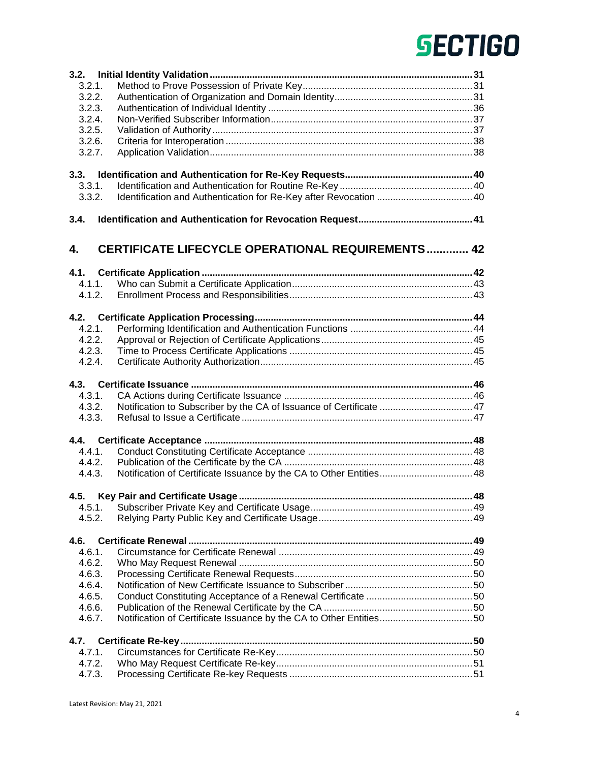3.2. **Initial Identity Validation** ... 31
- 3.2.1. Method to Prove Possession of Private Key ... 31
- 3.2.2. Authentication of Organization and Domain Identity ... 31
- 3.2.3. Authentication of Individual Identity ... 36
- 3.2.4. Non-Verified Subscriber Information ... 37
- 3.2.5. Validation of Authority ... 37
- 3.2.6. Criteria for Interoperation ... 38
- 3.2.7. Application Validation ... 38

3.3. **Identification and Authentication for Re-Key Requests** ... 40
- 3.3.1. Identification and Authentication for Routine Re-Key ... 40
- 3.3.2. Identification and Authentication for Re-Key after Revocation ... 40

3.4. **Identification and Authentication for Revocation Request** ... 41

**4. CERTIFICATE LIFECYCLE OPERATIONAL REQUIREMENTS ... 42**

4.1. **Certificate Application** ... 42
- 4.1.1. Who can Submit a Certificate Application ... 43
- 4.1.2. Enrollment Process and Responsibilities ... 43

4.2. **Certificate Application Processing** ... 44
- 4.2.1. Performing Identification and Authentication Functions ... 44
- 4.2.2. Approval or Rejection of Certificate Applications ... 45
- 4.2.3. Time to Process Certificate Applications ... 45
- 4.2.4. Certificate Authority Authorization ... 45

4.3. **Certificate Issuance** ... 46
- 4.3.1. CA Actions during Certificate Issuance ... 46
- 4.3.2. Notification to Subscriber by the CA of Issuance of Certificate ... 47
- 4.3.3. Refusal to Issue a Certificate ... 47

4.4. **Certificate Acceptance** ... 48
- 4.4.1. Conduct Constituting Certificate Acceptance ... 48
- 4.4.2. Publication of the Certificate by the CA ... 48
- 4.4.3. Notification of Certificate Issuance by the CA to Other Entities ... 48

4.5. **Key Pair and Certificate Usage** ... 48
- 4.5.1. Subscriber Private Key and Certificate Usage ... 49
- 4.5.2. Relying Party Public Key and Certificate Usage ... 49

4.6. **Certificate Renewal** ... 49
- 4.6.1. Circumstance for Certificate Renewal ... 49
- 4.6.2. Who May Request Renewal ... 50
- 4.6.3. Processing Certificate Renewal Requests ... 50
- 4.6.4. Notification of New Certificate Issuance to Subscriber ... 50
- 4.6.5. Conduct Constituting Acceptance of a Renewal Certificate ... 50
- 4.6.6. Publication of the Renewal Certificate by the CA ... 50
- 4.6.7. Notification of Certificate Issuance by the CA to Other Entities ... 50

4.7. **Certificate Re-key** ... 50
- 4.7.1. Circumstances for Certificate Re-Key ... 50
- 4.7.2. Who May Request Certificate Re-key ... 51
- 4.7.3. Processing Certificate Re-key Requests ... 51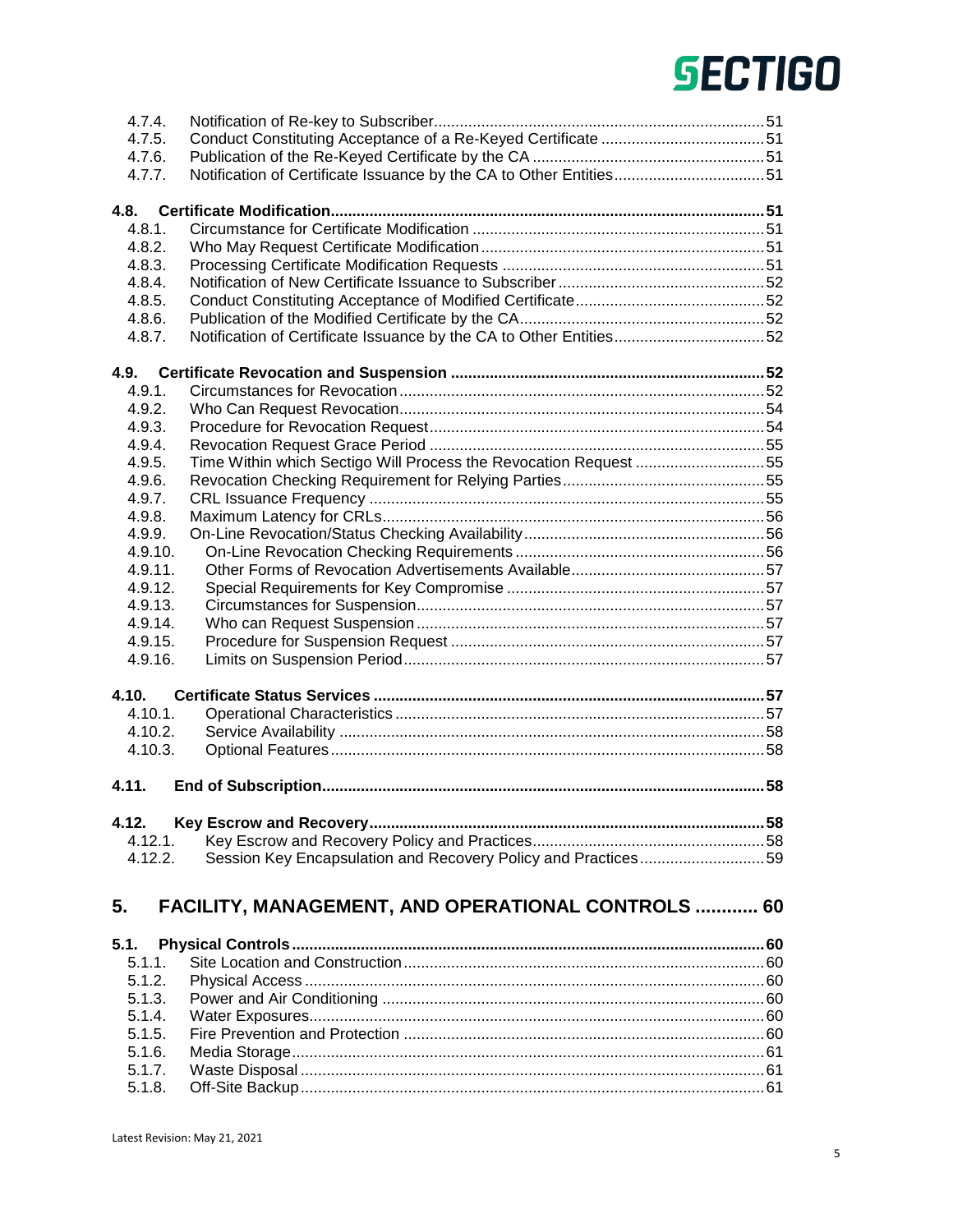4.7.4. Notification of Re-key to Subscriber ........................................................................ 51
4.7.5. Conduct Constituting Acceptance of a Re-Keyed Certificate ...................................... 51
4.7.6. Publication of the Re-Keyed Certificate by the CA ...................................................... 51
4.7.7. Notification of Certificate Issuance by the CA to Other Entities ................................... 51

**4.8. Certificate Modification ........................................................................................................ 51**

4.8.1. Circumstance for Certificate Modification .................................................................... 51
4.8.2. Who May Request Certificate Modification .................................................................. 51
4.8.3. Processing Certificate Modification Requests ............................................................. 51
4.8.4. Notification of New Certificate Issuance to Subscriber ................................................ 52
4.8.5. Conduct Constituting Acceptance of Modified Certificate ............................................ 52
4.8.6. Publication of the Modified Certificate by the CA ......................................................... 52
4.8.7. Notification of Certificate Issuance by the CA to Other Entities ................................... 52

**4.9. Certificate Revocation and Suspension ............................................................................ 52**

4.9.1. Circumstances for Revocation ..................................................................................... 52
4.9.2. Who Can Request Revocation ..................................................................................... 54
4.9.3. Procedure for Revocation Request .............................................................................. 54
4.9.4. Revocation Request Grace Period .............................................................................. 55
4.9.5. Time Within which Sectigo Will Process the Revocation Request .............................. 55
4.9.6. Revocation Checking Requirement for Relying Parties ............................................... 55
4.9.7. CRL Issuance Frequency ............................................................................................ 55
4.9.8. Maximum Latency for CRLs ......................................................................................... 56
4.9.9. On-Line Revocation/Status Checking Availability ........................................................ 56
4.9.10. On-Line Revocation Checking Requirements .......................................................... 56
4.9.11. Other Forms of Revocation Advertisements Available ............................................ 57
4.9.12. Special Requirements for Key Compromise ............................................................ 57
4.9.13. Circumstances for Suspension ................................................................................ 57
4.9.14. Who can Request Suspension ................................................................................ 57
4.9.15. Procedure for Suspension Request ......................................................................... 57
4.9.16. Limits on Suspension Period ................................................................................... 57

**4.10. Certificate Status Services .......................................................................................... 57**

4.10.1. Operational Characteristics ..................................................................................... 57
4.10.2. Service Availability ................................................................................................... 58
4.10.3. Optional Features ..................................................................................................... 58

**4.11. End of Subscription ....................................................................................................... 58**

**4.12. Key Escrow and Recovery ............................................................................................ 58**

4.12.1. Key Escrow and Recovery Policy and Practices ...................................................... 58
4.12.2. Session Key Encapsulation and Recovery Policy and Practices ............................. 59

## 5. FACILITY, MANAGEMENT, AND OPERATIONAL CONTROLS ........... 60

**5.1. Physical Controls ............................................................................................................. 60**

5.1.1. Site Location and Construction .................................................................................... 60
5.1.2. Physical Access ........................................................................................................... 60
5.1.3. Power and Air Conditioning ......................................................................................... 60
5.1.4. Water Exposures .......................................................................................................... 60
5.1.5. Fire Prevention and Protection .................................................................................... 60
5.1.6. Media Storage .............................................................................................................. 61
5.1.7. Waste Disposal ............................................................................................................ 61
5.1.8. Off-Site Backup ............................................................................................................ 61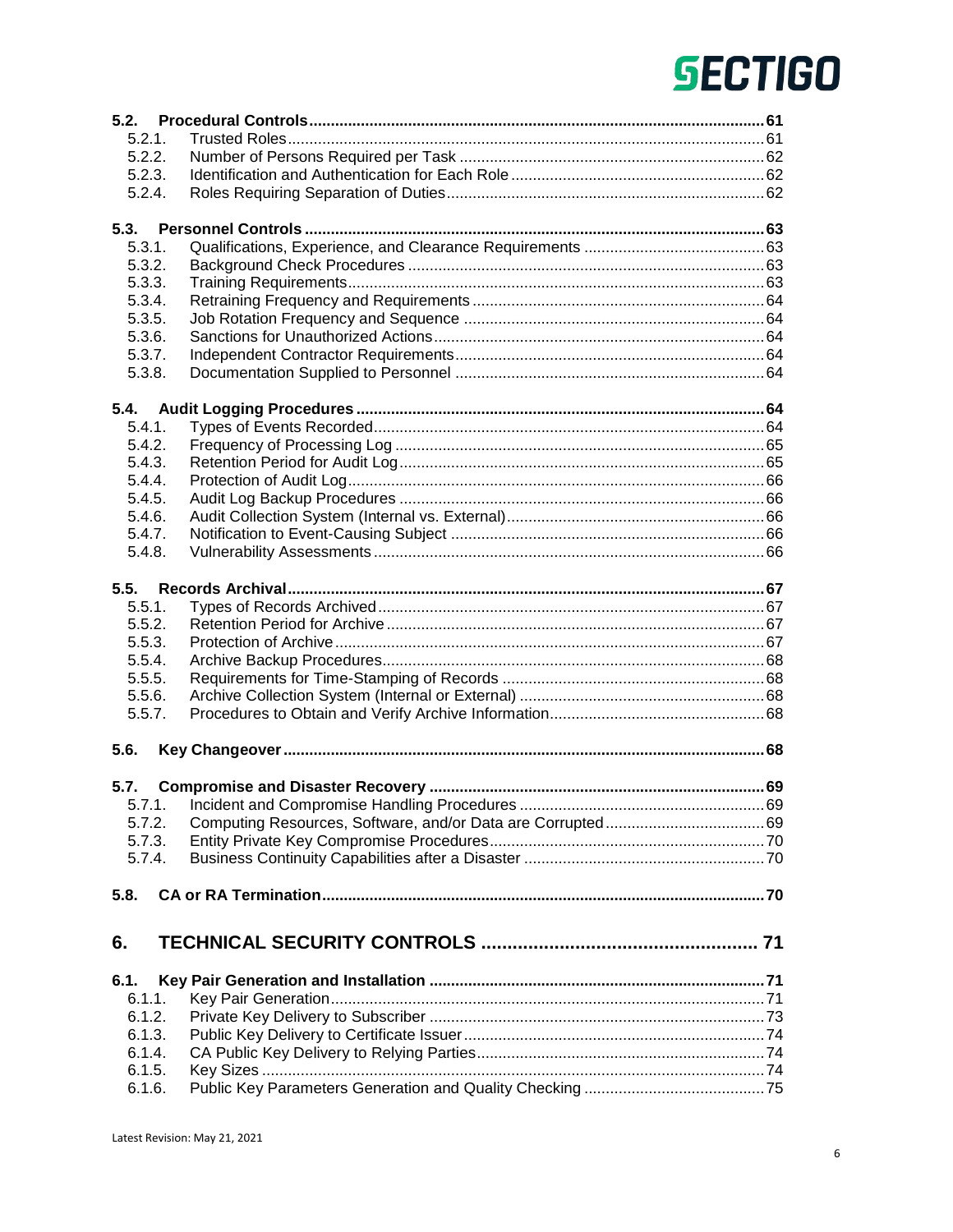5.2. **Procedural Controls** .......... 61
- 5.2.1. Trusted Roles .......... 61
- 5.2.2. Number of Persons Required per Task .......... 62
- 5.2.3. Identification and Authentication for Each Role .......... 62
- 5.2.4. Roles Requiring Separation of Duties .......... 62

5.3. **Personnel Controls** .......... 63
- 5.3.1. Qualifications, Experience, and Clearance Requirements .......... 63
- 5.3.2. Background Check Procedures .......... 63
- 5.3.3. Training Requirements .......... 63
- 5.3.4. Retraining Frequency and Requirements .......... 64
- 5.3.5. Job Rotation Frequency and Sequence .......... 64
- 5.3.6. Sanctions for Unauthorized Actions .......... 64
- 5.3.7. Independent Contractor Requirements .......... 64
- 5.3.8. Documentation Supplied to Personnel .......... 64

5.4. **Audit Logging Procedures** .......... 64
- 5.4.1. Types of Events Recorded .......... 64
- 5.4.2. Frequency of Processing Log .......... 65
- 5.4.3. Retention Period for Audit Log .......... 65
- 5.4.4. Protection of Audit Log .......... 66
- 5.4.5. Audit Log Backup Procedures .......... 66
- 5.4.6. Audit Collection System (Internal vs. External) .......... 66
- 5.4.7. Notification to Event-Causing Subject .......... 66
- 5.4.8. Vulnerability Assessments .......... 66

5.5. **Records Archival** .......... 67
- 5.5.1. Types of Records Archived .......... 67
- 5.5.2. Retention Period for Archive .......... 67
- 5.5.3. Protection of Archive .......... 67
- 5.5.4. Archive Backup Procedures .......... 68
- 5.5.5. Requirements for Time-Stamping of Records .......... 68
- 5.5.6. Archive Collection System (Internal or External) .......... 68
- 5.5.7. Procedures to Obtain and Verify Archive Information .......... 68

5.6. **Key Changeover** .......... 68

5.7. **Compromise and Disaster Recovery** .......... 69
- 5.7.1. Incident and Compromise Handling Procedures .......... 69
- 5.7.2. Computing Resources, Software, and/or Data are Corrupted .......... 69
- 5.7.3. Entity Private Key Compromise Procedures .......... 70
- 5.7.4. Business Continuity Capabilities after a Disaster .......... 70

5.8. **CA or RA Termination** .......... 70

## 6. TECHNICAL SECURITY CONTROLS .......... 71

6.1. **Key Pair Generation and Installation** .......... 71
- 6.1.1. Key Pair Generation .......... 71
- 6.1.2. Private Key Delivery to Subscriber .......... 73
- 6.1.3. Public Key Delivery to Certificate Issuer .......... 74
- 6.1.4. CA Public Key Delivery to Relying Parties .......... 74
- 6.1.5. Key Sizes .......... 74
- 6.1.6. Public Key Parameters Generation and Quality Checking .......... 75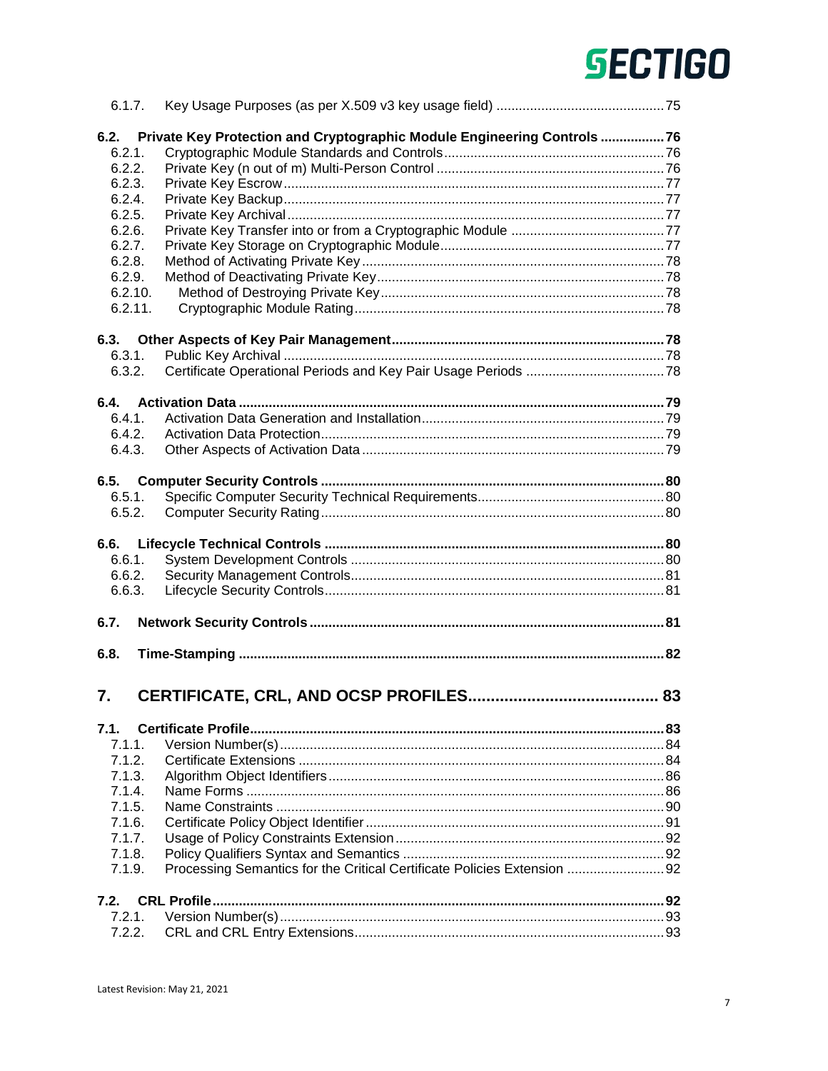6.1.7. Key Usage Purposes (as per X.509 v3 key usage field) ............................................ 75

**6.2. Private Key Protection and Cryptographic Module Engineering Controls ................. 76**

6.2.1. Cryptographic Module Standards and Controls ........................................................... 76
6.2.2. Private Key (n out of m) Multi-Person Control ............................................................ 76
6.2.3. Private Key Escrow ..................................................................................................... 77
6.2.4. Private Key Backup ..................................................................................................... 77
6.2.5. Private Key Archival .................................................................................................... 77
6.2.6. Private Key Transfer into or from a Cryptographic Module ......................................... 77
6.2.7. Private Key Storage on Cryptographic Module ............................................................ 77
6.2.8. Method of Activating Private Key ................................................................................ 78
6.2.9. Method of Deactivating Private Key ............................................................................ 78
6.2.10. Method of Destroying Private Key ........................................................................... 78
6.2.11. Cryptographic Module Rating .................................................................................. 78

**6.3. Other Aspects of Key Pair Management ...................................................................... 78**

6.3.1. Public Key Archival ..................................................................................................... 78
6.3.2. Certificate Operational Periods and Key Pair Usage Periods ..................................... 78

**6.4. Activation Data ............................................................................................................... 79**

6.4.1. Activation Data Generation and Installation ................................................................ 79
6.4.2. Activation Data Protection ........................................................................................... 79
6.4.3. Other Aspects of Activation Data ................................................................................ 79

**6.5. Computer Security Controls .......................................................................................... 80**

6.5.1. Specific Computer Security Technical Requirements .................................................. 80
6.5.2. Computer Security Rating ........................................................................................... 80

**6.6. Lifecycle Technical Controls .......................................................................................... 80**

6.6.1. System Development Controls ................................................................................... 80
6.6.2. Security Management Controls ................................................................................... 81
6.6.3. Lifecycle Security Controls .......................................................................................... 81

**6.7. Network Security Controls ............................................................................................. 81**

**6.8. Time-Stamping ............................................................................................................... 82**

# 7. CERTIFICATE, CRL, AND OCSP PROFILES ........................................... 83

**7.1. Certificate Profile ............................................................................................................. 83**

7.1.1. Version Number(s) ...................................................................................................... 84
7.1.2. Certificate Extensions ................................................................................................. 84
7.1.3. Algorithm Object Identifiers ......................................................................................... 86
7.1.4. Name Forms ............................................................................................................... 86
7.1.5. Name Constraints ....................................................................................................... 90
7.1.6. Certificate Policy Object Identifier ............................................................................... 91
7.1.7. Usage of Policy Constraints Extension ....................................................................... 92
7.1.8. Policy Qualifiers Syntax and Semantics ..................................................................... 92
7.1.9. Processing Semantics for the Critical Certificate Policies Extension .......................... 92

**7.2. CRL Profile ...................................................................................................................... 92**

7.2.1. Version Number(s) ...................................................................................................... 93
7.2.2. CRL and CRL Entry Extensions .................................................................................. 93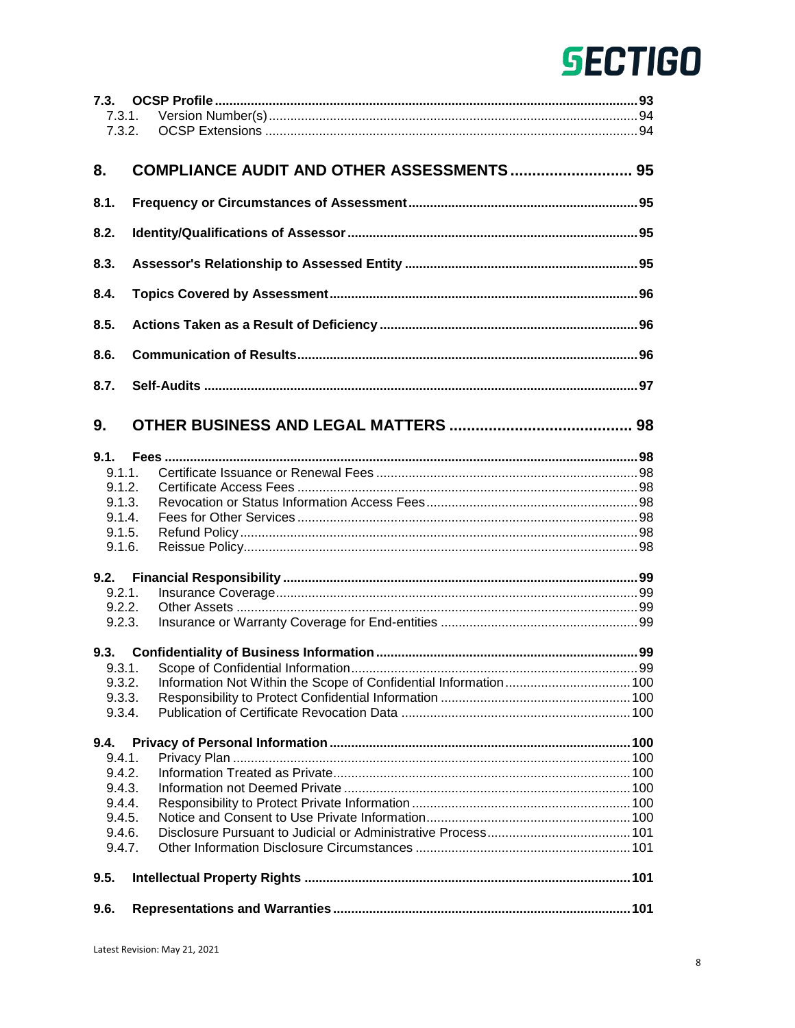**7.3. OCSP Profile** .......... 93
- 7.3.1. Version Number(s) .......... 94
- 7.3.2. OCSP Extensions .......... 94

**8. COMPLIANCE AUDIT AND OTHER ASSESSMENTS** .......... 95

**8.1. Frequency or Circumstances of Assessment** .......... 95

**8.2. Identity/Qualifications of Assessor** .......... 95

**8.3. Assessor's Relationship to Assessed Entity** .......... 95

**8.4. Topics Covered by Assessment** .......... 96

**8.5. Actions Taken as a Result of Deficiency** .......... 96

**8.6. Communication of Results** .......... 96

**8.7. Self-Audits** .......... 97

**9. OTHER BUSINESS AND LEGAL MATTERS** .......... 98

**9.1. Fees** .......... 98
- 9.1.1. Certificate Issuance or Renewal Fees .......... 98
- 9.1.2. Certificate Access Fees .......... 98
- 9.1.3. Revocation or Status Information Access Fees .......... 98
- 9.1.4. Fees for Other Services .......... 98
- 9.1.5. Refund Policy .......... 98
- 9.1.6. Reissue Policy .......... 98

**9.2. Financial Responsibility** .......... 99
- 9.2.1. Insurance Coverage .......... 99
- 9.2.2. Other Assets .......... 99
- 9.2.3. Insurance or Warranty Coverage for End-entities .......... 99

**9.3. Confidentiality of Business Information** .......... 99
- 9.3.1. Scope of Confidential Information .......... 99
- 9.3.2. Information Not Within the Scope of Confidential Information .......... 100
- 9.3.3. Responsibility to Protect Confidential Information .......... 100
- 9.3.4. Publication of Certificate Revocation Data .......... 100

**9.4. Privacy of Personal Information** .......... 100
- 9.4.1. Privacy Plan .......... 100
- 9.4.2. Information Treated as Private .......... 100
- 9.4.3. Information not Deemed Private .......... 100
- 9.4.4. Responsibility to Protect Private Information .......... 100
- 9.4.5. Notice and Consent to Use Private Information .......... 100
- 9.4.6. Disclosure Pursuant to Judicial or Administrative Process .......... 101
- 9.4.7. Other Information Disclosure Circumstances .......... 101

**9.5. Intellectual Property Rights** .......... 101

**9.6. Representations and Warranties** .......... 101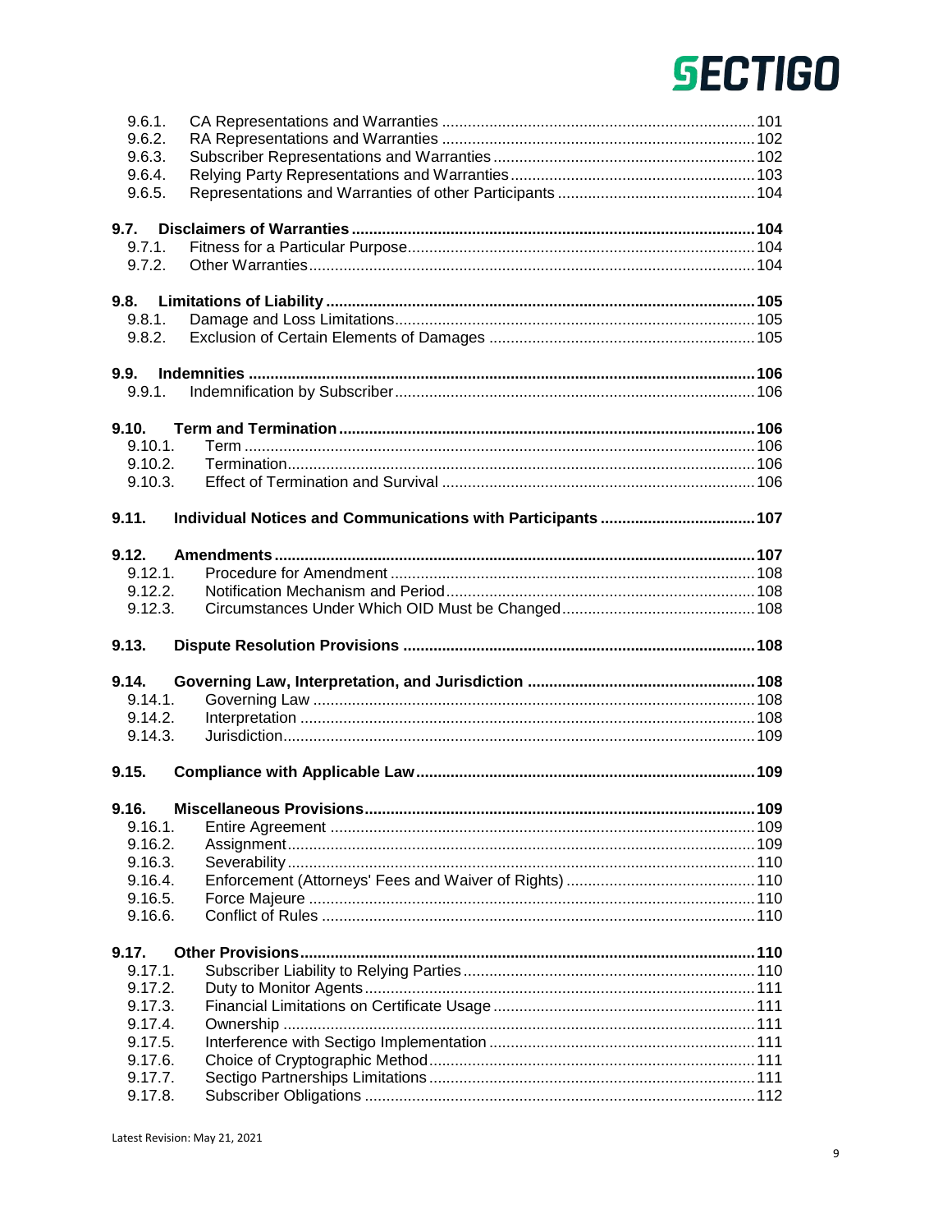9.6.1. CA Representations and Warranties ........ 101
9.6.2. RA Representations and Warranties ........ 102
9.6.3. Subscriber Representations and Warranties ........ 102
9.6.4. Relying Party Representations and Warranties ........ 103
9.6.5. Representations and Warranties of other Participants ........ 104

**9.7. Disclaimers of Warranties ........ 104**
9.7.1. Fitness for a Particular Purpose ........ 104
9.7.2. Other Warranties ........ 104

**9.8. Limitations of Liability ........ 105**
9.8.1. Damage and Loss Limitations ........ 105
9.8.2. Exclusion of Certain Elements of Damages ........ 105

**9.9. Indemnities ........ 106**
9.9.1. Indemnification by Subscriber ........ 106

**9.10. Term and Termination ........ 106**
9.10.1. Term ........ 106
9.10.2. Termination ........ 106
9.10.3. Effect of Termination and Survival ........ 106

**9.11. Individual Notices and Communications with Participants ........ 107**

**9.12. Amendments ........ 107**
9.12.1. Procedure for Amendment ........ 108
9.12.2. Notification Mechanism and Period ........ 108
9.12.3. Circumstances Under Which OID Must be Changed ........ 108

**9.13. Dispute Resolution Provisions ........ 108**

**9.14. Governing Law, Interpretation, and Jurisdiction ........ 108**
9.14.1. Governing Law ........ 108
9.14.2. Interpretation ........ 108
9.14.3. Jurisdiction ........ 109

**9.15. Compliance with Applicable Law ........ 109**

**9.16. Miscellaneous Provisions ........ 109**
9.16.1. Entire Agreement ........ 109
9.16.2. Assignment ........ 109
9.16.3. Severability ........ 110
9.16.4. Enforcement (Attorneys' Fees and Waiver of Rights) ........ 110
9.16.5. Force Majeure ........ 110
9.16.6. Conflict of Rules ........ 110

**9.17. Other Provisions ........ 110**
9.17.1. Subscriber Liability to Relying Parties ........ 110
9.17.2. Duty to Monitor Agents ........ 111
9.17.3. Financial Limitations on Certificate Usage ........ 111
9.17.4. Ownership ........ 111
9.17.5. Interference with Sectigo Implementation ........ 111
9.17.6. Choice of Cryptographic Method ........ 111
9.17.7. Sectigo Partnerships Limitations ........ 111
9.17.8. Subscriber Obligations ........ 112

Latest Revision: May 21, 2021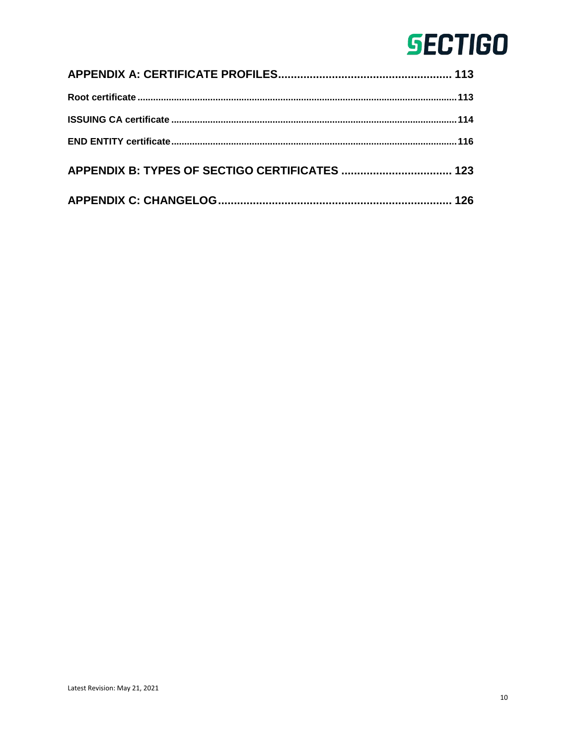**APPENDIX A: CERTIFICATE PROFILES** ...................................................... 113

**Root certificate** .......................................................................................................... 113

**ISSUING CA certificate** ............................................................................................... 114

**END ENTITY certificate** .............................................................................................. 116

**APPENDIX B: TYPES OF SECTIGO CERTIFICATES** .................................. 123

**APPENDIX C: CHANGELOG** ........................................................................ 126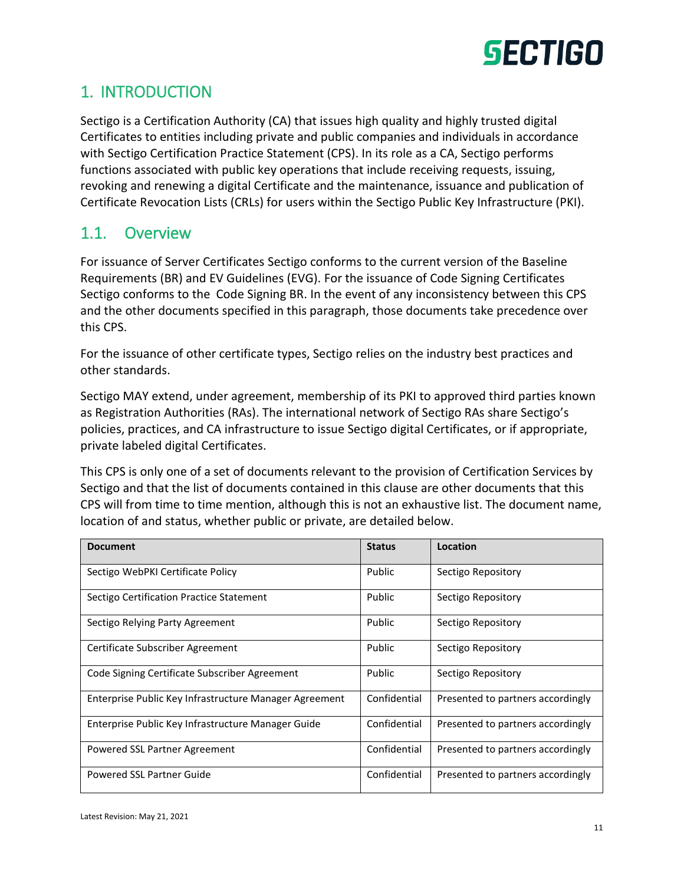# 1. INTRODUCTION

Sectigo is a Certification Authority (CA) that issues high quality and highly trusted digital Certificates to entities including private and public companies and individuals in accordance with Sectigo Certification Practice Statement (CPS). In its role as a CA, Sectigo performs functions associated with public key operations that include receiving requests, issuing, revoking and renewing a digital Certificate and the maintenance, issuance and publication of Certificate Revocation Lists (CRLs) for users within the Sectigo Public Key Infrastructure (PKI).

## 1.1. Overview

For issuance of Server Certificates Sectigo conforms to the current version of the Baseline Requirements (BR) and EV Guidelines (EVG). For the issuance of Code Signing Certificates Sectigo conforms to the Code Signing BR. In the event of any inconsistency between this CPS and the other documents specified in this paragraph, those documents take precedence over this CPS.

For the issuance of other certificate types, Sectigo relies on the industry best practices and other standards.

Sectigo MAY extend, under agreement, membership of its PKI to approved third parties known as Registration Authorities (RAs). The international network of Sectigo RAs share Sectigo's policies, practices, and CA infrastructure to issue Sectigo digital Certificates, or if appropriate, private labeled digital Certificates.

This CPS is only one of a set of documents relevant to the provision of Certification Services by Sectigo and that the list of documents contained in this clause are other documents that this CPS will from time to time mention, although this is not an exhaustive list. The document name, location of and status, whether public or private, are detailed below.

| Document | Status | Location |
|---|---|---|
| Sectigo WebPKI Certificate Policy | Public | Sectigo Repository |
| Sectigo Certification Practice Statement | Public | Sectigo Repository |
| Sectigo Relying Party Agreement | Public | Sectigo Repository |
| Certificate Subscriber Agreement | Public | Sectigo Repository |
| Code Signing Certificate Subscriber Agreement | Public | Sectigo Repository |
| Enterprise Public Key Infrastructure Manager Agreement | Confidential | Presented to partners accordingly |
| Enterprise Public Key Infrastructure Manager Guide | Confidential | Presented to partners accordingly |
| Powered SSL Partner Agreement | Confidential | Presented to partners accordingly |
| Powered SSL Partner Guide | Confidential | Presented to partners accordingly |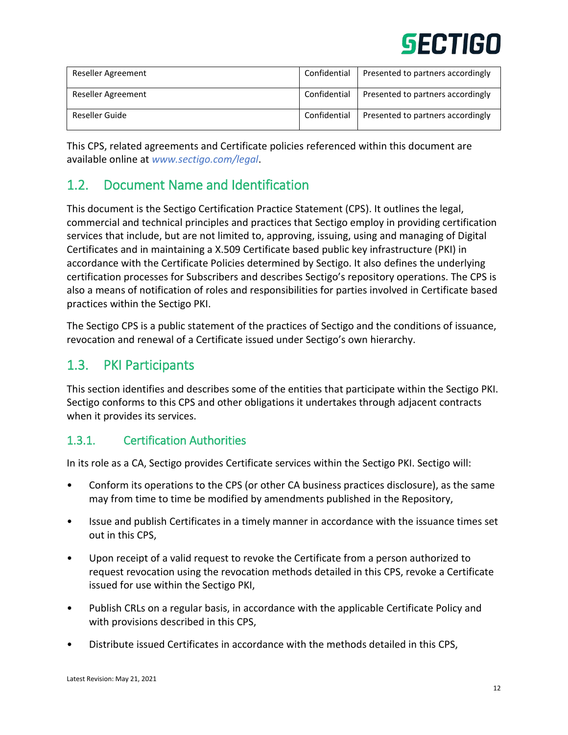| Reseller Agreement | Confidential | Presented to partners accordingly |
|---|---|---|
| Reseller Agreement | Confidential | Presented to partners accordingly |
| Reseller Guide | Confidential | Presented to partners accordingly |

This CPS, related agreements and Certificate policies referenced within this document are available online at *www.sectigo.com/legal*.

## 1.2. Document Name and Identification

This document is the Sectigo Certification Practice Statement (CPS). It outlines the legal, commercial and technical principles and practices that Sectigo employ in providing certification services that include, but are not limited to, approving, issuing, using and managing of Digital Certificates and in maintaining a X.509 Certificate based public key infrastructure (PKI) in accordance with the Certificate Policies determined by Sectigo. It also defines the underlying certification processes for Subscribers and describes Sectigo's repository operations. The CPS is also a means of notification of roles and responsibilities for parties involved in Certificate based practices within the Sectigo PKI.

The Sectigo CPS is a public statement of the practices of Sectigo and the conditions of issuance, revocation and renewal of a Certificate issued under Sectigo's own hierarchy.

## 1.3. PKI Participants

This section identifies and describes some of the entities that participate within the Sectigo PKI. Sectigo conforms to this CPS and other obligations it undertakes through adjacent contracts when it provides its services.

### 1.3.1. Certification Authorities

In its role as a CA, Sectigo provides Certificate services within the Sectigo PKI. Sectigo will:

- Conform its operations to the CPS (or other CA business practices disclosure), as the same may from time to time be modified by amendments published in the Repository,
- Issue and publish Certificates in a timely manner in accordance with the issuance times set out in this CPS,
- Upon receipt of a valid request to revoke the Certificate from a person authorized to request revocation using the revocation methods detailed in this CPS, revoke a Certificate issued for use within the Sectigo PKI,
- Publish CRLs on a regular basis, in accordance with the applicable Certificate Policy and with provisions described in this CPS,
- Distribute issued Certificates in accordance with the methods detailed in this CPS,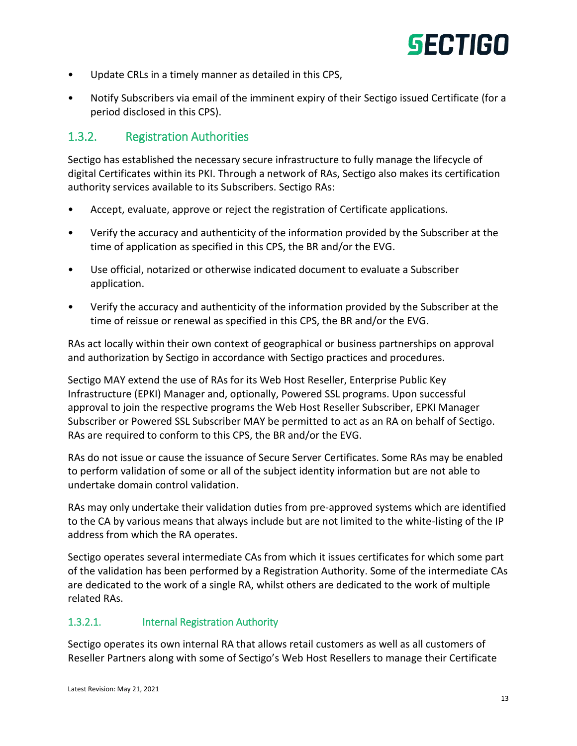- Update CRLs in a timely manner as detailed in this CPS,
- Notify Subscribers via email of the imminent expiry of their Sectigo issued Certificate (for a period disclosed in this CPS).

### 1.3.2. Registration Authorities

Sectigo has established the necessary secure infrastructure to fully manage the lifecycle of digital Certificates within its PKI. Through a network of RAs, Sectigo also makes its certification authority services available to its Subscribers. Sectigo RAs:

- Accept, evaluate, approve or reject the registration of Certificate applications.
- Verify the accuracy and authenticity of the information provided by the Subscriber at the time of application as specified in this CPS, the BR and/or the EVG.
- Use official, notarized or otherwise indicated document to evaluate a Subscriber application.
- Verify the accuracy and authenticity of the information provided by the Subscriber at the time of reissue or renewal as specified in this CPS, the BR and/or the EVG.

RAs act locally within their own context of geographical or business partnerships on approval and authorization by Sectigo in accordance with Sectigo practices and procedures.

Sectigo MAY extend the use of RAs for its Web Host Reseller, Enterprise Public Key Infrastructure (EPKI) Manager and, optionally, Powered SSL programs. Upon successful approval to join the respective programs the Web Host Reseller Subscriber, EPKI Manager Subscriber or Powered SSL Subscriber MAY be permitted to act as an RA on behalf of Sectigo. RAs are required to conform to this CPS, the BR and/or the EVG.

RAs do not issue or cause the issuance of Secure Server Certificates. Some RAs may be enabled to perform validation of some or all of the subject identity information but are not able to undertake domain control validation.

RAs may only undertake their validation duties from pre-approved systems which are identified to the CA by various means that always include but are not limited to the white-listing of the IP address from which the RA operates.

Sectigo operates several intermediate CAs from which it issues certificates for which some part of the validation has been performed by a Registration Authority. Some of the intermediate CAs are dedicated to the work of a single RA, whilst others are dedicated to the work of multiple related RAs.

#### 1.3.2.1. Internal Registration Authority

Sectigo operates its own internal RA that allows retail customers as well as all customers of Reseller Partners along with some of Sectigo's Web Host Resellers to manage their Certificate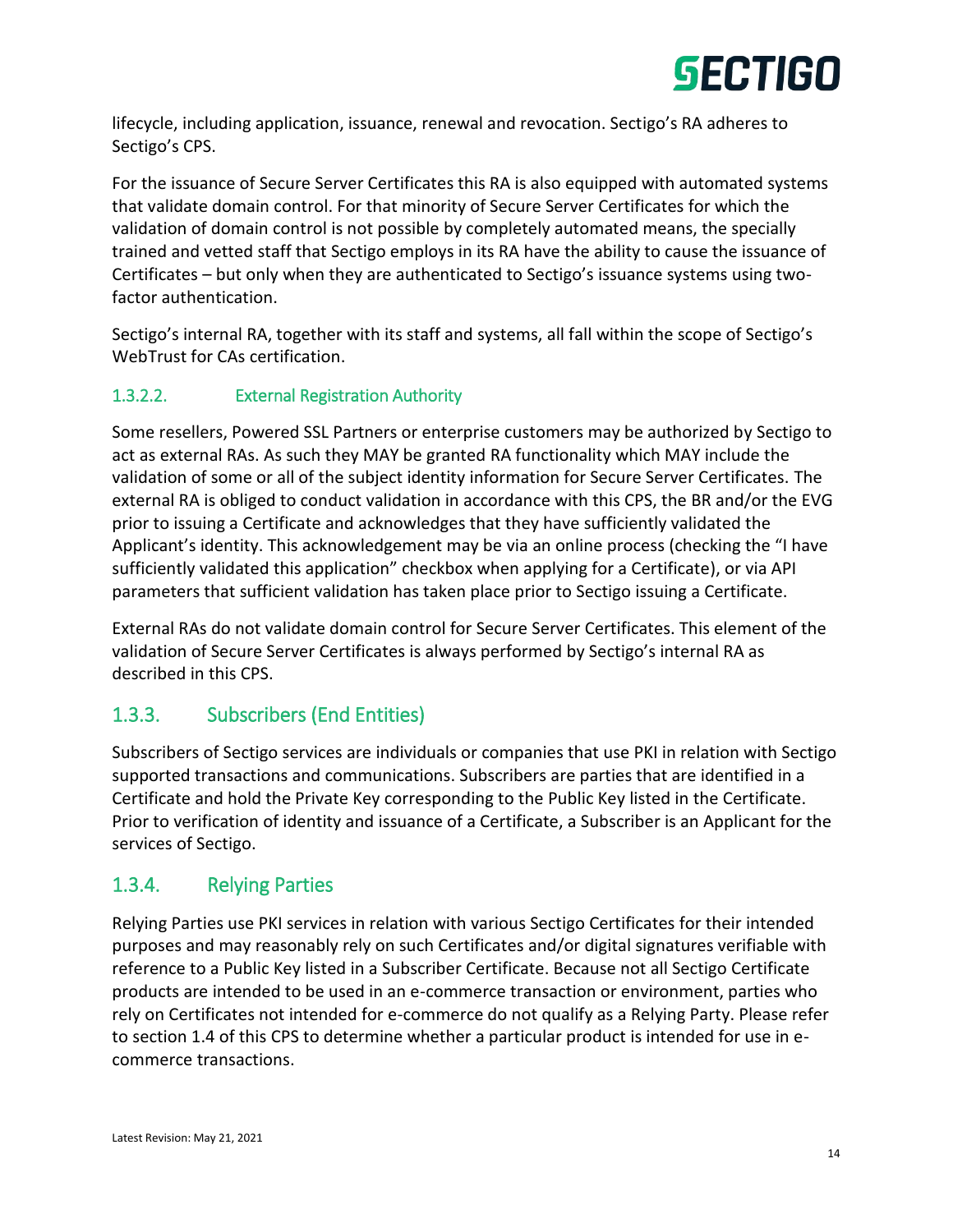lifecycle, including application, issuance, renewal and revocation. Sectigo's RA adheres to Sectigo's CPS.

For the issuance of Secure Server Certificates this RA is also equipped with automated systems that validate domain control. For that minority of Secure Server Certificates for which the validation of domain control is not possible by completely automated means, the specially trained and vetted staff that Sectigo employs in its RA have the ability to cause the issuance of Certificates – but only when they are authenticated to Sectigo's issuance systems using two-factor authentication.

Sectigo's internal RA, together with its staff and systems, all fall within the scope of Sectigo's WebTrust for CAs certification.

#### 1.3.2.2. External Registration Authority

Some resellers, Powered SSL Partners or enterprise customers may be authorized by Sectigo to act as external RAs. As such they MAY be granted RA functionality which MAY include the validation of some or all of the subject identity information for Secure Server Certificates. The external RA is obliged to conduct validation in accordance with this CPS, the BR and/or the EVG prior to issuing a Certificate and acknowledges that they have sufficiently validated the Applicant's identity. This acknowledgement may be via an online process (checking the "I have sufficiently validated this application" checkbox when applying for a Certificate), or via API parameters that sufficient validation has taken place prior to Sectigo issuing a Certificate.

External RAs do not validate domain control for Secure Server Certificates. This element of the validation of Secure Server Certificates is always performed by Sectigo's internal RA as described in this CPS.

### 1.3.3. Subscribers (End Entities)

Subscribers of Sectigo services are individuals or companies that use PKI in relation with Sectigo supported transactions and communications. Subscribers are parties that are identified in a Certificate and hold the Private Key corresponding to the Public Key listed in the Certificate. Prior to verification of identity and issuance of a Certificate, a Subscriber is an Applicant for the services of Sectigo.

### 1.3.4. Relying Parties

Relying Parties use PKI services in relation with various Sectigo Certificates for their intended purposes and may reasonably rely on such Certificates and/or digital signatures verifiable with reference to a Public Key listed in a Subscriber Certificate. Because not all Sectigo Certificate products are intended to be used in an e-commerce transaction or environment, parties who rely on Certificates not intended for e-commerce do not qualify as a Relying Party. Please refer to section 1.4 of this CPS to determine whether a particular product is intended for use in e-commerce transactions.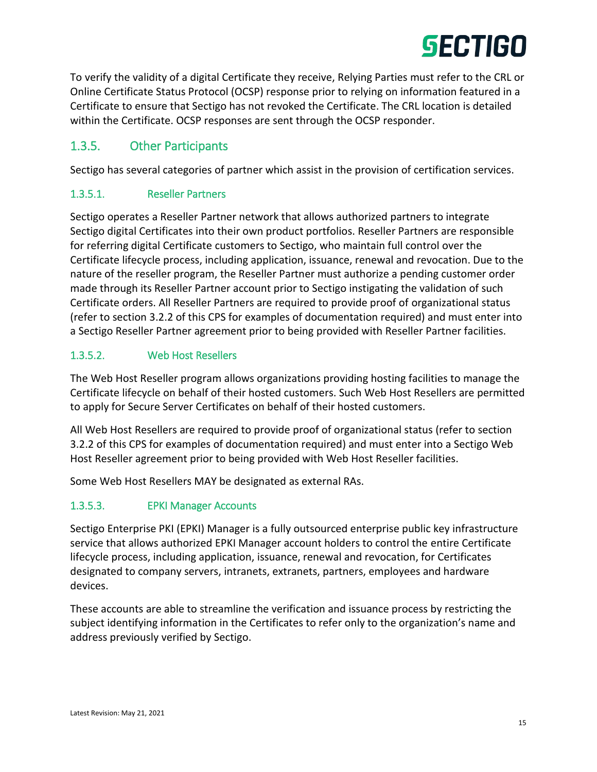To verify the validity of a digital Certificate they receive, Relying Parties must refer to the CRL or Online Certificate Status Protocol (OCSP) response prior to relying on information featured in a Certificate to ensure that Sectigo has not revoked the Certificate. The CRL location is detailed within the Certificate. OCSP responses are sent through the OCSP responder.

## 1.3.5. Other Participants

Sectigo has several categories of partner which assist in the provision of certification services.

### 1.3.5.1. Reseller Partners

Sectigo operates a Reseller Partner network that allows authorized partners to integrate Sectigo digital Certificates into their own product portfolios. Reseller Partners are responsible for referring digital Certificate customers to Sectigo, who maintain full control over the Certificate lifecycle process, including application, issuance, renewal and revocation. Due to the nature of the reseller program, the Reseller Partner must authorize a pending customer order made through its Reseller Partner account prior to Sectigo instigating the validation of such Certificate orders. All Reseller Partners are required to provide proof of organizational status (refer to section 3.2.2 of this CPS for examples of documentation required) and must enter into a Sectigo Reseller Partner agreement prior to being provided with Reseller Partner facilities.

### 1.3.5.2. Web Host Resellers

The Web Host Reseller program allows organizations providing hosting facilities to manage the Certificate lifecycle on behalf of their hosted customers. Such Web Host Resellers are permitted to apply for Secure Server Certificates on behalf of their hosted customers.

All Web Host Resellers are required to provide proof of organizational status (refer to section 3.2.2 of this CPS for examples of documentation required) and must enter into a Sectigo Web Host Reseller agreement prior to being provided with Web Host Reseller facilities.

Some Web Host Resellers MAY be designated as external RAs.

### 1.3.5.3. EPKI Manager Accounts

Sectigo Enterprise PKI (EPKI) Manager is a fully outsourced enterprise public key infrastructure service that allows authorized EPKI Manager account holders to control the entire Certificate lifecycle process, including application, issuance, renewal and revocation, for Certificates designated to company servers, intranets, extranets, partners, employees and hardware devices.

These accounts are able to streamline the verification and issuance process by restricting the subject identifying information in the Certificates to refer only to the organization's name and address previously verified by Sectigo.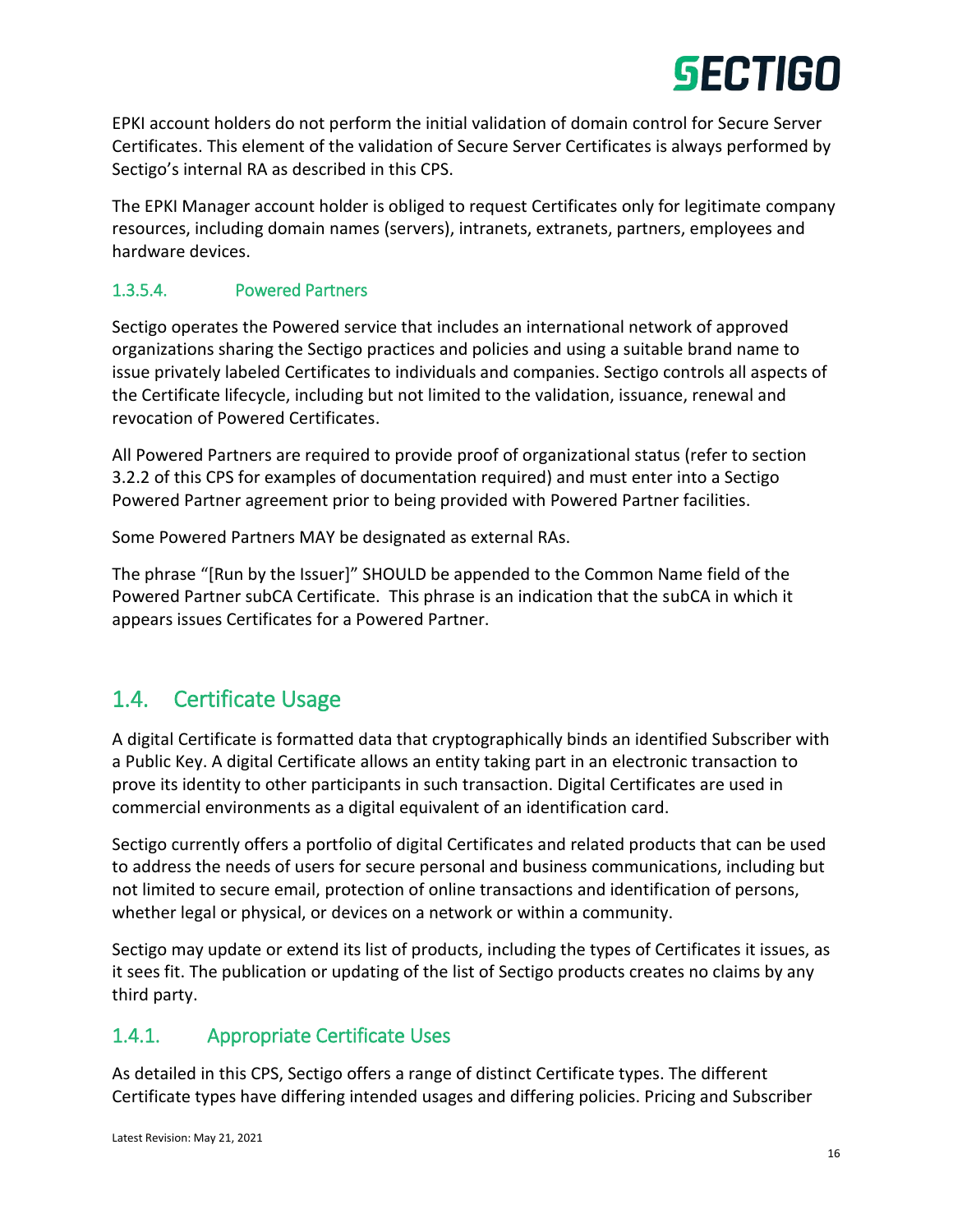EPKI account holders do not perform the initial validation of domain control for Secure Server Certificates. This element of the validation of Secure Server Certificates is always performed by Sectigo's internal RA as described in this CPS.

The EPKI Manager account holder is obliged to request Certificates only for legitimate company resources, including domain names (servers), intranets, extranets, partners, employees and hardware devices.

#### 1.3.5.4. Powered Partners

Sectigo operates the Powered service that includes an international network of approved organizations sharing the Sectigo practices and policies and using a suitable brand name to issue privately labeled Certificates to individuals and companies. Sectigo controls all aspects of the Certificate lifecycle, including but not limited to the validation, issuance, renewal and revocation of Powered Certificates.

All Powered Partners are required to provide proof of organizational status (refer to section 3.2.2 of this CPS for examples of documentation required) and must enter into a Sectigo Powered Partner agreement prior to being provided with Powered Partner facilities.

Some Powered Partners MAY be designated as external RAs.

The phrase "[Run by the Issuer]" SHOULD be appended to the Common Name field of the Powered Partner subCA Certificate. This phrase is an indication that the subCA in which it appears issues Certificates for a Powered Partner.

## 1.4. Certificate Usage

A digital Certificate is formatted data that cryptographically binds an identified Subscriber with a Public Key. A digital Certificate allows an entity taking part in an electronic transaction to prove its identity to other participants in such transaction. Digital Certificates are used in commercial environments as a digital equivalent of an identification card.

Sectigo currently offers a portfolio of digital Certificates and related products that can be used to address the needs of users for secure personal and business communications, including but not limited to secure email, protection of online transactions and identification of persons, whether legal or physical, or devices on a network or within a community.

Sectigo may update or extend its list of products, including the types of Certificates it issues, as it sees fit. The publication or updating of the list of Sectigo products creates no claims by any third party.

### 1.4.1. Appropriate Certificate Uses

As detailed in this CPS, Sectigo offers a range of distinct Certificate types. The different Certificate types have differing intended usages and differing policies. Pricing and Subscriber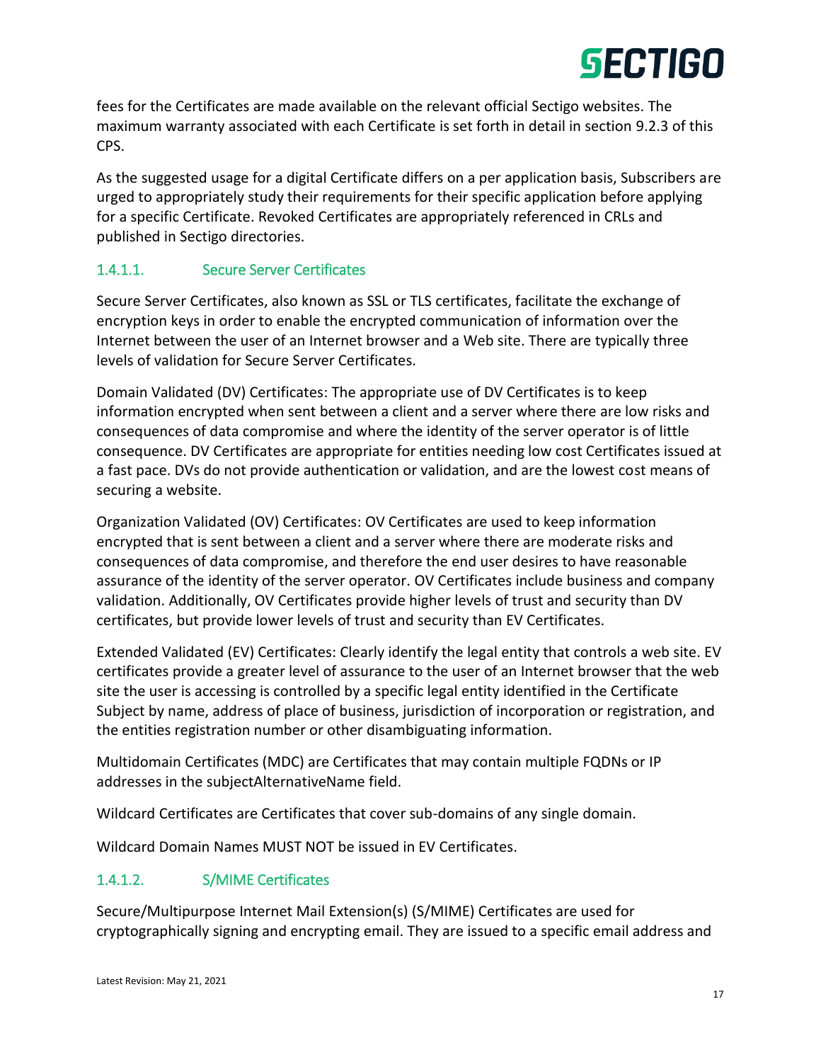fees for the Certificates are made available on the relevant official Sectigo websites. The maximum warranty associated with each Certificate is set forth in detail in section 9.2.3 of this CPS.

As the suggested usage for a digital Certificate differs on a per application basis, Subscribers are urged to appropriately study their requirements for their specific application before applying for a specific Certificate. Revoked Certificates are appropriately referenced in CRLs and published in Sectigo directories.

#### 1.4.1.1. Secure Server Certificates

Secure Server Certificates, also known as SSL or TLS certificates, facilitate the exchange of encryption keys in order to enable the encrypted communication of information over the Internet between the user of an Internet browser and a Web site. There are typically three levels of validation for Secure Server Certificates.

Domain Validated (DV) Certificates: The appropriate use of DV Certificates is to keep information encrypted when sent between a client and a server where there are low risks and consequences of data compromise and where the identity of the server operator is of little consequence. DV Certificates are appropriate for entities needing low cost Certificates issued at a fast pace. DVs do not provide authentication or validation, and are the lowest cost means of securing a website.

Organization Validated (OV) Certificates: OV Certificates are used to keep information encrypted that is sent between a client and a server where there are moderate risks and consequences of data compromise, and therefore the end user desires to have reasonable assurance of the identity of the server operator. OV Certificates include business and company validation. Additionally, OV Certificates provide higher levels of trust and security than DV certificates, but provide lower levels of trust and security than EV Certificates.

Extended Validated (EV) Certificates: Clearly identify the legal entity that controls a web site. EV certificates provide a greater level of assurance to the user of an Internet browser that the web site the user is accessing is controlled by a specific legal entity identified in the Certificate Subject by name, address of place of business, jurisdiction of incorporation or registration, and the entities registration number or other disambiguating information.

Multidomain Certificates (MDC) are Certificates that may contain multiple FQDNs or IP addresses in the subjectAlternativeName field.

Wildcard Certificates are Certificates that cover sub-domains of any single domain.

Wildcard Domain Names MUST NOT be issued in EV Certificates.

#### 1.4.1.2. S/MIME Certificates

Secure/Multipurpose Internet Mail Extension(s) (S/MIME) Certificates are used for cryptographically signing and encrypting email. They are issued to a specific email address and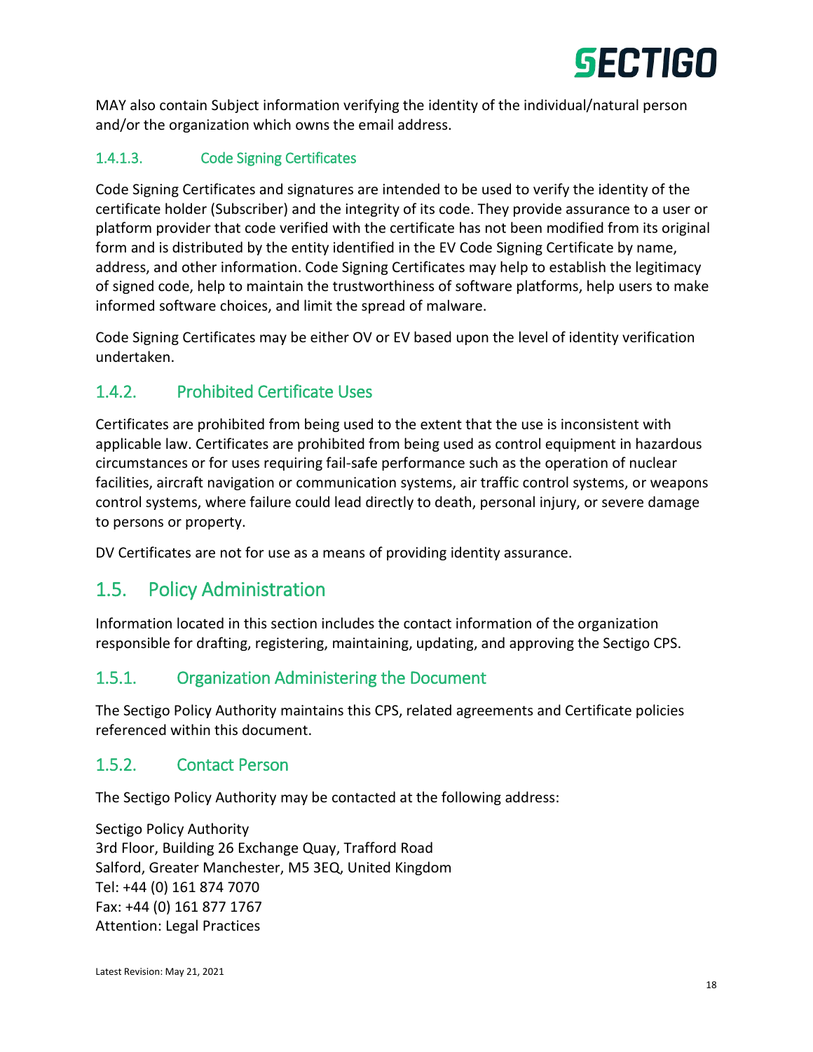MAY also contain Subject information verifying the identity of the individual/natural person and/or the organization which owns the email address.

#### 1.4.1.3. Code Signing Certificates

Code Signing Certificates and signatures are intended to be used to verify the identity of the certificate holder (Subscriber) and the integrity of its code. They provide assurance to a user or platform provider that code verified with the certificate has not been modified from its original form and is distributed by the entity identified in the EV Code Signing Certificate by name, address, and other information. Code Signing Certificates may help to establish the legitimacy of signed code, help to maintain the trustworthiness of software platforms, help users to make informed software choices, and limit the spread of malware.

Code Signing Certificates may be either OV or EV based upon the level of identity verification undertaken.

### 1.4.2. Prohibited Certificate Uses

Certificates are prohibited from being used to the extent that the use is inconsistent with applicable law. Certificates are prohibited from being used as control equipment in hazardous circumstances or for uses requiring fail-safe performance such as the operation of nuclear facilities, aircraft navigation or communication systems, air traffic control systems, or weapons control systems, where failure could lead directly to death, personal injury, or severe damage to persons or property.

DV Certificates are not for use as a means of providing identity assurance.

## 1.5. Policy Administration

Information located in this section includes the contact information of the organization responsible for drafting, registering, maintaining, updating, and approving the Sectigo CPS.

### 1.5.1. Organization Administering the Document

The Sectigo Policy Authority maintains this CPS, related agreements and Certificate policies referenced within this document.

### 1.5.2. Contact Person

The Sectigo Policy Authority may be contacted at the following address:

Sectigo Policy Authority
3rd Floor, Building 26 Exchange Quay, Trafford Road
Salford, Greater Manchester, M5 3EQ, United Kingdom
Tel: +44 (0) 161 874 7070
Fax: +44 (0) 161 877 1767
Attention: Legal Practices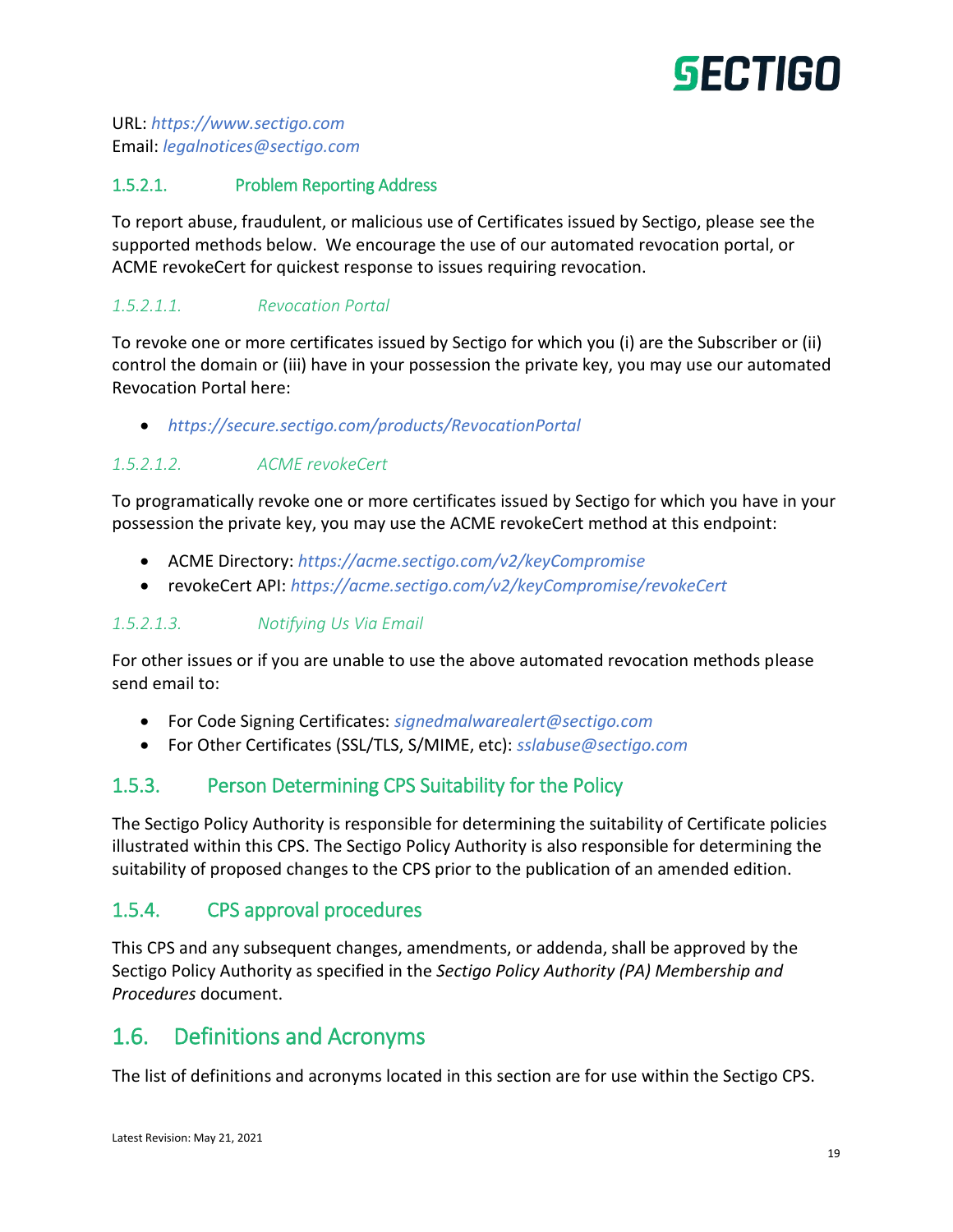URL: *https://www.sectigo.com*
Email: *legalnotices@sectigo.com*

#### 1.5.2.1. Problem Reporting Address

To report abuse, fraudulent, or malicious use of Certificates issued by Sectigo, please see the supported methods below. We encourage the use of our automated revocation portal, or ACME revokeCert for quickest response to issues requiring revocation.

##### *1.5.2.1.1. Revocation Portal*

To revoke one or more certificates issued by Sectigo for which you (i) are the Subscriber or (ii) control the domain or (iii) have in your possession the private key, you may use our automated Revocation Portal here:

- *https://secure.sectigo.com/products/RevocationPortal*

##### *1.5.2.1.2. ACME revokeCert*

To programatically revoke one or more certificates issued by Sectigo for which you have in your possession the private key, you may use the ACME revokeCert method at this endpoint:

- ACME Directory: *https://acme.sectigo.com/v2/keyCompromise*
- revokeCert API: *https://acme.sectigo.com/v2/keyCompromise/revokeCert*

##### *1.5.2.1.3. Notifying Us Via Email*

For other issues or if you are unable to use the above automated revocation methods please send email to:

- For Code Signing Certificates: *signedmalwarealert@sectigo.com*
- For Other Certificates (SSL/TLS, S/MIME, etc): *sslabuse@sectigo.com*

### 1.5.3. Person Determining CPS Suitability for the Policy

The Sectigo Policy Authority is responsible for determining the suitability of Certificate policies illustrated within this CPS. The Sectigo Policy Authority is also responsible for determining the suitability of proposed changes to the CPS prior to the publication of an amended edition.

### 1.5.4. CPS approval procedures

This CPS and any subsequent changes, amendments, or addenda, shall be approved by the Sectigo Policy Authority as specified in the *Sectigo Policy Authority (PA) Membership and Procedures* document.

## 1.6. Definitions and Acronyms

The list of definitions and acronyms located in this section are for use within the Sectigo CPS.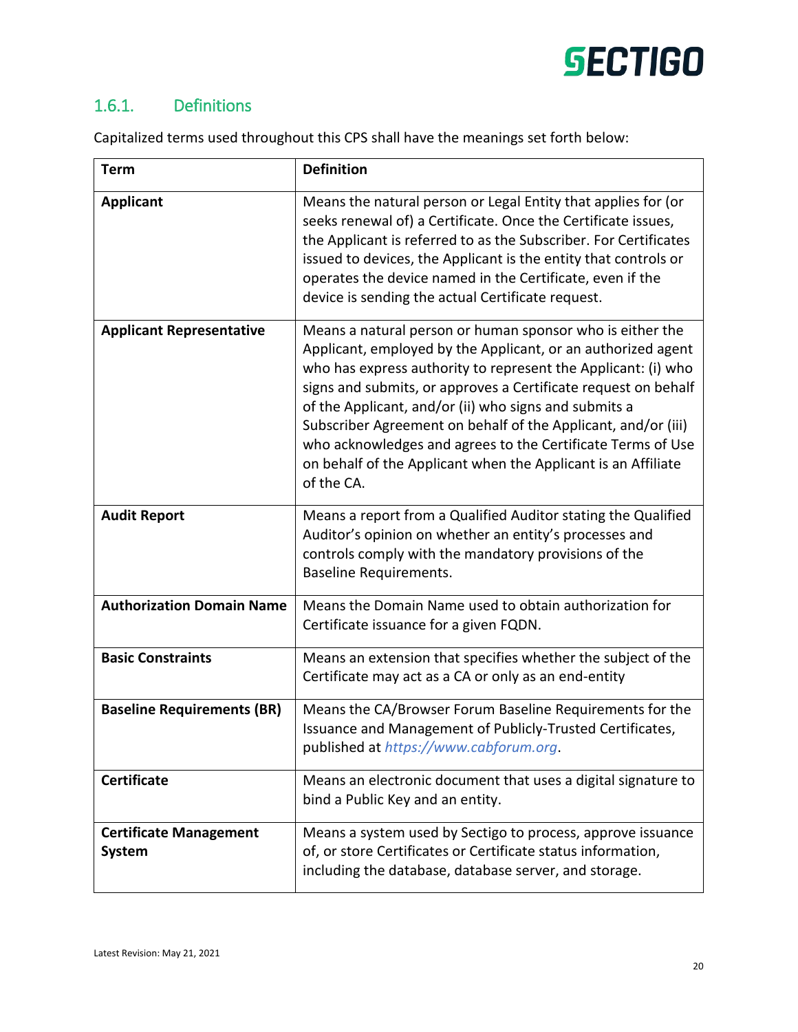### 1.6.1. Definitions

Capitalized terms used throughout this CPS shall have the meanings set forth below:

| Term | Definition |
|---|---|
| **Applicant** | Means the natural person or Legal Entity that applies for (or seeks renewal of) a Certificate. Once the Certificate issues, the Applicant is referred to as the Subscriber. For Certificates issued to devices, the Applicant is the entity that controls or operates the device named in the Certificate, even if the device is sending the actual Certificate request. |
| **Applicant Representative** | Means a natural person or human sponsor who is either the Applicant, employed by the Applicant, or an authorized agent who has express authority to represent the Applicant: (i) who signs and submits, or approves a Certificate request on behalf of the Applicant, and/or (ii) who signs and submits a Subscriber Agreement on behalf of the Applicant, and/or (iii) who acknowledges and agrees to the Certificate Terms of Use on behalf of the Applicant when the Applicant is an Affiliate of the CA. |
| **Audit Report** | Means a report from a Qualified Auditor stating the Qualified Auditor's opinion on whether an entity's processes and controls comply with the mandatory provisions of the Baseline Requirements. |
| **Authorization Domain Name** | Means the Domain Name used to obtain authorization for Certificate issuance for a given FQDN. |
| **Basic Constraints** | Means an extension that specifies whether the subject of the Certificate may act as a CA or only as an end-entity |
| **Baseline Requirements (BR)** | Means the CA/Browser Forum Baseline Requirements for the Issuance and Management of Publicly-Trusted Certificates, published at *https://www.cabforum.org*. |
| **Certificate** | Means an electronic document that uses a digital signature to bind a Public Key and an entity. |
| **Certificate Management System** | Means a system used by Sectigo to process, approve issuance of, or store Certificates or Certificate status information, including the database, database server, and storage. |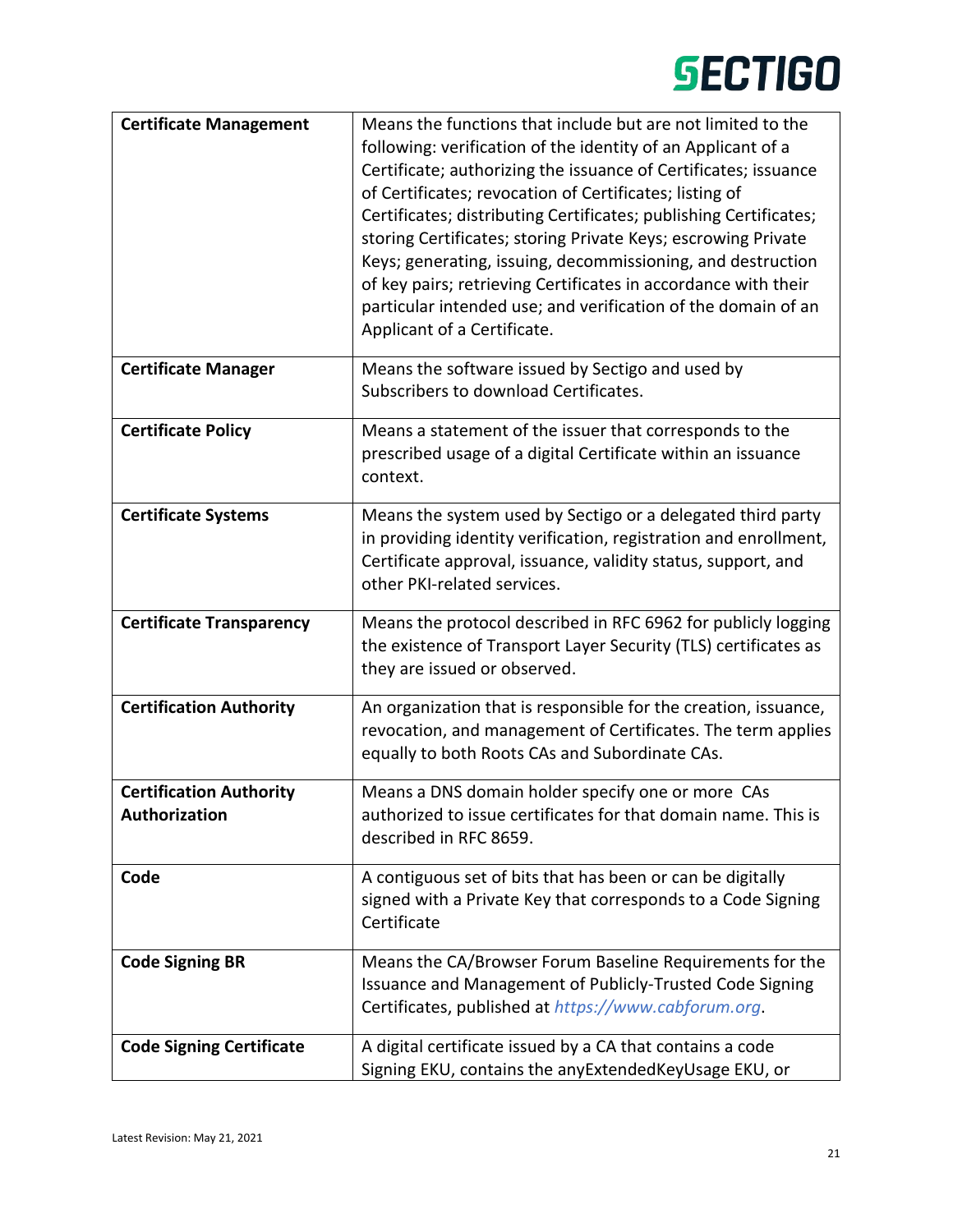| | |
|---|---|
| **Certificate Management** | Means the functions that include but are not limited to the following: verification of the identity of an Applicant of a Certificate; authorizing the issuance of Certificates; issuance of Certificates; revocation of Certificates; listing of Certificates; distributing Certificates; publishing Certificates; storing Certificates; storing Private Keys; escrowing Private Keys; generating, issuing, decommissioning, and destruction of key pairs; retrieving Certificates in accordance with their particular intended use; and verification of the domain of an Applicant of a Certificate. |
| **Certificate Manager** | Means the software issued by Sectigo and used by Subscribers to download Certificates. |
| **Certificate Policy** | Means a statement of the issuer that corresponds to the prescribed usage of a digital Certificate within an issuance context. |
| **Certificate Systems** | Means the system used by Sectigo or a delegated third party in providing identity verification, registration and enrollment, Certificate approval, issuance, validity status, support, and other PKI-related services. |
| **Certificate Transparency** | Means the protocol described in RFC 6962 for publicly logging the existence of Transport Layer Security (TLS) certificates as they are issued or observed. |
| **Certification Authority** | An organization that is responsible for the creation, issuance, revocation, and management of Certificates. The term applies equally to both Roots CAs and Subordinate CAs. |
| **Certification Authority Authorization** | Means a DNS domain holder specify one or more CAs authorized to issue certificates for that domain name. This is described in RFC 8659. |
| **Code** | A contiguous set of bits that has been or can be digitally signed with a Private Key that corresponds to a Code Signing Certificate |
| **Code Signing BR** | Means the CA/Browser Forum Baseline Requirements for the Issuance and Management of Publicly-Trusted Code Signing Certificates, published at *https://www.cabforum.org*. |
| **Code Signing Certificate** | A digital certificate issued by a CA that contains a code Signing EKU, contains the anyExtendedKeyUsage EKU, or |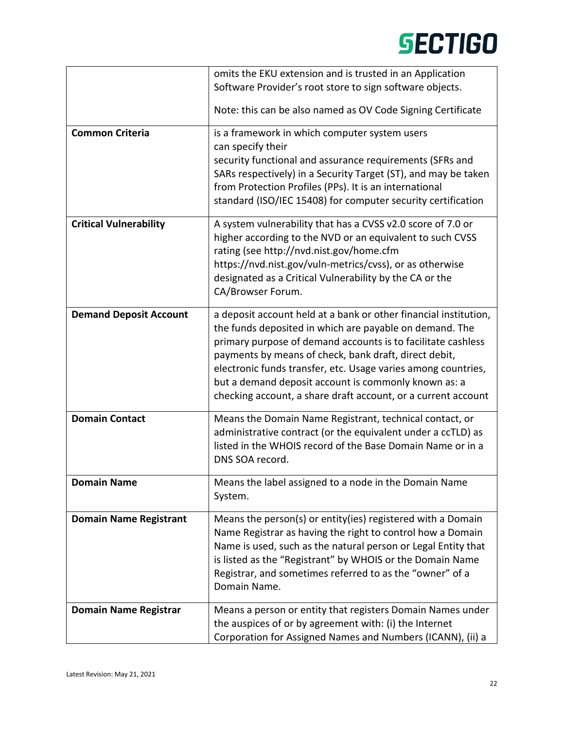| | |
|---|---|
| | omits the EKU extension and is trusted in an Application Software Provider's root store to sign software objects.<br><br>Note: this can be also named as OV Code Signing Certificate |
| **Common Criteria** | is a framework in which computer system users can specify their security functional and assurance requirements (SFRs and SARs respectively) in a Security Target (ST), and may be taken from Protection Profiles (PPs). It is an international standard (ISO/IEC 15408) for computer security certification |
| **Critical Vulnerability** | A system vulnerability that has a CVSS v2.0 score of 7.0 or higher according to the NVD or an equivalent to such CVSS rating (see http://nvd.nist.gov/home.cfm https://nvd.nist.gov/vuln-metrics/cvss), or as otherwise designated as a Critical Vulnerability by the CA or the CA/Browser Forum. |
| **Demand Deposit Account** | a deposit account held at a bank or other financial institution, the funds deposited in which are payable on demand. The primary purpose of demand accounts is to facilitate cashless payments by means of check, bank draft, direct debit, electronic funds transfer, etc. Usage varies among countries, but a demand deposit account is commonly known as: a checking account, a share draft account, or a current account |
| **Domain Contact** | Means the Domain Name Registrant, technical contact, or administrative contract (or the equivalent under a ccTLD) as listed in the WHOIS record of the Base Domain Name or in a DNS SOA record. |
| **Domain Name** | Means the label assigned to a node in the Domain Name System. |
| **Domain Name Registrant** | Means the person(s) or entity(ies) registered with a Domain Name Registrar as having the right to control how a Domain Name is used, such as the natural person or Legal Entity that is listed as the "Registrant" by WHOIS or the Domain Name Registrar, and sometimes referred to as the "owner" of a Domain Name. |
| **Domain Name Registrar** | Means a person or entity that registers Domain Names under the auspices of or by agreement with: (i) the Internet Corporation for Assigned Names and Numbers (ICANN), (ii) a |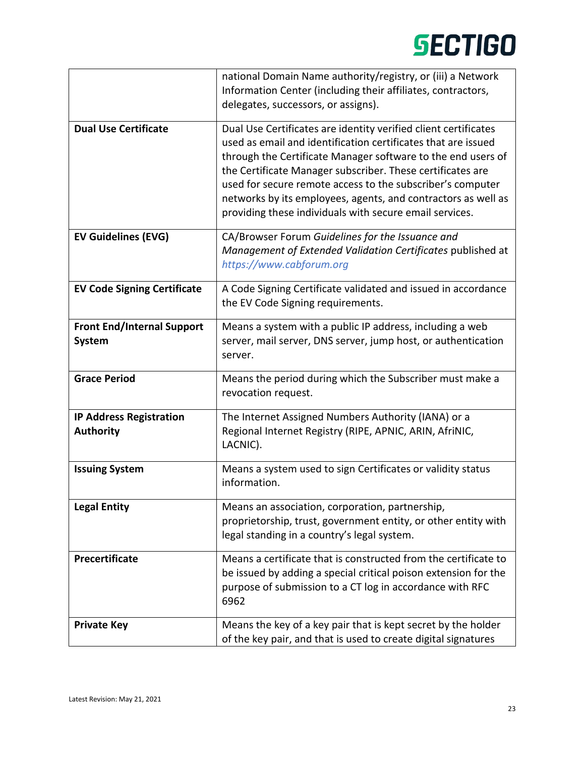| | |
|---|---|
| | national Domain Name authority/registry, or (iii) a Network Information Center (including their affiliates, contractors, delegates, successors, or assigns). |
| **Dual Use Certificate** | Dual Use Certificates are identity verified client certificates used as email and identification certificates that are issued through the Certificate Manager software to the end users of the Certificate Manager subscriber. These certificates are used for secure remote access to the subscriber's computer networks by its employees, agents, and contractors as well as providing these individuals with secure email services. |
| **EV Guidelines (EVG)** | CA/Browser Forum *Guidelines for the Issuance and Management of Extended Validation Certificates* published at *https://www.cabforum.org* |
| **EV Code Signing Certificate** | A Code Signing Certificate validated and issued in accordance the EV Code Signing requirements. |
| **Front End/Internal Support System** | Means a system with a public IP address, including a web server, mail server, DNS server, jump host, or authentication server. |
| **Grace Period** | Means the period during which the Subscriber must make a revocation request. |
| **IP Address Registration Authority** | The Internet Assigned Numbers Authority (IANA) or a Regional Internet Registry (RIPE, APNIC, ARIN, AfriNIC, LACNIC). |
| **Issuing System** | Means a system used to sign Certificates or validity status information. |
| **Legal Entity** | Means an association, corporation, partnership, proprietorship, trust, government entity, or other entity with legal standing in a country's legal system. |
| **Precertificate** | Means a certificate that is constructed from the certificate to be issued by adding a special critical poison extension for the purpose of submission to a CT log in accordance with RFC 6962 |
| **Private Key** | Means the key of a key pair that is kept secret by the holder of the key pair, and that is used to create digital signatures |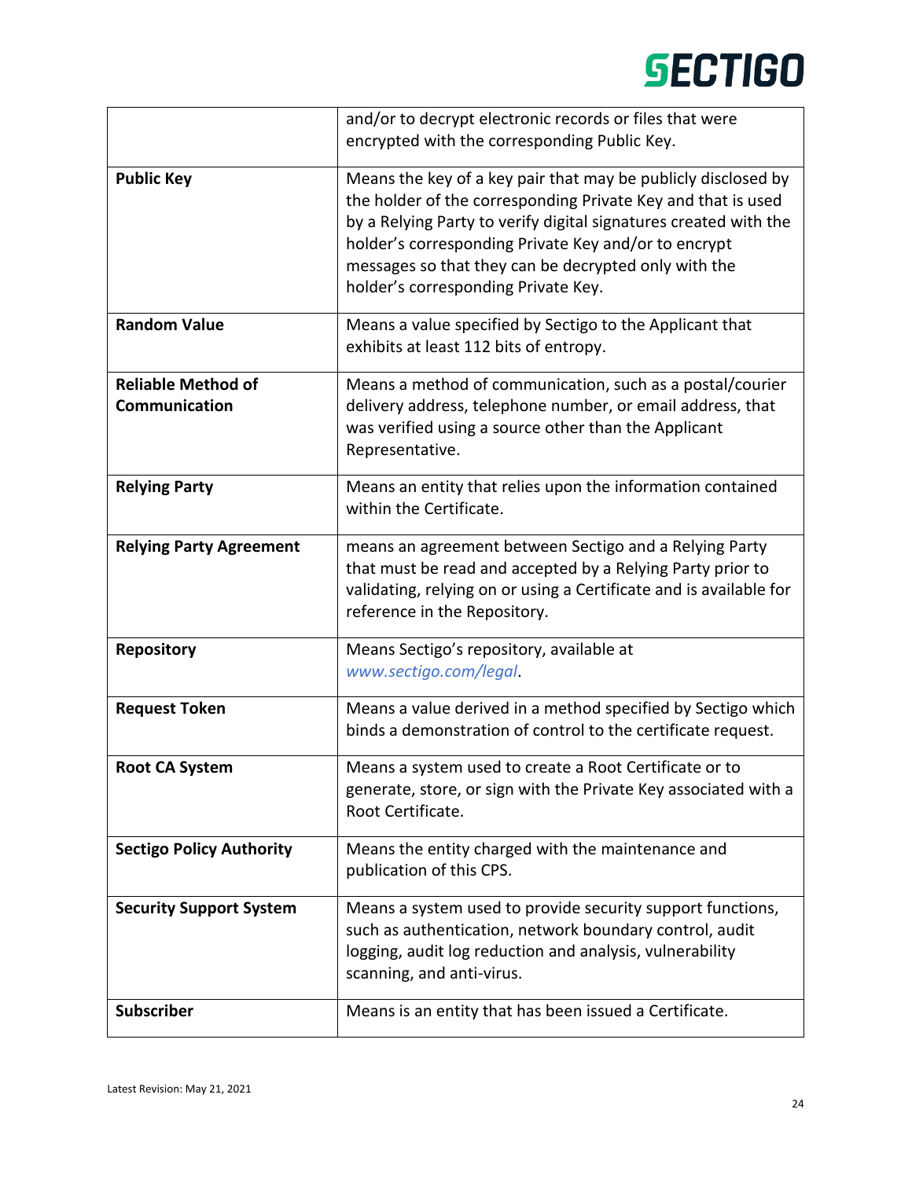| | |
|---|---|
| | and/or to decrypt electronic records or files that were encrypted with the corresponding Public Key. |
| **Public Key** | Means the key of a key pair that may be publicly disclosed by the holder of the corresponding Private Key and that is used by a Relying Party to verify digital signatures created with the holder's corresponding Private Key and/or to encrypt messages so that they can be decrypted only with the holder's corresponding Private Key. |
| **Random Value** | Means a value specified by Sectigo to the Applicant that exhibits at least 112 bits of entropy. |
| **Reliable Method of Communication** | Means a method of communication, such as a postal/courier delivery address, telephone number, or email address, that was verified using a source other than the Applicant Representative. |
| **Relying Party** | Means an entity that relies upon the information contained within the Certificate. |
| **Relying Party Agreement** | means an agreement between Sectigo and a Relying Party that must be read and accepted by a Relying Party prior to validating, relying on or using a Certificate and is available for reference in the Repository. |
| **Repository** | Means Sectigo's repository, available at *www.sectigo.com/legal*. |
| **Request Token** | Means a value derived in a method specified by Sectigo which binds a demonstration of control to the certificate request. |
| **Root CA System** | Means a system used to create a Root Certificate or to generate, store, or sign with the Private Key associated with a Root Certificate. |
| **Sectigo Policy Authority** | Means the entity charged with the maintenance and publication of this CPS. |
| **Security Support System** | Means a system used to provide security support functions, such as authentication, network boundary control, audit logging, audit log reduction and analysis, vulnerability scanning, and anti-virus. |
| **Subscriber** | Means is an entity that has been issued a Certificate. |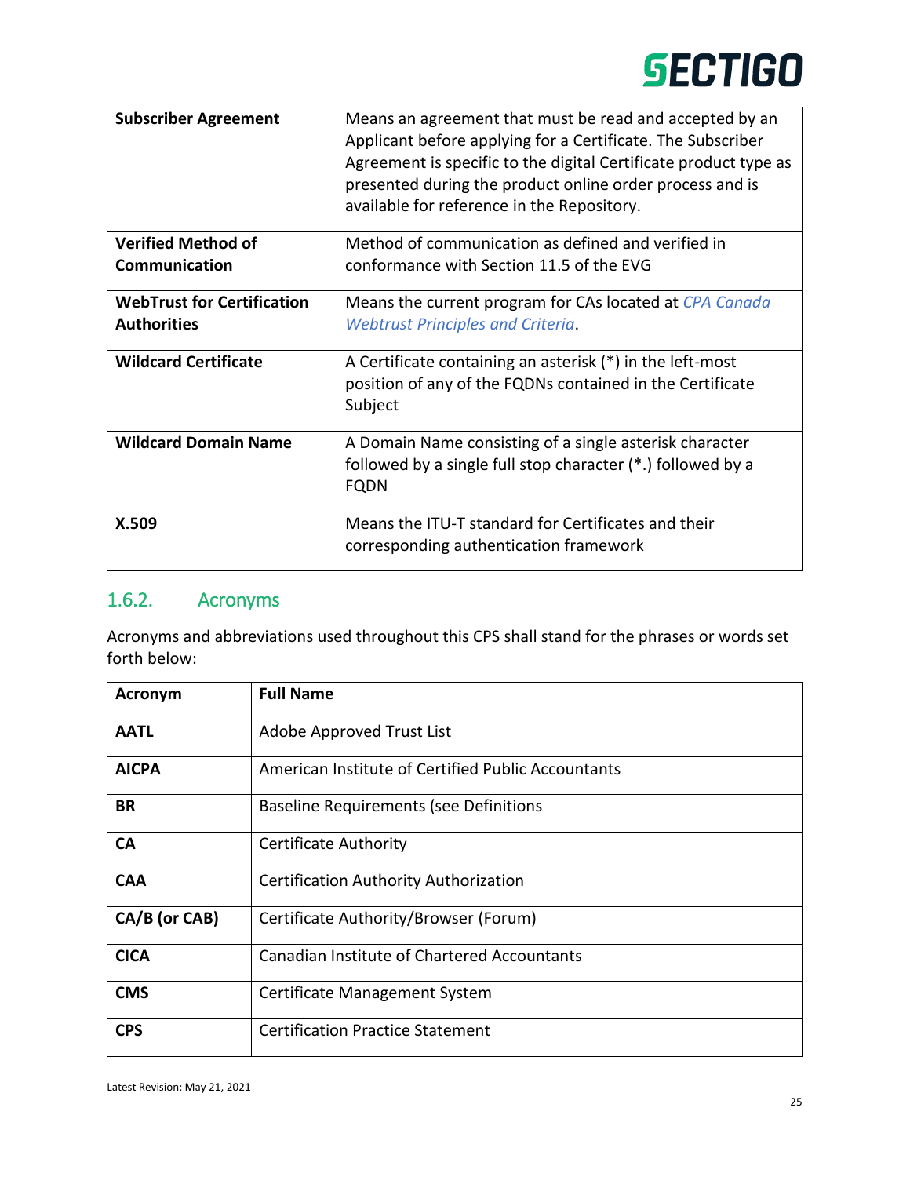| | |
|---|---|
| **Subscriber Agreement** | Means an agreement that must be read and accepted by an Applicant before applying for a Certificate. The Subscriber Agreement is specific to the digital Certificate product type as presented during the product online order process and is available for reference in the Repository. |
| **Verified Method of Communication** | Method of communication as defined and verified in conformance with Section 11.5 of the EVG |
| **WebTrust for Certification Authorities** | Means the current program for CAs located at *CPA Canada Webtrust Principles and Criteria*. |
| **Wildcard Certificate** | A Certificate containing an asterisk (*) in the left-most position of any of the FQDNs contained in the Certificate Subject |
| **Wildcard Domain Name** | A Domain Name consisting of a single asterisk character followed by a single full stop character (*.) followed by a FQDN |
| **X.509** | Means the ITU-T standard for Certificates and their corresponding authentication framework |

## 1.6.2. Acronyms

Acronyms and abbreviations used throughout this CPS shall stand for the phrases or words set forth below:

| Acronym | Full Name |
|---|---|
| **AATL** | Adobe Approved Trust List |
| **AICPA** | American Institute of Certified Public Accountants |
| **BR** | Baseline Requirements (see Definitions |
| **CA** | Certificate Authority |
| **CAA** | Certification Authority Authorization |
| **CA/B (or CAB)** | Certificate Authority/Browser (Forum) |
| **CICA** | Canadian Institute of Chartered Accountants |
| **CMS** | Certificate Management System |
| **CPS** | Certification Practice Statement |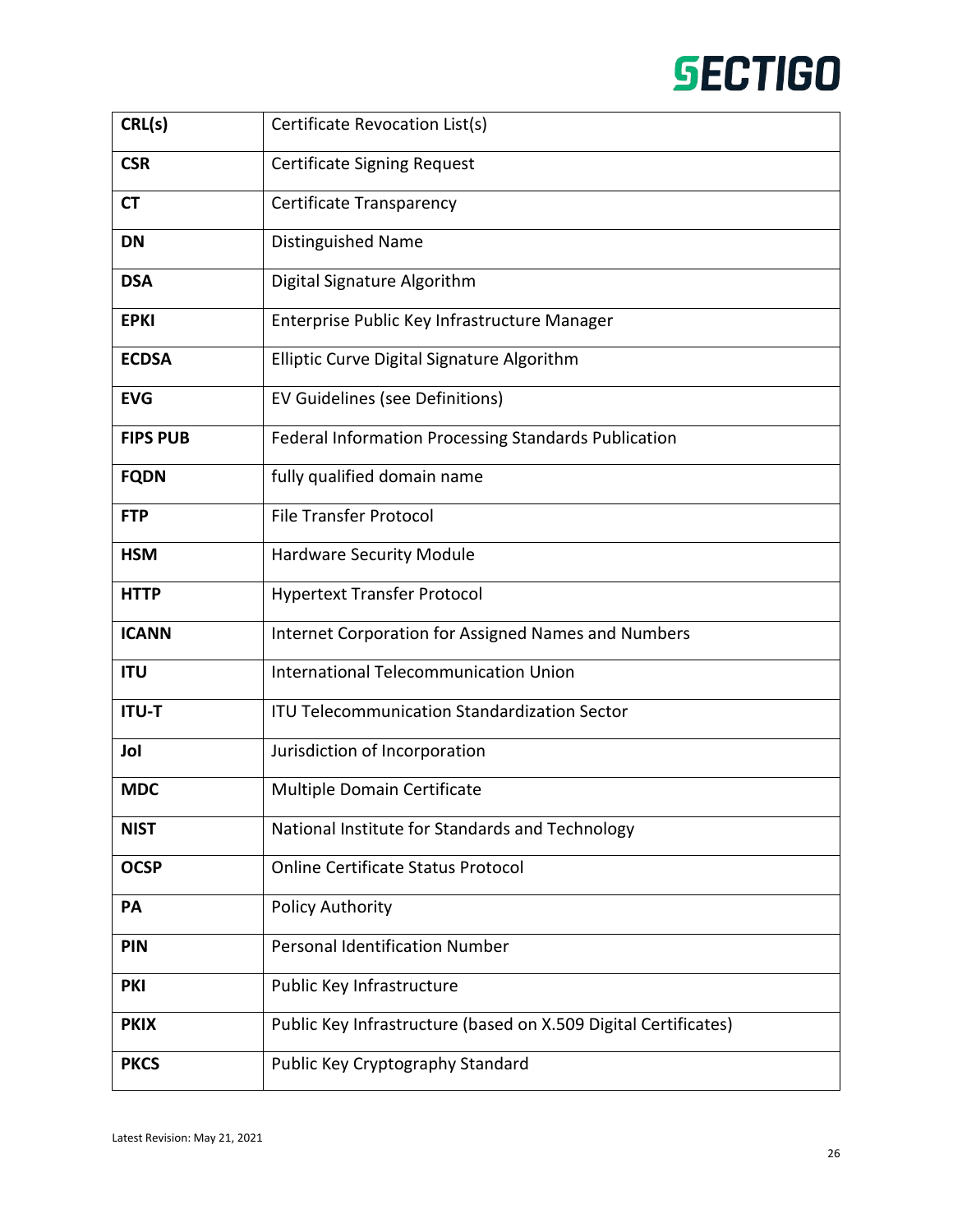| | |
|---|---|
| **CRL(s)** | Certificate Revocation List(s) |
| **CSR** | Certificate Signing Request |
| **CT** | Certificate Transparency |
| **DN** | Distinguished Name |
| **DSA** | Digital Signature Algorithm |
| **EPKI** | Enterprise Public Key Infrastructure Manager |
| **ECDSA** | Elliptic Curve Digital Signature Algorithm |
| **EVG** | EV Guidelines (see Definitions) |
| **FIPS PUB** | Federal Information Processing Standards Publication |
| **FQDN** | fully qualified domain name |
| **FTP** | File Transfer Protocol |
| **HSM** | Hardware Security Module |
| **HTTP** | Hypertext Transfer Protocol |
| **ICANN** | Internet Corporation for Assigned Names and Numbers |
| **ITU** | International Telecommunication Union |
| **ITU-T** | ITU Telecommunication Standardization Sector |
| **JoI** | Jurisdiction of Incorporation |
| **MDC** | Multiple Domain Certificate |
| **NIST** | National Institute for Standards and Technology |
| **OCSP** | Online Certificate Status Protocol |
| **PA** | Policy Authority |
| **PIN** | Personal Identification Number |
| **PKI** | Public Key Infrastructure |
| **PKIX** | Public Key Infrastructure (based on X.509 Digital Certificates) |
| **PKCS** | Public Key Cryptography Standard |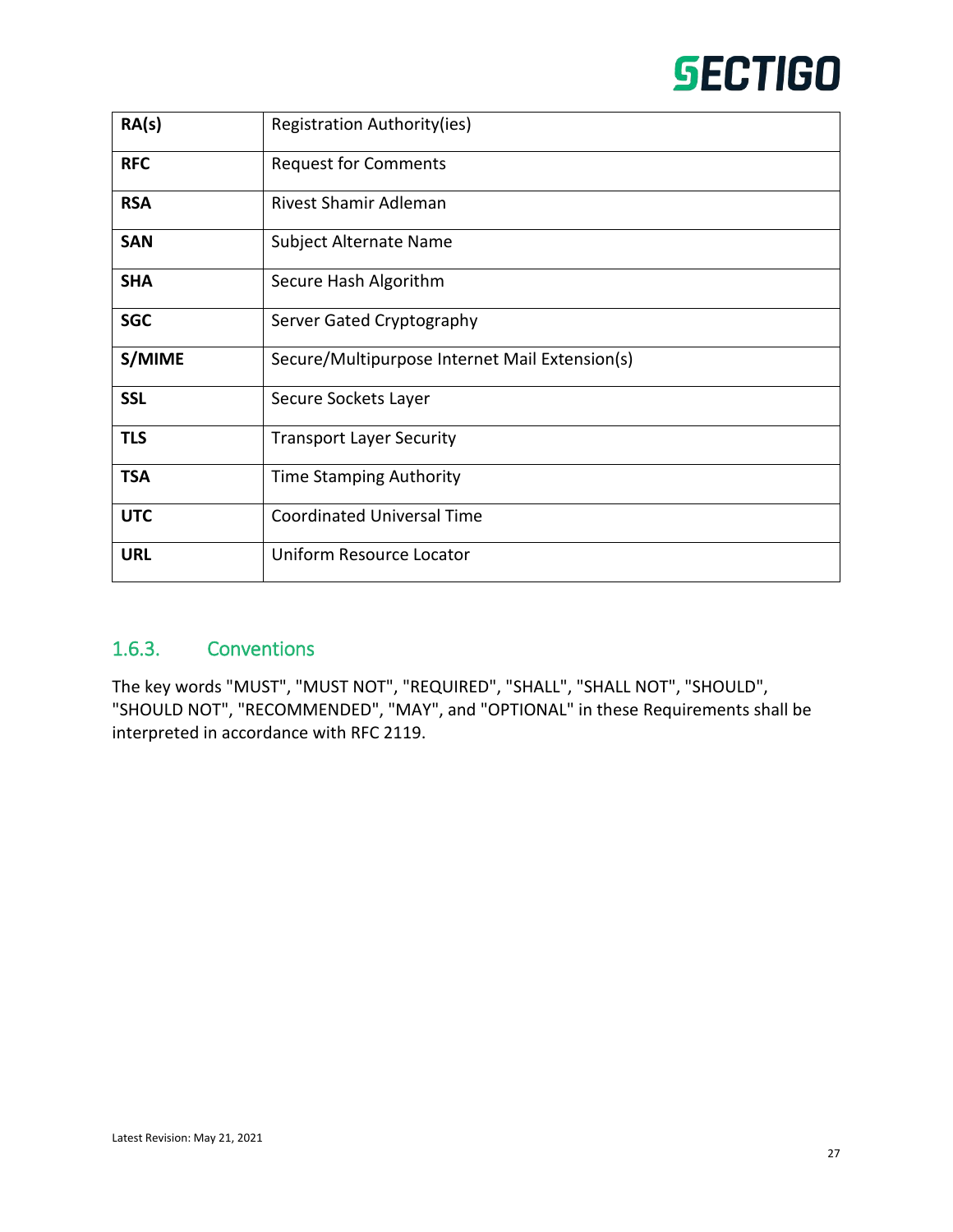| | |
|---|---|
| **RA(s)** | Registration Authority(ies) |
| **RFC** | Request for Comments |
| **RSA** | Rivest Shamir Adleman |
| **SAN** | Subject Alternate Name |
| **SHA** | Secure Hash Algorithm |
| **SGC** | Server Gated Cryptography |
| **S/MIME** | Secure/Multipurpose Internet Mail Extension(s) |
| **SSL** | Secure Sockets Layer |
| **TLS** | Transport Layer Security |
| **TSA** | Time Stamping Authority |
| **UTC** | Coordinated Universal Time |
| **URL** | Uniform Resource Locator |

### 1.6.3. Conventions

The key words "MUST", "MUST NOT", "REQUIRED", "SHALL", "SHALL NOT", "SHOULD", "SHOULD NOT", "RECOMMENDED", "MAY", and "OPTIONAL" in these Requirements shall be interpreted in accordance with RFC 2119.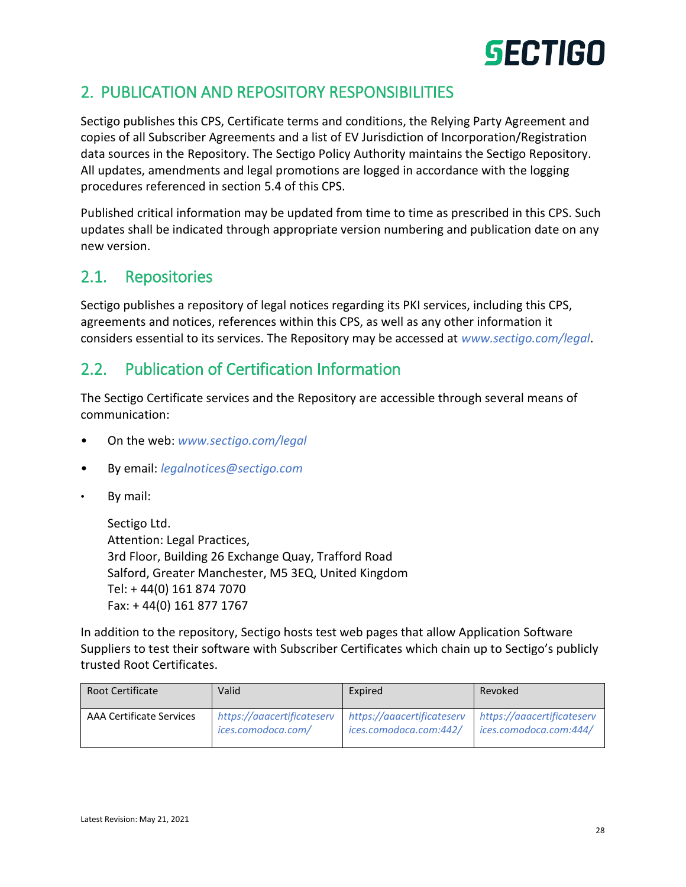## 2. PUBLICATION AND REPOSITORY RESPONSIBILITIES

Sectigo publishes this CPS, Certificate terms and conditions, the Relying Party Agreement and copies of all Subscriber Agreements and a list of EV Jurisdiction of Incorporation/Registration data sources in the Repository. The Sectigo Policy Authority maintains the Sectigo Repository. All updates, amendments and legal promotions are logged in accordance with the logging procedures referenced in section 5.4 of this CPS.

Published critical information may be updated from time to time as prescribed in this CPS. Such updates shall be indicated through appropriate version numbering and publication date on any new version.

### 2.1. Repositories

Sectigo publishes a repository of legal notices regarding its PKI services, including this CPS, agreements and notices, references within this CPS, as well as any other information it considers essential to its services. The Repository may be accessed at *www.sectigo.com/legal*.

### 2.2. Publication of Certification Information

The Sectigo Certificate services and the Repository are accessible through several means of communication:

- On the web: *www.sectigo.com/legal*
- By email: *legalnotices@sectigo.com*
- By mail:

  Sectigo Ltd.
  Attention: Legal Practices,
  3rd Floor, Building 26 Exchange Quay, Trafford Road
  Salford, Greater Manchester, M5 3EQ, United Kingdom
  Tel: + 44(0) 161 874 7070
  Fax: + 44(0) 161 877 1767

In addition to the repository, Sectigo hosts test web pages that allow Application Software Suppliers to test their software with Subscriber Certificates which chain up to Sectigo's publicly trusted Root Certificates.

| Root Certificate | Valid | Expired | Revoked |
|---|---|---|---|
| AAA Certificate Services | *https://aaacertificateservices.comodoca.com/* | *https://aaacertificateservices.comodoca.com:442/* | *https://aaacertificateservices.comodoca.com:444/* |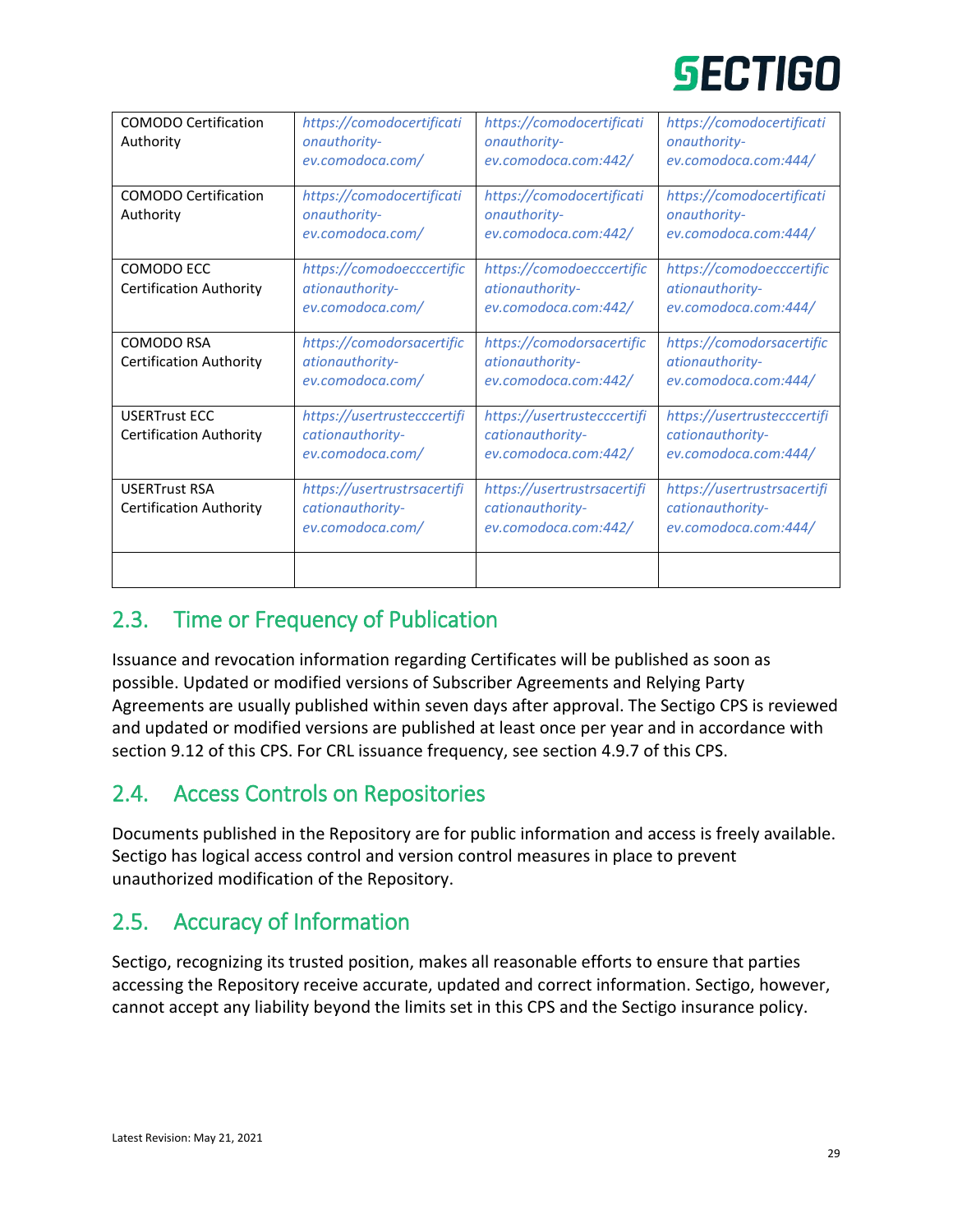| | | | |
|---|---|---|---|
| COMODO Certification Authority | *https://comodocertificationauthority-ev.comodoca.com/* | *https://comodocertificationauthority-ev.comodoca.com:442/* | *https://comodocertificationauthority-ev.comodoca.com:444/* |
| COMODO Certification Authority | *https://comodocertificationauthority-ev.comodoca.com/* | *https://comodocertificationauthority-ev.comodoca.com:442/* | *https://comodocertificationauthority-ev.comodoca.com:444/* |
| COMODO ECC Certification Authority | *https://comodoecccertificationauthority-ev.comodoca.com/* | *https://comodoecccertificationauthority-ev.comodoca.com:442/* | *https://comodoecccertificationauthority-ev.comodoca.com:444/* |
| COMODO RSA Certification Authority | *https://comodorsacertificationauthority-ev.comodoca.com/* | *https://comodorsacertificationauthority-ev.comodoca.com:442/* | *https://comodorsacertificationauthority-ev.comodoca.com:444/* |
| USERTrust ECC Certification Authority | *https://usertrustecccertificationauthority-ev.comodoca.com/* | *https://usertrustecccertificationauthority-ev.comodoca.com:442/* | *https://usertrustecccertificationauthority-ev.comodoca.com:444/* |
| USERTrust RSA Certification Authority | *https://usertrustrsacertificationauthority-ev.comodoca.com/* | *https://usertrustrsacertificationauthority-ev.comodoca.com:442/* | *https://usertrustrsacertificationauthority-ev.comodoca.com:444/* |
| | | | |

## 2.3. Time or Frequency of Publication

Issuance and revocation information regarding Certificates will be published as soon as possible. Updated or modified versions of Subscriber Agreements and Relying Party Agreements are usually published within seven days after approval. The Sectigo CPS is reviewed and updated or modified versions are published at least once per year and in accordance with section 9.12 of this CPS. For CRL issuance frequency, see section 4.9.7 of this CPS.

## 2.4. Access Controls on Repositories

Documents published in the Repository are for public information and access is freely available. Sectigo has logical access control and version control measures in place to prevent unauthorized modification of the Repository.

## 2.5. Accuracy of Information

Sectigo, recognizing its trusted position, makes all reasonable efforts to ensure that parties accessing the Repository receive accurate, updated and correct information. Sectigo, however, cannot accept any liability beyond the limits set in this CPS and the Sectigo insurance policy.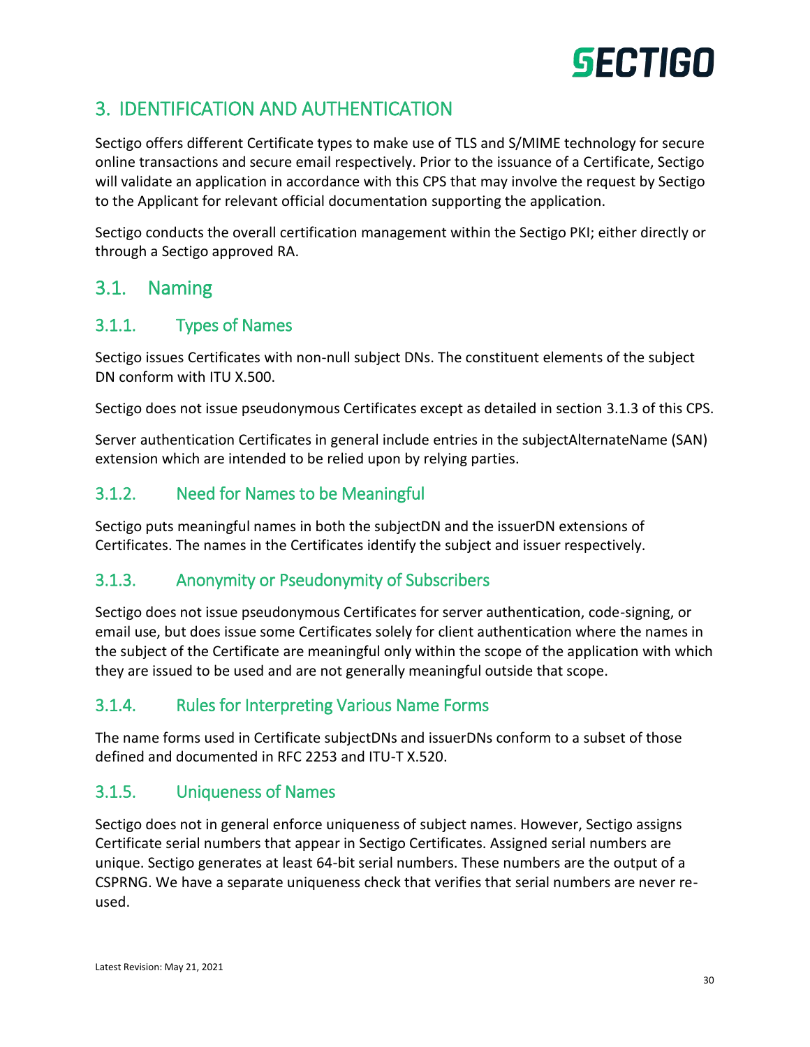# 3. IDENTIFICATION AND AUTHENTICATION

Sectigo offers different Certificate types to make use of TLS and S/MIME technology for secure online transactions and secure email respectively. Prior to the issuance of a Certificate, Sectigo will validate an application in accordance with this CPS that may involve the request by Sectigo to the Applicant for relevant official documentation supporting the application.

Sectigo conducts the overall certification management within the Sectigo PKI; either directly or through a Sectigo approved RA.

## 3.1. Naming

### 3.1.1. Types of Names

Sectigo issues Certificates with non-null subject DNs. The constituent elements of the subject DN conform with ITU X.500.

Sectigo does not issue pseudonymous Certificates except as detailed in section 3.1.3 of this CPS.

Server authentication Certificates in general include entries in the subjectAlternateName (SAN) extension which are intended to be relied upon by relying parties.

### 3.1.2. Need for Names to be Meaningful

Sectigo puts meaningful names in both the subjectDN and the issuerDN extensions of Certificates. The names in the Certificates identify the subject and issuer respectively.

### 3.1.3. Anonymity or Pseudonymity of Subscribers

Sectigo does not issue pseudonymous Certificates for server authentication, code-signing, or email use, but does issue some Certificates solely for client authentication where the names in the subject of the Certificate are meaningful only within the scope of the application with which they are issued to be used and are not generally meaningful outside that scope.

### 3.1.4. Rules for Interpreting Various Name Forms

The name forms used in Certificate subjectDNs and issuerDNs conform to a subset of those defined and documented in RFC 2253 and ITU-T X.520.

### 3.1.5. Uniqueness of Names

Sectigo does not in general enforce uniqueness of subject names. However, Sectigo assigns Certificate serial numbers that appear in Sectigo Certificates. Assigned serial numbers are unique. Sectigo generates at least 64-bit serial numbers. These numbers are the output of a CSPRNG. We have a separate uniqueness check that verifies that serial numbers are never re-used.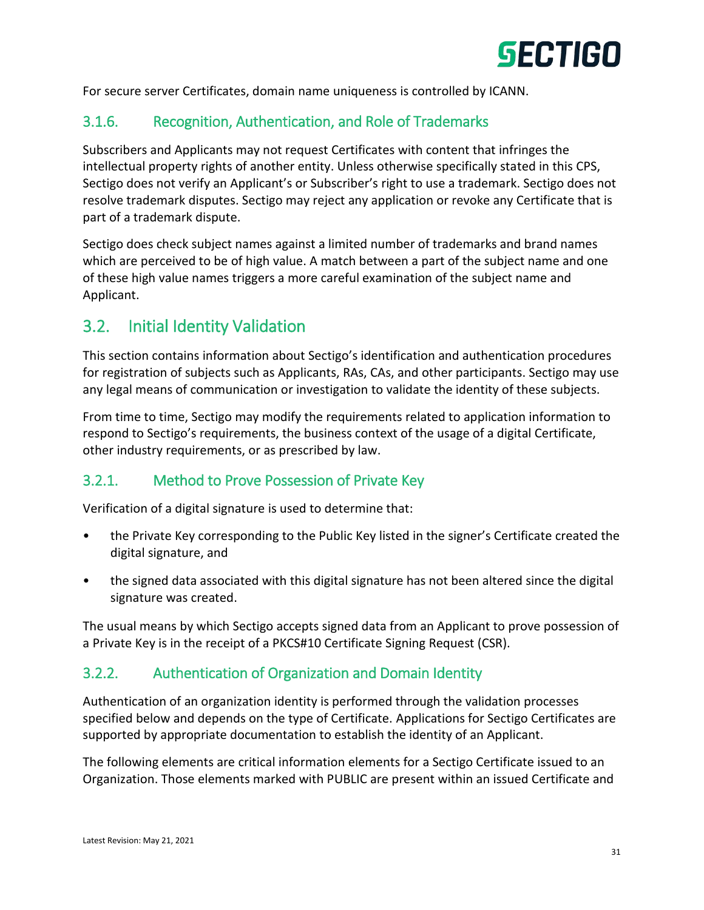For secure server Certificates, domain name uniqueness is controlled by ICANN.

### 3.1.6. Recognition, Authentication, and Role of Trademarks

Subscribers and Applicants may not request Certificates with content that infringes the intellectual property rights of another entity. Unless otherwise specifically stated in this CPS, Sectigo does not verify an Applicant's or Subscriber's right to use a trademark. Sectigo does not resolve trademark disputes. Sectigo may reject any application or revoke any Certificate that is part of a trademark dispute.

Sectigo does check subject names against a limited number of trademarks and brand names which are perceived to be of high value. A match between a part of the subject name and one of these high value names triggers a more careful examination of the subject name and Applicant.

## 3.2. Initial Identity Validation

This section contains information about Sectigo's identification and authentication procedures for registration of subjects such as Applicants, RAs, CAs, and other participants. Sectigo may use any legal means of communication or investigation to validate the identity of these subjects.

From time to time, Sectigo may modify the requirements related to application information to respond to Sectigo's requirements, the business context of the usage of a digital Certificate, other industry requirements, or as prescribed by law.

### 3.2.1. Method to Prove Possession of Private Key

Verification of a digital signature is used to determine that:

- the Private Key corresponding to the Public Key listed in the signer's Certificate created the digital signature, and
- the signed data associated with this digital signature has not been altered since the digital signature was created.

The usual means by which Sectigo accepts signed data from an Applicant to prove possession of a Private Key is in the receipt of a PKCS#10 Certificate Signing Request (CSR).

### 3.2.2. Authentication of Organization and Domain Identity

Authentication of an organization identity is performed through the validation processes specified below and depends on the type of Certificate. Applications for Sectigo Certificates are supported by appropriate documentation to establish the identity of an Applicant.

The following elements are critical information elements for a Sectigo Certificate issued to an Organization. Those elements marked with PUBLIC are present within an issued Certificate and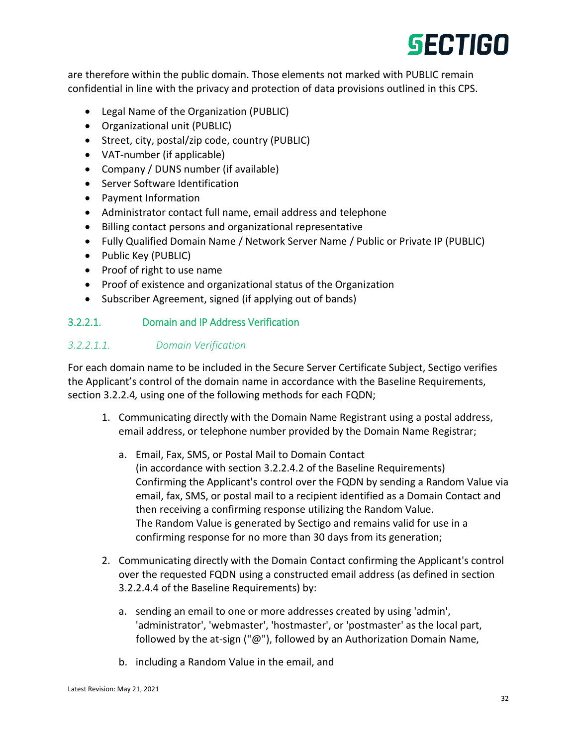are therefore within the public domain. Those elements not marked with PUBLIC remain confidential in line with the privacy and protection of data provisions outlined in this CPS.

- Legal Name of the Organization (PUBLIC)
- Organizational unit (PUBLIC)
- Street, city, postal/zip code, country (PUBLIC)
- VAT-number (if applicable)
- Company / DUNS number (if available)
- Server Software Identification
- Payment Information
- Administrator contact full name, email address and telephone
- Billing contact persons and organizational representative
- Fully Qualified Domain Name / Network Server Name / Public or Private IP (PUBLIC)
- Public Key (PUBLIC)
- Proof of right to use name
- Proof of existence and organizational status of the Organization
- Subscriber Agreement, signed (if applying out of bands)

### 3.2.2.1. Domain and IP Address Verification

#### *3.2.2.1.1. Domain Verification*

For each domain name to be included in the Secure Server Certificate Subject, Sectigo verifies the Applicant's control of the domain name in accordance with the Baseline Requirements, section 3.2.2.4*,* using one of the following methods for each FQDN;

1. Communicating directly with the Domain Name Registrant using a postal address, email address, or telephone number provided by the Domain Name Registrar;

   a. Email, Fax, SMS, or Postal Mail to Domain Contact
   (in accordance with section 3.2.2.4.2 of the Baseline Requirements)
   Confirming the Applicant's control over the FQDN by sending a Random Value via email, fax, SMS, or postal mail to a recipient identified as a Domain Contact and then receiving a confirming response utilizing the Random Value.
   The Random Value is generated by Sectigo and remains valid for use in a confirming response for no more than 30 days from its generation;

2. Communicating directly with the Domain Contact confirming the Applicant's control over the requested FQDN using a constructed email address (as defined in section 3.2.2.4.4 of the Baseline Requirements) by:

   a. sending an email to one or more addresses created by using 'admin', 'administrator', 'webmaster', 'hostmaster', or 'postmaster' as the local part, followed by the at-sign ("@"), followed by an Authorization Domain Name,

   b. including a Random Value in the email, and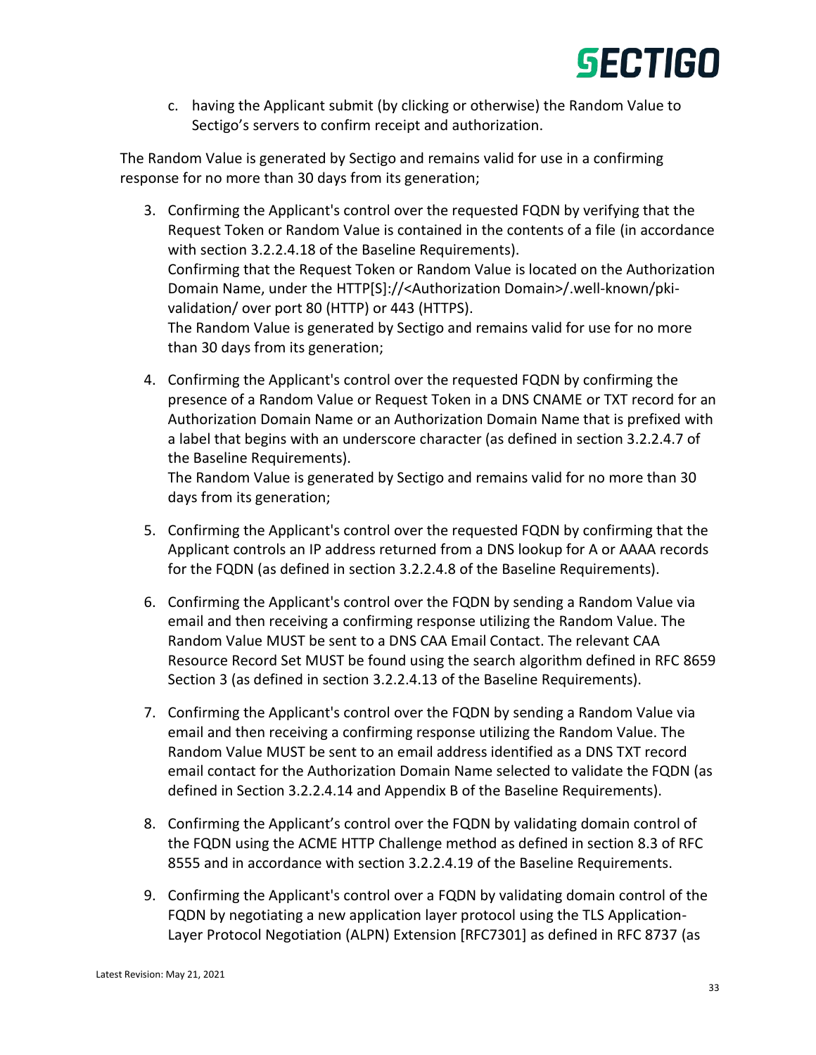c. having the Applicant submit (by clicking or otherwise) the Random Value to Sectigo's servers to confirm receipt and authorization.

The Random Value is generated by Sectigo and remains valid for use in a confirming response for no more than 30 days from its generation;

3. Confirming the Applicant's control over the requested FQDN by verifying that the Request Token or Random Value is contained in the contents of a file (in accordance with section 3.2.2.4.18 of the Baseline Requirements).
   Confirming that the Request Token or Random Value is located on the Authorization Domain Name, under the HTTP[S]://<Authorization Domain>/.well-known/pki-validation/ over port 80 (HTTP) or 443 (HTTPS).
   The Random Value is generated by Sectigo and remains valid for use for no more than 30 days from its generation;

4. Confirming the Applicant's control over the requested FQDN by confirming the presence of a Random Value or Request Token in a DNS CNAME or TXT record for an Authorization Domain Name or an Authorization Domain Name that is prefixed with a label that begins with an underscore character (as defined in section 3.2.2.4.7 of the Baseline Requirements).
   The Random Value is generated by Sectigo and remains valid for no more than 30 days from its generation;

5. Confirming the Applicant's control over the requested FQDN by confirming that the Applicant controls an IP address returned from a DNS lookup for A or AAAA records for the FQDN (as defined in section 3.2.2.4.8 of the Baseline Requirements).

6. Confirming the Applicant's control over the FQDN by sending a Random Value via email and then receiving a confirming response utilizing the Random Value. The Random Value MUST be sent to a DNS CAA Email Contact. The relevant CAA Resource Record Set MUST be found using the search algorithm defined in RFC 8659 Section 3 (as defined in section 3.2.2.4.13 of the Baseline Requirements).

7. Confirming the Applicant's control over the FQDN by sending a Random Value via email and then receiving a confirming response utilizing the Random Value. The Random Value MUST be sent to an email address identified as a DNS TXT record email contact for the Authorization Domain Name selected to validate the FQDN (as defined in Section 3.2.2.4.14 and Appendix B of the Baseline Requirements).

8. Confirming the Applicant's control over the FQDN by validating domain control of the FQDN using the ACME HTTP Challenge method as defined in section 8.3 of RFC 8555 and in accordance with section 3.2.2.4.19 of the Baseline Requirements.

9. Confirming the Applicant's control over a FQDN by validating domain control of the FQDN by negotiating a new application layer protocol using the TLS Application-Layer Protocol Negotiation (ALPN) Extension [RFC7301] as defined in RFC 8737 (as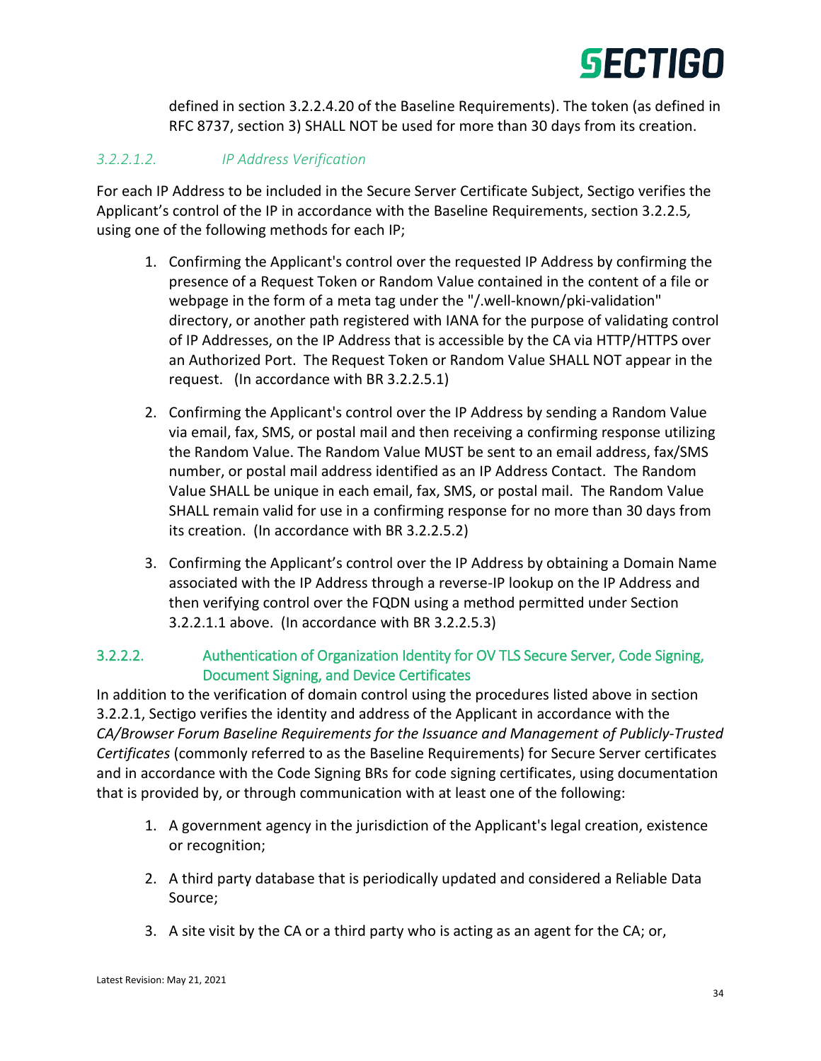defined in section 3.2.2.4.20 of the Baseline Requirements). The token (as defined in RFC 8737, section 3) SHALL NOT be used for more than 30 days from its creation.

#### *3.2.2.1.2. IP Address Verification*

For each IP Address to be included in the Secure Server Certificate Subject, Sectigo verifies the Applicant's control of the IP in accordance with the Baseline Requirements, section 3.2.2.5, using one of the following methods for each IP;

1. Confirming the Applicant's control over the requested IP Address by confirming the presence of a Request Token or Random Value contained in the content of a file or webpage in the form of a meta tag under the "/.well-known/pki-validation" directory, or another path registered with IANA for the purpose of validating control of IP Addresses, on the IP Address that is accessible by the CA via HTTP/HTTPS over an Authorized Port. The Request Token or Random Value SHALL NOT appear in the request. (In accordance with BR 3.2.2.5.1)

2. Confirming the Applicant's control over the IP Address by sending a Random Value via email, fax, SMS, or postal mail and then receiving a confirming response utilizing the Random Value. The Random Value MUST be sent to an email address, fax/SMS number, or postal mail address identified as an IP Address Contact. The Random Value SHALL be unique in each email, fax, SMS, or postal mail. The Random Value SHALL remain valid for use in a confirming response for no more than 30 days from its creation. (In accordance with BR 3.2.2.5.2)

3. Confirming the Applicant's control over the IP Address by obtaining a Domain Name associated with the IP Address through a reverse-IP lookup on the IP Address and then verifying control over the FQDN using a method permitted under Section 3.2.2.1.1 above. (In accordance with BR 3.2.2.5.3)

### 3.2.2.2. Authentication of Organization Identity for OV TLS Secure Server, Code Signing, Document Signing, and Device Certificates

In addition to the verification of domain control using the procedures listed above in section 3.2.2.1, Sectigo verifies the identity and address of the Applicant in accordance with the *CA/Browser Forum Baseline Requirements for the Issuance and Management of Publicly-Trusted Certificates* (commonly referred to as the Baseline Requirements) for Secure Server certificates and in accordance with the Code Signing BRs for code signing certificates, using documentation that is provided by, or through communication with at least one of the following:

1. A government agency in the jurisdiction of the Applicant's legal creation, existence or recognition;

2. A third party database that is periodically updated and considered a Reliable Data Source;

3. A site visit by the CA or a third party who is acting as an agent for the CA; or,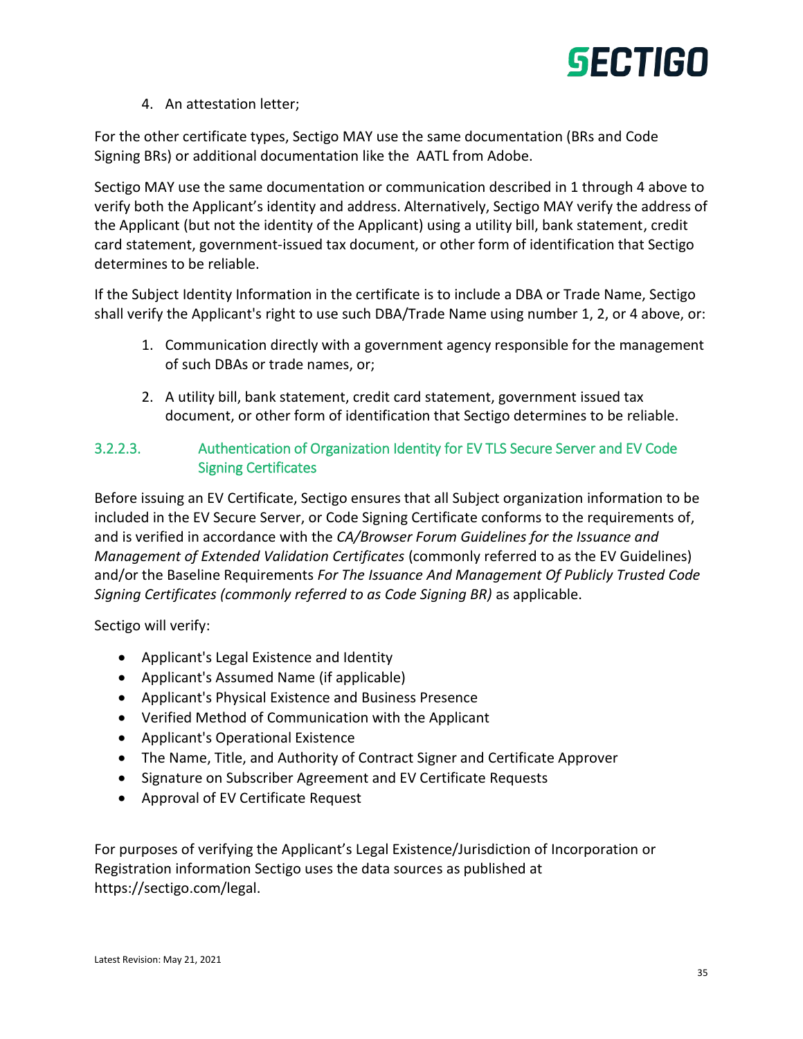4. An attestation letter;

For the other certificate types, Sectigo MAY use the same documentation (BRs and Code Signing BRs) or additional documentation like the AATL from Adobe.

Sectigo MAY use the same documentation or communication described in 1 through 4 above to verify both the Applicant's identity and address. Alternatively, Sectigo MAY verify the address of the Applicant (but not the identity of the Applicant) using a utility bill, bank statement, credit card statement, government-issued tax document, or other form of identification that Sectigo determines to be reliable.

If the Subject Identity Information in the certificate is to include a DBA or Trade Name, Sectigo shall verify the Applicant's right to use such DBA/Trade Name using number 1, 2, or 4 above, or:

1. Communication directly with a government agency responsible for the management of such DBAs or trade names, or;
2. A utility bill, bank statement, credit card statement, government issued tax document, or other form of identification that Sectigo determines to be reliable.

### 3.2.2.3. Authentication of Organization Identity for EV TLS Secure Server and EV Code Signing Certificates

Before issuing an EV Certificate, Sectigo ensures that all Subject organization information to be included in the EV Secure Server, or Code Signing Certificate conforms to the requirements of, and is verified in accordance with the *CA/Browser Forum Guidelines for the Issuance and Management of Extended Validation Certificates* (commonly referred to as the EV Guidelines) and/or the Baseline Requirements *For The Issuance And Management Of Publicly Trusted Code Signing Certificates (commonly referred to as Code Signing BR)* as applicable.

Sectigo will verify:

- Applicant's Legal Existence and Identity
- Applicant's Assumed Name (if applicable)
- Applicant's Physical Existence and Business Presence
- Verified Method of Communication with the Applicant
- Applicant's Operational Existence
- The Name, Title, and Authority of Contract Signer and Certificate Approver
- Signature on Subscriber Agreement and EV Certificate Requests
- Approval of EV Certificate Request

For purposes of verifying the Applicant's Legal Existence/Jurisdiction of Incorporation or Registration information Sectigo uses the data sources as published at https://sectigo.com/legal.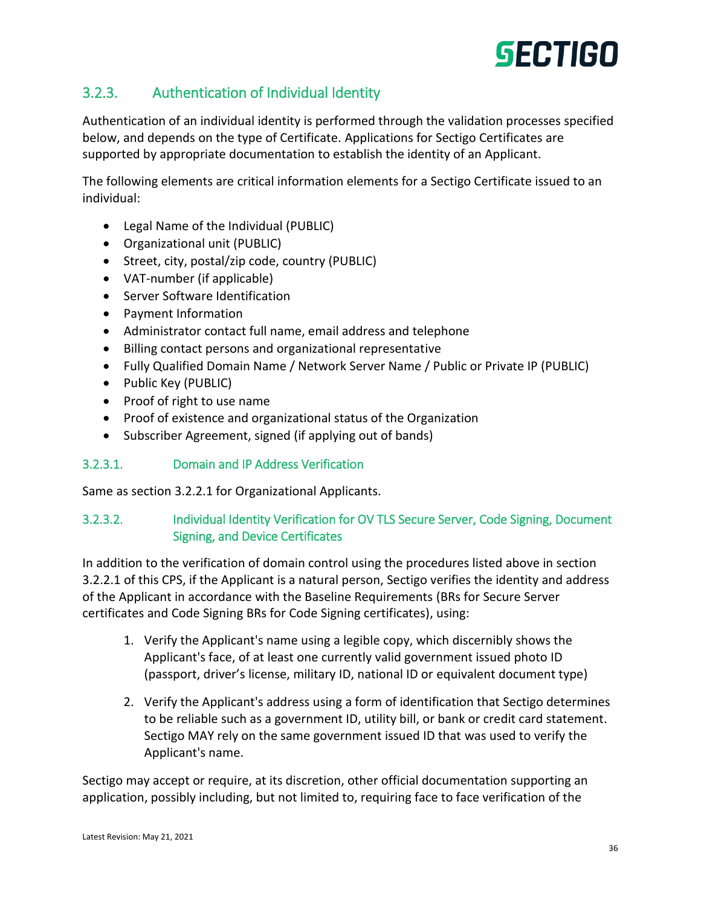### 3.2.3. Authentication of Individual Identity

Authentication of an individual identity is performed through the validation processes specified below, and depends on the type of Certificate. Applications for Sectigo Certificates are supported by appropriate documentation to establish the identity of an Applicant.

The following elements are critical information elements for a Sectigo Certificate issued to an individual:

- Legal Name of the Individual (PUBLIC)
- Organizational unit (PUBLIC)
- Street, city, postal/zip code, country (PUBLIC)
- VAT-number (if applicable)
- Server Software Identification
- Payment Information
- Administrator contact full name, email address and telephone
- Billing contact persons and organizational representative
- Fully Qualified Domain Name / Network Server Name / Public or Private IP (PUBLIC)
- Public Key (PUBLIC)
- Proof of right to use name
- Proof of existence and organizational status of the Organization
- Subscriber Agreement, signed (if applying out of bands)

#### 3.2.3.1. Domain and IP Address Verification

Same as section 3.2.2.1 for Organizational Applicants.

#### 3.2.3.2. Individual Identity Verification for OV TLS Secure Server, Code Signing, Document Signing, and Device Certificates

In addition to the verification of domain control using the procedures listed above in section 3.2.2.1 of this CPS, if the Applicant is a natural person, Sectigo verifies the identity and address of the Applicant in accordance with the Baseline Requirements (BRs for Secure Server certificates and Code Signing BRs for Code Signing certificates), using:

1. Verify the Applicant's name using a legible copy, which discernibly shows the Applicant's face, of at least one currently valid government issued photo ID (passport, driver's license, military ID, national ID or equivalent document type)

2. Verify the Applicant's address using a form of identification that Sectigo determines to be reliable such as a government ID, utility bill, or bank or credit card statement. Sectigo MAY rely on the same government issued ID that was used to verify the Applicant's name.

Sectigo may accept or require, at its discretion, other official documentation supporting an application, possibly including, but not limited to, requiring face to face verification of the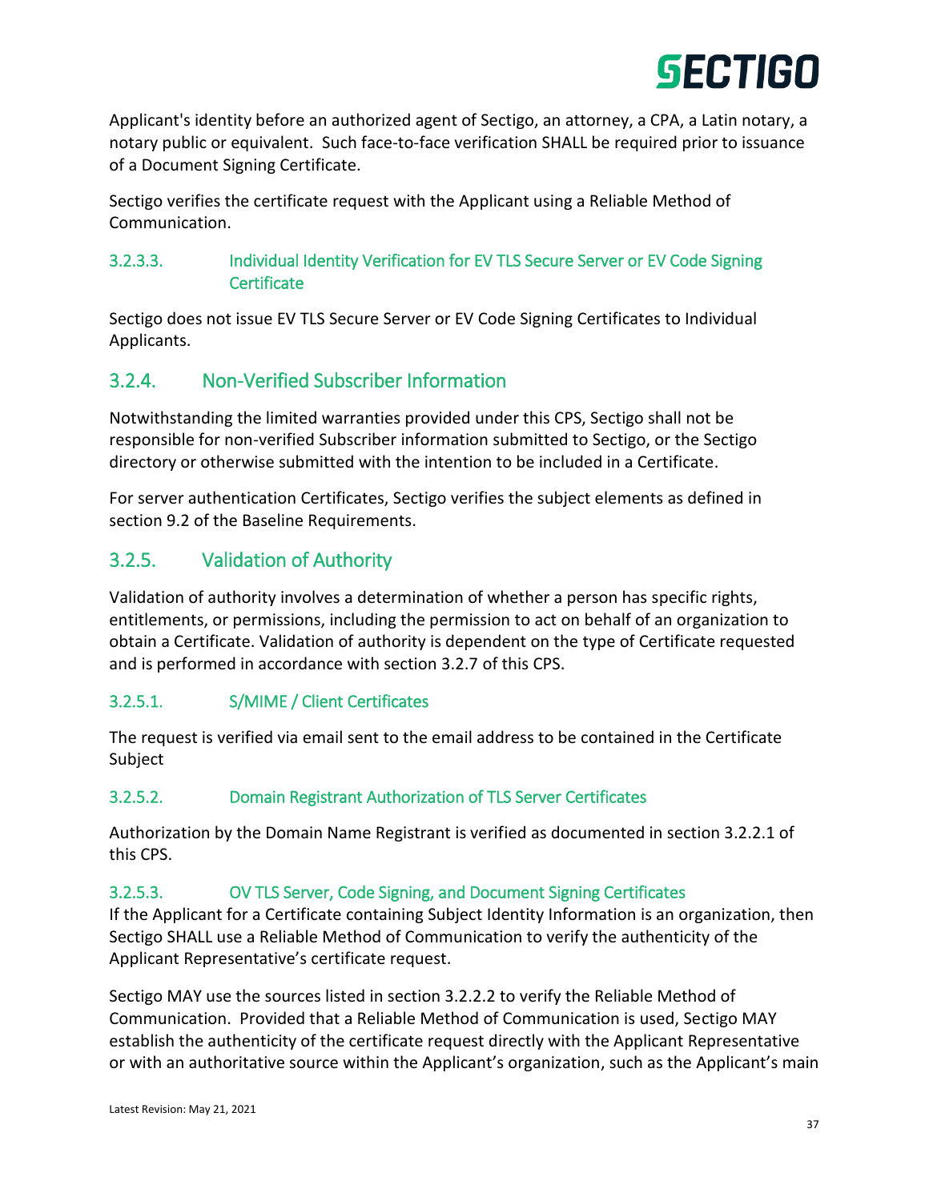Applicant's identity before an authorized agent of Sectigo, an attorney, a CPA, a Latin notary, a notary public or equivalent. Such face-to-face verification SHALL be required prior to issuance of a Document Signing Certificate.

Sectigo verifies the certificate request with the Applicant using a Reliable Method of Communication.

#### 3.2.3.3. Individual Identity Verification for EV TLS Secure Server or EV Code Signing Certificate

Sectigo does not issue EV TLS Secure Server or EV Code Signing Certificates to Individual Applicants.

### 3.2.4. Non-Verified Subscriber Information

Notwithstanding the limited warranties provided under this CPS, Sectigo shall not be responsible for non-verified Subscriber information submitted to Sectigo, or the Sectigo directory or otherwise submitted with the intention to be included in a Certificate.

For server authentication Certificates, Sectigo verifies the subject elements as defined in section 9.2 of the Baseline Requirements.

### 3.2.5. Validation of Authority

Validation of authority involves a determination of whether a person has specific rights, entitlements, or permissions, including the permission to act on behalf of an organization to obtain a Certificate. Validation of authority is dependent on the type of Certificate requested and is performed in accordance with section 3.2.7 of this CPS.

#### 3.2.5.1. S/MIME / Client Certificates

The request is verified via email sent to the email address to be contained in the Certificate Subject

#### 3.2.5.2. Domain Registrant Authorization of TLS Server Certificates

Authorization by the Domain Name Registrant is verified as documented in section 3.2.2.1 of this CPS.

#### 3.2.5.3. OV TLS Server, Code Signing, and Document Signing Certificates

If the Applicant for a Certificate containing Subject Identity Information is an organization, then Sectigo SHALL use a Reliable Method of Communication to verify the authenticity of the Applicant Representative's certificate request.

Sectigo MAY use the sources listed in section 3.2.2.2 to verify the Reliable Method of Communication. Provided that a Reliable Method of Communication is used, Sectigo MAY establish the authenticity of the certificate request directly with the Applicant Representative or with an authoritative source within the Applicant's organization, such as the Applicant's main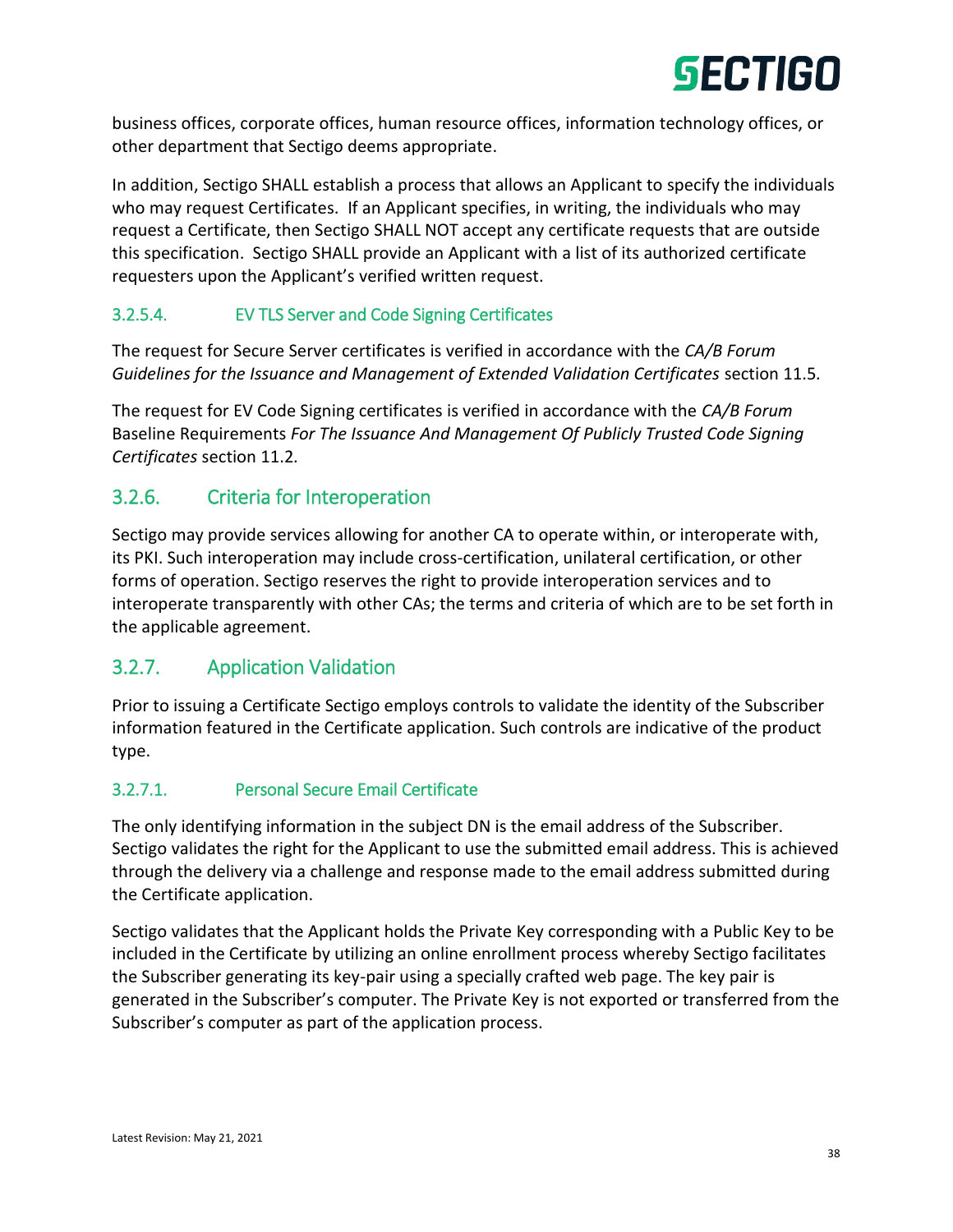business offices, corporate offices, human resource offices, information technology offices, or other department that Sectigo deems appropriate.

In addition, Sectigo SHALL establish a process that allows an Applicant to specify the individuals who may request Certificates. If an Applicant specifies, in writing, the individuals who may request a Certificate, then Sectigo SHALL NOT accept any certificate requests that are outside this specification. Sectigo SHALL provide an Applicant with a list of its authorized certificate requesters upon the Applicant's verified written request.

#### 3.2.5.4. EV TLS Server and Code Signing Certificates

The request for Secure Server certificates is verified in accordance with the *CA/B Forum Guidelines for the Issuance and Management of Extended Validation Certificates* section 11.5*.*

The request for EV Code Signing certificates is verified in accordance with the *CA/B Forum* Baseline Requirements *For The Issuance And Management Of Publicly Trusted Code Signing Certificates* section 11.2*.*

### 3.2.6. Criteria for Interoperation

Sectigo may provide services allowing for another CA to operate within, or interoperate with, its PKI. Such interoperation may include cross-certification, unilateral certification, or other forms of operation. Sectigo reserves the right to provide interoperation services and to interoperate transparently with other CAs; the terms and criteria of which are to be set forth in the applicable agreement.

### 3.2.7. Application Validation

Prior to issuing a Certificate Sectigo employs controls to validate the identity of the Subscriber information featured in the Certificate application. Such controls are indicative of the product type.

#### 3.2.7.1. Personal Secure Email Certificate

The only identifying information in the subject DN is the email address of the Subscriber. Sectigo validates the right for the Applicant to use the submitted email address. This is achieved through the delivery via a challenge and response made to the email address submitted during the Certificate application.

Sectigo validates that the Applicant holds the Private Key corresponding with a Public Key to be included in the Certificate by utilizing an online enrollment process whereby Sectigo facilitates the Subscriber generating its key-pair using a specially crafted web page. The key pair is generated in the Subscriber's computer. The Private Key is not exported or transferred from the Subscriber's computer as part of the application process.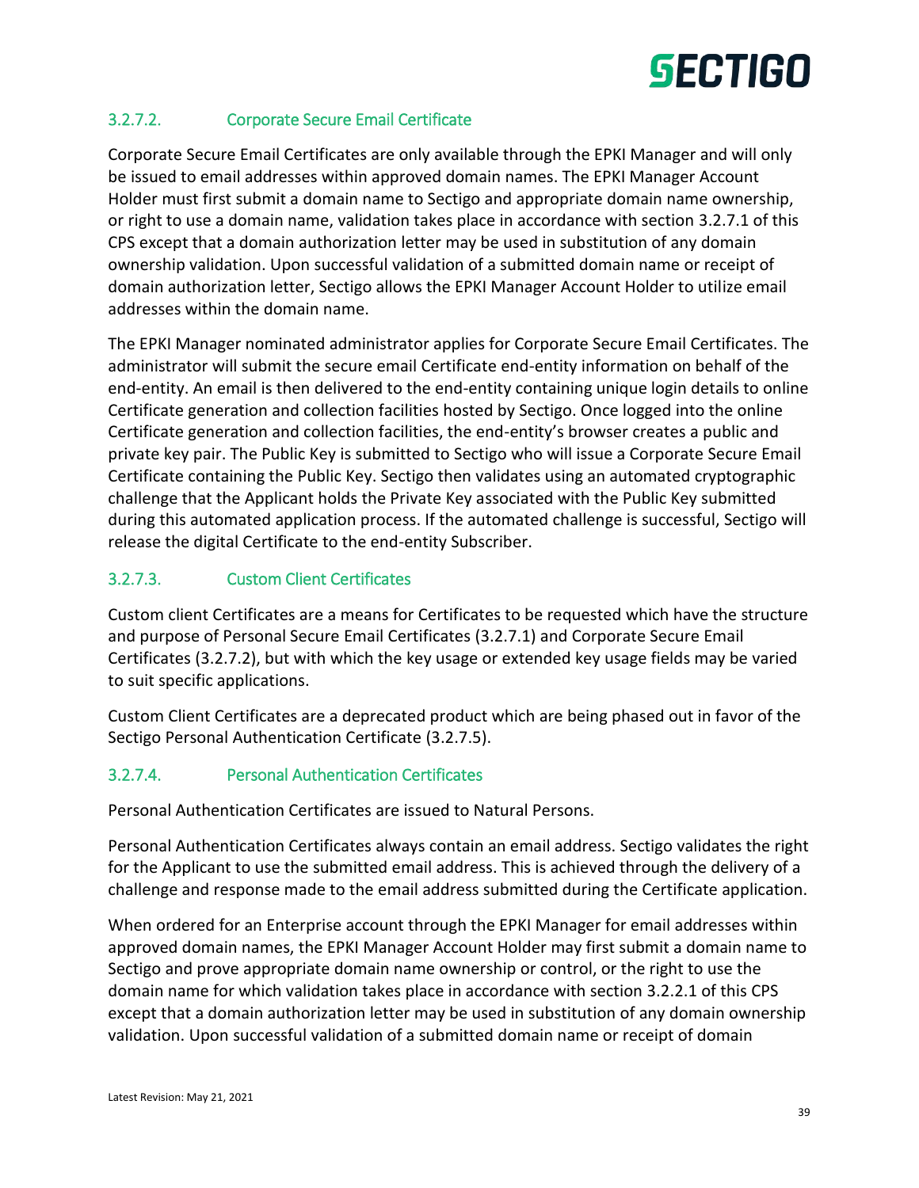#### 3.2.7.2. Corporate Secure Email Certificate

Corporate Secure Email Certificates are only available through the EPKI Manager and will only be issued to email addresses within approved domain names. The EPKI Manager Account Holder must first submit a domain name to Sectigo and appropriate domain name ownership, or right to use a domain name, validation takes place in accordance with section 3.2.7.1 of this CPS except that a domain authorization letter may be used in substitution of any domain ownership validation. Upon successful validation of a submitted domain name or receipt of domain authorization letter, Sectigo allows the EPKI Manager Account Holder to utilize email addresses within the domain name.

The EPKI Manager nominated administrator applies for Corporate Secure Email Certificates. The administrator will submit the secure email Certificate end-entity information on behalf of the end-entity. An email is then delivered to the end-entity containing unique login details to online Certificate generation and collection facilities hosted by Sectigo. Once logged into the online Certificate generation and collection facilities, the end-entity's browser creates a public and private key pair. The Public Key is submitted to Sectigo who will issue a Corporate Secure Email Certificate containing the Public Key. Sectigo then validates using an automated cryptographic challenge that the Applicant holds the Private Key associated with the Public Key submitted during this automated application process. If the automated challenge is successful, Sectigo will release the digital Certificate to the end-entity Subscriber.

#### 3.2.7.3. Custom Client Certificates

Custom client Certificates are a means for Certificates to be requested which have the structure and purpose of Personal Secure Email Certificates (3.2.7.1) and Corporate Secure Email Certificates (3.2.7.2), but with which the key usage or extended key usage fields may be varied to suit specific applications.

Custom Client Certificates are a deprecated product which are being phased out in favor of the Sectigo Personal Authentication Certificate (3.2.7.5).

#### 3.2.7.4. Personal Authentication Certificates

Personal Authentication Certificates are issued to Natural Persons.

Personal Authentication Certificates always contain an email address. Sectigo validates the right for the Applicant to use the submitted email address. This is achieved through the delivery of a challenge and response made to the email address submitted during the Certificate application.

When ordered for an Enterprise account through the EPKI Manager for email addresses within approved domain names, the EPKI Manager Account Holder may first submit a domain name to Sectigo and prove appropriate domain name ownership or control, or the right to use the domain name for which validation takes place in accordance with section 3.2.2.1 of this CPS except that a domain authorization letter may be used in substitution of any domain ownership validation. Upon successful validation of a submitted domain name or receipt of domain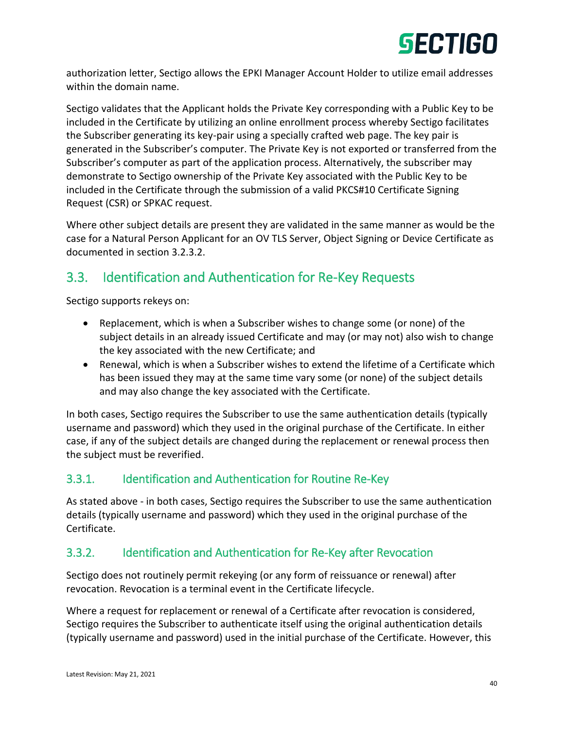authorization letter, Sectigo allows the EPKI Manager Account Holder to utilize email addresses within the domain name.

Sectigo validates that the Applicant holds the Private Key corresponding with a Public Key to be included in the Certificate by utilizing an online enrollment process whereby Sectigo facilitates the Subscriber generating its key-pair using a specially crafted web page. The key pair is generated in the Subscriber's computer. The Private Key is not exported or transferred from the Subscriber's computer as part of the application process. Alternatively, the subscriber may demonstrate to Sectigo ownership of the Private Key associated with the Public Key to be included in the Certificate through the submission of a valid PKCS#10 Certificate Signing Request (CSR) or SPKAC request.

Where other subject details are present they are validated in the same manner as would be the case for a Natural Person Applicant for an OV TLS Server, Object Signing or Device Certificate as documented in section 3.2.3.2.

## 3.3. Identification and Authentication for Re-Key Requests

Sectigo supports rekeys on:

- Replacement, which is when a Subscriber wishes to change some (or none) of the subject details in an already issued Certificate and may (or may not) also wish to change the key associated with the new Certificate; and
- Renewal, which is when a Subscriber wishes to extend the lifetime of a Certificate which has been issued they may at the same time vary some (or none) of the subject details and may also change the key associated with the Certificate.

In both cases, Sectigo requires the Subscriber to use the same authentication details (typically username and password) which they used in the original purchase of the Certificate. In either case, if any of the subject details are changed during the replacement or renewal process then the subject must be reverified.

### 3.3.1. Identification and Authentication for Routine Re-Key

As stated above - in both cases, Sectigo requires the Subscriber to use the same authentication details (typically username and password) which they used in the original purchase of the Certificate.

### 3.3.2. Identification and Authentication for Re-Key after Revocation

Sectigo does not routinely permit rekeying (or any form of reissuance or renewal) after revocation. Revocation is a terminal event in the Certificate lifecycle.

Where a request for replacement or renewal of a Certificate after revocation is considered, Sectigo requires the Subscriber to authenticate itself using the original authentication details (typically username and password) used in the initial purchase of the Certificate. However, this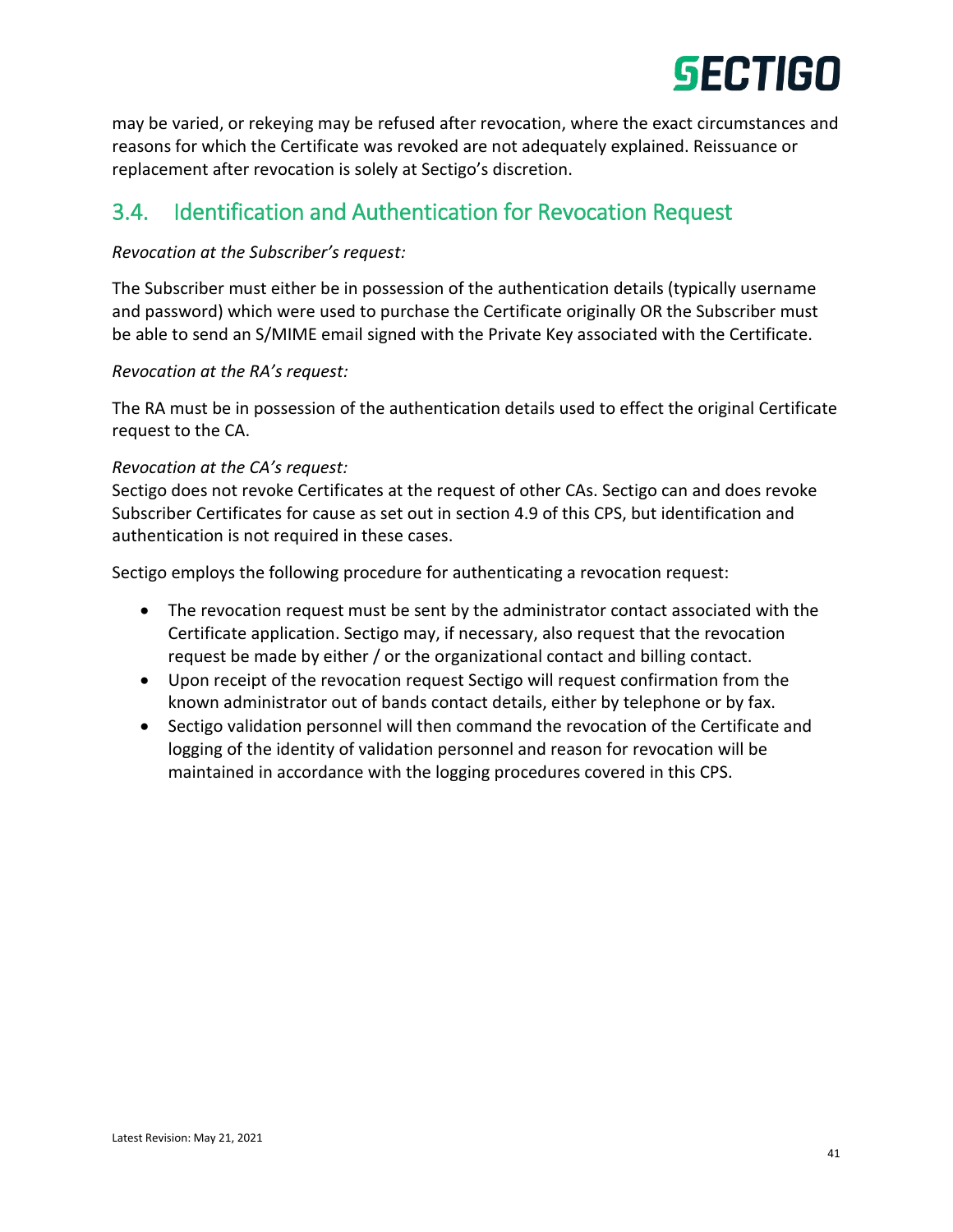may be varied, or rekeying may be refused after revocation, where the exact circumstances and reasons for which the Certificate was revoked are not adequately explained. Reissuance or replacement after revocation is solely at Sectigo's discretion.

## 3.4. Identification and Authentication for Revocation Request

*Revocation at the Subscriber's request:*

The Subscriber must either be in possession of the authentication details (typically username and password) which were used to purchase the Certificate originally OR the Subscriber must be able to send an S/MIME email signed with the Private Key associated with the Certificate.

*Revocation at the RA's request:*

The RA must be in possession of the authentication details used to effect the original Certificate request to the CA.

*Revocation at the CA's request:*

Sectigo does not revoke Certificates at the request of other CAs. Sectigo can and does revoke Subscriber Certificates for cause as set out in section 4.9 of this CPS, but identification and authentication is not required in these cases.

Sectigo employs the following procedure for authenticating a revocation request:

- The revocation request must be sent by the administrator contact associated with the Certificate application. Sectigo may, if necessary, also request that the revocation request be made by either / or the organizational contact and billing contact.
- Upon receipt of the revocation request Sectigo will request confirmation from the known administrator out of bands contact details, either by telephone or by fax.
- Sectigo validation personnel will then command the revocation of the Certificate and logging of the identity of validation personnel and reason for revocation will be maintained in accordance with the logging procedures covered in this CPS.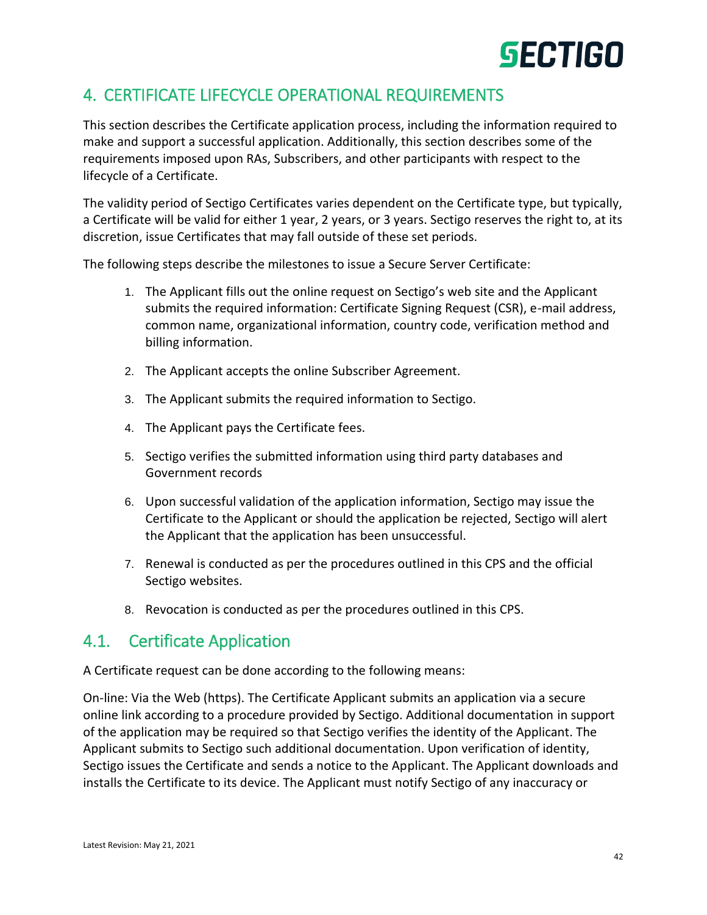# 4. CERTIFICATE LIFECYCLE OPERATIONAL REQUIREMENTS

This section describes the Certificate application process, including the information required to make and support a successful application. Additionally, this section describes some of the requirements imposed upon RAs, Subscribers, and other participants with respect to the lifecycle of a Certificate.

The validity period of Sectigo Certificates varies dependent on the Certificate type, but typically, a Certificate will be valid for either 1 year, 2 years, or 3 years. Sectigo reserves the right to, at its discretion, issue Certificates that may fall outside of these set periods.

The following steps describe the milestones to issue a Secure Server Certificate:

1. The Applicant fills out the online request on Sectigo's web site and the Applicant submits the required information: Certificate Signing Request (CSR), e-mail address, common name, organizational information, country code, verification method and billing information.
2. The Applicant accepts the online Subscriber Agreement.
3. The Applicant submits the required information to Sectigo.
4. The Applicant pays the Certificate fees.
5. Sectigo verifies the submitted information using third party databases and Government records
6. Upon successful validation of the application information, Sectigo may issue the Certificate to the Applicant or should the application be rejected, Sectigo will alert the Applicant that the application has been unsuccessful.
7. Renewal is conducted as per the procedures outlined in this CPS and the official Sectigo websites.
8. Revocation is conducted as per the procedures outlined in this CPS.

## 4.1. Certificate Application

A Certificate request can be done according to the following means:

On-line: Via the Web (https). The Certificate Applicant submits an application via a secure online link according to a procedure provided by Sectigo. Additional documentation in support of the application may be required so that Sectigo verifies the identity of the Applicant. The Applicant submits to Sectigo such additional documentation. Upon verification of identity, Sectigo issues the Certificate and sends a notice to the Applicant. The Applicant downloads and installs the Certificate to its device. The Applicant must notify Sectigo of any inaccuracy or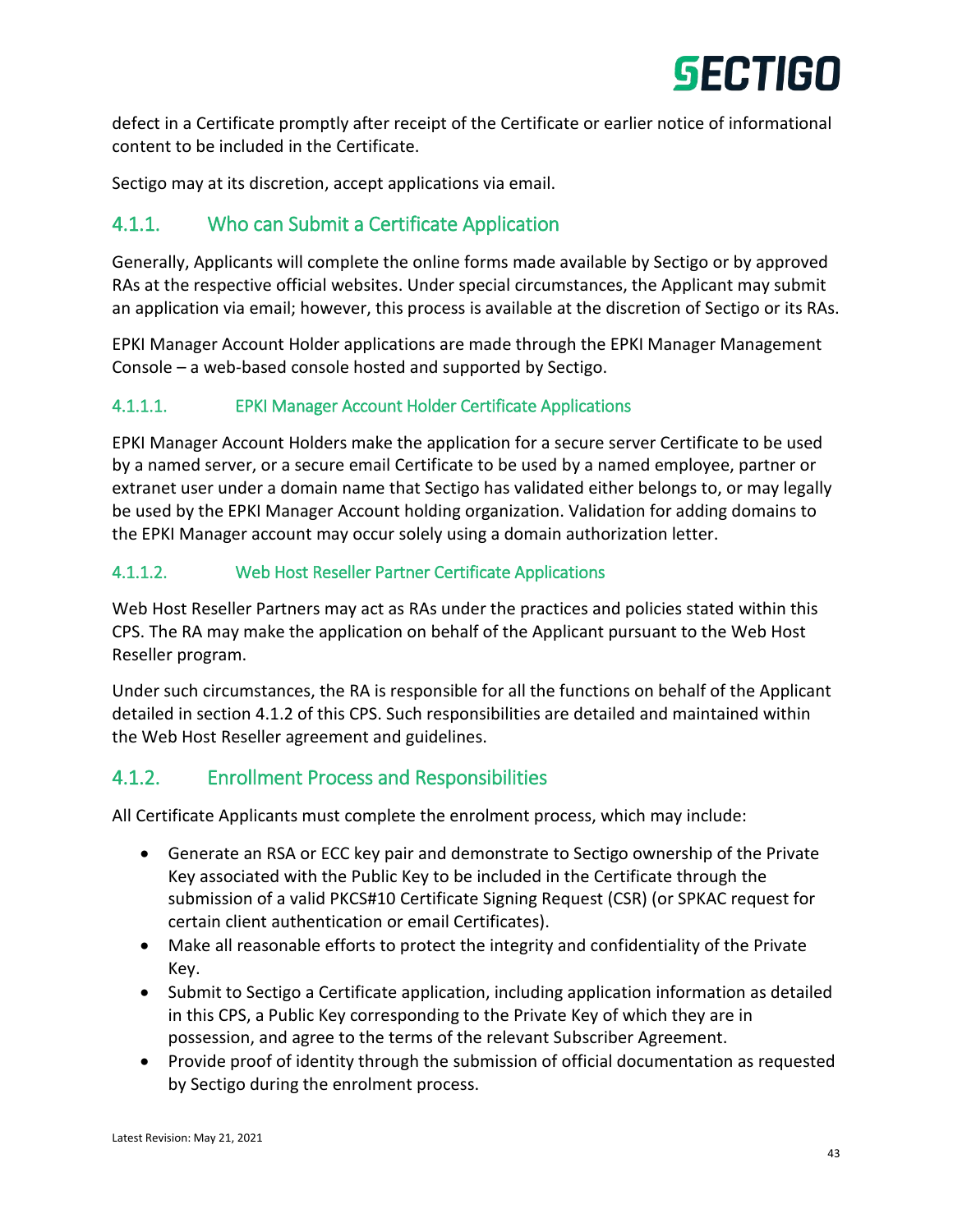defect in a Certificate promptly after receipt of the Certificate or earlier notice of informational content to be included in the Certificate.

Sectigo may at its discretion, accept applications via email.

### 4.1.1. Who can Submit a Certificate Application

Generally, Applicants will complete the online forms made available by Sectigo or by approved RAs at the respective official websites. Under special circumstances, the Applicant may submit an application via email; however, this process is available at the discretion of Sectigo or its RAs.

EPKI Manager Account Holder applications are made through the EPKI Manager Management Console – a web-based console hosted and supported by Sectigo.

#### 4.1.1.1. EPKI Manager Account Holder Certificate Applications

EPKI Manager Account Holders make the application for a secure server Certificate to be used by a named server, or a secure email Certificate to be used by a named employee, partner or extranet user under a domain name that Sectigo has validated either belongs to, or may legally be used by the EPKI Manager Account holding organization. Validation for adding domains to the EPKI Manager account may occur solely using a domain authorization letter.

#### 4.1.1.2. Web Host Reseller Partner Certificate Applications

Web Host Reseller Partners may act as RAs under the practices and policies stated within this CPS. The RA may make the application on behalf of the Applicant pursuant to the Web Host Reseller program.

Under such circumstances, the RA is responsible for all the functions on behalf of the Applicant detailed in section 4.1.2 of this CPS. Such responsibilities are detailed and maintained within the Web Host Reseller agreement and guidelines.

### 4.1.2. Enrollment Process and Responsibilities

All Certificate Applicants must complete the enrolment process, which may include:

- Generate an RSA or ECC key pair and demonstrate to Sectigo ownership of the Private Key associated with the Public Key to be included in the Certificate through the submission of a valid PKCS#10 Certificate Signing Request (CSR) (or SPKAC request for certain client authentication or email Certificates).
- Make all reasonable efforts to protect the integrity and confidentiality of the Private Key.
- Submit to Sectigo a Certificate application, including application information as detailed in this CPS, a Public Key corresponding to the Private Key of which they are in possession, and agree to the terms of the relevant Subscriber Agreement.
- Provide proof of identity through the submission of official documentation as requested by Sectigo during the enrolment process.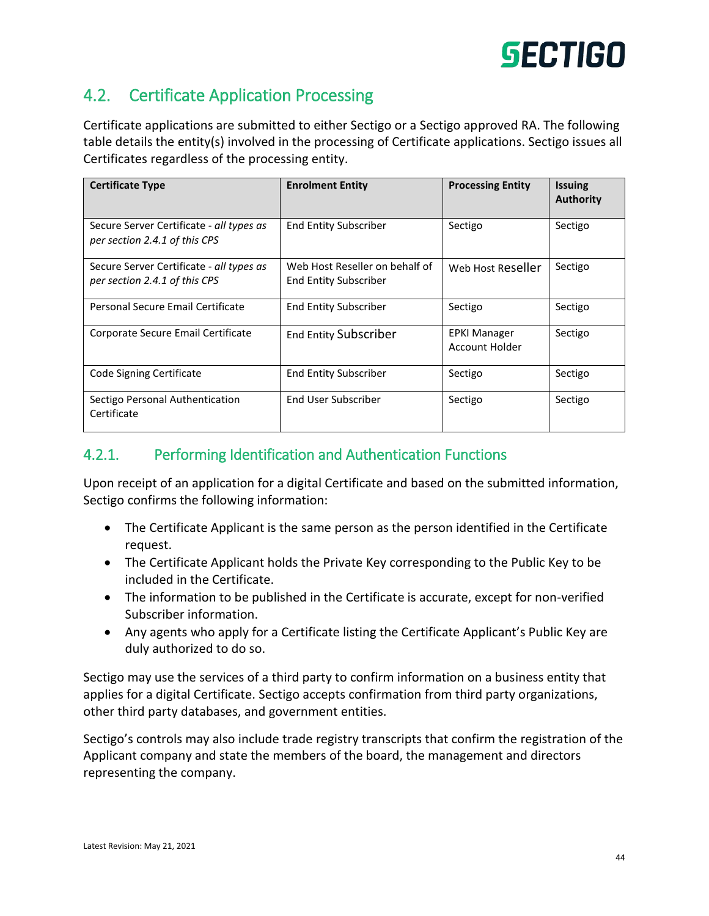## 4.2. Certificate Application Processing

Certificate applications are submitted to either Sectigo or a Sectigo approved RA. The following table details the entity(s) involved in the processing of Certificate applications. Sectigo issues all Certificates regardless of the processing entity.

| Certificate Type | Enrolment Entity | Processing Entity | Issuing Authority |
|---|---|---|---|
| Secure Server Certificate - *all types as per section 2.4.1 of this CPS* | End Entity Subscriber | Sectigo | Sectigo |
| Secure Server Certificate - *all types as per section 2.4.1 of this CPS* | Web Host Reseller on behalf of End Entity Subscriber | Web Host Reseller | Sectigo |
| Personal Secure Email Certificate | End Entity Subscriber | Sectigo | Sectigo |
| Corporate Secure Email Certificate | End Entity Subscriber | EPKI Manager Account Holder | Sectigo |
| Code Signing Certificate | End Entity Subscriber | Sectigo | Sectigo |
| Sectigo Personal Authentication Certificate | End User Subscriber | Sectigo | Sectigo |

### 4.2.1. Performing Identification and Authentication Functions

Upon receipt of an application for a digital Certificate and based on the submitted information, Sectigo confirms the following information:

- The Certificate Applicant is the same person as the person identified in the Certificate request.
- The Certificate Applicant holds the Private Key corresponding to the Public Key to be included in the Certificate.
- The information to be published in the Certificate is accurate, except for non-verified Subscriber information.
- Any agents who apply for a Certificate listing the Certificate Applicant's Public Key are duly authorized to do so.

Sectigo may use the services of a third party to confirm information on a business entity that applies for a digital Certificate. Sectigo accepts confirmation from third party organizations, other third party databases, and government entities.

Sectigo's controls may also include trade registry transcripts that confirm the registration of the Applicant company and state the members of the board, the management and directors representing the company.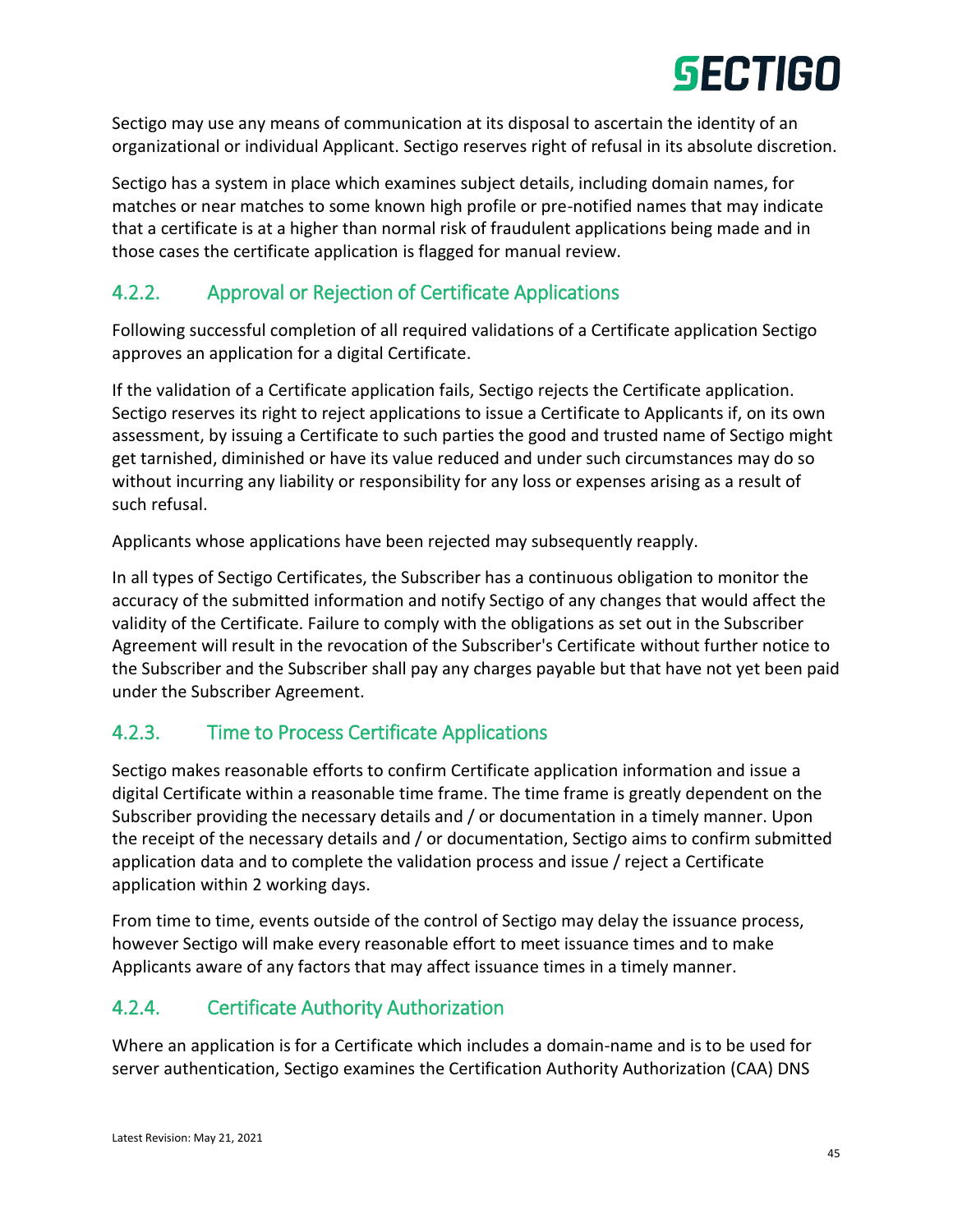Sectigo may use any means of communication at its disposal to ascertain the identity of an organizational or individual Applicant. Sectigo reserves right of refusal in its absolute discretion.

Sectigo has a system in place which examines subject details, including domain names, for matches or near matches to some known high profile or pre-notified names that may indicate that a certificate is at a higher than normal risk of fraudulent applications being made and in those cases the certificate application is flagged for manual review.

### 4.2.2. Approval or Rejection of Certificate Applications

Following successful completion of all required validations of a Certificate application Sectigo approves an application for a digital Certificate.

If the validation of a Certificate application fails, Sectigo rejects the Certificate application. Sectigo reserves its right to reject applications to issue a Certificate to Applicants if, on its own assessment, by issuing a Certificate to such parties the good and trusted name of Sectigo might get tarnished, diminished or have its value reduced and under such circumstances may do so without incurring any liability or responsibility for any loss or expenses arising as a result of such refusal.

Applicants whose applications have been rejected may subsequently reapply.

In all types of Sectigo Certificates, the Subscriber has a continuous obligation to monitor the accuracy of the submitted information and notify Sectigo of any changes that would affect the validity of the Certificate. Failure to comply with the obligations as set out in the Subscriber Agreement will result in the revocation of the Subscriber's Certificate without further notice to the Subscriber and the Subscriber shall pay any charges payable but that have not yet been paid under the Subscriber Agreement.

### 4.2.3. Time to Process Certificate Applications

Sectigo makes reasonable efforts to confirm Certificate application information and issue a digital Certificate within a reasonable time frame. The time frame is greatly dependent on the Subscriber providing the necessary details and / or documentation in a timely manner. Upon the receipt of the necessary details and / or documentation, Sectigo aims to confirm submitted application data and to complete the validation process and issue / reject a Certificate application within 2 working days.

From time to time, events outside of the control of Sectigo may delay the issuance process, however Sectigo will make every reasonable effort to meet issuance times and to make Applicants aware of any factors that may affect issuance times in a timely manner.

### 4.2.4. Certificate Authority Authorization

Where an application is for a Certificate which includes a domain-name and is to be used for server authentication, Sectigo examines the Certification Authority Authorization (CAA) DNS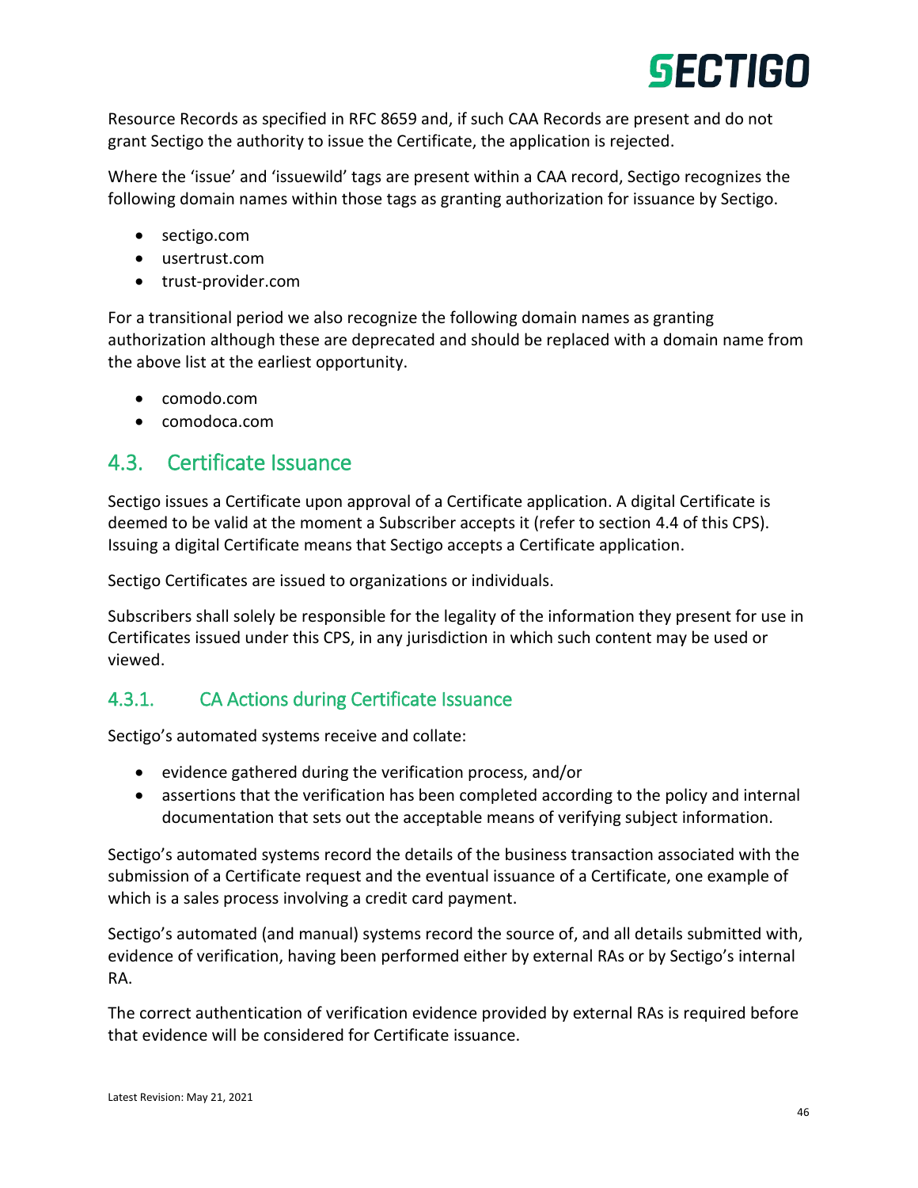Resource Records as specified in RFC 8659 and, if such CAA Records are present and do not grant Sectigo the authority to issue the Certificate, the application is rejected.

Where the 'issue' and 'issuewild' tags are present within a CAA record, Sectigo recognizes the following domain names within those tags as granting authorization for issuance by Sectigo.

- sectigo.com
- usertrust.com
- trust-provider.com

For a transitional period we also recognize the following domain names as granting authorization although these are deprecated and should be replaced with a domain name from the above list at the earliest opportunity.

- comodo.com
- comodoca.com

## 4.3. Certificate Issuance

Sectigo issues a Certificate upon approval of a Certificate application. A digital Certificate is deemed to be valid at the moment a Subscriber accepts it (refer to section 4.4 of this CPS). Issuing a digital Certificate means that Sectigo accepts a Certificate application.

Sectigo Certificates are issued to organizations or individuals.

Subscribers shall solely be responsible for the legality of the information they present for use in Certificates issued under this CPS, in any jurisdiction in which such content may be used or viewed.

### 4.3.1. CA Actions during Certificate Issuance

Sectigo's automated systems receive and collate:

- evidence gathered during the verification process, and/or
- assertions that the verification has been completed according to the policy and internal documentation that sets out the acceptable means of verifying subject information.

Sectigo's automated systems record the details of the business transaction associated with the submission of a Certificate request and the eventual issuance of a Certificate, one example of which is a sales process involving a credit card payment.

Sectigo's automated (and manual) systems record the source of, and all details submitted with, evidence of verification, having been performed either by external RAs or by Sectigo's internal RA.

The correct authentication of verification evidence provided by external RAs is required before that evidence will be considered for Certificate issuance.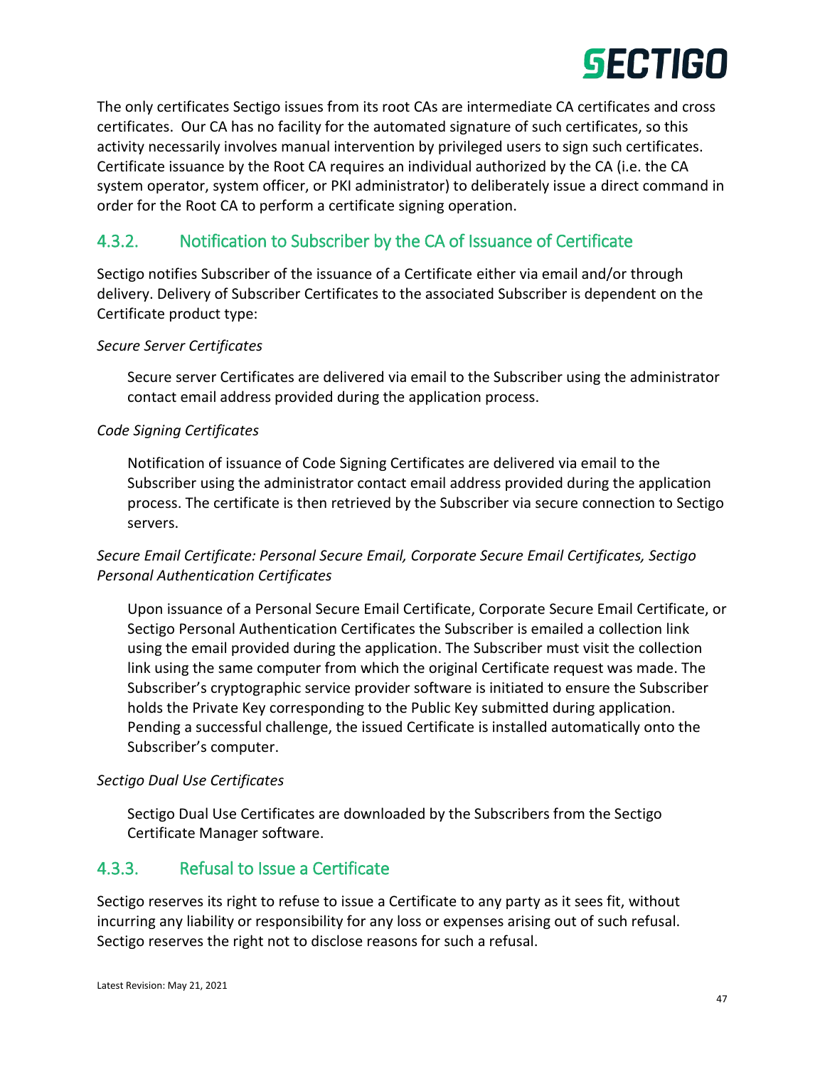The only certificates Sectigo issues from its root CAs are intermediate CA certificates and cross certificates. Our CA has no facility for the automated signature of such certificates, so this activity necessarily involves manual intervention by privileged users to sign such certificates. Certificate issuance by the Root CA requires an individual authorized by the CA (i.e. the CA system operator, system officer, or PKI administrator) to deliberately issue a direct command in order for the Root CA to perform a certificate signing operation.

### 4.3.2. Notification to Subscriber by the CA of Issuance of Certificate

Sectigo notifies Subscriber of the issuance of a Certificate either via email and/or through delivery. Delivery of Subscriber Certificates to the associated Subscriber is dependent on the Certificate product type:

*Secure Server Certificates*

Secure server Certificates are delivered via email to the Subscriber using the administrator contact email address provided during the application process.

*Code Signing Certificates*

Notification of issuance of Code Signing Certificates are delivered via email to the Subscriber using the administrator contact email address provided during the application process. The certificate is then retrieved by the Subscriber via secure connection to Sectigo servers.

*Secure Email Certificate: Personal Secure Email, Corporate Secure Email Certificates, Sectigo Personal Authentication Certificates*

Upon issuance of a Personal Secure Email Certificate, Corporate Secure Email Certificate, or Sectigo Personal Authentication Certificates the Subscriber is emailed a collection link using the email provided during the application. The Subscriber must visit the collection link using the same computer from which the original Certificate request was made. The Subscriber's cryptographic service provider software is initiated to ensure the Subscriber holds the Private Key corresponding to the Public Key submitted during application. Pending a successful challenge, the issued Certificate is installed automatically onto the Subscriber's computer.

*Sectigo Dual Use Certificates*

Sectigo Dual Use Certificates are downloaded by the Subscribers from the Sectigo Certificate Manager software.

### 4.3.3. Refusal to Issue a Certificate

Sectigo reserves its right to refuse to issue a Certificate to any party as it sees fit, without incurring any liability or responsibility for any loss or expenses arising out of such refusal. Sectigo reserves the right not to disclose reasons for such a refusal.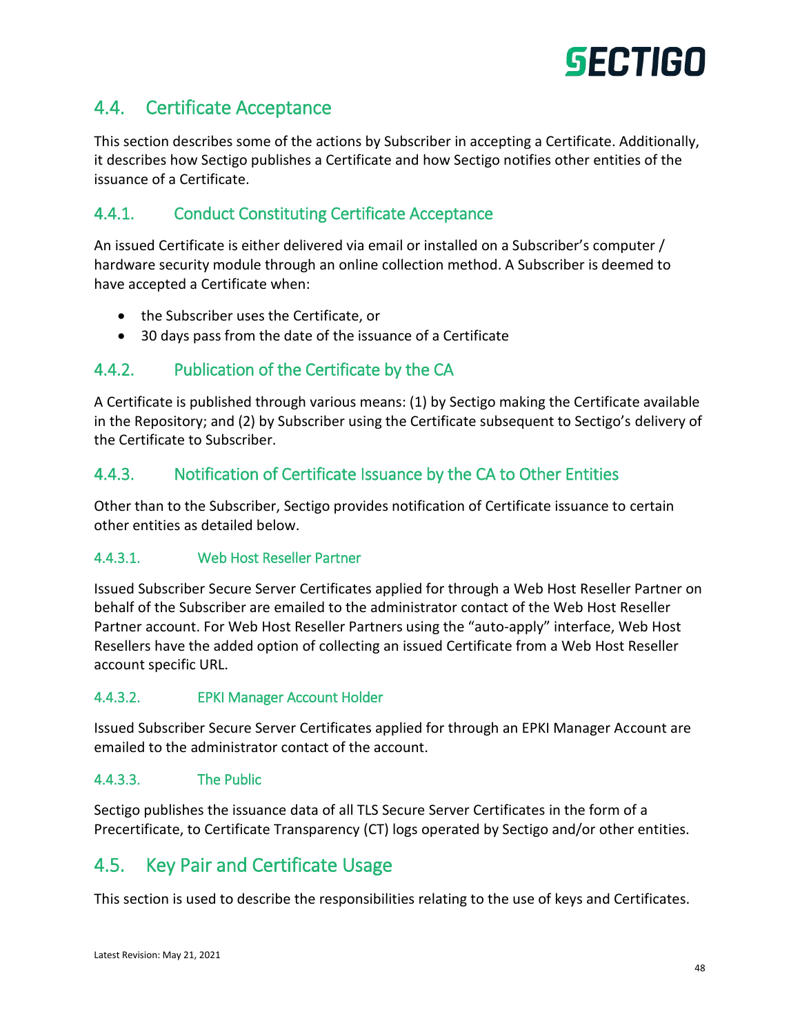## 4.4. Certificate Acceptance

This section describes some of the actions by Subscriber in accepting a Certificate. Additionally, it describes how Sectigo publishes a Certificate and how Sectigo notifies other entities of the issuance of a Certificate.

### 4.4.1. Conduct Constituting Certificate Acceptance

An issued Certificate is either delivered via email or installed on a Subscriber's computer / hardware security module through an online collection method. A Subscriber is deemed to have accepted a Certificate when:

- the Subscriber uses the Certificate, or
- 30 days pass from the date of the issuance of a Certificate

### 4.4.2. Publication of the Certificate by the CA

A Certificate is published through various means: (1) by Sectigo making the Certificate available in the Repository; and (2) by Subscriber using the Certificate subsequent to Sectigo's delivery of the Certificate to Subscriber.

### 4.4.3. Notification of Certificate Issuance by the CA to Other Entities

Other than to the Subscriber, Sectigo provides notification of Certificate issuance to certain other entities as detailed below.

#### 4.4.3.1. Web Host Reseller Partner

Issued Subscriber Secure Server Certificates applied for through a Web Host Reseller Partner on behalf of the Subscriber are emailed to the administrator contact of the Web Host Reseller Partner account. For Web Host Reseller Partners using the "auto-apply" interface, Web Host Resellers have the added option of collecting an issued Certificate from a Web Host Reseller account specific URL.

#### 4.4.3.2. EPKI Manager Account Holder

Issued Subscriber Secure Server Certificates applied for through an EPKI Manager Account are emailed to the administrator contact of the account.

#### 4.4.3.3. The Public

Sectigo publishes the issuance data of all TLS Secure Server Certificates in the form of a Precertificate, to Certificate Transparency (CT) logs operated by Sectigo and/or other entities.

## 4.5. Key Pair and Certificate Usage

This section is used to describe the responsibilities relating to the use of keys and Certificates.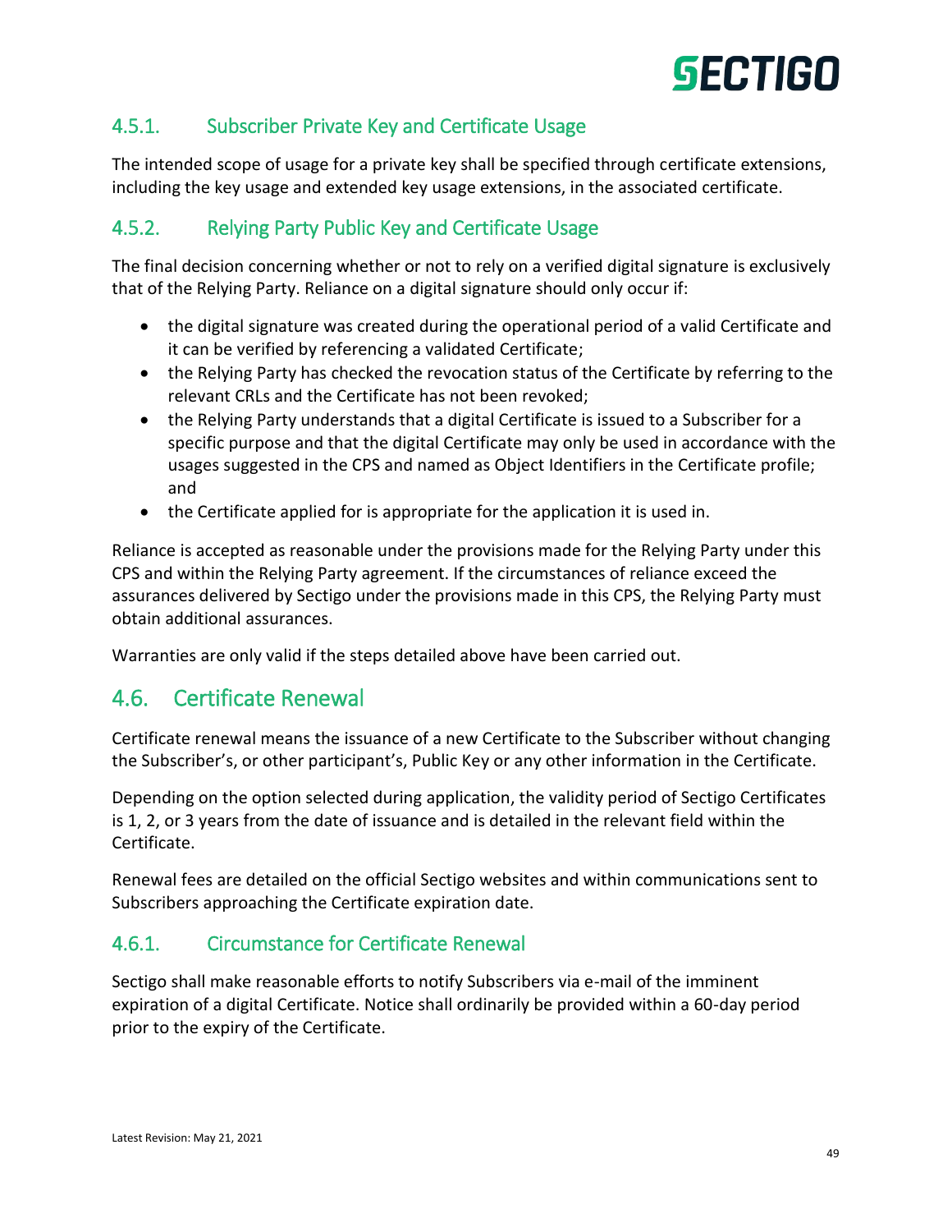### 4.5.1. Subscriber Private Key and Certificate Usage

The intended scope of usage for a private key shall be specified through certificate extensions, including the key usage and extended key usage extensions, in the associated certificate.

### 4.5.2. Relying Party Public Key and Certificate Usage

The final decision concerning whether or not to rely on a verified digital signature is exclusively that of the Relying Party. Reliance on a digital signature should only occur if:

- the digital signature was created during the operational period of a valid Certificate and it can be verified by referencing a validated Certificate;
- the Relying Party has checked the revocation status of the Certificate by referring to the relevant CRLs and the Certificate has not been revoked;
- the Relying Party understands that a digital Certificate is issued to a Subscriber for a specific purpose and that the digital Certificate may only be used in accordance with the usages suggested in the CPS and named as Object Identifiers in the Certificate profile; and
- the Certificate applied for is appropriate for the application it is used in.

Reliance is accepted as reasonable under the provisions made for the Relying Party under this CPS and within the Relying Party agreement. If the circumstances of reliance exceed the assurances delivered by Sectigo under the provisions made in this CPS, the Relying Party must obtain additional assurances.

Warranties are only valid if the steps detailed above have been carried out.

## 4.6. Certificate Renewal

Certificate renewal means the issuance of a new Certificate to the Subscriber without changing the Subscriber's, or other participant's, Public Key or any other information in the Certificate.

Depending on the option selected during application, the validity period of Sectigo Certificates is 1, 2, or 3 years from the date of issuance and is detailed in the relevant field within the Certificate.

Renewal fees are detailed on the official Sectigo websites and within communications sent to Subscribers approaching the Certificate expiration date.

### 4.6.1. Circumstance for Certificate Renewal

Sectigo shall make reasonable efforts to notify Subscribers via e-mail of the imminent expiration of a digital Certificate. Notice shall ordinarily be provided within a 60-day period prior to the expiry of the Certificate.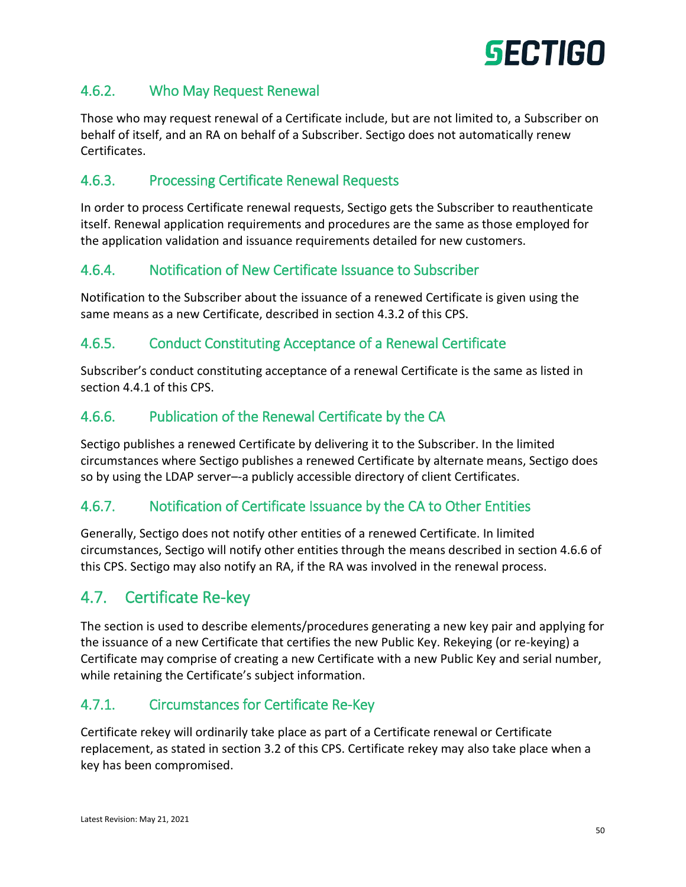### 4.6.2. Who May Request Renewal

Those who may request renewal of a Certificate include, but are not limited to, a Subscriber on behalf of itself, and an RA on behalf of a Subscriber. Sectigo does not automatically renew Certificates.

### 4.6.3. Processing Certificate Renewal Requests

In order to process Certificate renewal requests, Sectigo gets the Subscriber to reauthenticate itself. Renewal application requirements and procedures are the same as those employed for the application validation and issuance requirements detailed for new customers.

### 4.6.4. Notification of New Certificate Issuance to Subscriber

Notification to the Subscriber about the issuance of a renewed Certificate is given using the same means as a new Certificate, described in section 4.3.2 of this CPS.

### 4.6.5. Conduct Constituting Acceptance of a Renewal Certificate

Subscriber's conduct constituting acceptance of a renewal Certificate is the same as listed in section 4.4.1 of this CPS.

### 4.6.6. Publication of the Renewal Certificate by the CA

Sectigo publishes a renewed Certificate by delivering it to the Subscriber. In the limited circumstances where Sectigo publishes a renewed Certificate by alternate means, Sectigo does so by using the LDAP server–-a publicly accessible directory of client Certificates.

### 4.6.7. Notification of Certificate Issuance by the CA to Other Entities

Generally, Sectigo does not notify other entities of a renewed Certificate. In limited circumstances, Sectigo will notify other entities through the means described in section 4.6.6 of this CPS. Sectigo may also notify an RA, if the RA was involved in the renewal process.

## 4.7. Certificate Re-key

The section is used to describe elements/procedures generating a new key pair and applying for the issuance of a new Certificate that certifies the new Public Key. Rekeying (or re-keying) a Certificate may comprise of creating a new Certificate with a new Public Key and serial number, while retaining the Certificate's subject information.

### 4.7.1. Circumstances for Certificate Re-Key

Certificate rekey will ordinarily take place as part of a Certificate renewal or Certificate replacement, as stated in section 3.2 of this CPS. Certificate rekey may also take place when a key has been compromised.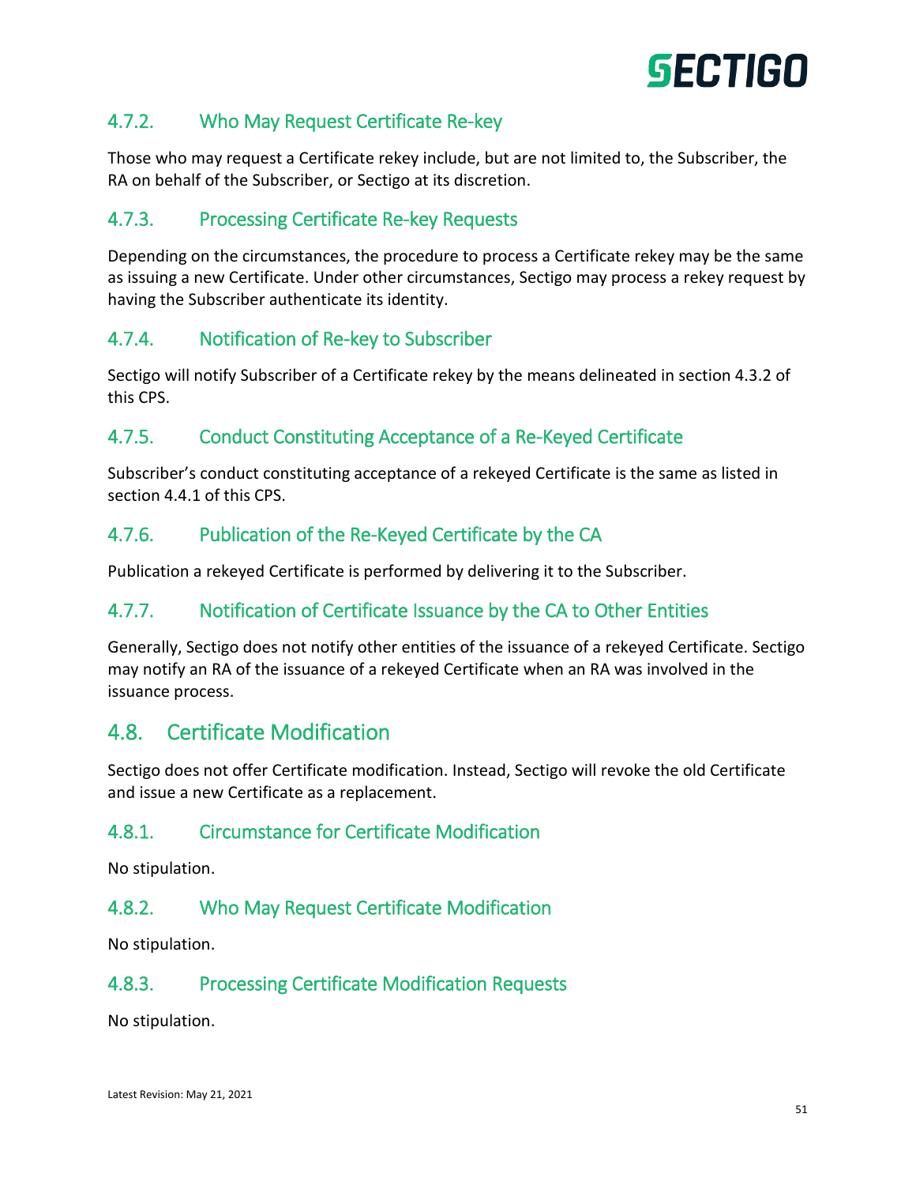### 4.7.2. Who May Request Certificate Re-key

Those who may request a Certificate rekey include, but are not limited to, the Subscriber, the RA on behalf of the Subscriber, or Sectigo at its discretion.

### 4.7.3. Processing Certificate Re-key Requests

Depending on the circumstances, the procedure to process a Certificate rekey may be the same as issuing a new Certificate. Under other circumstances, Sectigo may process a rekey request by having the Subscriber authenticate its identity.

### 4.7.4. Notification of Re-key to Subscriber

Sectigo will notify Subscriber of a Certificate rekey by the means delineated in section 4.3.2 of this CPS.

### 4.7.5. Conduct Constituting Acceptance of a Re-Keyed Certificate

Subscriber's conduct constituting acceptance of a rekeyed Certificate is the same as listed in section 4.4.1 of this CPS.

### 4.7.6. Publication of the Re-Keyed Certificate by the CA

Publication a rekeyed Certificate is performed by delivering it to the Subscriber.

### 4.7.7. Notification of Certificate Issuance by the CA to Other Entities

Generally, Sectigo does not notify other entities of the issuance of a rekeyed Certificate. Sectigo may notify an RA of the issuance of a rekeyed Certificate when an RA was involved in the issuance process.

## 4.8. Certificate Modification

Sectigo does not offer Certificate modification. Instead, Sectigo will revoke the old Certificate and issue a new Certificate as a replacement.

### 4.8.1. Circumstance for Certificate Modification

No stipulation.

### 4.8.2. Who May Request Certificate Modification

No stipulation.

### 4.8.3. Processing Certificate Modification Requests

No stipulation.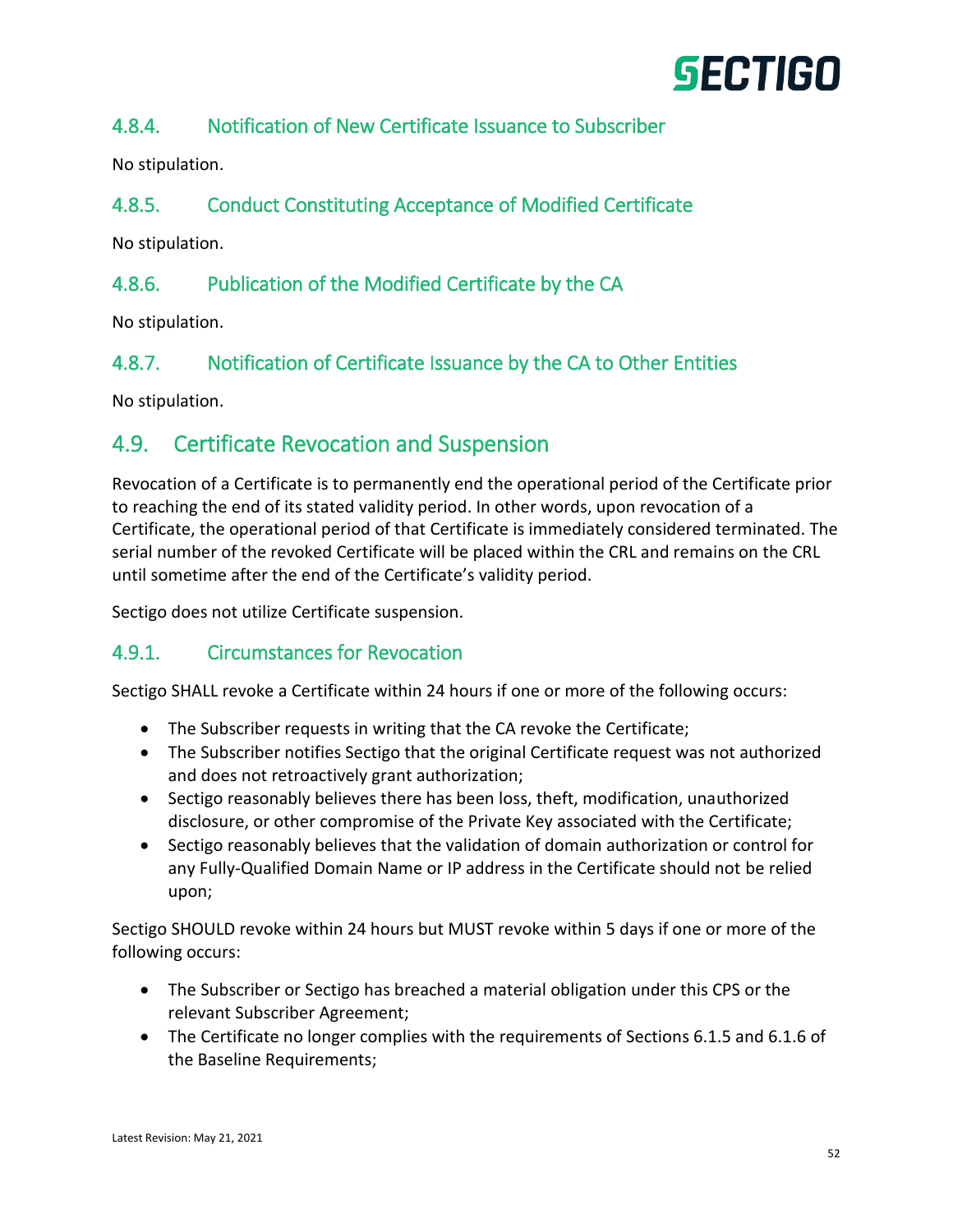### 4.8.4. Notification of New Certificate Issuance to Subscriber

No stipulation.

### 4.8.5. Conduct Constituting Acceptance of Modified Certificate

No stipulation.

### 4.8.6. Publication of the Modified Certificate by the CA

No stipulation.

### 4.8.7. Notification of Certificate Issuance by the CA to Other Entities

No stipulation.

## 4.9. Certificate Revocation and Suspension

Revocation of a Certificate is to permanently end the operational period of the Certificate prior to reaching the end of its stated validity period. In other words, upon revocation of a Certificate, the operational period of that Certificate is immediately considered terminated. The serial number of the revoked Certificate will be placed within the CRL and remains on the CRL until sometime after the end of the Certificate's validity period.

Sectigo does not utilize Certificate suspension.

### 4.9.1. Circumstances for Revocation

Sectigo SHALL revoke a Certificate within 24 hours if one or more of the following occurs:

- The Subscriber requests in writing that the CA revoke the Certificate;
- The Subscriber notifies Sectigo that the original Certificate request was not authorized and does not retroactively grant authorization;
- Sectigo reasonably believes there has been loss, theft, modification, unauthorized disclosure, or other compromise of the Private Key associated with the Certificate;
- Sectigo reasonably believes that the validation of domain authorization or control for any Fully-Qualified Domain Name or IP address in the Certificate should not be relied upon;

Sectigo SHOULD revoke within 24 hours but MUST revoke within 5 days if one or more of the following occurs:

- The Subscriber or Sectigo has breached a material obligation under this CPS or the relevant Subscriber Agreement;
- The Certificate no longer complies with the requirements of Sections 6.1.5 and 6.1.6 of the Baseline Requirements;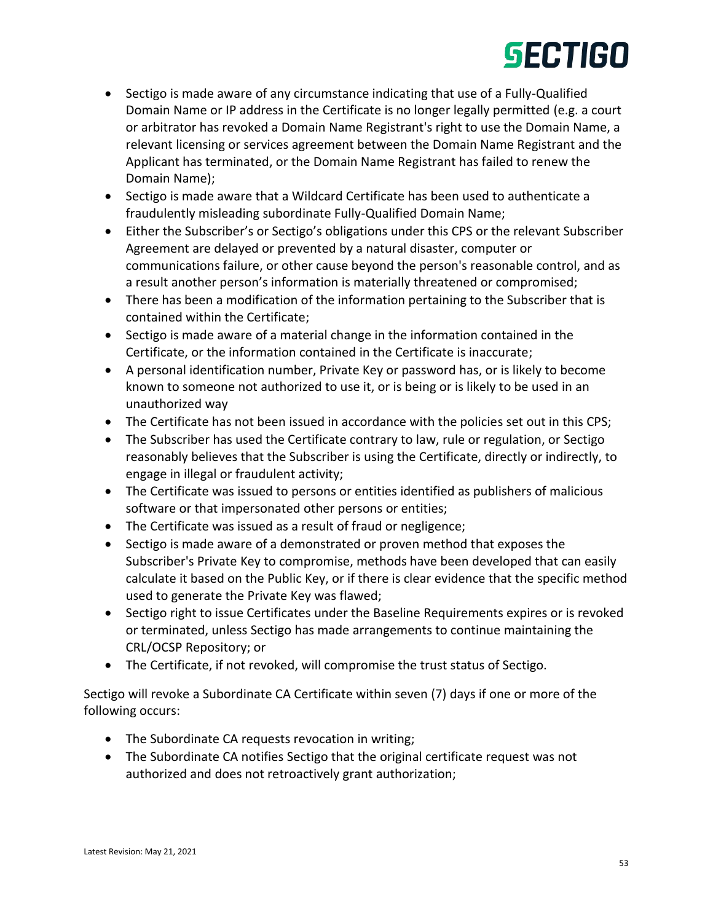- Sectigo is made aware of any circumstance indicating that use of a Fully-Qualified Domain Name or IP address in the Certificate is no longer legally permitted (e.g. a court or arbitrator has revoked a Domain Name Registrant's right to use the Domain Name, a relevant licensing or services agreement between the Domain Name Registrant and the Applicant has terminated, or the Domain Name Registrant has failed to renew the Domain Name);
- Sectigo is made aware that a Wildcard Certificate has been used to authenticate a fraudulently misleading subordinate Fully-Qualified Domain Name;
- Either the Subscriber's or Sectigo's obligations under this CPS or the relevant Subscriber Agreement are delayed or prevented by a natural disaster, computer or communications failure, or other cause beyond the person's reasonable control, and as a result another person's information is materially threatened or compromised;
- There has been a modification of the information pertaining to the Subscriber that is contained within the Certificate;
- Sectigo is made aware of a material change in the information contained in the Certificate, or the information contained in the Certificate is inaccurate;
- A personal identification number, Private Key or password has, or is likely to become known to someone not authorized to use it, or is being or is likely to be used in an unauthorized way
- The Certificate has not been issued in accordance with the policies set out in this CPS;
- The Subscriber has used the Certificate contrary to law, rule or regulation, or Sectigo reasonably believes that the Subscriber is using the Certificate, directly or indirectly, to engage in illegal or fraudulent activity;
- The Certificate was issued to persons or entities identified as publishers of malicious software or that impersonated other persons or entities;
- The Certificate was issued as a result of fraud or negligence;
- Sectigo is made aware of a demonstrated or proven method that exposes the Subscriber's Private Key to compromise, methods have been developed that can easily calculate it based on the Public Key, or if there is clear evidence that the specific method used to generate the Private Key was flawed;
- Sectigo right to issue Certificates under the Baseline Requirements expires or is revoked or terminated, unless Sectigo has made arrangements to continue maintaining the CRL/OCSP Repository; or
- The Certificate, if not revoked, will compromise the trust status of Sectigo.

Sectigo will revoke a Subordinate CA Certificate within seven (7) days if one or more of the following occurs:

- The Subordinate CA requests revocation in writing;
- The Subordinate CA notifies Sectigo that the original certificate request was not authorized and does not retroactively grant authorization;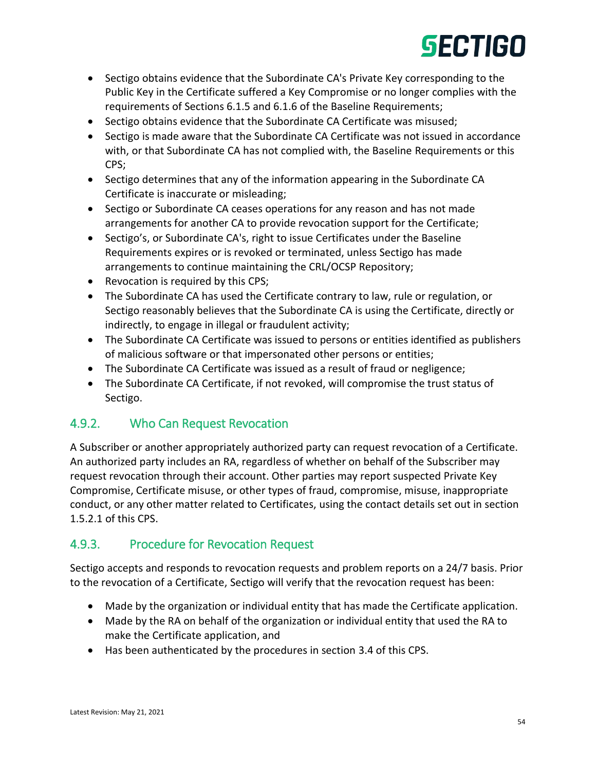- Sectigo obtains evidence that the Subordinate CA's Private Key corresponding to the Public Key in the Certificate suffered a Key Compromise or no longer complies with the requirements of Sections 6.1.5 and 6.1.6 of the Baseline Requirements;
- Sectigo obtains evidence that the Subordinate CA Certificate was misused;
- Sectigo is made aware that the Subordinate CA Certificate was not issued in accordance with, or that Subordinate CA has not complied with, the Baseline Requirements or this CPS;
- Sectigo determines that any of the information appearing in the Subordinate CA Certificate is inaccurate or misleading;
- Sectigo or Subordinate CA ceases operations for any reason and has not made arrangements for another CA to provide revocation support for the Certificate;
- Sectigo's, or Subordinate CA's, right to issue Certificates under the Baseline Requirements expires or is revoked or terminated, unless Sectigo has made arrangements to continue maintaining the CRL/OCSP Repository;
- Revocation is required by this CPS;
- The Subordinate CA has used the Certificate contrary to law, rule or regulation, or Sectigo reasonably believes that the Subordinate CA is using the Certificate, directly or indirectly, to engage in illegal or fraudulent activity;
- The Subordinate CA Certificate was issued to persons or entities identified as publishers of malicious software or that impersonated other persons or entities;
- The Subordinate CA Certificate was issued as a result of fraud or negligence;
- The Subordinate CA Certificate, if not revoked, will compromise the trust status of Sectigo.

### 4.9.2. Who Can Request Revocation

A Subscriber or another appropriately authorized party can request revocation of a Certificate. An authorized party includes an RA, regardless of whether on behalf of the Subscriber may request revocation through their account. Other parties may report suspected Private Key Compromise, Certificate misuse, or other types of fraud, compromise, misuse, inappropriate conduct, or any other matter related to Certificates, using the contact details set out in section 1.5.2.1 of this CPS.

### 4.9.3. Procedure for Revocation Request

Sectigo accepts and responds to revocation requests and problem reports on a 24/7 basis. Prior to the revocation of a Certificate, Sectigo will verify that the revocation request has been:

- Made by the organization or individual entity that has made the Certificate application.
- Made by the RA on behalf of the organization or individual entity that used the RA to make the Certificate application, and
- Has been authenticated by the procedures in section 3.4 of this CPS.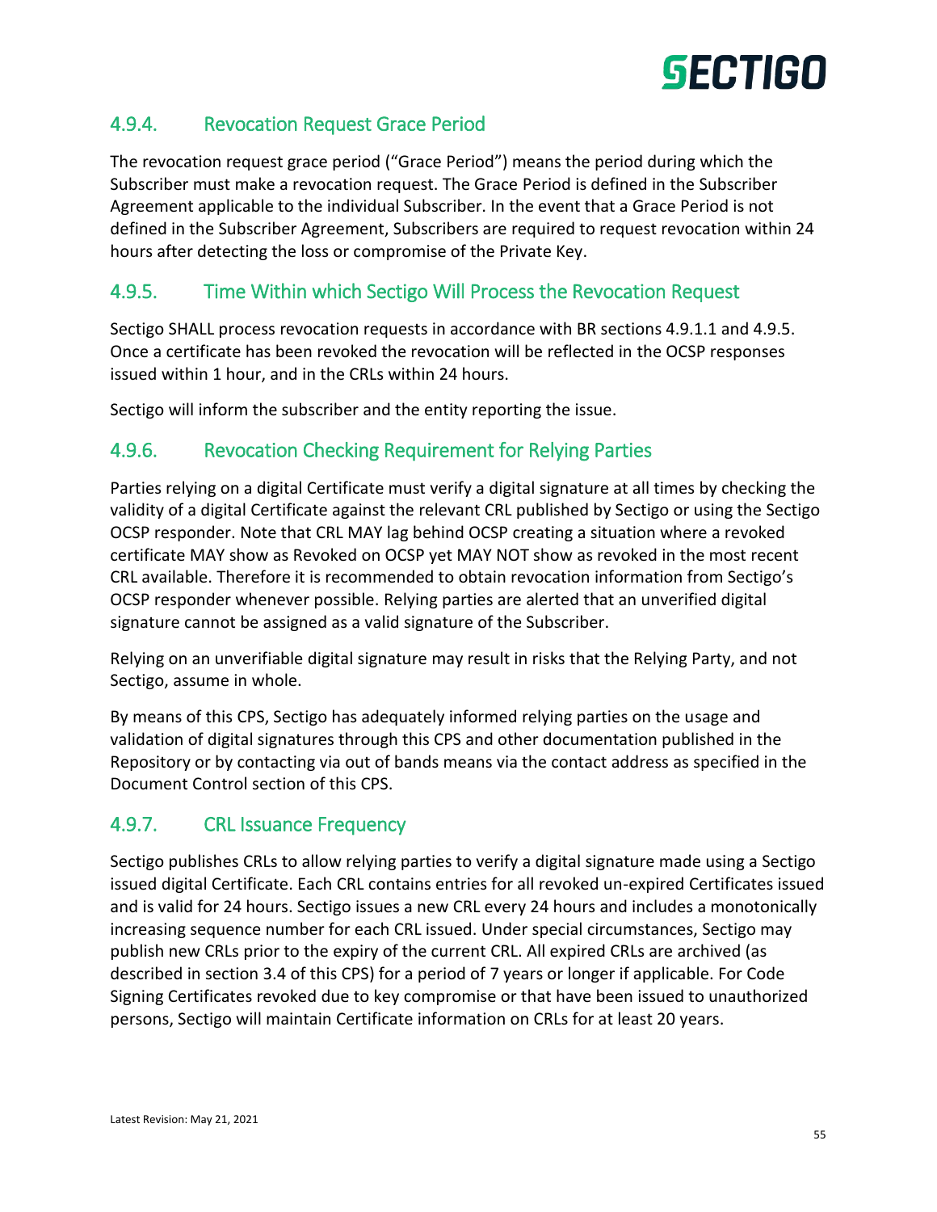### 4.9.4. Revocation Request Grace Period

The revocation request grace period ("Grace Period") means the period during which the Subscriber must make a revocation request. The Grace Period is defined in the Subscriber Agreement applicable to the individual Subscriber. In the event that a Grace Period is not defined in the Subscriber Agreement, Subscribers are required to request revocation within 24 hours after detecting the loss or compromise of the Private Key.

### 4.9.5. Time Within which Sectigo Will Process the Revocation Request

Sectigo SHALL process revocation requests in accordance with BR sections 4.9.1.1 and 4.9.5. Once a certificate has been revoked the revocation will be reflected in the OCSP responses issued within 1 hour, and in the CRLs within 24 hours.

Sectigo will inform the subscriber and the entity reporting the issue.

### 4.9.6. Revocation Checking Requirement for Relying Parties

Parties relying on a digital Certificate must verify a digital signature at all times by checking the validity of a digital Certificate against the relevant CRL published by Sectigo or using the Sectigo OCSP responder. Note that CRL MAY lag behind OCSP creating a situation where a revoked certificate MAY show as Revoked on OCSP yet MAY NOT show as revoked in the most recent CRL available. Therefore it is recommended to obtain revocation information from Sectigo's OCSP responder whenever possible. Relying parties are alerted that an unverified digital signature cannot be assigned as a valid signature of the Subscriber.

Relying on an unverifiable digital signature may result in risks that the Relying Party, and not Sectigo, assume in whole.

By means of this CPS, Sectigo has adequately informed relying parties on the usage and validation of digital signatures through this CPS and other documentation published in the Repository or by contacting via out of bands means via the contact address as specified in the Document Control section of this CPS.

### 4.9.7. CRL Issuance Frequency

Sectigo publishes CRLs to allow relying parties to verify a digital signature made using a Sectigo issued digital Certificate. Each CRL contains entries for all revoked un-expired Certificates issued and is valid for 24 hours. Sectigo issues a new CRL every 24 hours and includes a monotonically increasing sequence number for each CRL issued. Under special circumstances, Sectigo may publish new CRLs prior to the expiry of the current CRL. All expired CRLs are archived (as described in section 3.4 of this CPS) for a period of 7 years or longer if applicable. For Code Signing Certificates revoked due to key compromise or that have been issued to unauthorized persons, Sectigo will maintain Certificate information on CRLs for at least 20 years.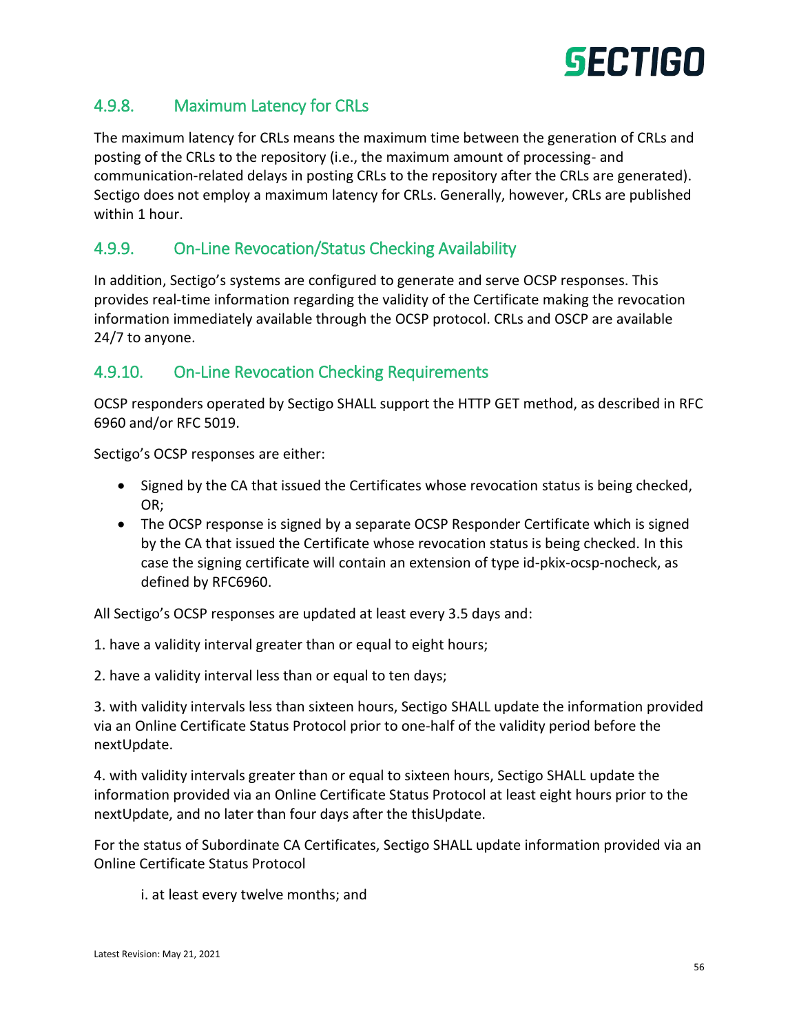### 4.9.8. Maximum Latency for CRLs

The maximum latency for CRLs means the maximum time between the generation of CRLs and posting of the CRLs to the repository (i.e., the maximum amount of processing- and communication-related delays in posting CRLs to the repository after the CRLs are generated). Sectigo does not employ a maximum latency for CRLs. Generally, however, CRLs are published within 1 hour.

### 4.9.9. On-Line Revocation/Status Checking Availability

In addition, Sectigo's systems are configured to generate and serve OCSP responses. This provides real-time information regarding the validity of the Certificate making the revocation information immediately available through the OCSP protocol. CRLs and OSCP are available 24/7 to anyone.

### 4.9.10. On-Line Revocation Checking Requirements

OCSP responders operated by Sectigo SHALL support the HTTP GET method, as described in RFC 6960 and/or RFC 5019.

Sectigo's OCSP responses are either:

- Signed by the CA that issued the Certificates whose revocation status is being checked, OR;
- The OCSP response is signed by a separate OCSP Responder Certificate which is signed by the CA that issued the Certificate whose revocation status is being checked. In this case the signing certificate will contain an extension of type id-pkix-ocsp-nocheck, as defined by RFC6960.

All Sectigo's OCSP responses are updated at least every 3.5 days and:

1. have a validity interval greater than or equal to eight hours;

2. have a validity interval less than or equal to ten days;

3. with validity intervals less than sixteen hours, Sectigo SHALL update the information provided via an Online Certificate Status Protocol prior to one-half of the validity period before the nextUpdate.

4. with validity intervals greater than or equal to sixteen hours, Sectigo SHALL update the information provided via an Online Certificate Status Protocol at least eight hours prior to the nextUpdate, and no later than four days after the thisUpdate.

For the status of Subordinate CA Certificates, Sectigo SHALL update information provided via an Online Certificate Status Protocol

i. at least every twelve months; and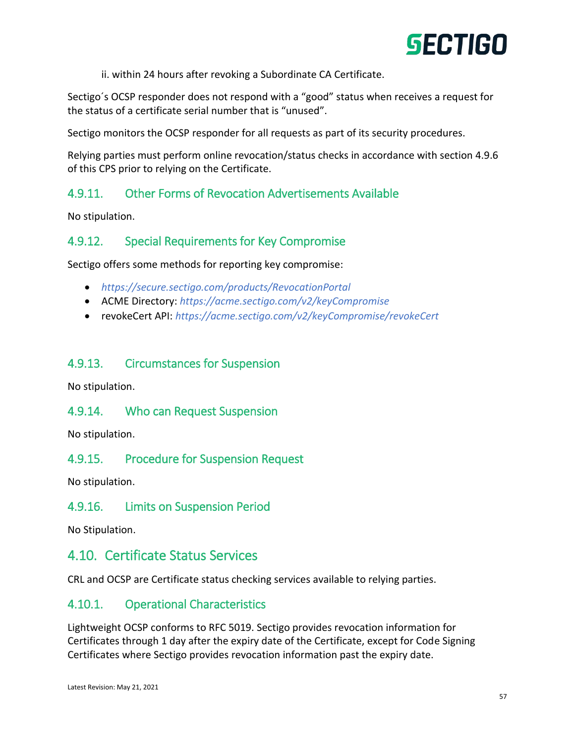ii. within 24 hours after revoking a Subordinate CA Certificate.

Sectigo´s OCSP responder does not respond with a "good" status when receives a request for the status of a certificate serial number that is "unused".

Sectigo monitors the OCSP responder for all requests as part of its security procedures.

Relying parties must perform online revocation/status checks in accordance with section 4.9.6 of this CPS prior to relying on the Certificate.

### 4.9.11. Other Forms of Revocation Advertisements Available

No stipulation.

### 4.9.12. Special Requirements for Key Compromise

Sectigo offers some methods for reporting key compromise:

- *https://secure.sectigo.com/products/RevocationPortal*
- ACME Directory: *https://acme.sectigo.com/v2/keyCompromise*
- revokeCert API: *https://acme.sectigo.com/v2/keyCompromise/revokeCert*

### 4.9.13. Circumstances for Suspension

No stipulation.

### 4.9.14. Who can Request Suspension

No stipulation.

### 4.9.15. Procedure for Suspension Request

No stipulation.

### 4.9.16. Limits on Suspension Period

No Stipulation.

## 4.10. Certificate Status Services

CRL and OCSP are Certificate status checking services available to relying parties.

### 4.10.1. Operational Characteristics

Lightweight OCSP conforms to RFC 5019. Sectigo provides revocation information for Certificates through 1 day after the expiry date of the Certificate, except for Code Signing Certificates where Sectigo provides revocation information past the expiry date.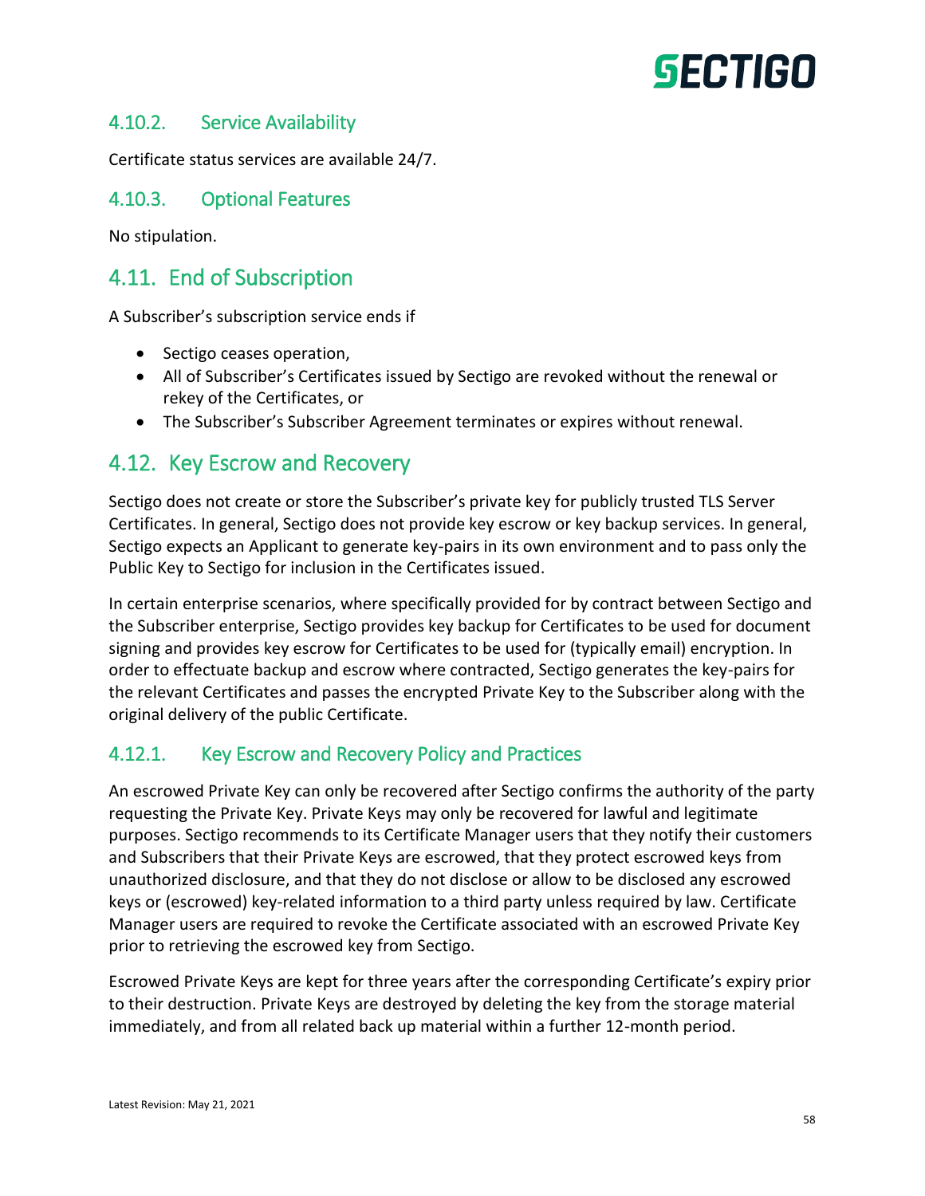### 4.10.2. Service Availability

Certificate status services are available 24/7.

### 4.10.3. Optional Features

No stipulation.

## 4.11. End of Subscription

A Subscriber's subscription service ends if

- Sectigo ceases operation,
- All of Subscriber's Certificates issued by Sectigo are revoked without the renewal or rekey of the Certificates, or
- The Subscriber's Subscriber Agreement terminates or expires without renewal.

## 4.12. Key Escrow and Recovery

Sectigo does not create or store the Subscriber's private key for publicly trusted TLS Server Certificates. In general, Sectigo does not provide key escrow or key backup services. In general, Sectigo expects an Applicant to generate key-pairs in its own environment and to pass only the Public Key to Sectigo for inclusion in the Certificates issued.

In certain enterprise scenarios, where specifically provided for by contract between Sectigo and the Subscriber enterprise, Sectigo provides key backup for Certificates to be used for document signing and provides key escrow for Certificates to be used for (typically email) encryption. In order to effectuate backup and escrow where contracted, Sectigo generates the key-pairs for the relevant Certificates and passes the encrypted Private Key to the Subscriber along with the original delivery of the public Certificate.

### 4.12.1. Key Escrow and Recovery Policy and Practices

An escrowed Private Key can only be recovered after Sectigo confirms the authority of the party requesting the Private Key. Private Keys may only be recovered for lawful and legitimate purposes. Sectigo recommends to its Certificate Manager users that they notify their customers and Subscribers that their Private Keys are escrowed, that they protect escrowed keys from unauthorized disclosure, and that they do not disclose or allow to be disclosed any escrowed keys or (escrowed) key-related information to a third party unless required by law. Certificate Manager users are required to revoke the Certificate associated with an escrowed Private Key prior to retrieving the escrowed key from Sectigo.

Escrowed Private Keys are kept for three years after the corresponding Certificate's expiry prior to their destruction. Private Keys are destroyed by deleting the key from the storage material immediately, and from all related back up material within a further 12-month period.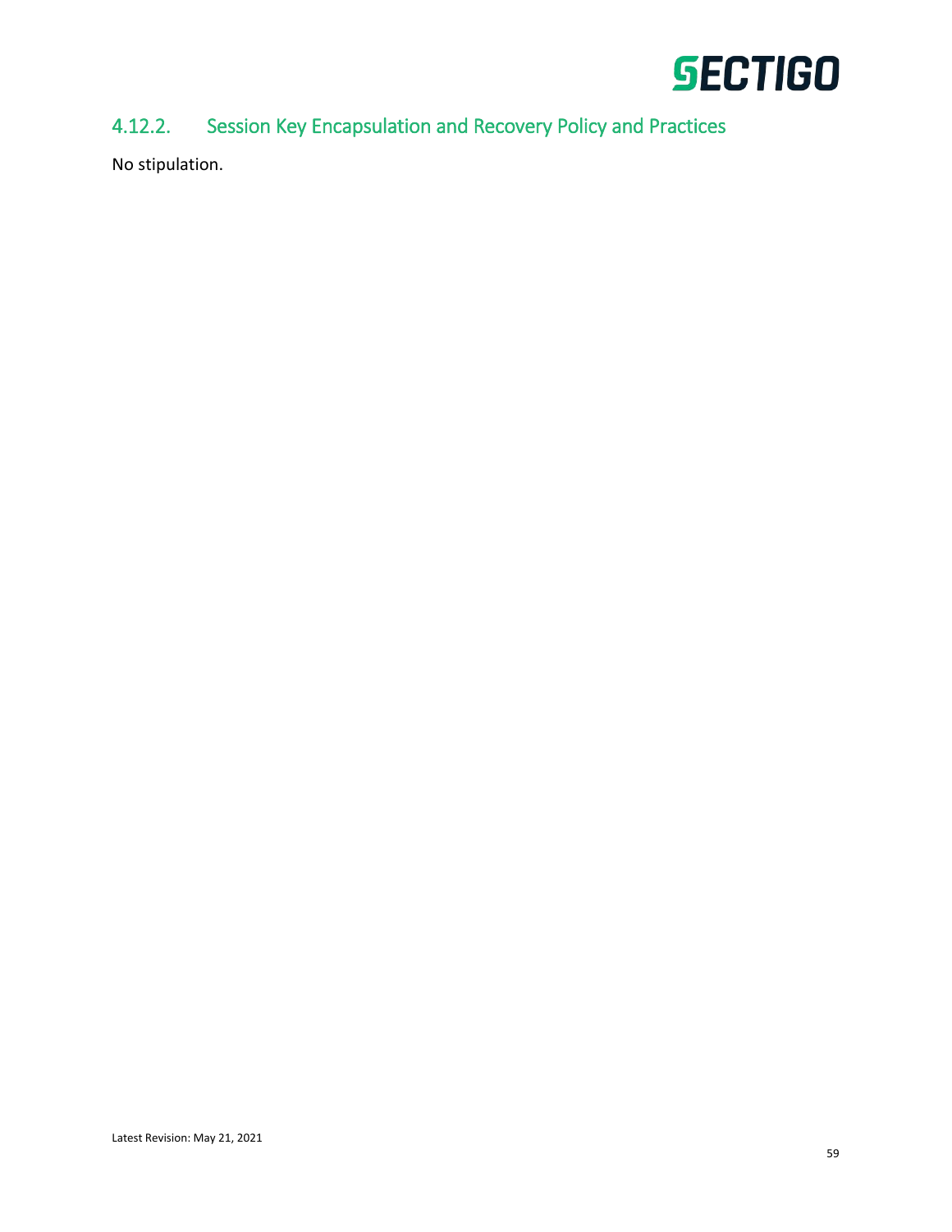#### 4.12.2. Session Key Encapsulation and Recovery Policy and Practices

No stipulation.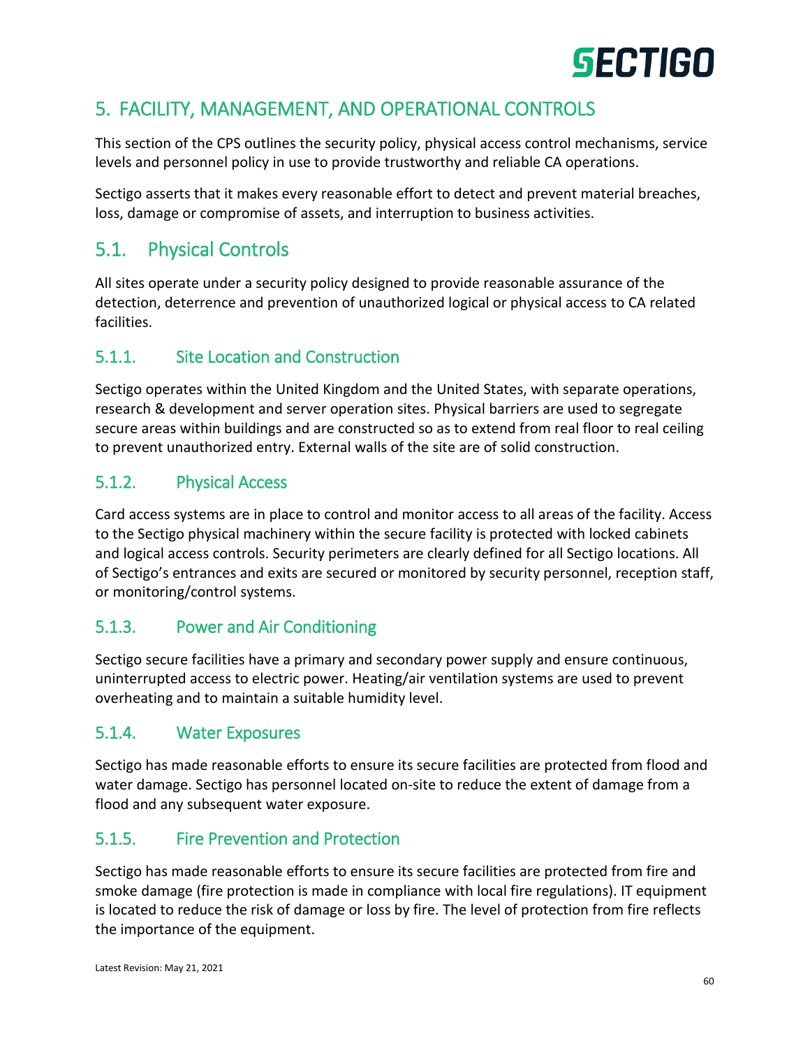# 5. FACILITY, MANAGEMENT, AND OPERATIONAL CONTROLS

This section of the CPS outlines the security policy, physical access control mechanisms, service levels and personnel policy in use to provide trustworthy and reliable CA operations.

Sectigo asserts that it makes every reasonable effort to detect and prevent material breaches, loss, damage or compromise of assets, and interruption to business activities.

## 5.1. Physical Controls

All sites operate under a security policy designed to provide reasonable assurance of the detection, deterrence and prevention of unauthorized logical or physical access to CA related facilities.

### 5.1.1. Site Location and Construction

Sectigo operates within the United Kingdom and the United States, with separate operations, research & development and server operation sites. Physical barriers are used to segregate secure areas within buildings and are constructed so as to extend from real floor to real ceiling to prevent unauthorized entry. External walls of the site are of solid construction.

### 5.1.2. Physical Access

Card access systems are in place to control and monitor access to all areas of the facility. Access to the Sectigo physical machinery within the secure facility is protected with locked cabinets and logical access controls. Security perimeters are clearly defined for all Sectigo locations. All of Sectigo's entrances and exits are secured or monitored by security personnel, reception staff, or monitoring/control systems.

### 5.1.3. Power and Air Conditioning

Sectigo secure facilities have a primary and secondary power supply and ensure continuous, uninterrupted access to electric power. Heating/air ventilation systems are used to prevent overheating and to maintain a suitable humidity level.

### 5.1.4. Water Exposures

Sectigo has made reasonable efforts to ensure its secure facilities are protected from flood and water damage. Sectigo has personnel located on-site to reduce the extent of damage from a flood and any subsequent water exposure.

### 5.1.5. Fire Prevention and Protection

Sectigo has made reasonable efforts to ensure its secure facilities are protected from fire and smoke damage (fire protection is made in compliance with local fire regulations). IT equipment is located to reduce the risk of damage or loss by fire. The level of protection from fire reflects the importance of the equipment.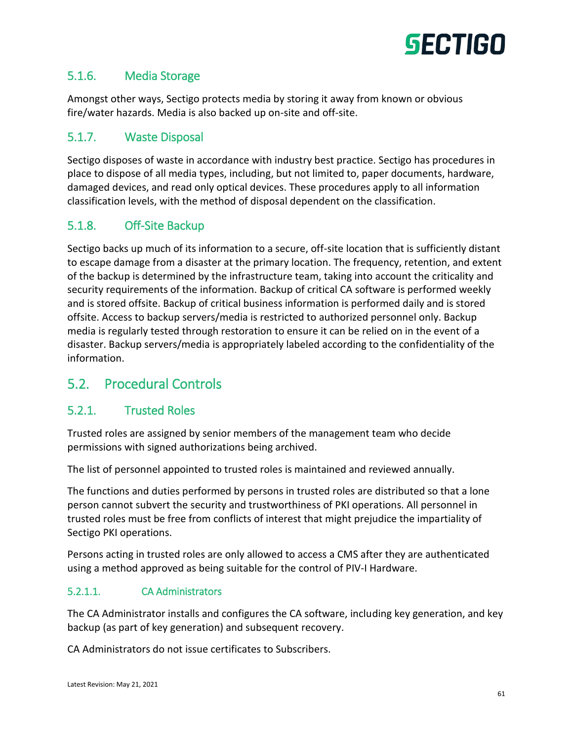### 5.1.6. Media Storage

Amongst other ways, Sectigo protects media by storing it away from known or obvious fire/water hazards. Media is also backed up on-site and off-site.

### 5.1.7. Waste Disposal

Sectigo disposes of waste in accordance with industry best practice. Sectigo has procedures in place to dispose of all media types, including, but not limited to, paper documents, hardware, damaged devices, and read only optical devices. These procedures apply to all information classification levels, with the method of disposal dependent on the classification.

### 5.1.8. Off-Site Backup

Sectigo backs up much of its information to a secure, off-site location that is sufficiently distant to escape damage from a disaster at the primary location. The frequency, retention, and extent of the backup is determined by the infrastructure team, taking into account the criticality and security requirements of the information. Backup of critical CA software is performed weekly and is stored offsite. Backup of critical business information is performed daily and is stored offsite. Access to backup servers/media is restricted to authorized personnel only. Backup media is regularly tested through restoration to ensure it can be relied on in the event of a disaster. Backup servers/media is appropriately labeled according to the confidentiality of the information.

## 5.2. Procedural Controls

### 5.2.1. Trusted Roles

Trusted roles are assigned by senior members of the management team who decide permissions with signed authorizations being archived.

The list of personnel appointed to trusted roles is maintained and reviewed annually.

The functions and duties performed by persons in trusted roles are distributed so that a lone person cannot subvert the security and trustworthiness of PKI operations. All personnel in trusted roles must be free from conflicts of interest that might prejudice the impartiality of Sectigo PKI operations.

Persons acting in trusted roles are only allowed to access a CMS after they are authenticated using a method approved as being suitable for the control of PIV-I Hardware.

#### 5.2.1.1. CA Administrators

The CA Administrator installs and configures the CA software, including key generation, and key backup (as part of key generation) and subsequent recovery.

CA Administrators do not issue certificates to Subscribers.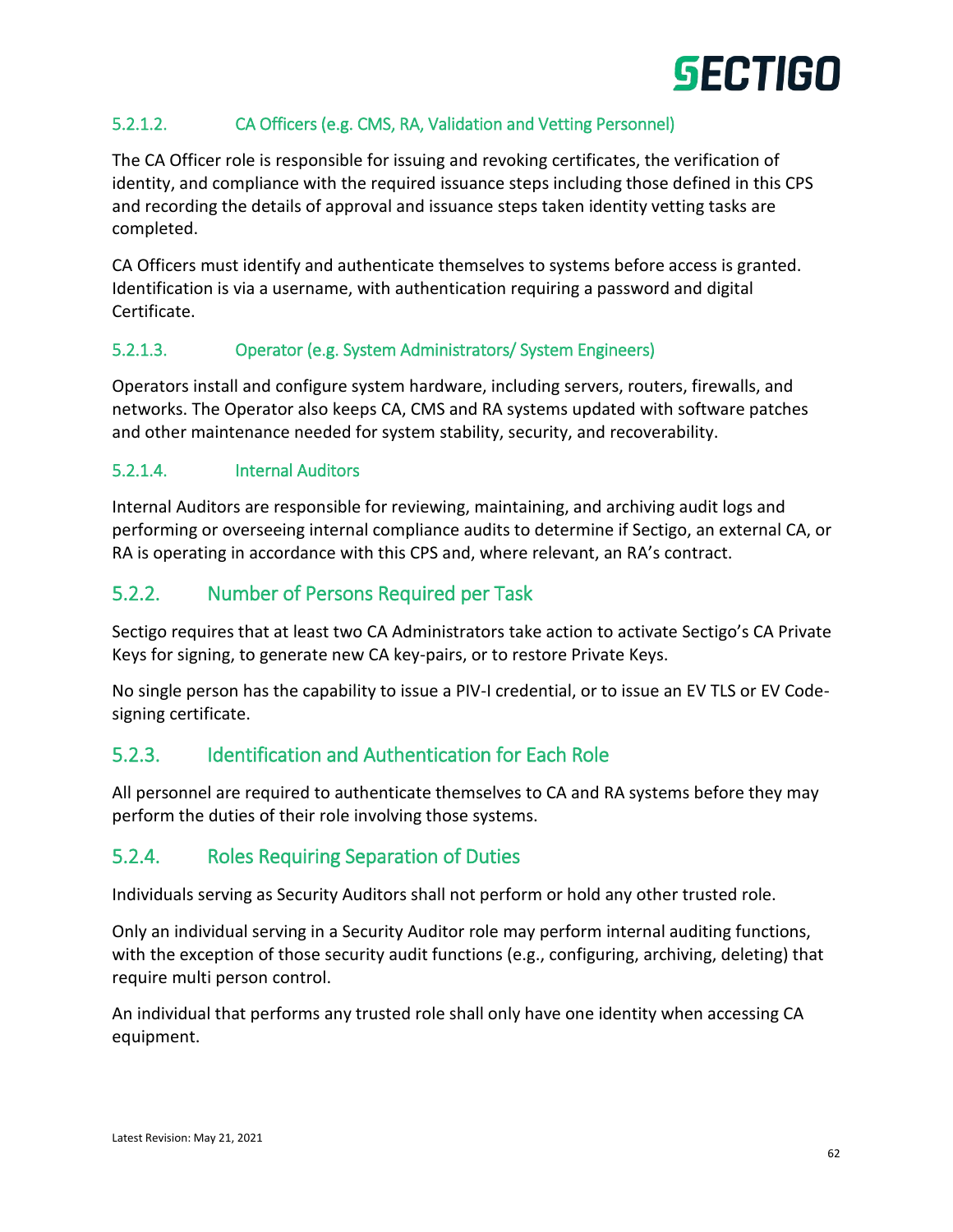#### 5.2.1.2. CA Officers (e.g. CMS, RA, Validation and Vetting Personnel)

The CA Officer role is responsible for issuing and revoking certificates, the verification of identity, and compliance with the required issuance steps including those defined in this CPS and recording the details of approval and issuance steps taken identity vetting tasks are completed.

CA Officers must identify and authenticate themselves to systems before access is granted. Identification is via a username, with authentication requiring a password and digital Certificate.

#### 5.2.1.3. Operator (e.g. System Administrators/ System Engineers)

Operators install and configure system hardware, including servers, routers, firewalls, and networks. The Operator also keeps CA, CMS and RA systems updated with software patches and other maintenance needed for system stability, security, and recoverability.

#### 5.2.1.4. Internal Auditors

Internal Auditors are responsible for reviewing, maintaining, and archiving audit logs and performing or overseeing internal compliance audits to determine if Sectigo, an external CA, or RA is operating in accordance with this CPS and, where relevant, an RA's contract.

### 5.2.2. Number of Persons Required per Task

Sectigo requires that at least two CA Administrators take action to activate Sectigo's CA Private Keys for signing, to generate new CA key-pairs, or to restore Private Keys.

No single person has the capability to issue a PIV-I credential, or to issue an EV TLS or EV Code-signing certificate.

### 5.2.3. Identification and Authentication for Each Role

All personnel are required to authenticate themselves to CA and RA systems before they may perform the duties of their role involving those systems.

### 5.2.4. Roles Requiring Separation of Duties

Individuals serving as Security Auditors shall not perform or hold any other trusted role.

Only an individual serving in a Security Auditor role may perform internal auditing functions, with the exception of those security audit functions (e.g., configuring, archiving, deleting) that require multi person control.

An individual that performs any trusted role shall only have one identity when accessing CA equipment.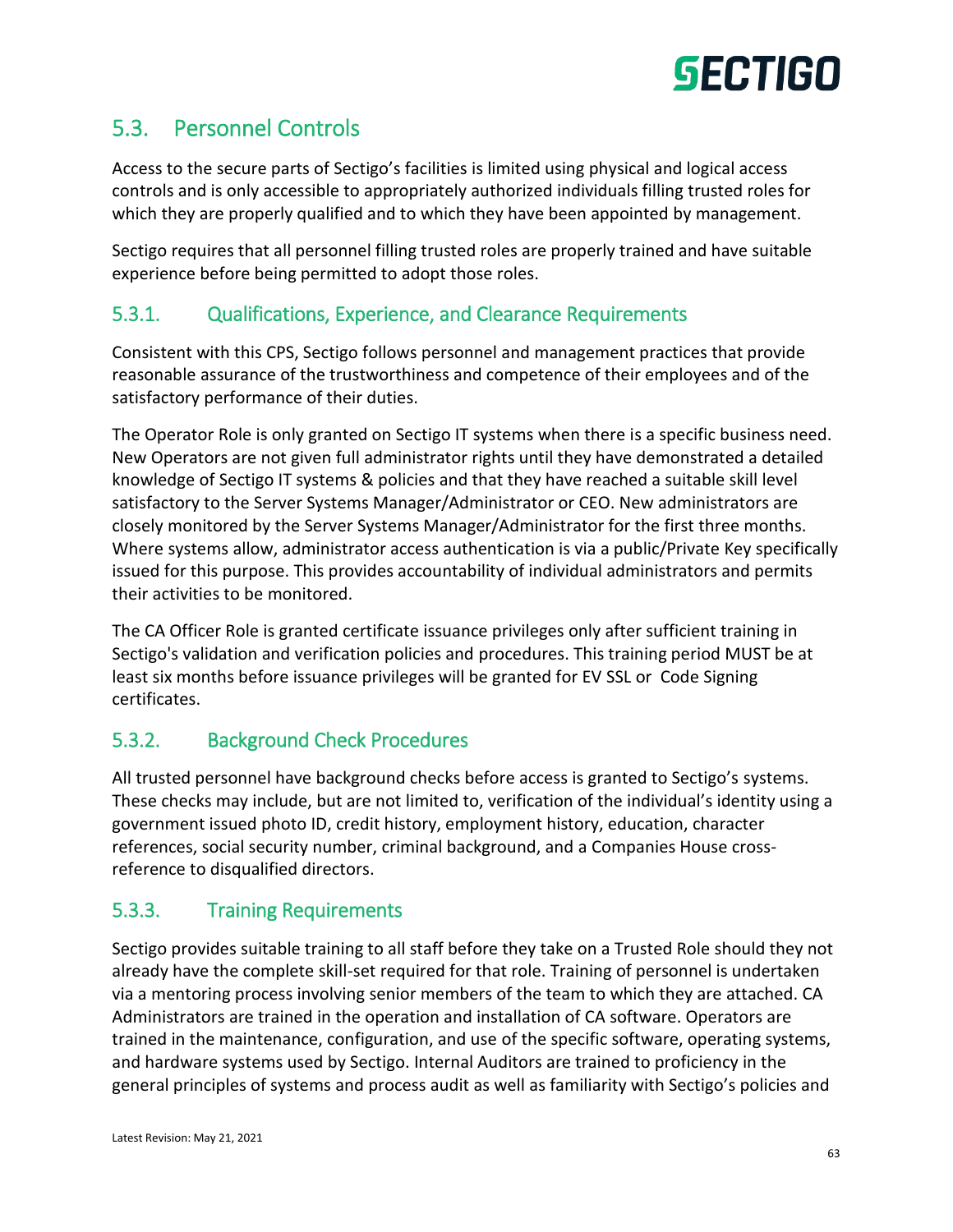## 5.3. Personnel Controls

Access to the secure parts of Sectigo's facilities is limited using physical and logical access controls and is only accessible to appropriately authorized individuals filling trusted roles for which they are properly qualified and to which they have been appointed by management.

Sectigo requires that all personnel filling trusted roles are properly trained and have suitable experience before being permitted to adopt those roles.

### 5.3.1. Qualifications, Experience, and Clearance Requirements

Consistent with this CPS, Sectigo follows personnel and management practices that provide reasonable assurance of the trustworthiness and competence of their employees and of the satisfactory performance of their duties.

The Operator Role is only granted on Sectigo IT systems when there is a specific business need. New Operators are not given full administrator rights until they have demonstrated a detailed knowledge of Sectigo IT systems & policies and that they have reached a suitable skill level satisfactory to the Server Systems Manager/Administrator or CEO. New administrators are closely monitored by the Server Systems Manager/Administrator for the first three months. Where systems allow, administrator access authentication is via a public/Private Key specifically issued for this purpose. This provides accountability of individual administrators and permits their activities to be monitored.

The CA Officer Role is granted certificate issuance privileges only after sufficient training in Sectigo's validation and verification policies and procedures. This training period MUST be at least six months before issuance privileges will be granted for EV SSL or Code Signing certificates.

### 5.3.2. Background Check Procedures

All trusted personnel have background checks before access is granted to Sectigo's systems. These checks may include, but are not limited to, verification of the individual's identity using a government issued photo ID, credit history, employment history, education, character references, social security number, criminal background, and a Companies House cross-reference to disqualified directors.

### 5.3.3. Training Requirements

Sectigo provides suitable training to all staff before they take on a Trusted Role should they not already have the complete skill-set required for that role. Training of personnel is undertaken via a mentoring process involving senior members of the team to which they are attached. CA Administrators are trained in the operation and installation of CA software. Operators are trained in the maintenance, configuration, and use of the specific software, operating systems, and hardware systems used by Sectigo. Internal Auditors are trained to proficiency in the general principles of systems and process audit as well as familiarity with Sectigo's policies and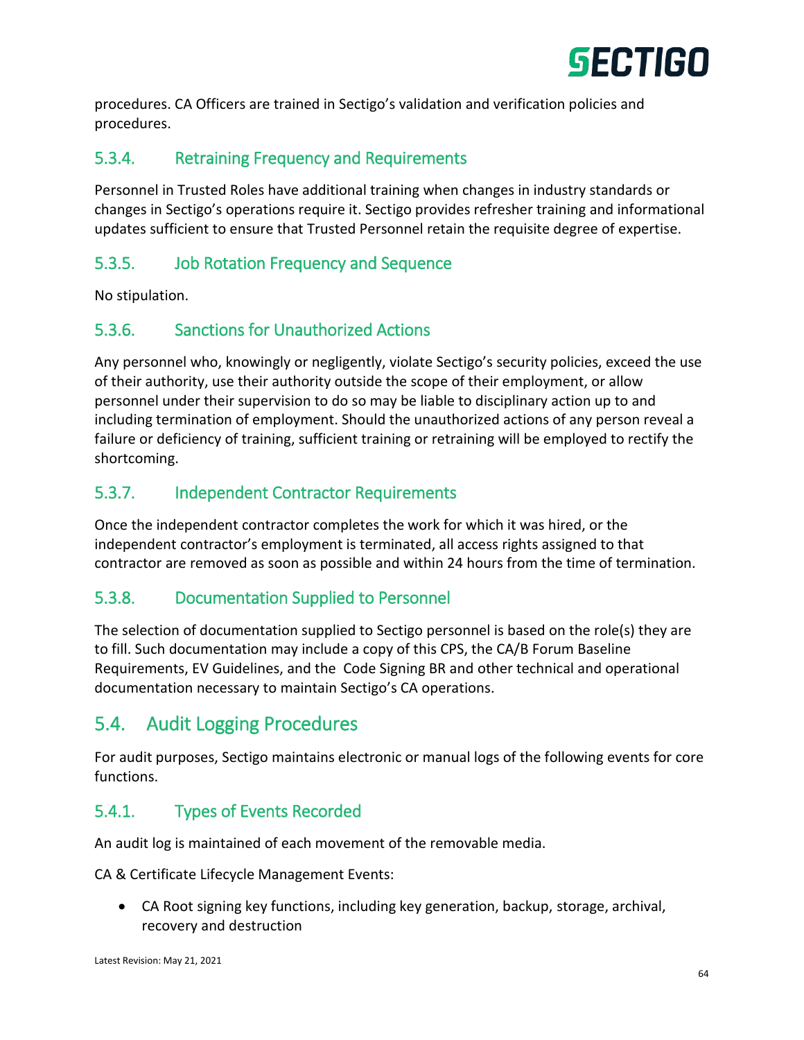procedures. CA Officers are trained in Sectigo's validation and verification policies and procedures.

### 5.3.4. Retraining Frequency and Requirements

Personnel in Trusted Roles have additional training when changes in industry standards or changes in Sectigo's operations require it. Sectigo provides refresher training and informational updates sufficient to ensure that Trusted Personnel retain the requisite degree of expertise.

### 5.3.5. Job Rotation Frequency and Sequence

No stipulation.

### 5.3.6. Sanctions for Unauthorized Actions

Any personnel who, knowingly or negligently, violate Sectigo's security policies, exceed the use of their authority, use their authority outside the scope of their employment, or allow personnel under their supervision to do so may be liable to disciplinary action up to and including termination of employment. Should the unauthorized actions of any person reveal a failure or deficiency of training, sufficient training or retraining will be employed to rectify the shortcoming.

### 5.3.7. Independent Contractor Requirements

Once the independent contractor completes the work for which it was hired, or the independent contractor's employment is terminated, all access rights assigned to that contractor are removed as soon as possible and within 24 hours from the time of termination.

### 5.3.8. Documentation Supplied to Personnel

The selection of documentation supplied to Sectigo personnel is based on the role(s) they are to fill. Such documentation may include a copy of this CPS, the CA/B Forum Baseline Requirements, EV Guidelines, and the Code Signing BR and other technical and operational documentation necessary to maintain Sectigo's CA operations.

## 5.4. Audit Logging Procedures

For audit purposes, Sectigo maintains electronic or manual logs of the following events for core functions.

### 5.4.1. Types of Events Recorded

An audit log is maintained of each movement of the removable media.

CA & Certificate Lifecycle Management Events:

- CA Root signing key functions, including key generation, backup, storage, archival, recovery and destruction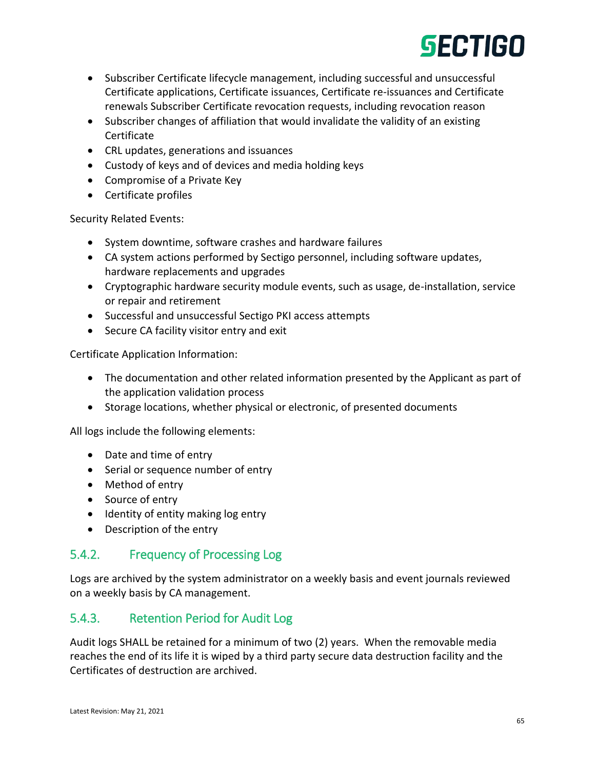- Subscriber Certificate lifecycle management, including successful and unsuccessful Certificate applications, Certificate issuances, Certificate re-issuances and Certificate renewals Subscriber Certificate revocation requests, including revocation reason
- Subscriber changes of affiliation that would invalidate the validity of an existing Certificate
- CRL updates, generations and issuances
- Custody of keys and of devices and media holding keys
- Compromise of a Private Key
- Certificate profiles

Security Related Events:

- System downtime, software crashes and hardware failures
- CA system actions performed by Sectigo personnel, including software updates, hardware replacements and upgrades
- Cryptographic hardware security module events, such as usage, de-installation, service or repair and retirement
- Successful and unsuccessful Sectigo PKI access attempts
- Secure CA facility visitor entry and exit

Certificate Application Information:

- The documentation and other related information presented by the Applicant as part of the application validation process
- Storage locations, whether physical or electronic, of presented documents

All logs include the following elements:

- Date and time of entry
- Serial or sequence number of entry
- Method of entry
- Source of entry
- Identity of entity making log entry
- Description of the entry

### 5.4.2. Frequency of Processing Log

Logs are archived by the system administrator on a weekly basis and event journals reviewed on a weekly basis by CA management.

### 5.4.3. Retention Period for Audit Log

Audit logs SHALL be retained for a minimum of two (2) years. When the removable media reaches the end of its life it is wiped by a third party secure data destruction facility and the Certificates of destruction are archived.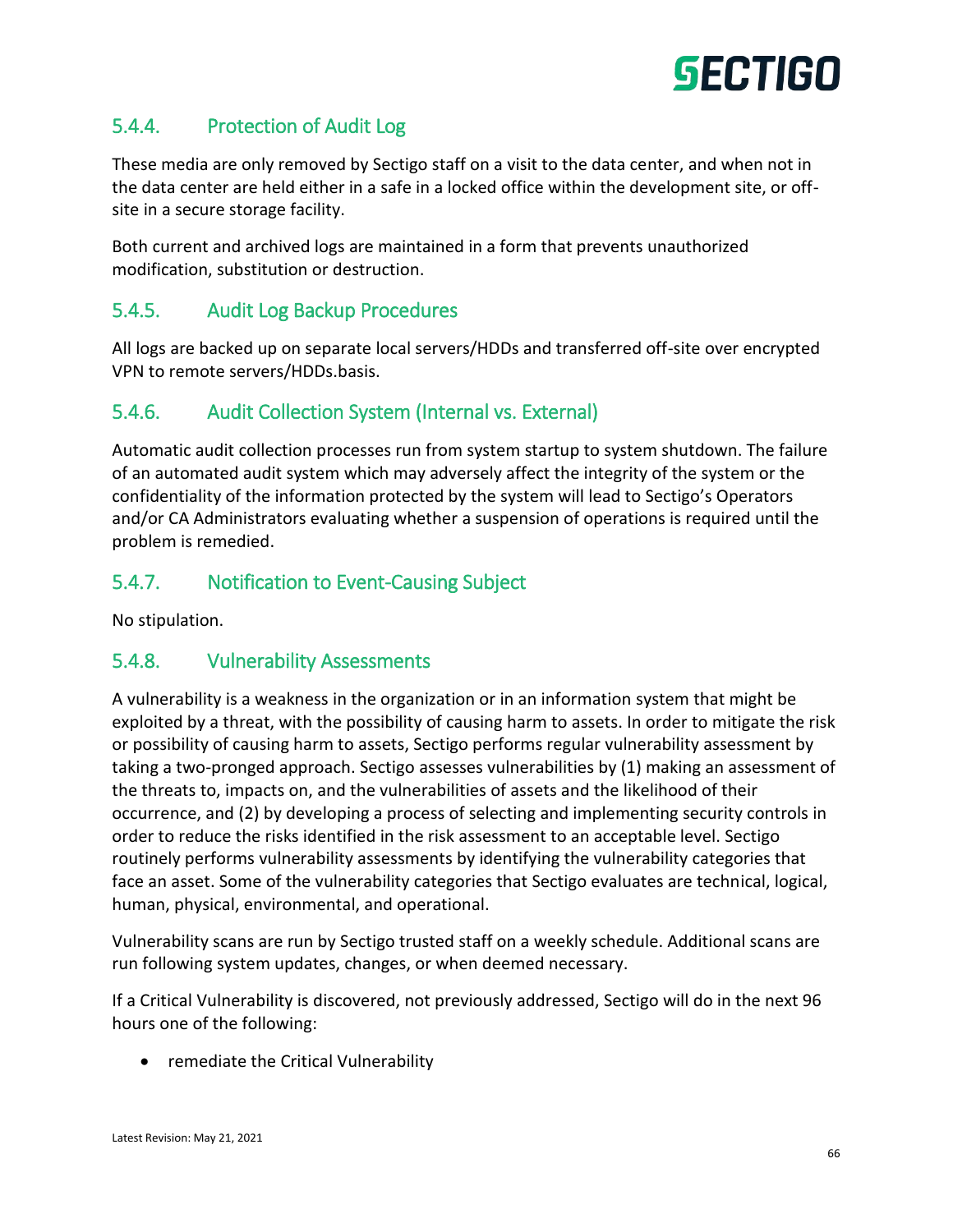### 5.4.4. Protection of Audit Log

These media are only removed by Sectigo staff on a visit to the data center, and when not in the data center are held either in a safe in a locked office within the development site, or off-site in a secure storage facility.

Both current and archived logs are maintained in a form that prevents unauthorized modification, substitution or destruction.

### 5.4.5. Audit Log Backup Procedures

All logs are backed up on separate local servers/HDDs and transferred off-site over encrypted VPN to remote servers/HDDs.basis.

### 5.4.6. Audit Collection System (Internal vs. External)

Automatic audit collection processes run from system startup to system shutdown. The failure of an automated audit system which may adversely affect the integrity of the system or the confidentiality of the information protected by the system will lead to Sectigo's Operators and/or CA Administrators evaluating whether a suspension of operations is required until the problem is remedied.

### 5.4.7. Notification to Event-Causing Subject

No stipulation.

### 5.4.8. Vulnerability Assessments

A vulnerability is a weakness in the organization or in an information system that might be exploited by a threat, with the possibility of causing harm to assets. In order to mitigate the risk or possibility of causing harm to assets, Sectigo performs regular vulnerability assessment by taking a two-pronged approach. Sectigo assesses vulnerabilities by (1) making an assessment of the threats to, impacts on, and the vulnerabilities of assets and the likelihood of their occurrence, and (2) by developing a process of selecting and implementing security controls in order to reduce the risks identified in the risk assessment to an acceptable level. Sectigo routinely performs vulnerability assessments by identifying the vulnerability categories that face an asset. Some of the vulnerability categories that Sectigo evaluates are technical, logical, human, physical, environmental, and operational.

Vulnerability scans are run by Sectigo trusted staff on a weekly schedule. Additional scans are run following system updates, changes, or when deemed necessary.

If a Critical Vulnerability is discovered, not previously addressed, Sectigo will do in the next 96 hours one of the following:

- remediate the Critical Vulnerability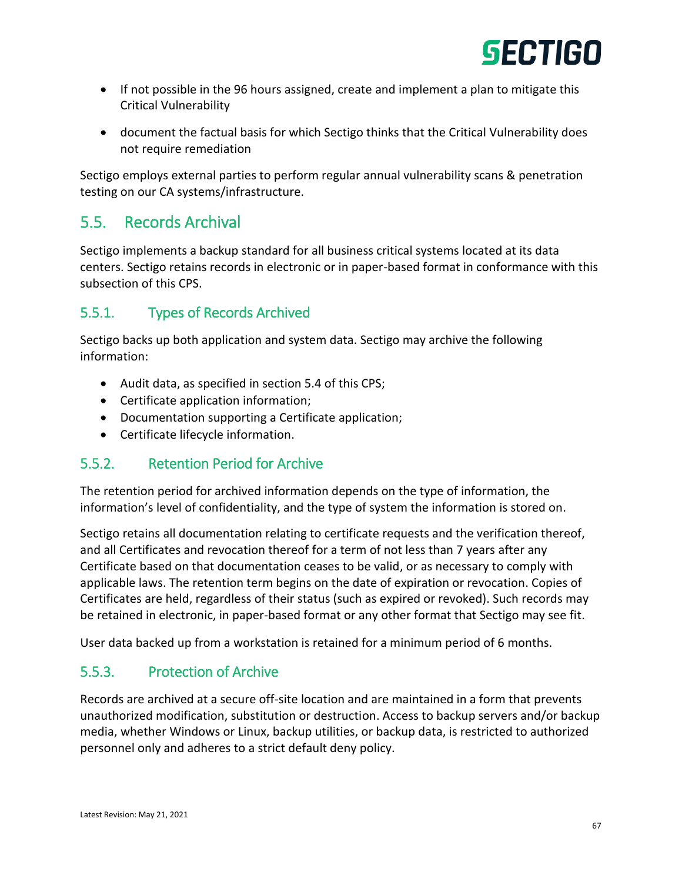- If not possible in the 96 hours assigned, create and implement a plan to mitigate this Critical Vulnerability
- document the factual basis for which Sectigo thinks that the Critical Vulnerability does not require remediation

Sectigo employs external parties to perform regular annual vulnerability scans & penetration testing on our CA systems/infrastructure.

## 5.5. Records Archival

Sectigo implements a backup standard for all business critical systems located at its data centers. Sectigo retains records in electronic or in paper-based format in conformance with this subsection of this CPS.

### 5.5.1. Types of Records Archived

Sectigo backs up both application and system data. Sectigo may archive the following information:

- Audit data, as specified in section 5.4 of this CPS;
- Certificate application information;
- Documentation supporting a Certificate application;
- Certificate lifecycle information.

### 5.5.2. Retention Period for Archive

The retention period for archived information depends on the type of information, the information's level of confidentiality, and the type of system the information is stored on.

Sectigo retains all documentation relating to certificate requests and the verification thereof, and all Certificates and revocation thereof for a term of not less than 7 years after any Certificate based on that documentation ceases to be valid, or as necessary to comply with applicable laws. The retention term begins on the date of expiration or revocation. Copies of Certificates are held, regardless of their status (such as expired or revoked). Such records may be retained in electronic, in paper-based format or any other format that Sectigo may see fit.

User data backed up from a workstation is retained for a minimum period of 6 months.

### 5.5.3. Protection of Archive

Records are archived at a secure off-site location and are maintained in a form that prevents unauthorized modification, substitution or destruction. Access to backup servers and/or backup media, whether Windows or Linux, backup utilities, or backup data, is restricted to authorized personnel only and adheres to a strict default deny policy.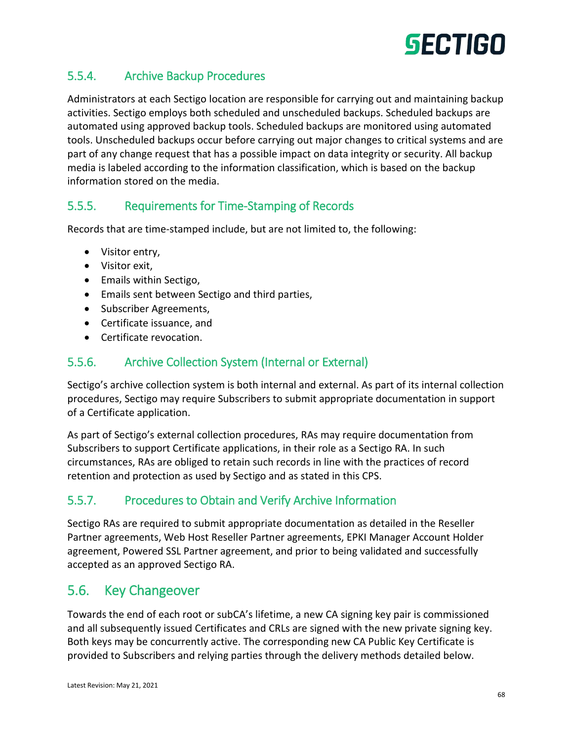### 5.5.4. Archive Backup Procedures

Administrators at each Sectigo location are responsible for carrying out and maintaining backup activities. Sectigo employs both scheduled and unscheduled backups. Scheduled backups are automated using approved backup tools. Scheduled backups are monitored using automated tools. Unscheduled backups occur before carrying out major changes to critical systems and are part of any change request that has a possible impact on data integrity or security. All backup media is labeled according to the information classification, which is based on the backup information stored on the media.

### 5.5.5. Requirements for Time-Stamping of Records

Records that are time-stamped include, but are not limited to, the following:

- Visitor entry,
- Visitor exit,
- Emails within Sectigo,
- Emails sent between Sectigo and third parties,
- Subscriber Agreements,
- Certificate issuance, and
- Certificate revocation.

### 5.5.6. Archive Collection System (Internal or External)

Sectigo's archive collection system is both internal and external. As part of its internal collection procedures, Sectigo may require Subscribers to submit appropriate documentation in support of a Certificate application.

As part of Sectigo's external collection procedures, RAs may require documentation from Subscribers to support Certificate applications, in their role as a Sectigo RA. In such circumstances, RAs are obliged to retain such records in line with the practices of record retention and protection as used by Sectigo and as stated in this CPS.

### 5.5.7. Procedures to Obtain and Verify Archive Information

Sectigo RAs are required to submit appropriate documentation as detailed in the Reseller Partner agreements, Web Host Reseller Partner agreements, EPKI Manager Account Holder agreement, Powered SSL Partner agreement, and prior to being validated and successfully accepted as an approved Sectigo RA.

## 5.6. Key Changeover

Towards the end of each root or subCA's lifetime, a new CA signing key pair is commissioned and all subsequently issued Certificates and CRLs are signed with the new private signing key. Both keys may be concurrently active. The corresponding new CA Public Key Certificate is provided to Subscribers and relying parties through the delivery methods detailed below.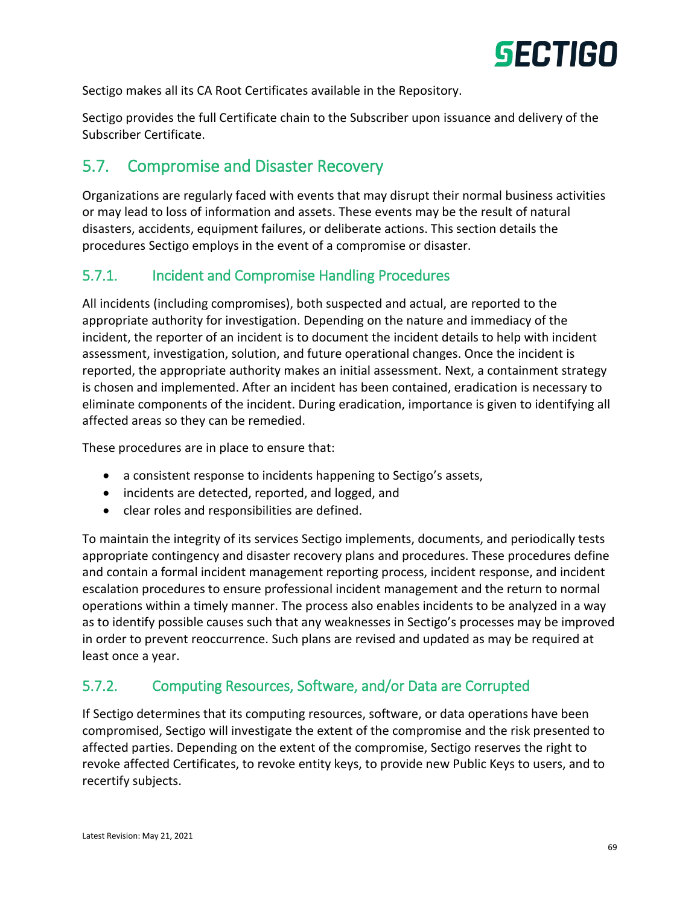Sectigo makes all its CA Root Certificates available in the Repository.

Sectigo provides the full Certificate chain to the Subscriber upon issuance and delivery of the Subscriber Certificate.

## 5.7. Compromise and Disaster Recovery

Organizations are regularly faced with events that may disrupt their normal business activities or may lead to loss of information and assets. These events may be the result of natural disasters, accidents, equipment failures, or deliberate actions. This section details the procedures Sectigo employs in the event of a compromise or disaster.

### 5.7.1. Incident and Compromise Handling Procedures

All incidents (including compromises), both suspected and actual, are reported to the appropriate authority for investigation. Depending on the nature and immediacy of the incident, the reporter of an incident is to document the incident details to help with incident assessment, investigation, solution, and future operational changes. Once the incident is reported, the appropriate authority makes an initial assessment. Next, a containment strategy is chosen and implemented. After an incident has been contained, eradication is necessary to eliminate components of the incident. During eradication, importance is given to identifying all affected areas so they can be remedied.

These procedures are in place to ensure that:

- a consistent response to incidents happening to Sectigo's assets,
- incidents are detected, reported, and logged, and
- clear roles and responsibilities are defined.

To maintain the integrity of its services Sectigo implements, documents, and periodically tests appropriate contingency and disaster recovery plans and procedures. These procedures define and contain a formal incident management reporting process, incident response, and incident escalation procedures to ensure professional incident management and the return to normal operations within a timely manner. The process also enables incidents to be analyzed in a way as to identify possible causes such that any weaknesses in Sectigo's processes may be improved in order to prevent reoccurrence. Such plans are revised and updated as may be required at least once a year.

### 5.7.2. Computing Resources, Software, and/or Data are Corrupted

If Sectigo determines that its computing resources, software, or data operations have been compromised, Sectigo will investigate the extent of the compromise and the risk presented to affected parties. Depending on the extent of the compromise, Sectigo reserves the right to revoke affected Certificates, to revoke entity keys, to provide new Public Keys to users, and to recertify subjects.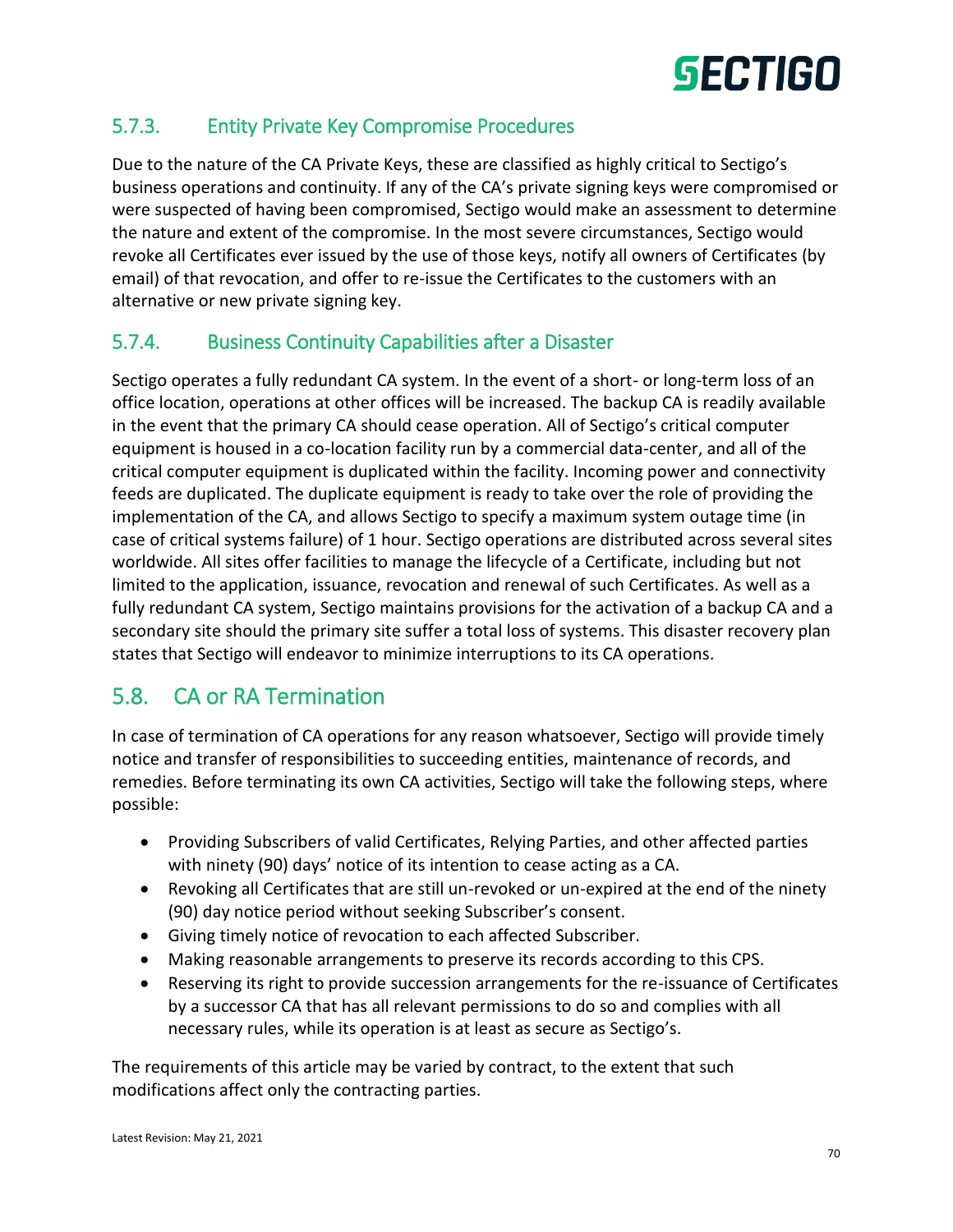### 5.7.3. Entity Private Key Compromise Procedures

Due to the nature of the CA Private Keys, these are classified as highly critical to Sectigo's business operations and continuity. If any of the CA's private signing keys were compromised or were suspected of having been compromised, Sectigo would make an assessment to determine the nature and extent of the compromise. In the most severe circumstances, Sectigo would revoke all Certificates ever issued by the use of those keys, notify all owners of Certificates (by email) of that revocation, and offer to re-issue the Certificates to the customers with an alternative or new private signing key.

### 5.7.4. Business Continuity Capabilities after a Disaster

Sectigo operates a fully redundant CA system. In the event of a short- or long-term loss of an office location, operations at other offices will be increased. The backup CA is readily available in the event that the primary CA should cease operation. All of Sectigo's critical computer equipment is housed in a co-location facility run by a commercial data-center, and all of the critical computer equipment is duplicated within the facility. Incoming power and connectivity feeds are duplicated. The duplicate equipment is ready to take over the role of providing the implementation of the CA, and allows Sectigo to specify a maximum system outage time (in case of critical systems failure) of 1 hour. Sectigo operations are distributed across several sites worldwide. All sites offer facilities to manage the lifecycle of a Certificate, including but not limited to the application, issuance, revocation and renewal of such Certificates. As well as a fully redundant CA system, Sectigo maintains provisions for the activation of a backup CA and a secondary site should the primary site suffer a total loss of systems. This disaster recovery plan states that Sectigo will endeavor to minimize interruptions to its CA operations.

## 5.8. CA or RA Termination

In case of termination of CA operations for any reason whatsoever, Sectigo will provide timely notice and transfer of responsibilities to succeeding entities, maintenance of records, and remedies. Before terminating its own CA activities, Sectigo will take the following steps, where possible:

- Providing Subscribers of valid Certificates, Relying Parties, and other affected parties with ninety (90) days' notice of its intention to cease acting as a CA.
- Revoking all Certificates that are still un-revoked or un-expired at the end of the ninety (90) day notice period without seeking Subscriber's consent.
- Giving timely notice of revocation to each affected Subscriber.
- Making reasonable arrangements to preserve its records according to this CPS.
- Reserving its right to provide succession arrangements for the re-issuance of Certificates by a successor CA that has all relevant permissions to do so and complies with all necessary rules, while its operation is at least as secure as Sectigo's.

The requirements of this article may be varied by contract, to the extent that such modifications affect only the contracting parties.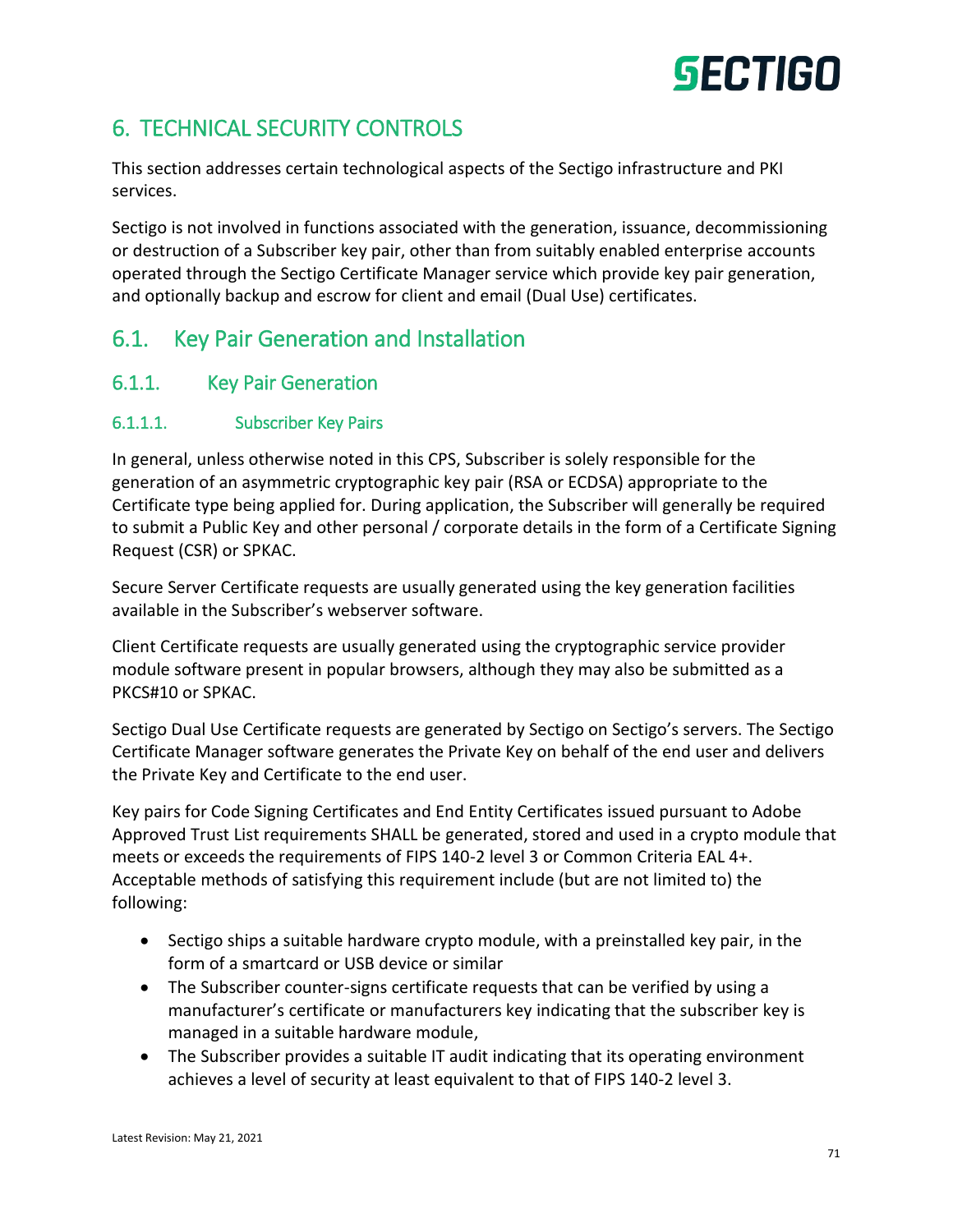# 6. TECHNICAL SECURITY CONTROLS

This section addresses certain technological aspects of the Sectigo infrastructure and PKI services.

Sectigo is not involved in functions associated with the generation, issuance, decommissioning or destruction of a Subscriber key pair, other than from suitably enabled enterprise accounts operated through the Sectigo Certificate Manager service which provide key pair generation, and optionally backup and escrow for client and email (Dual Use) certificates.

## 6.1. Key Pair Generation and Installation

### 6.1.1. Key Pair Generation

#### 6.1.1.1. Subscriber Key Pairs

In general, unless otherwise noted in this CPS, Subscriber is solely responsible for the generation of an asymmetric cryptographic key pair (RSA or ECDSA) appropriate to the Certificate type being applied for. During application, the Subscriber will generally be required to submit a Public Key and other personal / corporate details in the form of a Certificate Signing Request (CSR) or SPKAC.

Secure Server Certificate requests are usually generated using the key generation facilities available in the Subscriber's webserver software.

Client Certificate requests are usually generated using the cryptographic service provider module software present in popular browsers, although they may also be submitted as a PKCS#10 or SPKAC.

Sectigo Dual Use Certificate requests are generated by Sectigo on Sectigo's servers. The Sectigo Certificate Manager software generates the Private Key on behalf of the end user and delivers the Private Key and Certificate to the end user.

Key pairs for Code Signing Certificates and End Entity Certificates issued pursuant to Adobe Approved Trust List requirements SHALL be generated, stored and used in a crypto module that meets or exceeds the requirements of FIPS 140-2 level 3 or Common Criteria EAL 4+. Acceptable methods of satisfying this requirement include (but are not limited to) the following:

- Sectigo ships a suitable hardware crypto module, with a preinstalled key pair, in the form of a smartcard or USB device or similar
- The Subscriber counter-signs certificate requests that can be verified by using a manufacturer's certificate or manufacturers key indicating that the subscriber key is managed in a suitable hardware module,
- The Subscriber provides a suitable IT audit indicating that its operating environment achieves a level of security at least equivalent to that of FIPS 140-2 level 3.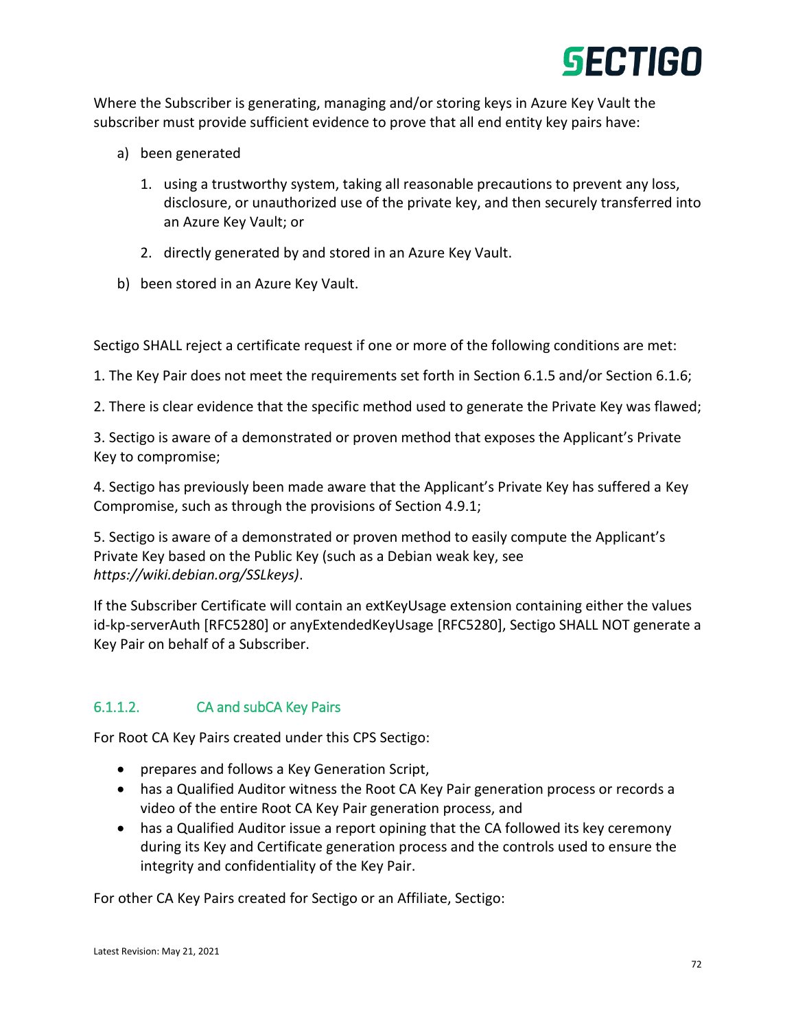Where the Subscriber is generating, managing and/or storing keys in Azure Key Vault the subscriber must provide sufficient evidence to prove that all end entity key pairs have:

a) been generated

  1. using a trustworthy system, taking all reasonable precautions to prevent any loss, disclosure, or unauthorized use of the private key, and then securely transferred into an Azure Key Vault; or

  2. directly generated by and stored in an Azure Key Vault.

b) been stored in an Azure Key Vault.

Sectigo SHALL reject a certificate request if one or more of the following conditions are met:

1. The Key Pair does not meet the requirements set forth in Section 6.1.5 and/or Section 6.1.6;

2. There is clear evidence that the specific method used to generate the Private Key was flawed;

3. Sectigo is aware of a demonstrated or proven method that exposes the Applicant's Private Key to compromise;

4. Sectigo has previously been made aware that the Applicant's Private Key has suffered a Key Compromise, such as through the provisions of Section 4.9.1;

5. Sectigo is aware of a demonstrated or proven method to easily compute the Applicant's Private Key based on the Public Key (such as a Debian weak key, see *https://wiki.debian.org/SSLkeys)*.

If the Subscriber Certificate will contain an extKeyUsage extension containing either the values id-kp-serverAuth [RFC5280] or anyExtendedKeyUsage [RFC5280], Sectigo SHALL NOT generate a Key Pair on behalf of a Subscriber.

#### 6.1.1.2. CA and subCA Key Pairs

For Root CA Key Pairs created under this CPS Sectigo:

- prepares and follows a Key Generation Script,
- has a Qualified Auditor witness the Root CA Key Pair generation process or records a video of the entire Root CA Key Pair generation process, and
- has a Qualified Auditor issue a report opining that the CA followed its key ceremony during its Key and Certificate generation process and the controls used to ensure the integrity and confidentiality of the Key Pair.

For other CA Key Pairs created for Sectigo or an Affiliate, Sectigo: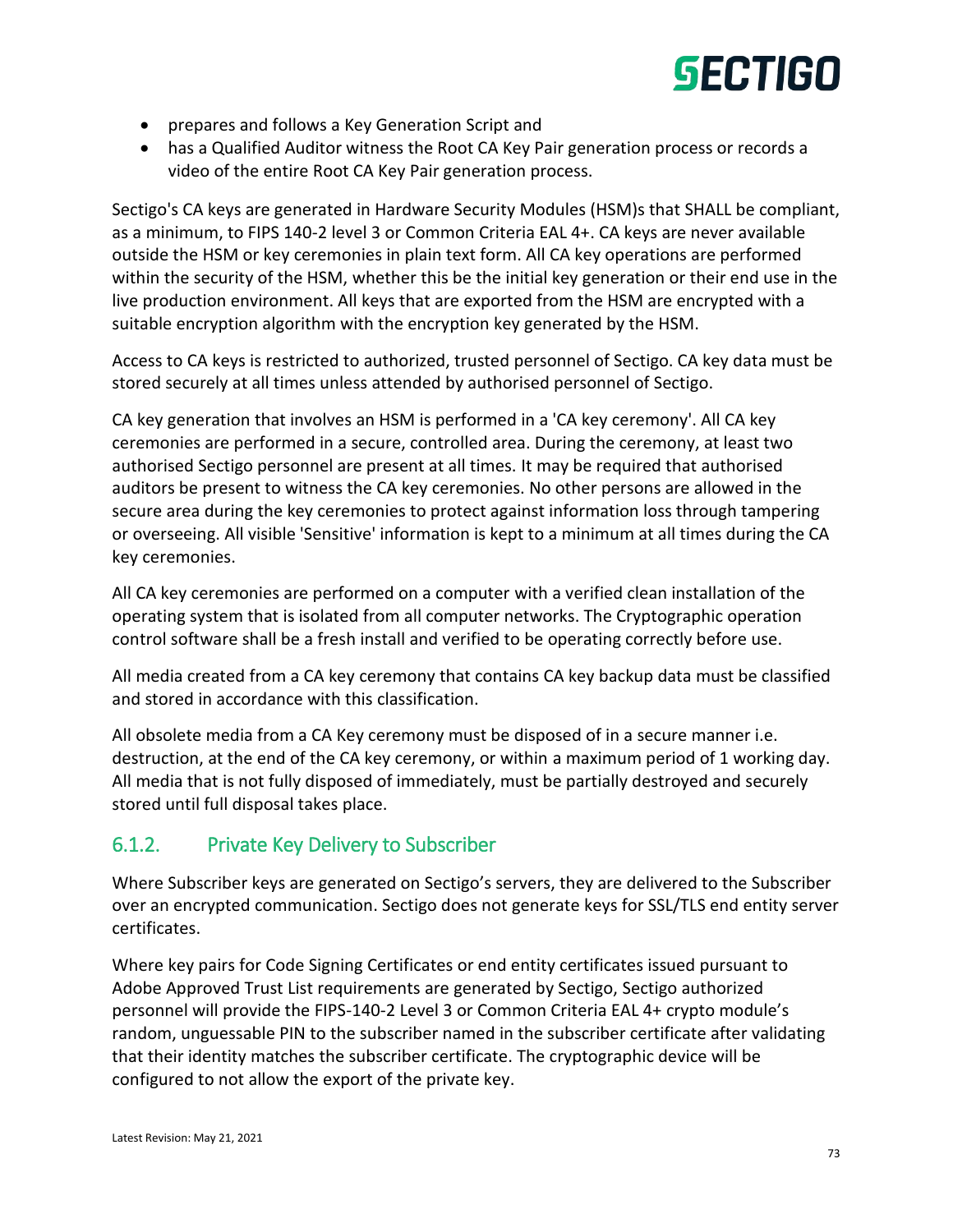- prepares and follows a Key Generation Script and
- has a Qualified Auditor witness the Root CA Key Pair generation process or records a video of the entire Root CA Key Pair generation process.

Sectigo's CA keys are generated in Hardware Security Modules (HSM)s that SHALL be compliant, as a minimum, to FIPS 140-2 level 3 or Common Criteria EAL 4+. CA keys are never available outside the HSM or key ceremonies in plain text form. All CA key operations are performed within the security of the HSM, whether this be the initial key generation or their end use in the live production environment. All keys that are exported from the HSM are encrypted with a suitable encryption algorithm with the encryption key generated by the HSM.

Access to CA keys is restricted to authorized, trusted personnel of Sectigo. CA key data must be stored securely at all times unless attended by authorised personnel of Sectigo.

CA key generation that involves an HSM is performed in a 'CA key ceremony'. All CA key ceremonies are performed in a secure, controlled area. During the ceremony, at least two authorised Sectigo personnel are present at all times. It may be required that authorised auditors be present to witness the CA key ceremonies. No other persons are allowed in the secure area during the key ceremonies to protect against information loss through tampering or overseeing. All visible 'Sensitive' information is kept to a minimum at all times during the CA key ceremonies.

All CA key ceremonies are performed on a computer with a verified clean installation of the operating system that is isolated from all computer networks. The Cryptographic operation control software shall be a fresh install and verified to be operating correctly before use.

All media created from a CA key ceremony that contains CA key backup data must be classified and stored in accordance with this classification.

All obsolete media from a CA Key ceremony must be disposed of in a secure manner i.e. destruction, at the end of the CA key ceremony, or within a maximum period of 1 working day. All media that is not fully disposed of immediately, must be partially destroyed and securely stored until full disposal takes place.

### 6.1.2. Private Key Delivery to Subscriber

Where Subscriber keys are generated on Sectigo's servers, they are delivered to the Subscriber over an encrypted communication. Sectigo does not generate keys for SSL/TLS end entity server certificates.

Where key pairs for Code Signing Certificates or end entity certificates issued pursuant to Adobe Approved Trust List requirements are generated by Sectigo, Sectigo authorized personnel will provide the FIPS-140-2 Level 3 or Common Criteria EAL 4+ crypto module's random, unguessable PIN to the subscriber named in the subscriber certificate after validating that their identity matches the subscriber certificate. The cryptographic device will be configured to not allow the export of the private key.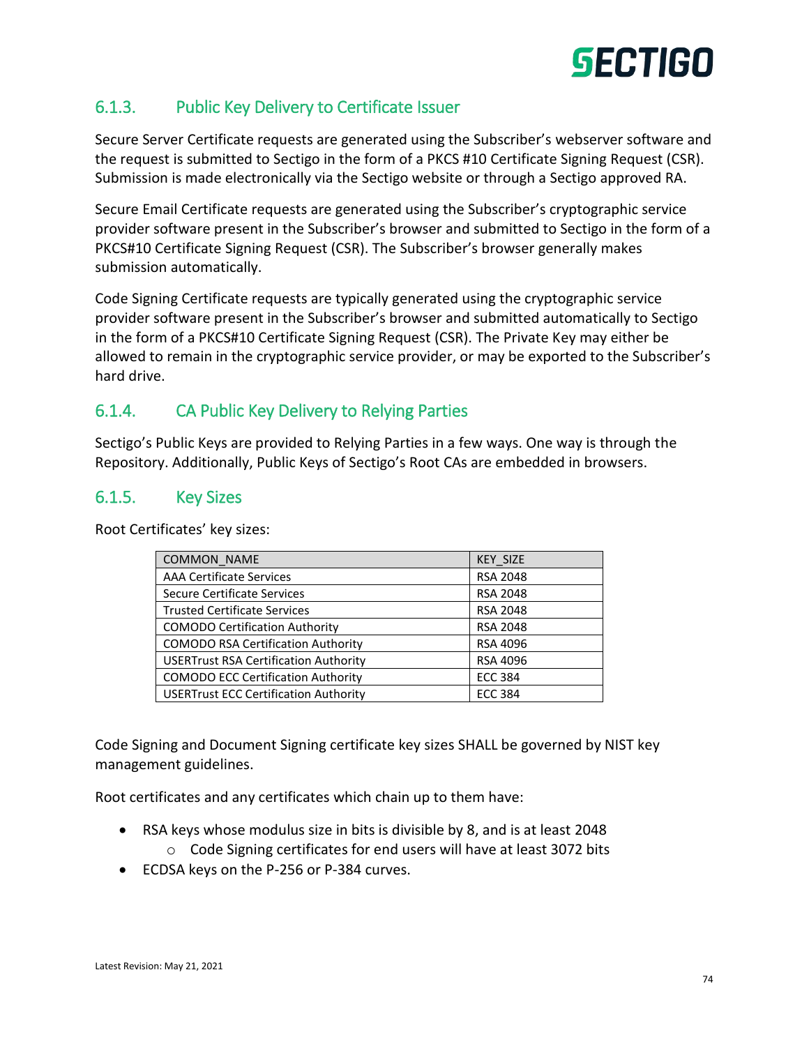### 6.1.3. Public Key Delivery to Certificate Issuer

Secure Server Certificate requests are generated using the Subscriber's webserver software and the request is submitted to Sectigo in the form of a PKCS #10 Certificate Signing Request (CSR). Submission is made electronically via the Sectigo website or through a Sectigo approved RA.

Secure Email Certificate requests are generated using the Subscriber's cryptographic service provider software present in the Subscriber's browser and submitted to Sectigo in the form of a PKCS#10 Certificate Signing Request (CSR). The Subscriber's browser generally makes submission automatically.

Code Signing Certificate requests are typically generated using the cryptographic service provider software present in the Subscriber's browser and submitted automatically to Sectigo in the form of a PKCS#10 Certificate Signing Request (CSR). The Private Key may either be allowed to remain in the cryptographic service provider, or may be exported to the Subscriber's hard drive.

### 6.1.4. CA Public Key Delivery to Relying Parties

Sectigo's Public Keys are provided to Relying Parties in a few ways. One way is through the Repository. Additionally, Public Keys of Sectigo's Root CAs are embedded in browsers.

### 6.1.5. Key Sizes

Root Certificates' key sizes:

| COMMON_NAME | KEY_SIZE |
|---|---|
| AAA Certificate Services | RSA 2048 |
| Secure Certificate Services | RSA 2048 |
| Trusted Certificate Services | RSA 2048 |
| COMODO Certification Authority | RSA 2048 |
| COMODO RSA Certification Authority | RSA 4096 |
| USERTrust RSA Certification Authority | RSA 4096 |
| COMODO ECC Certification Authority | ECC 384 |
| USERTrust ECC Certification Authority | ECC 384 |

Code Signing and Document Signing certificate key sizes SHALL be governed by NIST key management guidelines.

Root certificates and any certificates which chain up to them have:

- RSA keys whose modulus size in bits is divisible by 8, and is at least 2048
    - Code Signing certificates for end users will have at least 3072 bits
- ECDSA keys on the P-256 or P-384 curves.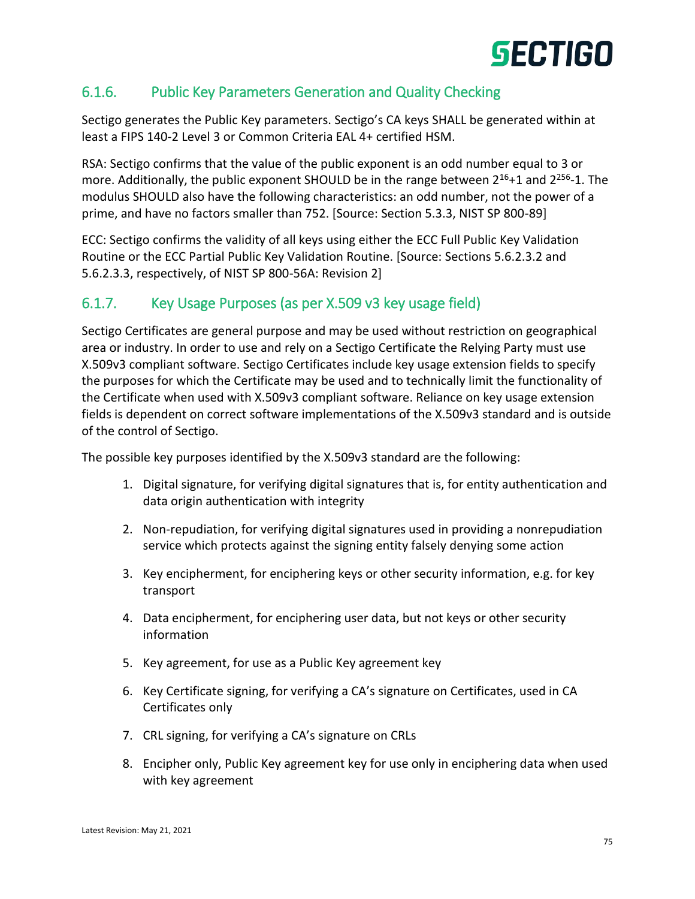### 6.1.6. Public Key Parameters Generation and Quality Checking

Sectigo generates the Public Key parameters. Sectigo's CA keys SHALL be generated within at least a FIPS 140-2 Level 3 or Common Criteria EAL 4+ certified HSM.

RSA: Sectigo confirms that the value of the public exponent is an odd number equal to 3 or more. Additionally, the public exponent SHOULD be in the range between $2^{16}+1$ and $2^{256}-1$. The modulus SHOULD also have the following characteristics: an odd number, not the power of a prime, and have no factors smaller than 752. [Source: Section 5.3.3, NIST SP 800-89]

ECC: Sectigo confirms the validity of all keys using either the ECC Full Public Key Validation Routine or the ECC Partial Public Key Validation Routine. [Source: Sections 5.6.2.3.2 and 5.6.2.3.3, respectively, of NIST SP 800-56A: Revision 2]

### 6.1.7. Key Usage Purposes (as per X.509 v3 key usage field)

Sectigo Certificates are general purpose and may be used without restriction on geographical area or industry. In order to use and rely on a Sectigo Certificate the Relying Party must use X.509v3 compliant software. Sectigo Certificates include key usage extension fields to specify the purposes for which the Certificate may be used and to technically limit the functionality of the Certificate when used with X.509v3 compliant software. Reliance on key usage extension fields is dependent on correct software implementations of the X.509v3 standard and is outside of the control of Sectigo.

The possible key purposes identified by the X.509v3 standard are the following:

1. Digital signature, for verifying digital signatures that is, for entity authentication and data origin authentication with integrity
2. Non-repudiation, for verifying digital signatures used in providing a nonrepudiation service which protects against the signing entity falsely denying some action
3. Key encipherment, for enciphering keys or other security information, e.g. for key transport
4. Data encipherment, for enciphering user data, but not keys or other security information
5. Key agreement, for use as a Public Key agreement key
6. Key Certificate signing, for verifying a CA's signature on Certificates, used in CA Certificates only
7. CRL signing, for verifying a CA's signature on CRLs
8. Encipher only, Public Key agreement key for use only in enciphering data when used with key agreement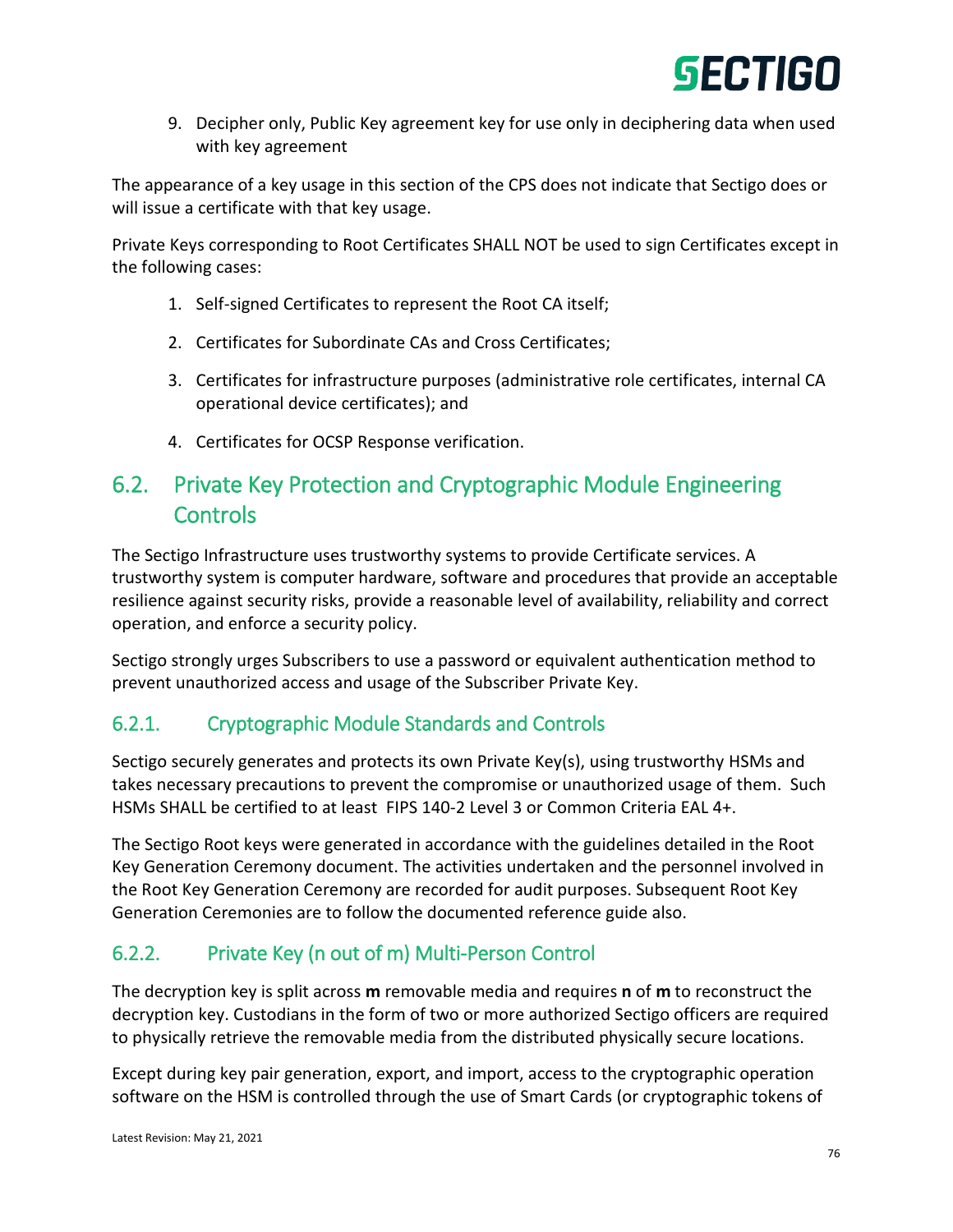9. Decipher only, Public Key agreement key for use only in deciphering data when used with key agreement

The appearance of a key usage in this section of the CPS does not indicate that Sectigo does or will issue a certificate with that key usage.

Private Keys corresponding to Root Certificates SHALL NOT be used to sign Certificates except in the following cases:

1. Self-signed Certificates to represent the Root CA itself;
2. Certificates for Subordinate CAs and Cross Certificates;
3. Certificates for infrastructure purposes (administrative role certificates, internal CA operational device certificates); and
4. Certificates for OCSP Response verification.

## 6.2. Private Key Protection and Cryptographic Module Engineering Controls

The Sectigo Infrastructure uses trustworthy systems to provide Certificate services. A trustworthy system is computer hardware, software and procedures that provide an acceptable resilience against security risks, provide a reasonable level of availability, reliability and correct operation, and enforce a security policy.

Sectigo strongly urges Subscribers to use a password or equivalent authentication method to prevent unauthorized access and usage of the Subscriber Private Key.

### 6.2.1. Cryptographic Module Standards and Controls

Sectigo securely generates and protects its own Private Key(s), using trustworthy HSMs and takes necessary precautions to prevent the compromise or unauthorized usage of them. Such HSMs SHALL be certified to at least FIPS 140-2 Level 3 or Common Criteria EAL 4+.

The Sectigo Root keys were generated in accordance with the guidelines detailed in the Root Key Generation Ceremony document. The activities undertaken and the personnel involved in the Root Key Generation Ceremony are recorded for audit purposes. Subsequent Root Key Generation Ceremonies are to follow the documented reference guide also.

### 6.2.2. Private Key (n out of m) Multi-Person Control

The decryption key is split across **m** removable media and requires **n** of **m** to reconstruct the decryption key. Custodians in the form of two or more authorized Sectigo officers are required to physically retrieve the removable media from the distributed physically secure locations.

Except during key pair generation, export, and import, access to the cryptographic operation software on the HSM is controlled through the use of Smart Cards (or cryptographic tokens of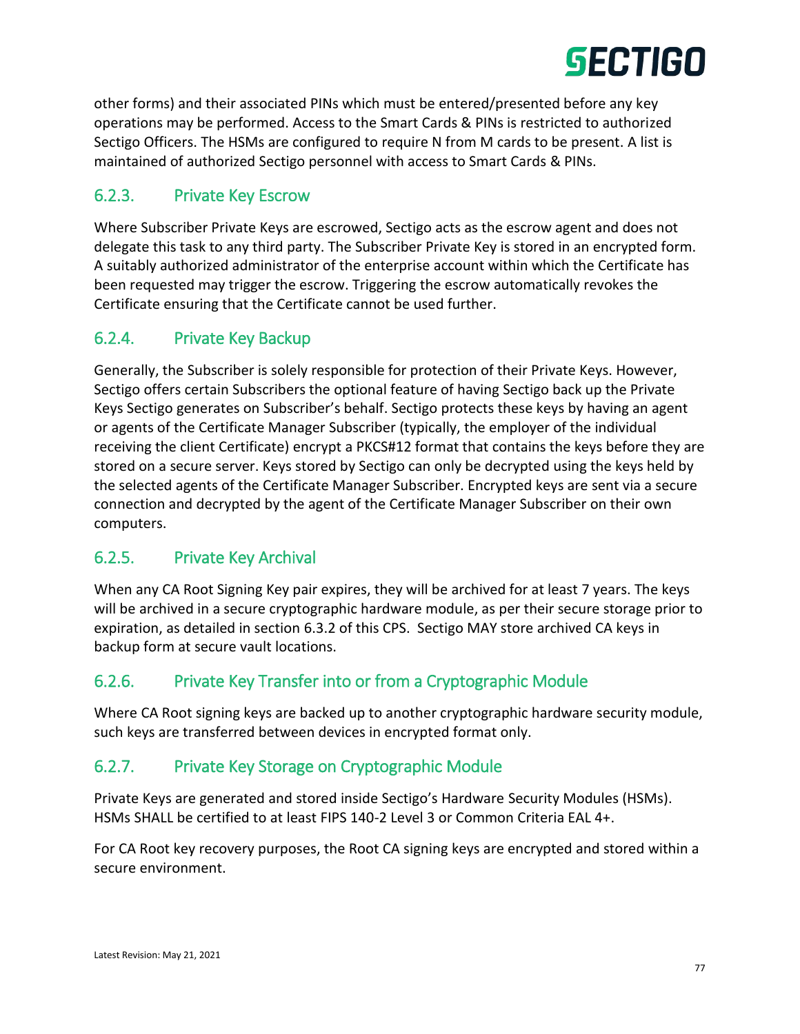other forms) and their associated PINs which must be entered/presented before any key operations may be performed. Access to the Smart Cards & PINs is restricted to authorized Sectigo Officers. The HSMs are configured to require N from M cards to be present. A list is maintained of authorized Sectigo personnel with access to Smart Cards & PINs.

### 6.2.3. Private Key Escrow

Where Subscriber Private Keys are escrowed, Sectigo acts as the escrow agent and does not delegate this task to any third party. The Subscriber Private Key is stored in an encrypted form. A suitably authorized administrator of the enterprise account within which the Certificate has been requested may trigger the escrow. Triggering the escrow automatically revokes the Certificate ensuring that the Certificate cannot be used further.

### 6.2.4. Private Key Backup

Generally, the Subscriber is solely responsible for protection of their Private Keys. However, Sectigo offers certain Subscribers the optional feature of having Sectigo back up the Private Keys Sectigo generates on Subscriber's behalf. Sectigo protects these keys by having an agent or agents of the Certificate Manager Subscriber (typically, the employer of the individual receiving the client Certificate) encrypt a PKCS#12 format that contains the keys before they are stored on a secure server. Keys stored by Sectigo can only be decrypted using the keys held by the selected agents of the Certificate Manager Subscriber. Encrypted keys are sent via a secure connection and decrypted by the agent of the Certificate Manager Subscriber on their own computers.

### 6.2.5. Private Key Archival

When any CA Root Signing Key pair expires, they will be archived for at least 7 years. The keys will be archived in a secure cryptographic hardware module, as per their secure storage prior to expiration, as detailed in section 6.3.2 of this CPS. Sectigo MAY store archived CA keys in backup form at secure vault locations.

### 6.2.6. Private Key Transfer into or from a Cryptographic Module

Where CA Root signing keys are backed up to another cryptographic hardware security module, such keys are transferred between devices in encrypted format only.

### 6.2.7. Private Key Storage on Cryptographic Module

Private Keys are generated and stored inside Sectigo's Hardware Security Modules (HSMs). HSMs SHALL be certified to at least FIPS 140-2 Level 3 or Common Criteria EAL 4+.

For CA Root key recovery purposes, the Root CA signing keys are encrypted and stored within a secure environment.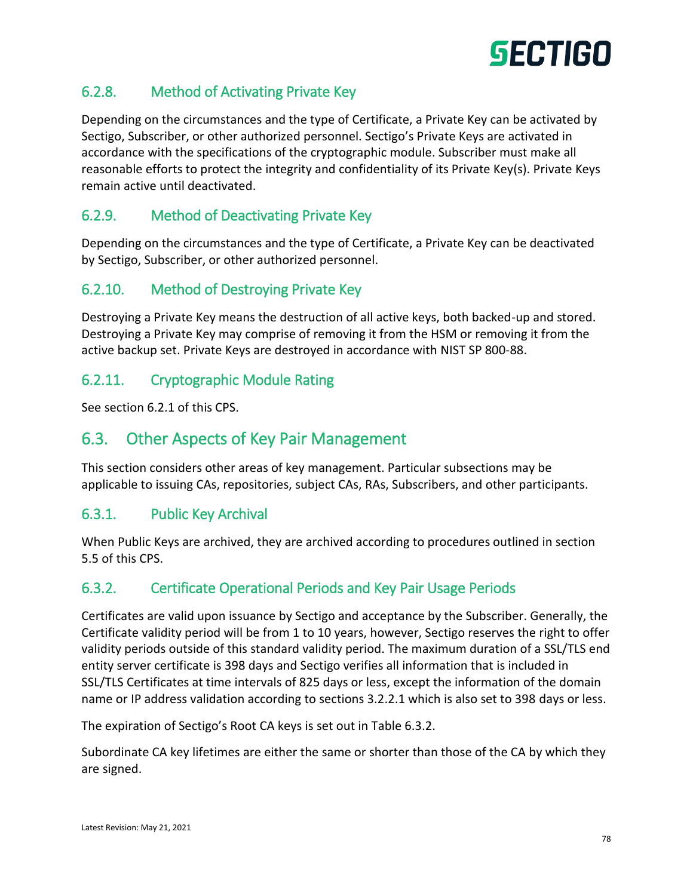### 6.2.8. Method of Activating Private Key

Depending on the circumstances and the type of Certificate, a Private Key can be activated by Sectigo, Subscriber, or other authorized personnel. Sectigo's Private Keys are activated in accordance with the specifications of the cryptographic module. Subscriber must make all reasonable efforts to protect the integrity and confidentiality of its Private Key(s). Private Keys remain active until deactivated.

### 6.2.9. Method of Deactivating Private Key

Depending on the circumstances and the type of Certificate, a Private Key can be deactivated by Sectigo, Subscriber, or other authorized personnel.

### 6.2.10. Method of Destroying Private Key

Destroying a Private Key means the destruction of all active keys, both backed-up and stored. Destroying a Private Key may comprise of removing it from the HSM or removing it from the active backup set. Private Keys are destroyed in accordance with NIST SP 800-88.

### 6.2.11. Cryptographic Module Rating

See section 6.2.1 of this CPS.

## 6.3. Other Aspects of Key Pair Management

This section considers other areas of key management. Particular subsections may be applicable to issuing CAs, repositories, subject CAs, RAs, Subscribers, and other participants.

### 6.3.1. Public Key Archival

When Public Keys are archived, they are archived according to procedures outlined in section 5.5 of this CPS.

### 6.3.2. Certificate Operational Periods and Key Pair Usage Periods

Certificates are valid upon issuance by Sectigo and acceptance by the Subscriber. Generally, the Certificate validity period will be from 1 to 10 years, however, Sectigo reserves the right to offer validity periods outside of this standard validity period. The maximum duration of a SSL/TLS end entity server certificate is 398 days and Sectigo verifies all information that is included in SSL/TLS Certificates at time intervals of 825 days or less, except the information of the domain name or IP address validation according to sections 3.2.2.1 which is also set to 398 days or less.

The expiration of Sectigo's Root CA keys is set out in Table 6.3.2.

Subordinate CA key lifetimes are either the same or shorter than those of the CA by which they are signed.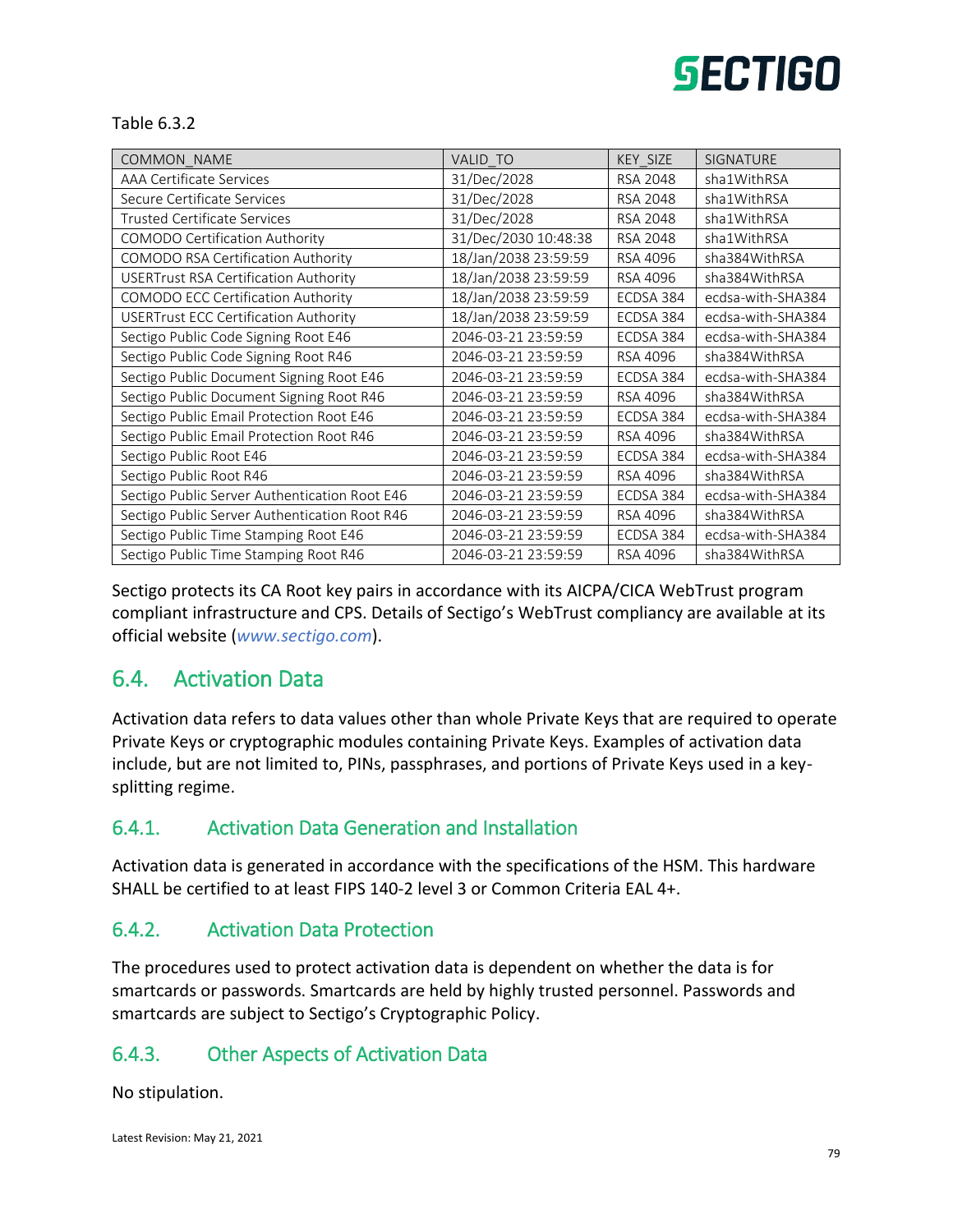Table 6.3.2

| COMMON_NAME | VALID_TO | KEY_SIZE | SIGNATURE |
|---|---|---|---|
| AAA Certificate Services | 31/Dec/2028 | RSA 2048 | sha1WithRSA |
| Secure Certificate Services | 31/Dec/2028 | RSA 2048 | sha1WithRSA |
| Trusted Certificate Services | 31/Dec/2028 | RSA 2048 | sha1WithRSA |
| COMODO Certification Authority | 31/Dec/2030 10:48:38 | RSA 2048 | sha1WithRSA |
| COMODO RSA Certification Authority | 18/Jan/2038 23:59:59 | RSA 4096 | sha384WithRSA |
| USERTrust RSA Certification Authority | 18/Jan/2038 23:59:59 | RSA 4096 | sha384WithRSA |
| COMODO ECC Certification Authority | 18/Jan/2038 23:59:59 | ECDSA 384 | ecdsa-with-SHA384 |
| USERTrust ECC Certification Authority | 18/Jan/2038 23:59:59 | ECDSA 384 | ecdsa-with-SHA384 |
| Sectigo Public Code Signing Root E46 | 2046-03-21 23:59:59 | ECDSA 384 | ecdsa-with-SHA384 |
| Sectigo Public Code Signing Root R46 | 2046-03-21 23:59:59 | RSA 4096 | sha384WithRSA |
| Sectigo Public Document Signing Root E46 | 2046-03-21 23:59:59 | ECDSA 384 | ecdsa-with-SHA384 |
| Sectigo Public Document Signing Root R46 | 2046-03-21 23:59:59 | RSA 4096 | sha384WithRSA |
| Sectigo Public Email Protection Root E46 | 2046-03-21 23:59:59 | ECDSA 384 | ecdsa-with-SHA384 |
| Sectigo Public Email Protection Root R46 | 2046-03-21 23:59:59 | RSA 4096 | sha384WithRSA |
| Sectigo Public Root E46 | 2046-03-21 23:59:59 | ECDSA 384 | ecdsa-with-SHA384 |
| Sectigo Public Root R46 | 2046-03-21 23:59:59 | RSA 4096 | sha384WithRSA |
| Sectigo Public Server Authentication Root E46 | 2046-03-21 23:59:59 | ECDSA 384 | ecdsa-with-SHA384 |
| Sectigo Public Server Authentication Root R46 | 2046-03-21 23:59:59 | RSA 4096 | sha384WithRSA |
| Sectigo Public Time Stamping Root E46 | 2046-03-21 23:59:59 | ECDSA 384 | ecdsa-with-SHA384 |
| Sectigo Public Time Stamping Root R46 | 2046-03-21 23:59:59 | RSA 4096 | sha384WithRSA |

Sectigo protects its CA Root key pairs in accordance with its AICPA/CICA WebTrust program compliant infrastructure and CPS. Details of Sectigo's WebTrust compliancy are available at its official website (*www.sectigo.com*).

## 6.4. Activation Data

Activation data refers to data values other than whole Private Keys that are required to operate Private Keys or cryptographic modules containing Private Keys. Examples of activation data include, but are not limited to, PINs, passphrases, and portions of Private Keys used in a key-splitting regime.

### 6.4.1. Activation Data Generation and Installation

Activation data is generated in accordance with the specifications of the HSM. This hardware SHALL be certified to at least FIPS 140-2 level 3 or Common Criteria EAL 4+.

### 6.4.2. Activation Data Protection

The procedures used to protect activation data is dependent on whether the data is for smartcards or passwords. Smartcards are held by highly trusted personnel. Passwords and smartcards are subject to Sectigo's Cryptographic Policy.

### 6.4.3. Other Aspects of Activation Data

No stipulation.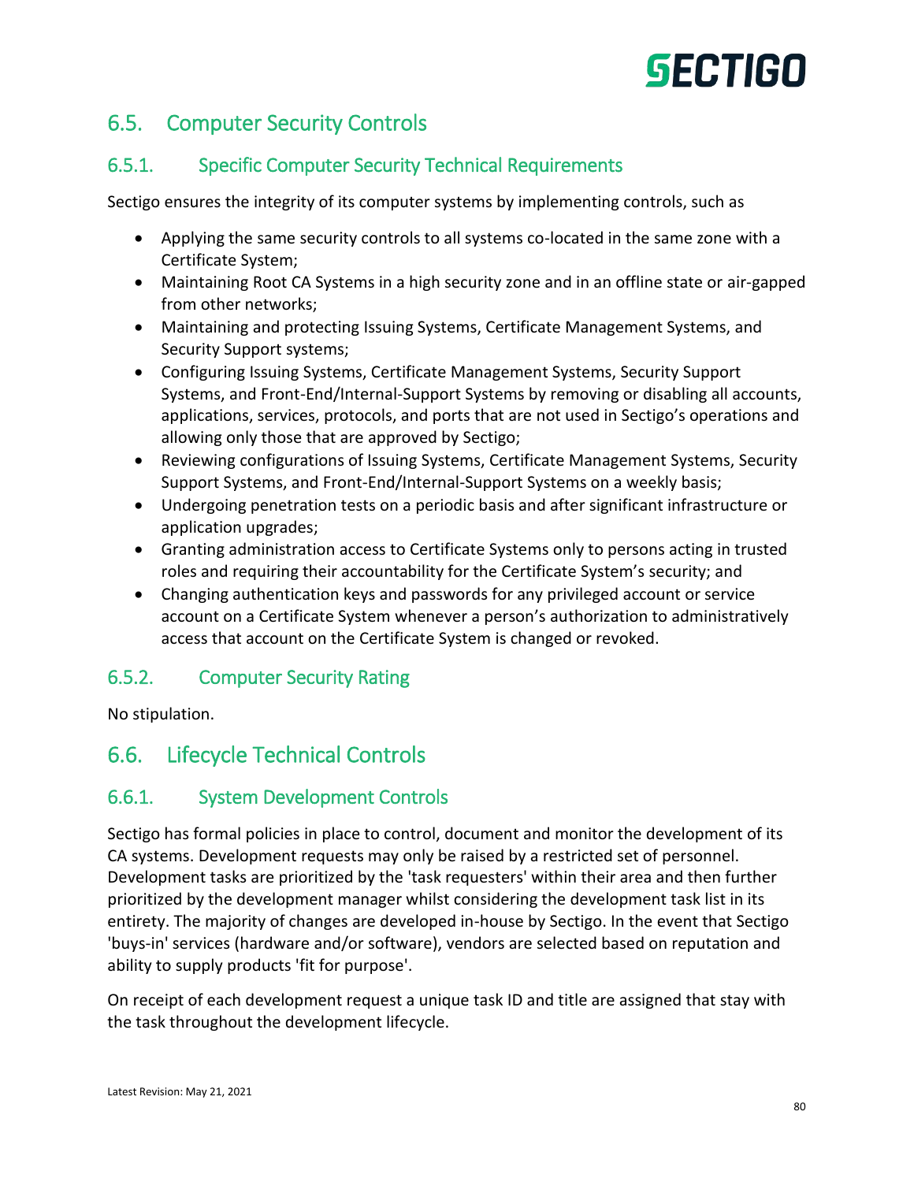## 6.5. Computer Security Controls

### 6.5.1. Specific Computer Security Technical Requirements

Sectigo ensures the integrity of its computer systems by implementing controls, such as

- Applying the same security controls to all systems co-located in the same zone with a Certificate System;
- Maintaining Root CA Systems in a high security zone and in an offline state or air-gapped from other networks;
- Maintaining and protecting Issuing Systems, Certificate Management Systems, and Security Support systems;
- Configuring Issuing Systems, Certificate Management Systems, Security Support Systems, and Front-End/Internal-Support Systems by removing or disabling all accounts, applications, services, protocols, and ports that are not used in Sectigo's operations and allowing only those that are approved by Sectigo;
- Reviewing configurations of Issuing Systems, Certificate Management Systems, Security Support Systems, and Front-End/Internal-Support Systems on a weekly basis;
- Undergoing penetration tests on a periodic basis and after significant infrastructure or application upgrades;
- Granting administration access to Certificate Systems only to persons acting in trusted roles and requiring their accountability for the Certificate System's security; and
- Changing authentication keys and passwords for any privileged account or service account on a Certificate System whenever a person's authorization to administratively access that account on the Certificate System is changed or revoked.

### 6.5.2. Computer Security Rating

No stipulation.

## 6.6. Lifecycle Technical Controls

### 6.6.1. System Development Controls

Sectigo has formal policies in place to control, document and monitor the development of its CA systems. Development requests may only be raised by a restricted set of personnel. Development tasks are prioritized by the 'task requesters' within their area and then further prioritized by the development manager whilst considering the development task list in its entirety. The majority of changes are developed in-house by Sectigo. In the event that Sectigo 'buys-in' services (hardware and/or software), vendors are selected based on reputation and ability to supply products 'fit for purpose'.

On receipt of each development request a unique task ID and title are assigned that stay with the task throughout the development lifecycle.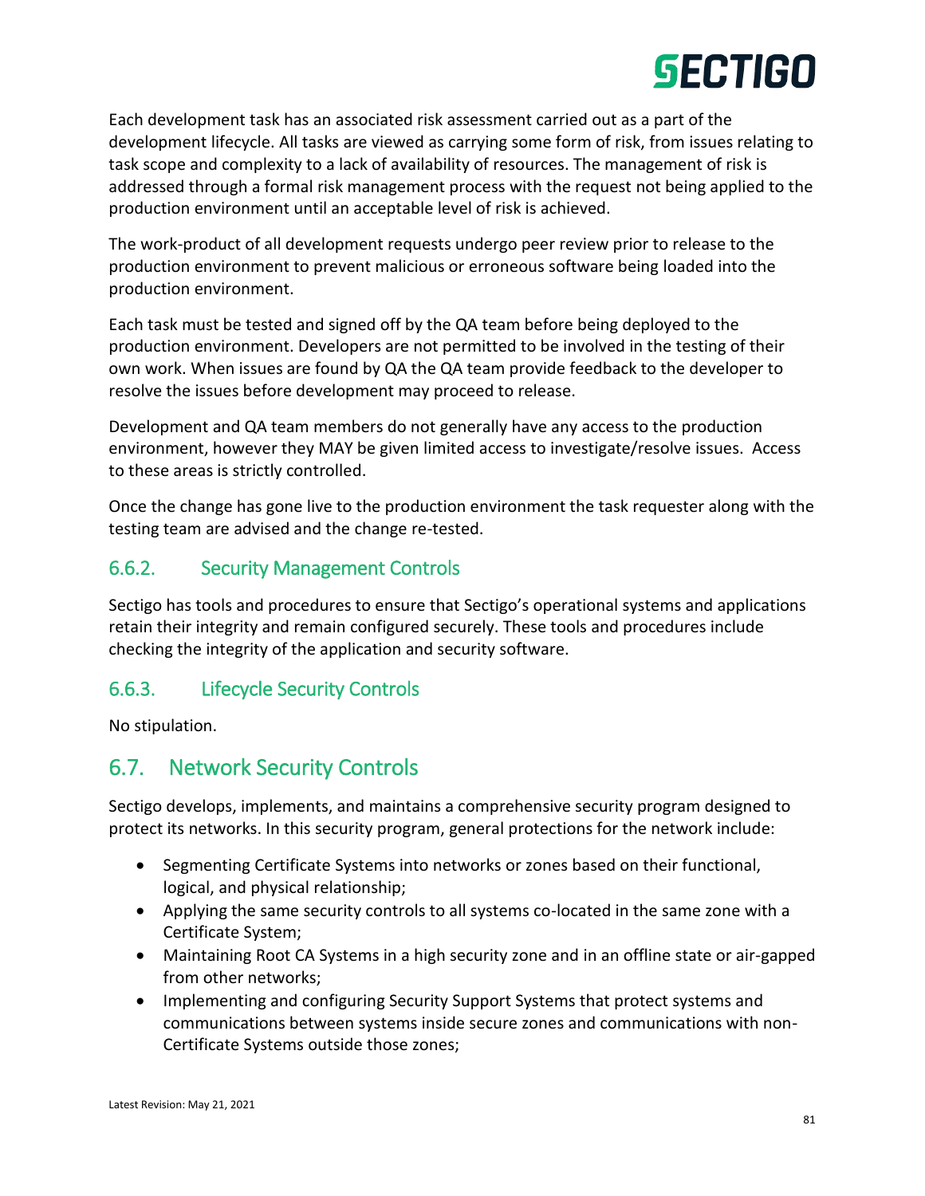Each development task has an associated risk assessment carried out as a part of the development lifecycle. All tasks are viewed as carrying some form of risk, from issues relating to task scope and complexity to a lack of availability of resources. The management of risk is addressed through a formal risk management process with the request not being applied to the production environment until an acceptable level of risk is achieved.

The work-product of all development requests undergo peer review prior to release to the production environment to prevent malicious or erroneous software being loaded into the production environment.

Each task must be tested and signed off by the QA team before being deployed to the production environment. Developers are not permitted to be involved in the testing of their own work. When issues are found by QA the QA team provide feedback to the developer to resolve the issues before development may proceed to release.

Development and QA team members do not generally have any access to the production environment, however they MAY be given limited access to investigate/resolve issues. Access to these areas is strictly controlled.

Once the change has gone live to the production environment the task requester along with the testing team are advised and the change re-tested.

### 6.6.2. Security Management Controls

Sectigo has tools and procedures to ensure that Sectigo's operational systems and applications retain their integrity and remain configured securely. These tools and procedures include checking the integrity of the application and security software.

### 6.6.3. Lifecycle Security Controls

No stipulation.

## 6.7. Network Security Controls

Sectigo develops, implements, and maintains a comprehensive security program designed to protect its networks. In this security program, general protections for the network include:

- Segmenting Certificate Systems into networks or zones based on their functional, logical, and physical relationship;
- Applying the same security controls to all systems co-located in the same zone with a Certificate System;
- Maintaining Root CA Systems in a high security zone and in an offline state or air-gapped from other networks;
- Implementing and configuring Security Support Systems that protect systems and communications between systems inside secure zones and communications with non-Certificate Systems outside those zones;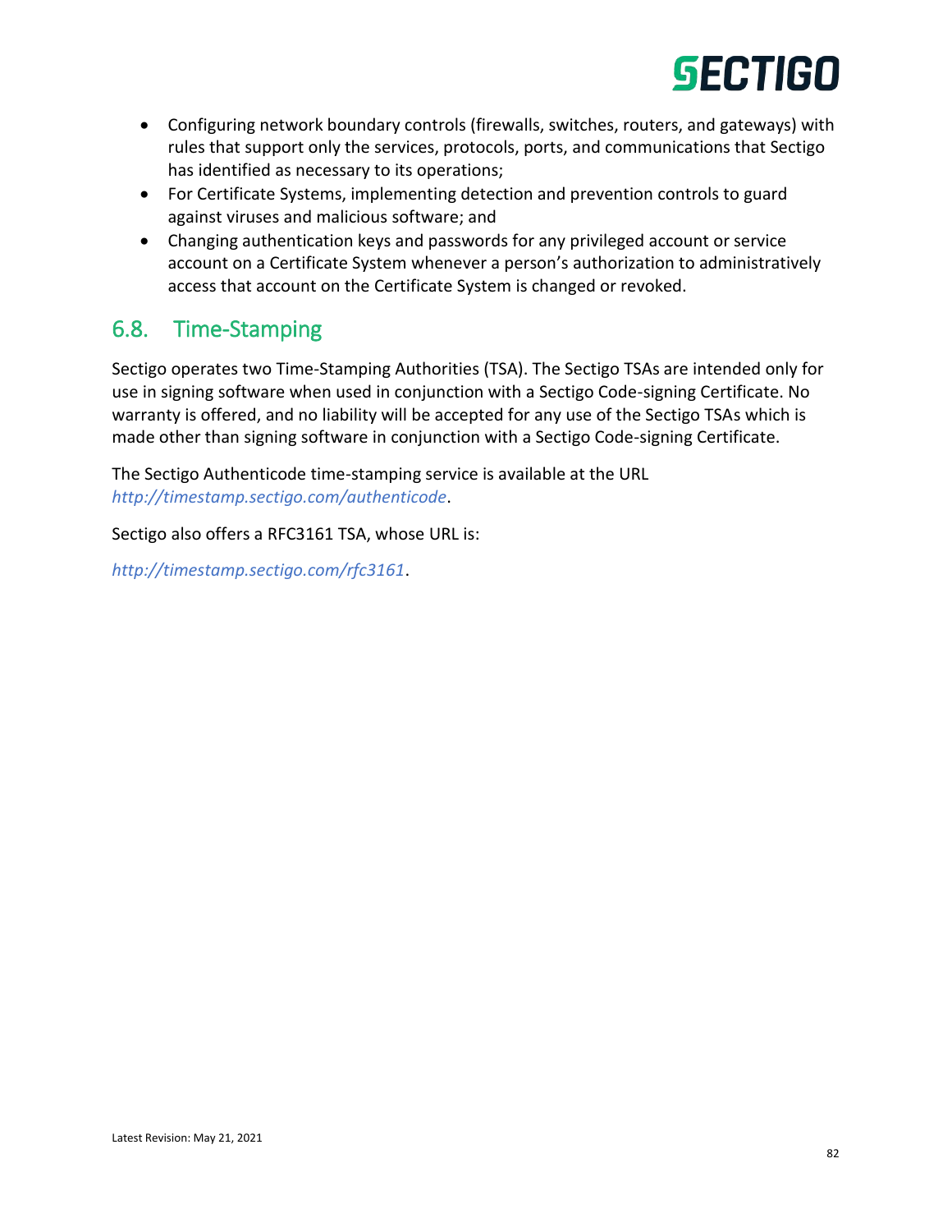- Configuring network boundary controls (firewalls, switches, routers, and gateways) with rules that support only the services, protocols, ports, and communications that Sectigo has identified as necessary to its operations;
- For Certificate Systems, implementing detection and prevention controls to guard against viruses and malicious software; and
- Changing authentication keys and passwords for any privileged account or service account on a Certificate System whenever a person's authorization to administratively access that account on the Certificate System is changed or revoked.

## 6.8. Time-Stamping

Sectigo operates two Time-Stamping Authorities (TSA). The Sectigo TSAs are intended only for use in signing software when used in conjunction with a Sectigo Code-signing Certificate. No warranty is offered, and no liability will be accepted for any use of the Sectigo TSAs which is made other than signing software in conjunction with a Sectigo Code-signing Certificate.

The Sectigo Authenticode time-stamping service is available at the URL *http://timestamp.sectigo.com/authenticode*.

Sectigo also offers a RFC3161 TSA, whose URL is:

*http://timestamp.sectigo.com/rfc3161*.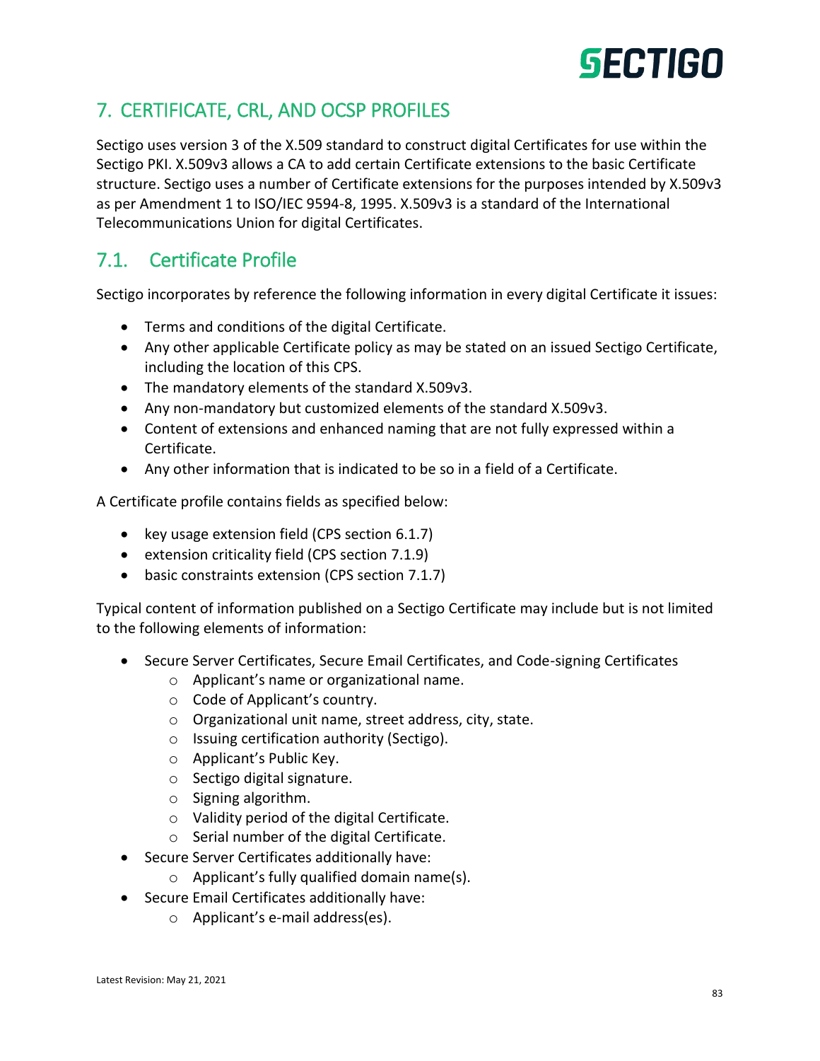# 7. CERTIFICATE, CRL, AND OCSP PROFILES

Sectigo uses version 3 of the X.509 standard to construct digital Certificates for use within the Sectigo PKI. X.509v3 allows a CA to add certain Certificate extensions to the basic Certificate structure. Sectigo uses a number of Certificate extensions for the purposes intended by X.509v3 as per Amendment 1 to ISO/IEC 9594-8, 1995. X.509v3 is a standard of the International Telecommunications Union for digital Certificates.

## 7.1. Certificate Profile

Sectigo incorporates by reference the following information in every digital Certificate it issues:

- Terms and conditions of the digital Certificate.
- Any other applicable Certificate policy as may be stated on an issued Sectigo Certificate, including the location of this CPS.
- The mandatory elements of the standard X.509v3.
- Any non-mandatory but customized elements of the standard X.509v3.
- Content of extensions and enhanced naming that are not fully expressed within a Certificate.
- Any other information that is indicated to be so in a field of a Certificate.

A Certificate profile contains fields as specified below:

- key usage extension field (CPS section 6.1.7)
- extension criticality field (CPS section 7.1.9)
- basic constraints extension (CPS section 7.1.7)

Typical content of information published on a Sectigo Certificate may include but is not limited to the following elements of information:

- Secure Server Certificates, Secure Email Certificates, and Code-signing Certificates
  - Applicant's name or organizational name.
  - Code of Applicant's country.
  - Organizational unit name, street address, city, state.
  - Issuing certification authority (Sectigo).
  - Applicant's Public Key.
  - Sectigo digital signature.
  - Signing algorithm.
  - Validity period of the digital Certificate.
  - Serial number of the digital Certificate.
- Secure Server Certificates additionally have:
  - Applicant's fully qualified domain name(s).
- Secure Email Certificates additionally have:
  - Applicant's e-mail address(es).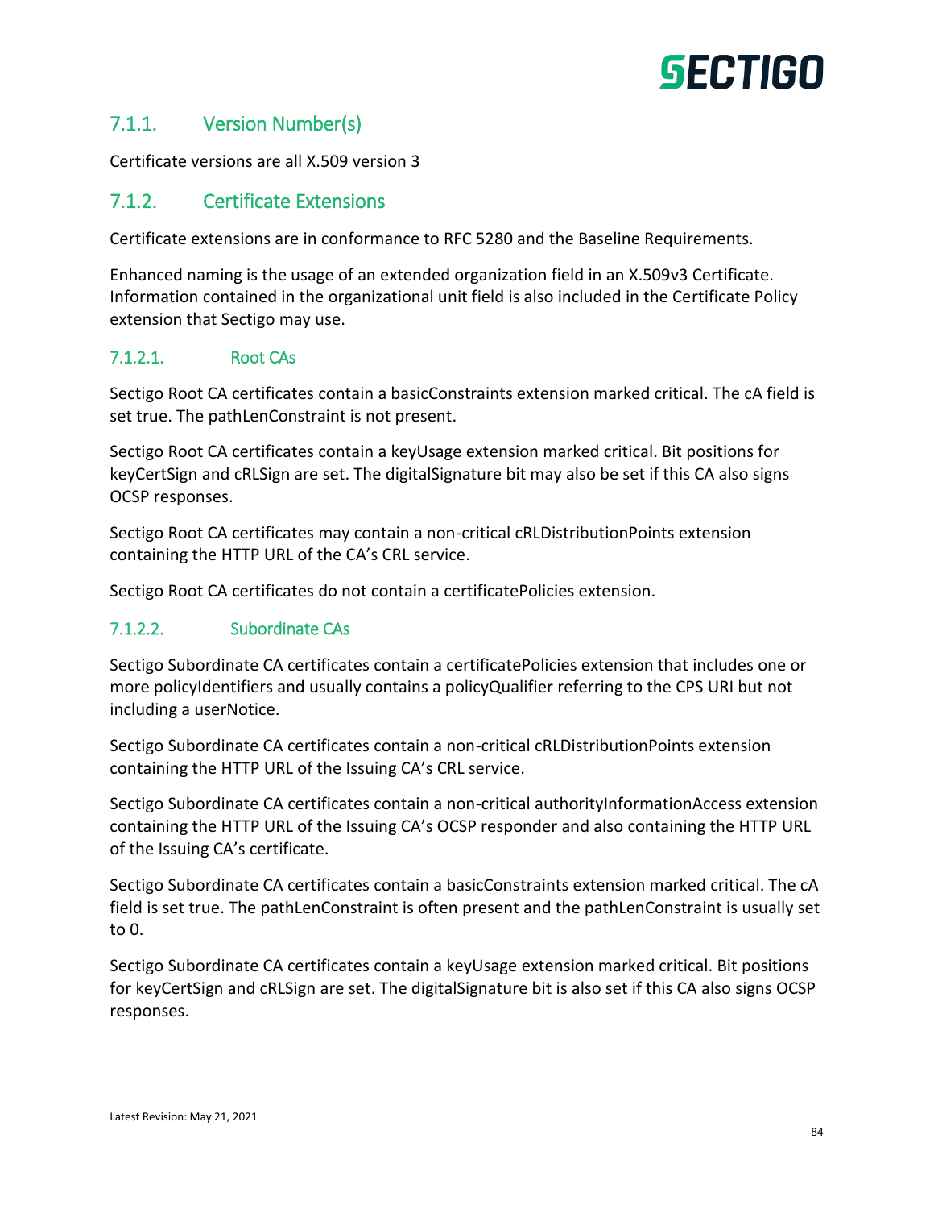### 7.1.1. Version Number(s)

Certificate versions are all X.509 version 3

### 7.1.2. Certificate Extensions

Certificate extensions are in conformance to RFC 5280 and the Baseline Requirements.

Enhanced naming is the usage of an extended organization field in an X.509v3 Certificate. Information contained in the organizational unit field is also included in the Certificate Policy extension that Sectigo may use.

#### 7.1.2.1. Root CAs

Sectigo Root CA certificates contain a basicConstraints extension marked critical. The cA field is set true. The pathLenConstraint is not present.

Sectigo Root CA certificates contain a keyUsage extension marked critical. Bit positions for keyCertSign and cRLSign are set. The digitalSignature bit may also be set if this CA also signs OCSP responses.

Sectigo Root CA certificates may contain a non-critical cRLDistributionPoints extension containing the HTTP URL of the CA's CRL service.

Sectigo Root CA certificates do not contain a certificatePolicies extension.

#### 7.1.2.2. Subordinate CAs

Sectigo Subordinate CA certificates contain a certificatePolicies extension that includes one or more policyIdentifiers and usually contains a policyQualifier referring to the CPS URI but not including a userNotice.

Sectigo Subordinate CA certificates contain a non-critical cRLDistributionPoints extension containing the HTTP URL of the Issuing CA's CRL service.

Sectigo Subordinate CA certificates contain a non-critical authorityInformationAccess extension containing the HTTP URL of the Issuing CA's OCSP responder and also containing the HTTP URL of the Issuing CA's certificate.

Sectigo Subordinate CA certificates contain a basicConstraints extension marked critical. The cA field is set true. The pathLenConstraint is often present and the pathLenConstraint is usually set to 0.

Sectigo Subordinate CA certificates contain a keyUsage extension marked critical. Bit positions for keyCertSign and cRLSign are set. The digitalSignature bit is also set if this CA also signs OCSP responses.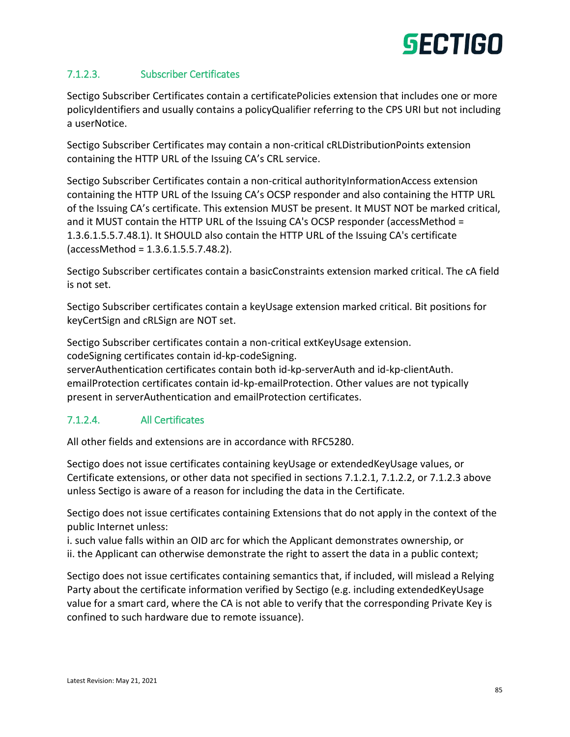#### 7.1.2.3. Subscriber Certificates

Sectigo Subscriber Certificates contain a certificatePolicies extension that includes one or more policyIdentifiers and usually contains a policyQualifier referring to the CPS URI but not including a userNotice.

Sectigo Subscriber Certificates may contain a non-critical cRLDistributionPoints extension containing the HTTP URL of the Issuing CA's CRL service.

Sectigo Subscriber Certificates contain a non-critical authorityInformationAccess extension containing the HTTP URL of the Issuing CA's OCSP responder and also containing the HTTP URL of the Issuing CA's certificate. This extension MUST be present. It MUST NOT be marked critical, and it MUST contain the HTTP URL of the Issuing CA's OCSP responder (accessMethod = 1.3.6.1.5.5.7.48.1). It SHOULD also contain the HTTP URL of the Issuing CA's certificate (accessMethod = 1.3.6.1.5.5.7.48.2).

Sectigo Subscriber certificates contain a basicConstraints extension marked critical. The cA field is not set.

Sectigo Subscriber certificates contain a keyUsage extension marked critical. Bit positions for keyCertSign and cRLSign are NOT set.

Sectigo Subscriber certificates contain a non-critical extKeyUsage extension.
codeSigning certificates contain id-kp-codeSigning.
serverAuthentication certificates contain both id-kp-serverAuth and id-kp-clientAuth.
emailProtection certificates contain id-kp-emailProtection. Other values are not typically present in serverAuthentication and emailProtection certificates.

#### 7.1.2.4. All Certificates

All other fields and extensions are in accordance with RFC5280.

Sectigo does not issue certificates containing keyUsage or extendedKeyUsage values, or Certificate extensions, or other data not specified in sections 7.1.2.1, 7.1.2.2, or 7.1.2.3 above unless Sectigo is aware of a reason for including the data in the Certificate.

Sectigo does not issue certificates containing Extensions that do not apply in the context of the public Internet unless:
i. such value falls within an OID arc for which the Applicant demonstrates ownership, or
ii. the Applicant can otherwise demonstrate the right to assert the data in a public context;

Sectigo does not issue certificates containing semantics that, if included, will mislead a Relying Party about the certificate information verified by Sectigo (e.g. including extendedKeyUsage value for a smart card, where the CA is not able to verify that the corresponding Private Key is confined to such hardware due to remote issuance).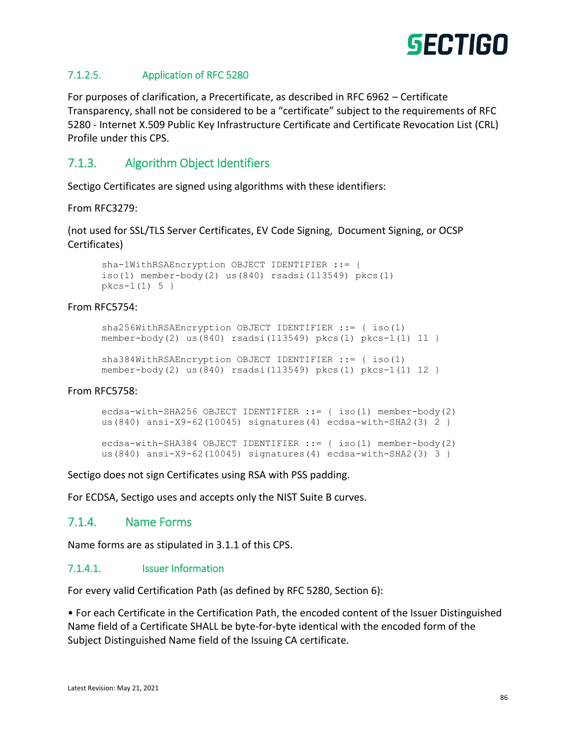#### 7.1.2.5. Application of RFC 5280

For purposes of clarification, a Precertificate, as described in RFC 6962 – Certificate Transparency, shall not be considered to be a "certificate" subject to the requirements of RFC 5280 - Internet X.509 Public Key Infrastructure Certificate and Certificate Revocation List (CRL) Profile under this CPS.

### 7.1.3. Algorithm Object Identifiers

Sectigo Certificates are signed using algorithms with these identifiers:

From RFC3279:

(not used for SSL/TLS Server Certificates, EV Code Signing, Document Signing, or OCSP Certificates)

```
sha-1WithRSAEncryption OBJECT IDENTIFIER ::= {
iso(1) member-body(2) us(840) rsadsi(113549) pkcs(1)
pkcs-1(1) 5 }
```

From RFC5754:

```
sha256WithRSAEncryption OBJECT IDENTIFIER ::= { iso(1)
member-body(2) us(840) rsadsi(113549) pkcs(1) pkcs-1(1) 11 }

sha384WithRSAEncryption OBJECT IDENTIFIER ::= { iso(1)
member-body(2) us(840) rsadsi(113549) pkcs(1) pkcs-1(1) 12 }
```

From RFC5758:

```
ecdsa-with-SHA256 OBJECT IDENTIFIER ::= { iso(1) member-body(2)
us(840) ansi-X9-62(10045) signatures(4) ecdsa-with-SHA2(3) 2 }

ecdsa-with-SHA384 OBJECT IDENTIFIER ::= { iso(1) member-body(2)
us(840) ansi-X9-62(10045) signatures(4) ecdsa-with-SHA2(3) 3 }
```

Sectigo does not sign Certificates using RSA with PSS padding.

For ECDSA, Sectigo uses and accepts only the NIST Suite B curves.

### 7.1.4. Name Forms

Name forms are as stipulated in 3.1.1 of this CPS.

#### 7.1.4.1. Issuer Information

For every valid Certification Path (as defined by RFC 5280, Section 6):

• For each Certificate in the Certification Path, the encoded content of the Issuer Distinguished Name field of a Certificate SHALL be byte-for-byte identical with the encoded form of the Subject Distinguished Name field of the Issuing CA certificate.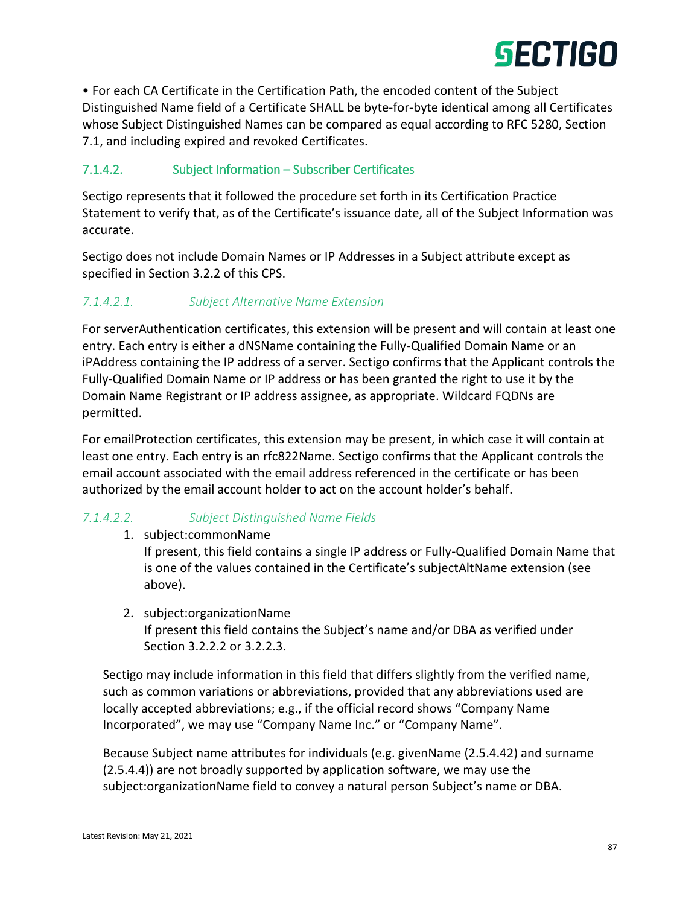- For each CA Certificate in the Certification Path, the encoded content of the Subject Distinguished Name field of a Certificate SHALL be byte-for-byte identical among all Certificates whose Subject Distinguished Names can be compared as equal according to RFC 5280, Section 7.1, and including expired and revoked Certificates.

### 7.1.4.2. Subject Information – Subscriber Certificates

Sectigo represents that it followed the procedure set forth in its Certification Practice Statement to verify that, as of the Certificate's issuance date, all of the Subject Information was accurate.

Sectigo does not include Domain Names or IP Addresses in a Subject attribute except as specified in Section 3.2.2 of this CPS.

#### *7.1.4.2.1. Subject Alternative Name Extension*

For serverAuthentication certificates, this extension will be present and will contain at least one entry. Each entry is either a dNSName containing the Fully-Qualified Domain Name or an iPAddress containing the IP address of a server. Sectigo confirms that the Applicant controls the Fully-Qualified Domain Name or IP address or has been granted the right to use it by the Domain Name Registrant or IP address assignee, as appropriate. Wildcard FQDNs are permitted.

For emailProtection certificates, this extension may be present, in which case it will contain at least one entry. Each entry is an rfc822Name. Sectigo confirms that the Applicant controls the email account associated with the email address referenced in the certificate or has been authorized by the email account holder to act on the account holder's behalf.

#### *7.1.4.2.2. Subject Distinguished Name Fields*

1. subject:commonName
   If present, this field contains a single IP address or Fully-Qualified Domain Name that is one of the values contained in the Certificate's subjectAltName extension (see above).

2. subject:organizationName
   If present this field contains the Subject's name and/or DBA as verified under Section 3.2.2.2 or 3.2.2.3.

   Sectigo may include information in this field that differs slightly from the verified name, such as common variations or abbreviations, provided that any abbreviations used are locally accepted abbreviations; e.g., if the official record shows "Company Name Incorporated", we may use "Company Name Inc." or "Company Name".

   Because Subject name attributes for individuals (e.g. givenName (2.5.4.42) and surname (2.5.4.4)) are not broadly supported by application software, we may use the subject:organizationName field to convey a natural person Subject's name or DBA.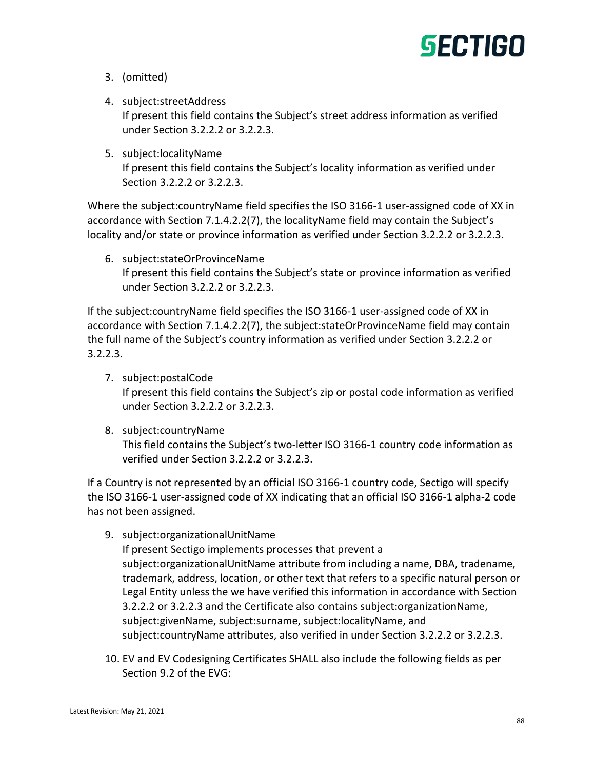3. (omitted)

4. subject:streetAddress
   If present this field contains the Subject's street address information as verified under Section 3.2.2.2 or 3.2.2.3.

5. subject:localityName
   If present this field contains the Subject's locality information as verified under Section 3.2.2.2 or 3.2.2.3.

Where the subject:countryName field specifies the ISO 3166-1 user-assigned code of XX in accordance with Section 7.1.4.2.2(7), the localityName field may contain the Subject's locality and/or state or province information as verified under Section 3.2.2.2 or 3.2.2.3.

6. subject:stateOrProvinceName
   If present this field contains the Subject's state or province information as verified under Section 3.2.2.2 or 3.2.2.3.

If the subject:countryName field specifies the ISO 3166-1 user-assigned code of XX in accordance with Section 7.1.4.2.2(7), the subject:stateOrProvinceName field may contain the full name of the Subject's country information as verified under Section 3.2.2.2 or 3.2.2.3.

7. subject:postalCode
   If present this field contains the Subject's zip or postal code information as verified under Section 3.2.2.2 or 3.2.2.3.

8. subject:countryName
   This field contains the Subject's two-letter ISO 3166-1 country code information as verified under Section 3.2.2.2 or 3.2.2.3.

If a Country is not represented by an official ISO 3166-1 country code, Sectigo will specify the ISO 3166-1 user-assigned code of XX indicating that an official ISO 3166-1 alpha-2 code has not been assigned.

9. subject:organizationalUnitName
   If present Sectigo implements processes that prevent a subject:organizationalUnitName attribute from including a name, DBA, tradename, trademark, address, location, or other text that refers to a specific natural person or Legal Entity unless the we have verified this information in accordance with Section 3.2.2.2 or 3.2.2.3 and the Certificate also contains subject:organizationName, subject:givenName, subject:surname, subject:localityName, and subject:countryName attributes, also verified in under Section 3.2.2.2 or 3.2.2.3.

10. EV and EV Codesigning Certificates SHALL also include the following fields as per Section 9.2 of the EVG: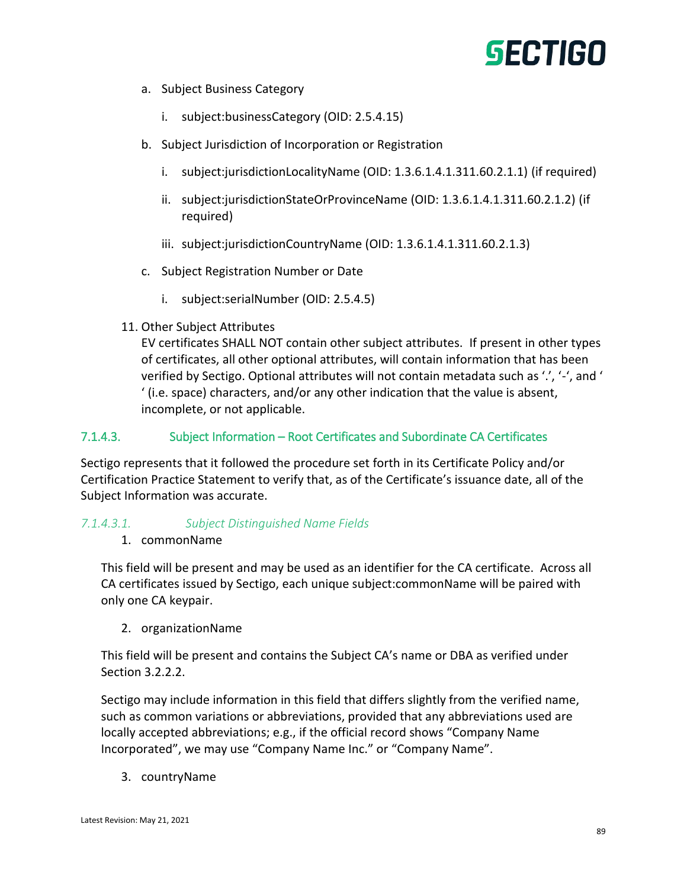a. Subject Business Category

   i. subject:businessCategory (OID: 2.5.4.15)

b. Subject Jurisdiction of Incorporation or Registration

   i. subject:jurisdictionLocalityName (OID: 1.3.6.1.4.1.311.60.2.1.1) (if required)

   ii. subject:jurisdictionStateOrProvinceName (OID: 1.3.6.1.4.1.311.60.2.1.2) (if required)

   iii. subject:jurisdictionCountryName (OID: 1.3.6.1.4.1.311.60.2.1.3)

c. Subject Registration Number or Date

   i. subject:serialNumber (OID: 2.5.4.5)

11. Other Subject Attributes
    EV certificates SHALL NOT contain other subject attributes. If present in other types of certificates, all other optional attributes, will contain information that has been verified by Sectigo. Optional attributes will not contain metadata such as '.', '-', and ' ' (i.e. space) characters, and/or any other indication that the value is absent, incomplete, or not applicable.

### 7.1.4.3. Subject Information – Root Certificates and Subordinate CA Certificates

Sectigo represents that it followed the procedure set forth in its Certificate Policy and/or Certification Practice Statement to verify that, as of the Certificate's issuance date, all of the Subject Information was accurate.

#### *7.1.4.3.1. Subject Distinguished Name Fields*

1. commonName

This field will be present and may be used as an identifier for the CA certificate. Across all CA certificates issued by Sectigo, each unique subject:commonName will be paired with only one CA keypair.

2. organizationName

This field will be present and contains the Subject CA's name or DBA as verified under Section 3.2.2.2.

Sectigo may include information in this field that differs slightly from the verified name, such as common variations or abbreviations, provided that any abbreviations used are locally accepted abbreviations; e.g., if the official record shows "Company Name Incorporated", we may use "Company Name Inc." or "Company Name".

3. countryName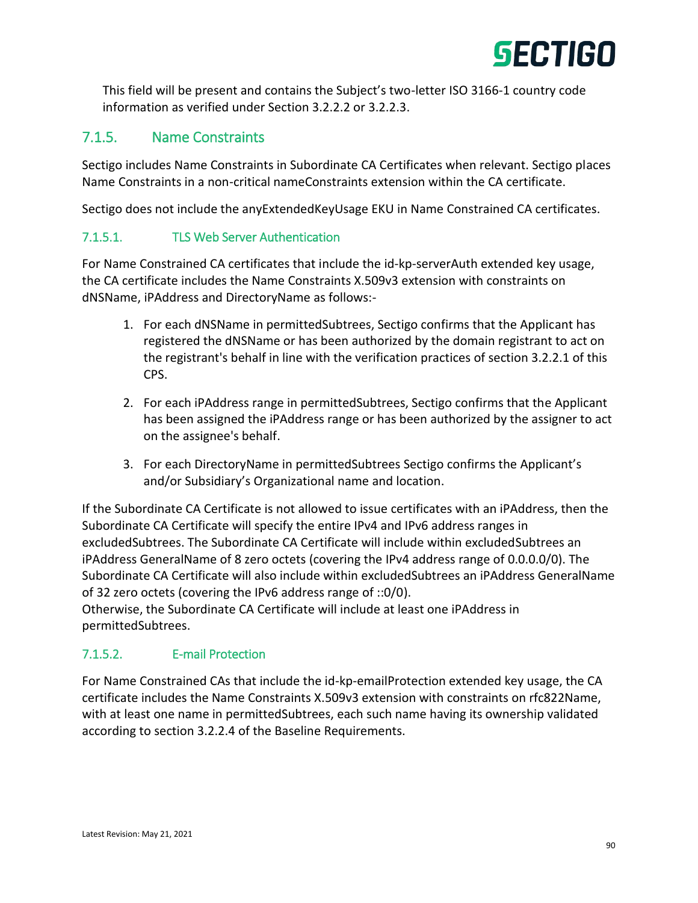This field will be present and contains the Subject's two-letter ISO 3166-1 country code information as verified under Section 3.2.2.2 or 3.2.2.3.

## 7.1.5. Name Constraints

Sectigo includes Name Constraints in Subordinate CA Certificates when relevant. Sectigo places Name Constraints in a non-critical nameConstraints extension within the CA certificate.

Sectigo does not include the anyExtendedKeyUsage EKU in Name Constrained CA certificates.

### 7.1.5.1. TLS Web Server Authentication

For Name Constrained CA certificates that include the id-kp-serverAuth extended key usage, the CA certificate includes the Name Constraints X.509v3 extension with constraints on dNSName, iPAddress and DirectoryName as follows:-

1. For each dNSName in permittedSubtrees, Sectigo confirms that the Applicant has registered the dNSName or has been authorized by the domain registrant to act on the registrant's behalf in line with the verification practices of section 3.2.2.1 of this CPS.

2. For each iPAddress range in permittedSubtrees, Sectigo confirms that the Applicant has been assigned the iPAddress range or has been authorized by the assigner to act on the assignee's behalf.

3. For each DirectoryName in permittedSubtrees Sectigo confirms the Applicant's and/or Subsidiary's Organizational name and location.

If the Subordinate CA Certificate is not allowed to issue certificates with an iPAddress, then the Subordinate CA Certificate will specify the entire IPv4 and IPv6 address ranges in excludedSubtrees. The Subordinate CA Certificate will include within excludedSubtrees an iPAddress GeneralName of 8 zero octets (covering the IPv4 address range of 0.0.0.0/0). The Subordinate CA Certificate will also include within excludedSubtrees an iPAddress GeneralName of 32 zero octets (covering the IPv6 address range of ::0/0).
Otherwise, the Subordinate CA Certificate will include at least one iPAddress in permittedSubtrees.

### 7.1.5.2. E-mail Protection

For Name Constrained CAs that include the id-kp-emailProtection extended key usage, the CA certificate includes the Name Constraints X.509v3 extension with constraints on rfc822Name, with at least one name in permittedSubtrees, each such name having its ownership validated according to section 3.2.2.4 of the Baseline Requirements.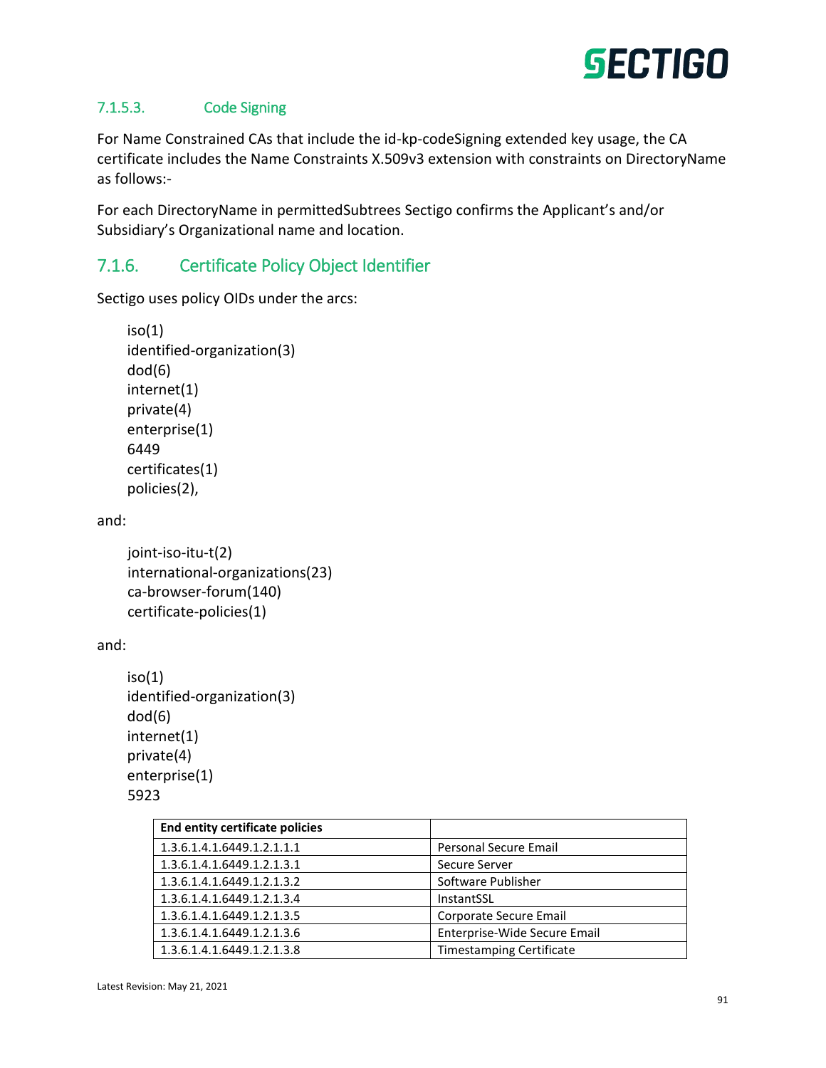#### 7.1.5.3. Code Signing

For Name Constrained CAs that include the id-kp-codeSigning extended key usage, the CA certificate includes the Name Constraints X.509v3 extension with constraints on DirectoryName as follows:-

For each DirectoryName in permittedSubtrees Sectigo confirms the Applicant's and/or Subsidiary's Organizational name and location.

### 7.1.6. Certificate Policy Object Identifier

Sectigo uses policy OIDs under the arcs:

iso(1)
identified-organization(3)
dod(6)
internet(1)
private(4)
enterprise(1)
6449
certificates(1)
policies(2),

and:

joint-iso-itu-t(2)
international-organizations(23)
ca-browser-forum(140)
certificate-policies(1)

and:

iso(1)
identified-organization(3)
dod(6)
internet(1)
private(4)
enterprise(1)
5923

| End entity certificate policies | |
|---|---|
| 1.3.6.1.4.1.6449.1.2.1.1.1 | Personal Secure Email |
| 1.3.6.1.4.1.6449.1.2.1.3.1 | Secure Server |
| 1.3.6.1.4.1.6449.1.2.1.3.2 | Software Publisher |
| 1.3.6.1.4.1.6449.1.2.1.3.4 | InstantSSL |
| 1.3.6.1.4.1.6449.1.2.1.3.5 | Corporate Secure Email |
| 1.3.6.1.4.1.6449.1.2.1.3.6 | Enterprise-Wide Secure Email |
| 1.3.6.1.4.1.6449.1.2.1.3.8 | Timestamping Certificate |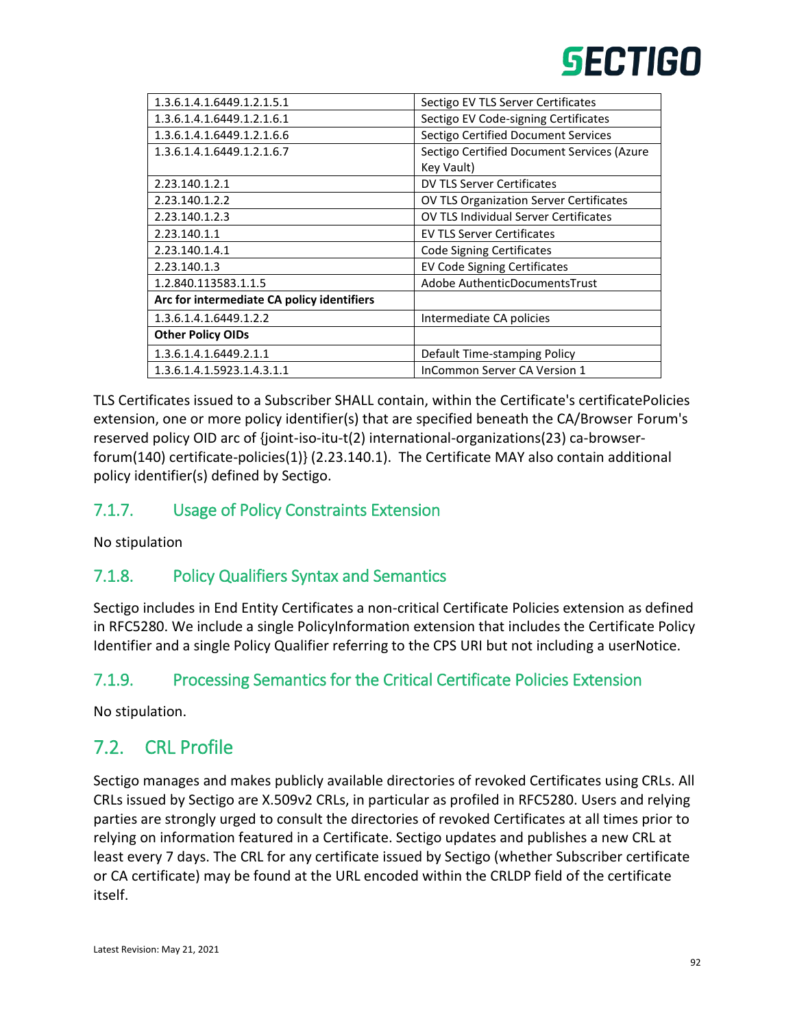| | |
|---|---|
| 1.3.6.1.4.1.6449.1.2.1.5.1 | Sectigo EV TLS Server Certificates |
| 1.3.6.1.4.1.6449.1.2.1.6.1 | Sectigo EV Code-signing Certificates |
| 1.3.6.1.4.1.6449.1.2.1.6.6 | Sectigo Certified Document Services |
| 1.3.6.1.4.1.6449.1.2.1.6.7 | Sectigo Certified Document Services (Azure Key Vault) |
| 2.23.140.1.2.1 | DV TLS Server Certificates |
| 2.23.140.1.2.2 | OV TLS Organization Server Certificates |
| 2.23.140.1.2.3 | OV TLS Individual Server Certificates |
| 2.23.140.1.1 | EV TLS Server Certificates |
| 2.23.140.1.4.1 | Code Signing Certificates |
| 2.23.140.1.3 | EV Code Signing Certificates |
| 1.2.840.113583.1.1.5 | Adobe AuthenticDocumentsTrust |
| **Arc for intermediate CA policy identifiers** | |
| 1.3.6.1.4.1.6449.1.2.2 | Intermediate CA policies |
| **Other Policy OIDs** | |
| 1.3.6.1.4.1.6449.2.1.1 | Default Time-stamping Policy |
| 1.3.6.1.4.1.5923.1.4.3.1.1 | InCommon Server CA Version 1 |

TLS Certificates issued to a Subscriber SHALL contain, within the Certificate's certificatePolicies extension, one or more policy identifier(s) that are specified beneath the CA/Browser Forum's reserved policy OID arc of {joint-iso-itu-t(2) international-organizations(23) ca-browser-forum(140) certificate-policies(1)} (2.23.140.1). The Certificate MAY also contain additional policy identifier(s) defined by Sectigo.

### 7.1.7. Usage of Policy Constraints Extension

No stipulation

### 7.1.8. Policy Qualifiers Syntax and Semantics

Sectigo includes in End Entity Certificates a non-critical Certificate Policies extension as defined in RFC5280. We include a single PolicyInformation extension that includes the Certificate Policy Identifier and a single Policy Qualifier referring to the CPS URI but not including a userNotice.

### 7.1.9. Processing Semantics for the Critical Certificate Policies Extension

No stipulation.

## 7.2. CRL Profile

Sectigo manages and makes publicly available directories of revoked Certificates using CRLs. All CRLs issued by Sectigo are X.509v2 CRLs, in particular as profiled in RFC5280. Users and relying parties are strongly urged to consult the directories of revoked Certificates at all times prior to relying on information featured in a Certificate. Sectigo updates and publishes a new CRL at least every 7 days. The CRL for any certificate issued by Sectigo (whether Subscriber certificate or CA certificate) may be found at the URL encoded within the CRLDP field of the certificate itself.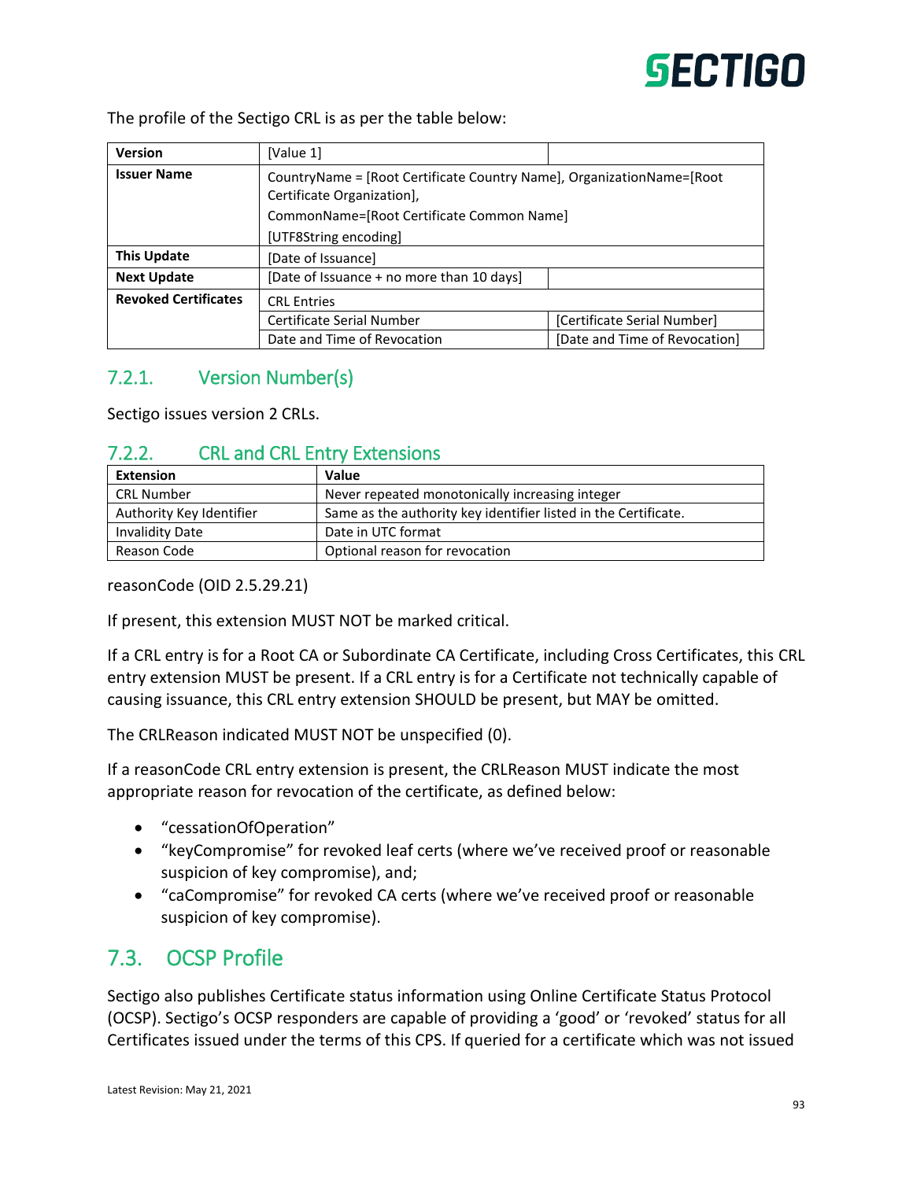The profile of the Sectigo CRL is as per the table below:

| | | |
|---|---|---|
| **Version** | [Value 1] | |
| **Issuer Name** | CountryName = [Root Certificate Country Name], OrganizationName=[Root Certificate Organization], CommonName=[Root Certificate Common Name] [UTF8String encoding] | |
| **This Update** | [Date of Issuance] | |
| **Next Update** | [Date of Issuance + no more than 10 days] | |
| **Revoked Certificates** | CRL Entries | |
| | Certificate Serial Number | [Certificate Serial Number] |
| | Date and Time of Revocation | [Date and Time of Revocation] |

### 7.2.1. Version Number(s)

Sectigo issues version 2 CRLs.

### 7.2.2. CRL and CRL Entry Extensions

| Extension | Value |
|---|---|
| CRL Number | Never repeated monotonically increasing integer |
| Authority Key Identifier | Same as the authority key identifier listed in the Certificate. |
| Invalidity Date | Date in UTC format |
| Reason Code | Optional reason for revocation |

reasonCode (OID 2.5.29.21)

If present, this extension MUST NOT be marked critical.

If a CRL entry is for a Root CA or Subordinate CA Certificate, including Cross Certificates, this CRL entry extension MUST be present. If a CRL entry is for a Certificate not technically capable of causing issuance, this CRL entry extension SHOULD be present, but MAY be omitted.

The CRLReason indicated MUST NOT be unspecified (0).

If a reasonCode CRL entry extension is present, the CRLReason MUST indicate the most appropriate reason for revocation of the certificate, as defined below:

- "cessationOfOperation"
- "keyCompromise" for revoked leaf certs (where we've received proof or reasonable suspicion of key compromise), and;
- "caCompromise" for revoked CA certs (where we've received proof or reasonable suspicion of key compromise).

## 7.3. OCSP Profile

Sectigo also publishes Certificate status information using Online Certificate Status Protocol (OCSP). Sectigo's OCSP responders are capable of providing a 'good' or 'revoked' status for all Certificates issued under the terms of this CPS. If queried for a certificate which was not issued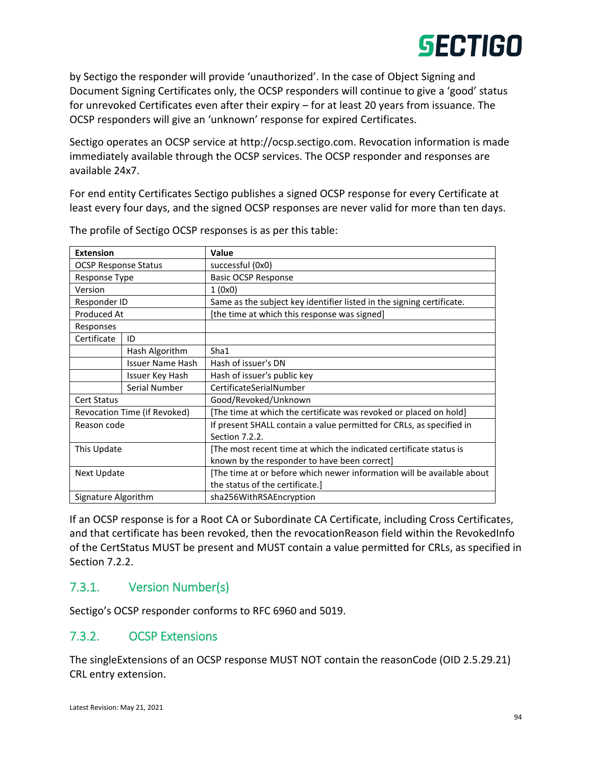by Sectigo the responder will provide 'unauthorized'. In the case of Object Signing and Document Signing Certificates only, the OCSP responders will continue to give a 'good' status for unrevoked Certificates even after their expiry – for at least 20 years from issuance. The OCSP responders will give an 'unknown' response for expired Certificates.

Sectigo operates an OCSP service at http://ocsp.sectigo.com. Revocation information is made immediately available through the OCSP services. The OCSP responder and responses are available 24x7.

For end entity Certificates Sectigo publishes a signed OCSP response for every Certificate at least every four days, and the signed OCSP responses are never valid for more than ten days.

The profile of Sectigo OCSP responses is as per this table:

| **Extension** | | **Value** |
|---|---|---|
| OCSP Response Status | | successful (0x0) |
| Response Type | | Basic OCSP Response |
| Version | | 1 (0x0) |
| Responder ID | | Same as the subject key identifier listed in the signing certificate. |
| Produced At | | [the time at which this response was signed] |
| Responses | | |
| Certificate | ID | |
| | Hash Algorithm | Sha1 |
| | Issuer Name Hash | Hash of issuer's DN |
| | Issuer Key Hash | Hash of issuer's public key |
| | Serial Number | CertificateSerialNumber |
| Cert Status | | Good/Revoked/Unknown |
| Revocation Time (if Revoked) | | [The time at which the certificate was revoked or placed on hold] |
| Reason code | | If present SHALL contain a value permitted for CRLs, as specified in Section 7.2.2. |
| This Update | | [The most recent time at which the indicated certificate status is known by the responder to have been correct] |
| Next Update | | [The time at or before which newer information will be available about the status of the certificate.] |
| Signature Algorithm | | sha256WithRSAEncryption |

If an OCSP response is for a Root CA or Subordinate CA Certificate, including Cross Certificates, and that certificate has been revoked, then the revocationReason field within the RevokedInfo of the CertStatus MUST be present and MUST contain a value permitted for CRLs, as specified in Section 7.2.2.

### 7.3.1. Version Number(s)

Sectigo's OCSP responder conforms to RFC 6960 and 5019.

### 7.3.2. OCSP Extensions

The singleExtensions of an OCSP response MUST NOT contain the reasonCode (OID 2.5.29.21) CRL entry extension.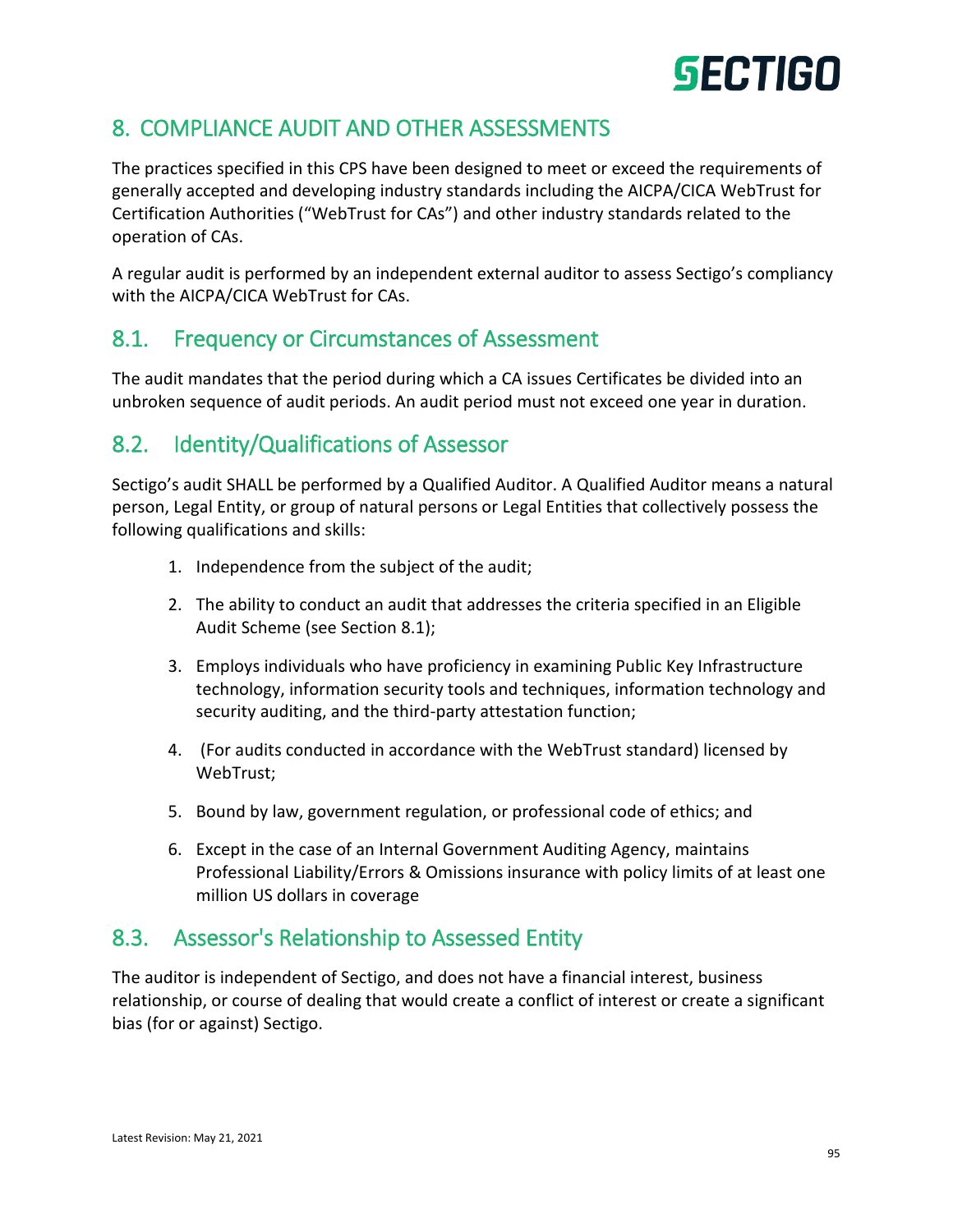# 8. COMPLIANCE AUDIT AND OTHER ASSESSMENTS

The practices specified in this CPS have been designed to meet or exceed the requirements of generally accepted and developing industry standards including the AICPA/CICA WebTrust for Certification Authorities ("WebTrust for CAs") and other industry standards related to the operation of CAs.

A regular audit is performed by an independent external auditor to assess Sectigo's compliancy with the AICPA/CICA WebTrust for CAs.

## 8.1. Frequency or Circumstances of Assessment

The audit mandates that the period during which a CA issues Certificates be divided into an unbroken sequence of audit periods. An audit period must not exceed one year in duration.

## 8.2. Identity/Qualifications of Assessor

Sectigo's audit SHALL be performed by a Qualified Auditor. A Qualified Auditor means a natural person, Legal Entity, or group of natural persons or Legal Entities that collectively possess the following qualifications and skills:

1. Independence from the subject of the audit;
2. The ability to conduct an audit that addresses the criteria specified in an Eligible Audit Scheme (see Section 8.1);
3. Employs individuals who have proficiency in examining Public Key Infrastructure technology, information security tools and techniques, information technology and security auditing, and the third-party attestation function;
4. (For audits conducted in accordance with the WebTrust standard) licensed by WebTrust;
5. Bound by law, government regulation, or professional code of ethics; and
6. Except in the case of an Internal Government Auditing Agency, maintains Professional Liability/Errors & Omissions insurance with policy limits of at least one million US dollars in coverage

## 8.3. Assessor's Relationship to Assessed Entity

The auditor is independent of Sectigo, and does not have a financial interest, business relationship, or course of dealing that would create a conflict of interest or create a significant bias (for or against) Sectigo.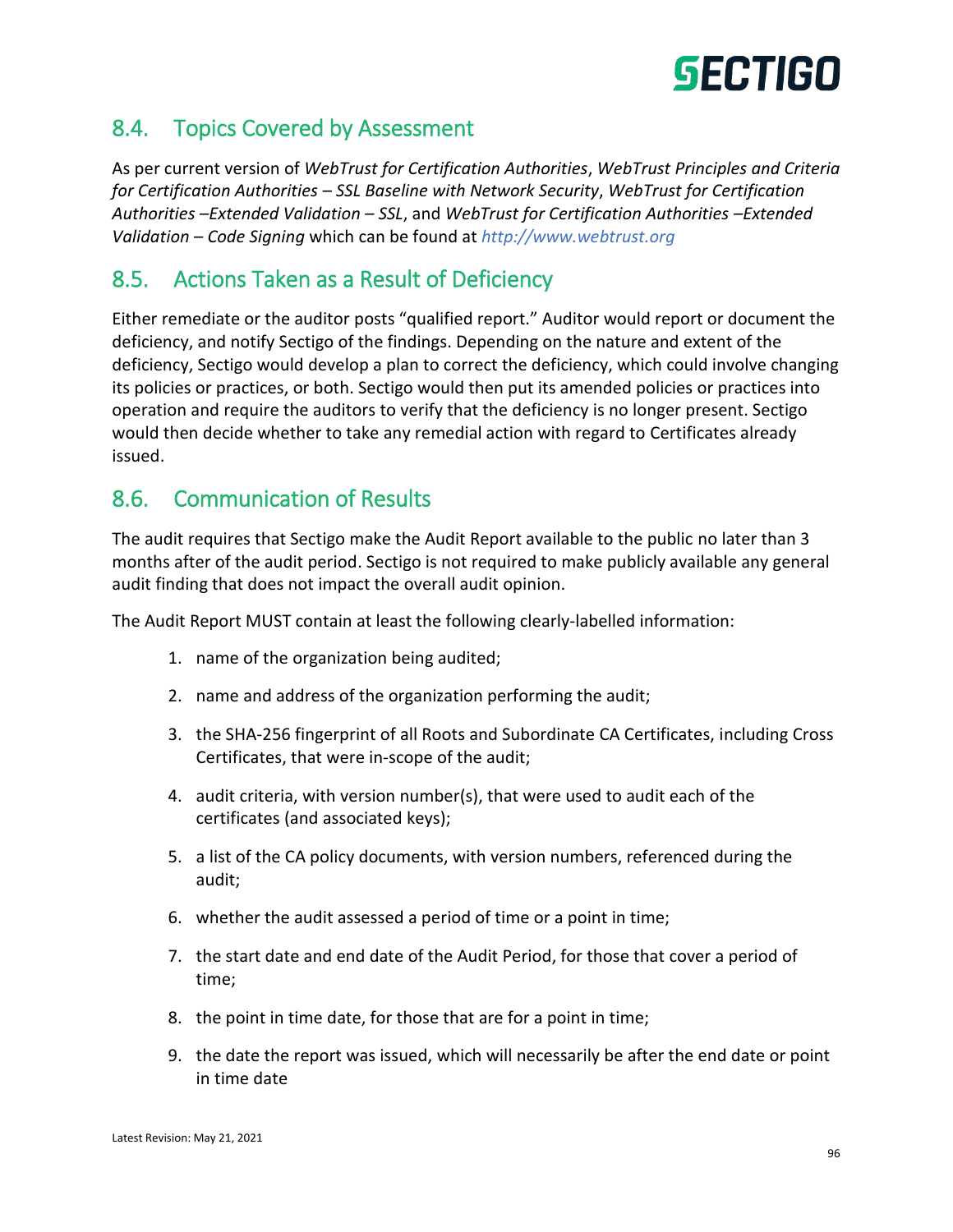## 8.4. Topics Covered by Assessment

As per current version of *WebTrust for Certification Authorities*, *WebTrust Principles and Criteria for Certification Authorities – SSL Baseline with Network Security*, *WebTrust for Certification Authorities –Extended Validation – SSL*, and *WebTrust for Certification Authorities –Extended Validation – Code Signing* which can be found at *http://www.webtrust.org*

## 8.5. Actions Taken as a Result of Deficiency

Either remediate or the auditor posts "qualified report." Auditor would report or document the deficiency, and notify Sectigo of the findings. Depending on the nature and extent of the deficiency, Sectigo would develop a plan to correct the deficiency, which could involve changing its policies or practices, or both. Sectigo would then put its amended policies or practices into operation and require the auditors to verify that the deficiency is no longer present. Sectigo would then decide whether to take any remedial action with regard to Certificates already issued.

## 8.6. Communication of Results

The audit requires that Sectigo make the Audit Report available to the public no later than 3 months after of the audit period. Sectigo is not required to make publicly available any general audit finding that does not impact the overall audit opinion.

The Audit Report MUST contain at least the following clearly-labelled information:

1. name of the organization being audited;
2. name and address of the organization performing the audit;
3. the SHA-256 fingerprint of all Roots and Subordinate CA Certificates, including Cross Certificates, that were in-scope of the audit;
4. audit criteria, with version number(s), that were used to audit each of the certificates (and associated keys);
5. a list of the CA policy documents, with version numbers, referenced during the audit;
6. whether the audit assessed a period of time or a point in time;
7. the start date and end date of the Audit Period, for those that cover a period of time;
8. the point in time date, for those that are for a point in time;
9. the date the report was issued, which will necessarily be after the end date or point in time date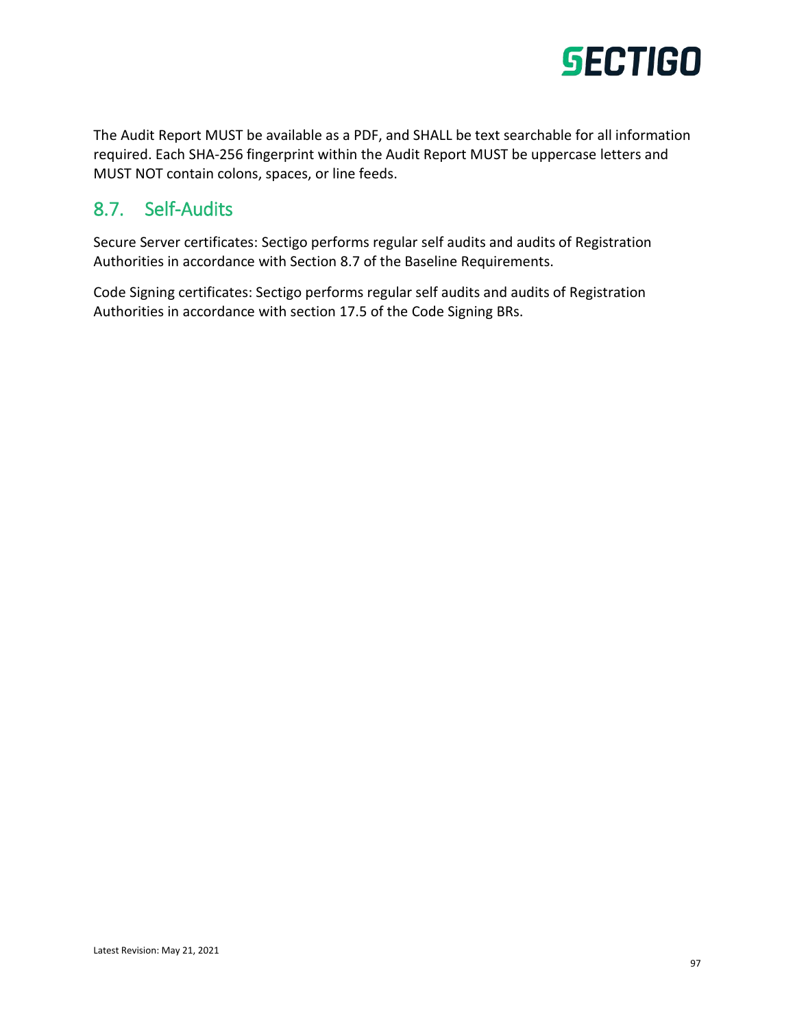The Audit Report MUST be available as a PDF, and SHALL be text searchable for all information required. Each SHA-256 fingerprint within the Audit Report MUST be uppercase letters and MUST NOT contain colons, spaces, or line feeds.

## 8.7. Self-Audits

Secure Server certificates: Sectigo performs regular self audits and audits of Registration Authorities in accordance with Section 8.7 of the Baseline Requirements.

Code Signing certificates: Sectigo performs regular self audits and audits of Registration Authorities in accordance with section 17.5 of the Code Signing BRs.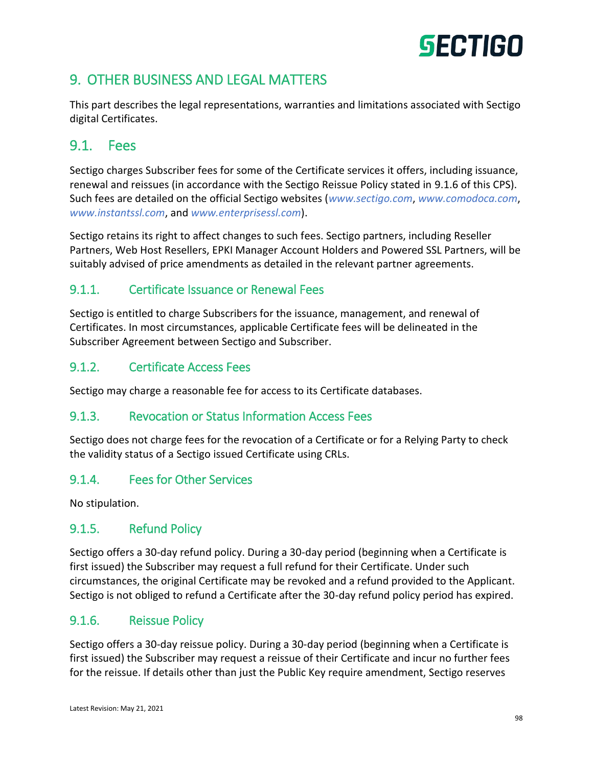# 9. OTHER BUSINESS AND LEGAL MATTERS

This part describes the legal representations, warranties and limitations associated with Sectigo digital Certificates.

## 9.1. Fees

Sectigo charges Subscriber fees for some of the Certificate services it offers, including issuance, renewal and reissues (in accordance with the Sectigo Reissue Policy stated in 9.1.6 of this CPS). Such fees are detailed on the official Sectigo websites (*www.sectigo.com*, *www.comodoca.com*, *www.instantssl.com*, and *www.enterprisessl.com*).

Sectigo retains its right to affect changes to such fees. Sectigo partners, including Reseller Partners, Web Host Resellers, EPKI Manager Account Holders and Powered SSL Partners, will be suitably advised of price amendments as detailed in the relevant partner agreements.

### 9.1.1. Certificate Issuance or Renewal Fees

Sectigo is entitled to charge Subscribers for the issuance, management, and renewal of Certificates. In most circumstances, applicable Certificate fees will be delineated in the Subscriber Agreement between Sectigo and Subscriber.

### 9.1.2. Certificate Access Fees

Sectigo may charge a reasonable fee for access to its Certificate databases.

### 9.1.3. Revocation or Status Information Access Fees

Sectigo does not charge fees for the revocation of a Certificate or for a Relying Party to check the validity status of a Sectigo issued Certificate using CRLs.

### 9.1.4. Fees for Other Services

No stipulation.

### 9.1.5. Refund Policy

Sectigo offers a 30-day refund policy. During a 30-day period (beginning when a Certificate is first issued) the Subscriber may request a full refund for their Certificate. Under such circumstances, the original Certificate may be revoked and a refund provided to the Applicant. Sectigo is not obliged to refund a Certificate after the 30-day refund policy period has expired.

### 9.1.6. Reissue Policy

Sectigo offers a 30-day reissue policy. During a 30-day period (beginning when a Certificate is first issued) the Subscriber may request a reissue of their Certificate and incur no further fees for the reissue. If details other than just the Public Key require amendment, Sectigo reserves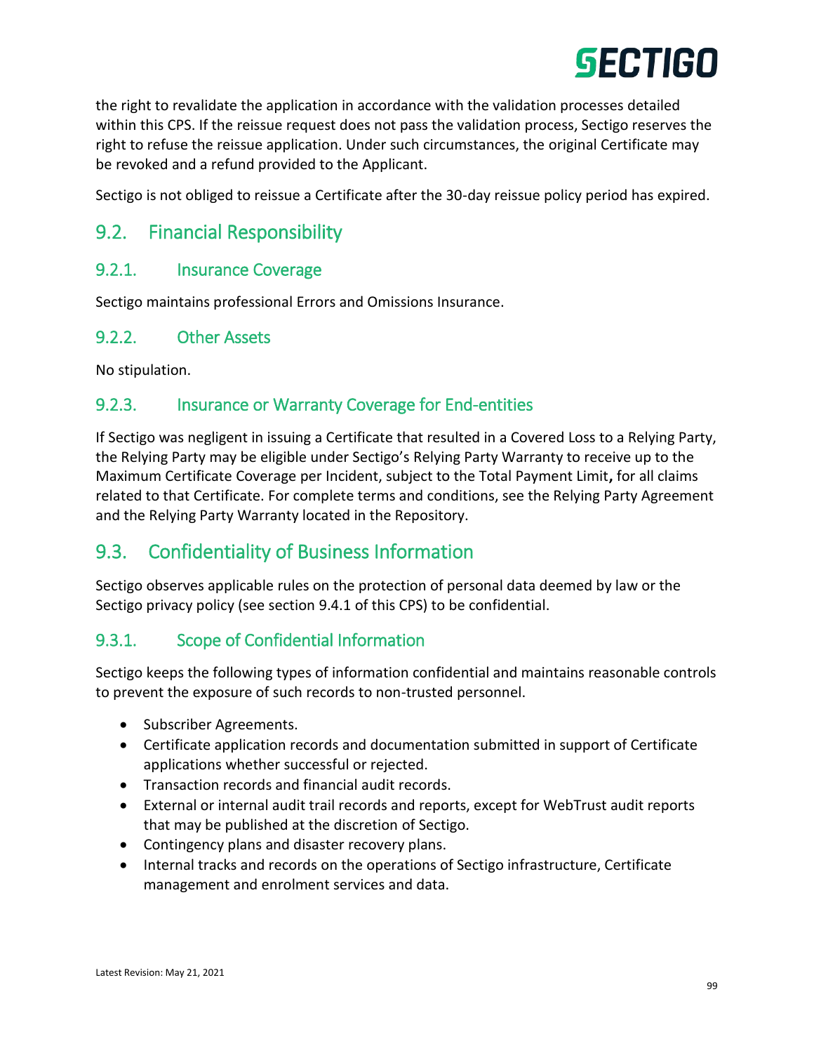the right to revalidate the application in accordance with the validation processes detailed within this CPS. If the reissue request does not pass the validation process, Sectigo reserves the right to refuse the reissue application. Under such circumstances, the original Certificate may be revoked and a refund provided to the Applicant.

Sectigo is not obliged to reissue a Certificate after the 30-day reissue policy period has expired.

## 9.2. Financial Responsibility

### 9.2.1. Insurance Coverage

Sectigo maintains professional Errors and Omissions Insurance.

### 9.2.2. Other Assets

No stipulation.

### 9.2.3. Insurance or Warranty Coverage for End-entities

If Sectigo was negligent in issuing a Certificate that resulted in a Covered Loss to a Relying Party, the Relying Party may be eligible under Sectigo's Relying Party Warranty to receive up to the Maximum Certificate Coverage per Incident, subject to the Total Payment Limit**,** for all claims related to that Certificate. For complete terms and conditions, see the Relying Party Agreement and the Relying Party Warranty located in the Repository.

## 9.3. Confidentiality of Business Information

Sectigo observes applicable rules on the protection of personal data deemed by law or the Sectigo privacy policy (see section 9.4.1 of this CPS) to be confidential.

### 9.3.1. Scope of Confidential Information

Sectigo keeps the following types of information confidential and maintains reasonable controls to prevent the exposure of such records to non-trusted personnel.

- Subscriber Agreements.
- Certificate application records and documentation submitted in support of Certificate applications whether successful or rejected.
- Transaction records and financial audit records.
- External or internal audit trail records and reports, except for WebTrust audit reports that may be published at the discretion of Sectigo.
- Contingency plans and disaster recovery plans.
- Internal tracks and records on the operations of Sectigo infrastructure, Certificate management and enrolment services and data.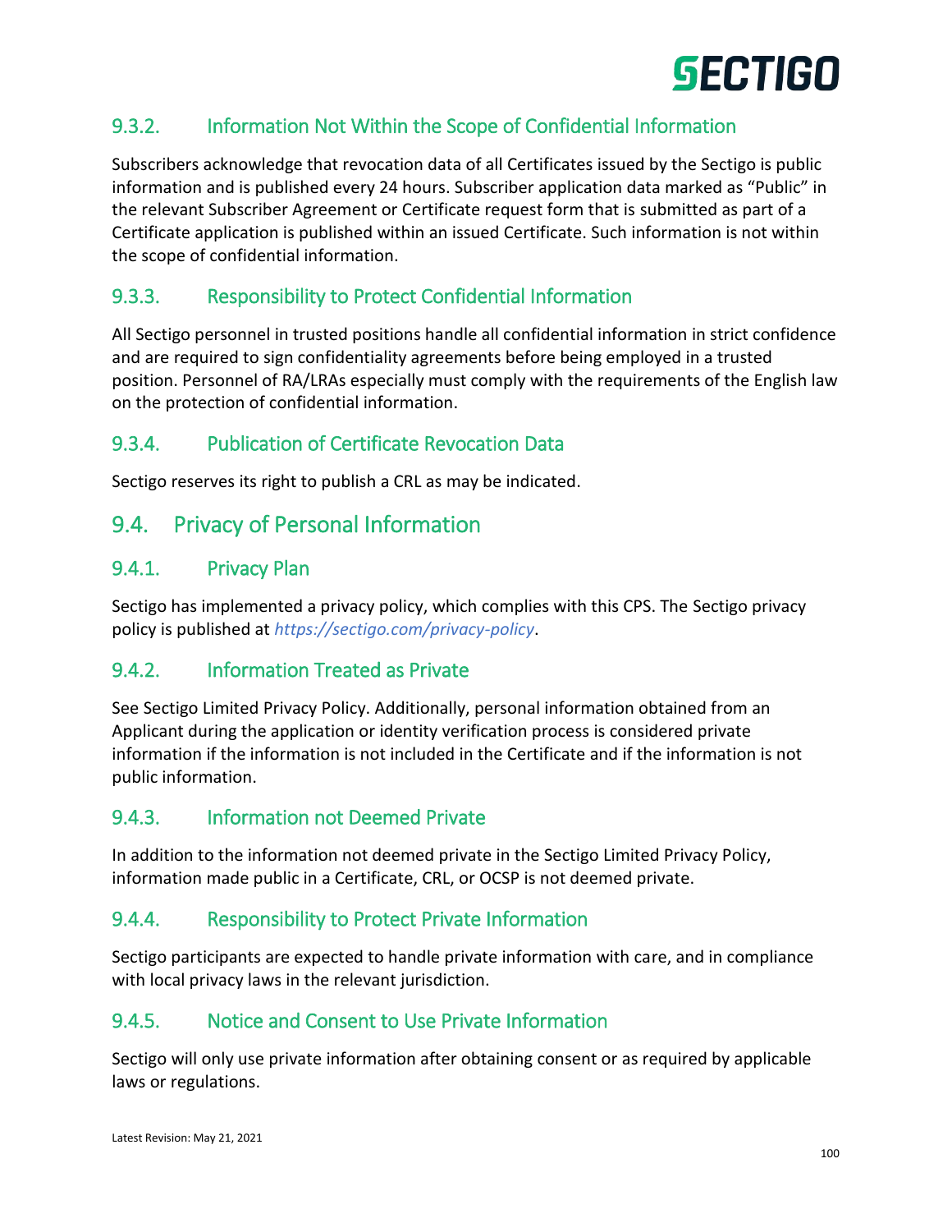### 9.3.2. Information Not Within the Scope of Confidential Information

Subscribers acknowledge that revocation data of all Certificates issued by the Sectigo is public information and is published every 24 hours. Subscriber application data marked as "Public" in the relevant Subscriber Agreement or Certificate request form that is submitted as part of a Certificate application is published within an issued Certificate. Such information is not within the scope of confidential information.

### 9.3.3. Responsibility to Protect Confidential Information

All Sectigo personnel in trusted positions handle all confidential information in strict confidence and are required to sign confidentiality agreements before being employed in a trusted position. Personnel of RA/LRAs especially must comply with the requirements of the English law on the protection of confidential information.

### 9.3.4. Publication of Certificate Revocation Data

Sectigo reserves its right to publish a CRL as may be indicated.

## 9.4. Privacy of Personal Information

### 9.4.1. Privacy Plan

Sectigo has implemented a privacy policy, which complies with this CPS. The Sectigo privacy policy is published at *https://sectigo.com/privacy-policy*.

### 9.4.2. Information Treated as Private

See Sectigo Limited Privacy Policy. Additionally, personal information obtained from an Applicant during the application or identity verification process is considered private information if the information is not included in the Certificate and if the information is not public information.

### 9.4.3. Information not Deemed Private

In addition to the information not deemed private in the Sectigo Limited Privacy Policy, information made public in a Certificate, CRL, or OCSP is not deemed private.

### 9.4.4. Responsibility to Protect Private Information

Sectigo participants are expected to handle private information with care, and in compliance with local privacy laws in the relevant jurisdiction.

### 9.4.5. Notice and Consent to Use Private Information

Sectigo will only use private information after obtaining consent or as required by applicable laws or regulations.

Latest Revision: May 21, 2021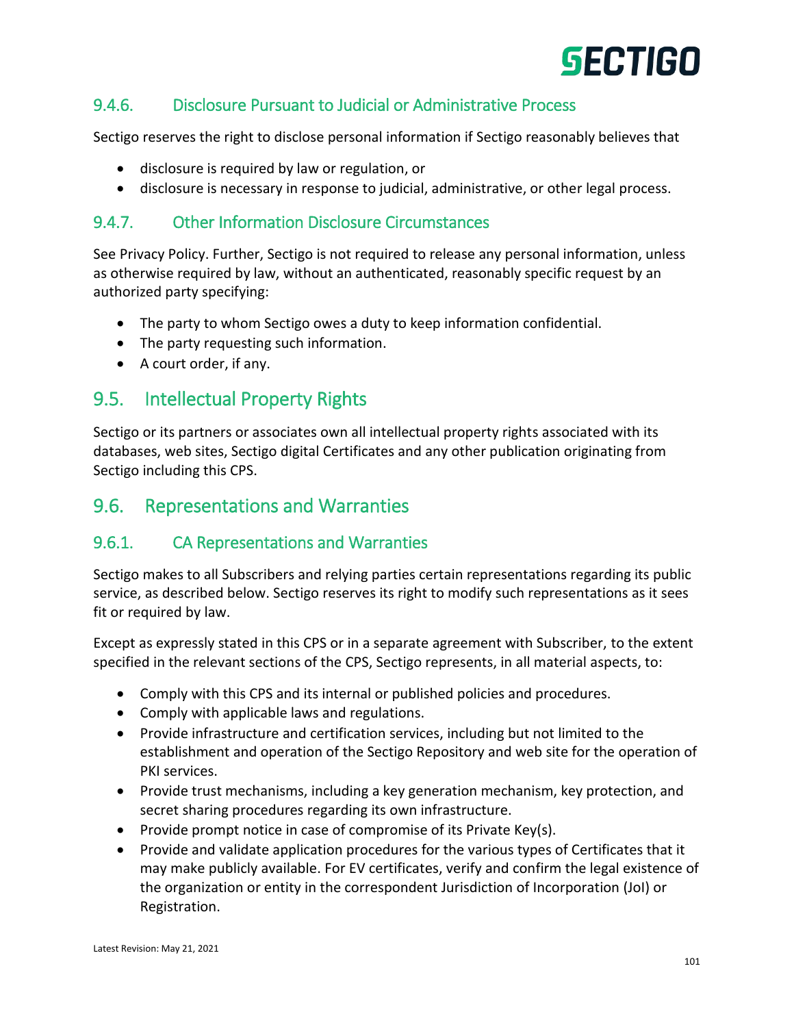### 9.4.6. Disclosure Pursuant to Judicial or Administrative Process

Sectigo reserves the right to disclose personal information if Sectigo reasonably believes that

- disclosure is required by law or regulation, or
- disclosure is necessary in response to judicial, administrative, or other legal process.

### 9.4.7. Other Information Disclosure Circumstances

See Privacy Policy. Further, Sectigo is not required to release any personal information, unless as otherwise required by law, without an authenticated, reasonably specific request by an authorized party specifying:

- The party to whom Sectigo owes a duty to keep information confidential.
- The party requesting such information.
- A court order, if any.

## 9.5. Intellectual Property Rights

Sectigo or its partners or associates own all intellectual property rights associated with its databases, web sites, Sectigo digital Certificates and any other publication originating from Sectigo including this CPS.

## 9.6. Representations and Warranties

### 9.6.1. CA Representations and Warranties

Sectigo makes to all Subscribers and relying parties certain representations regarding its public service, as described below. Sectigo reserves its right to modify such representations as it sees fit or required by law.

Except as expressly stated in this CPS or in a separate agreement with Subscriber, to the extent specified in the relevant sections of the CPS, Sectigo represents, in all material aspects, to:

- Comply with this CPS and its internal or published policies and procedures.
- Comply with applicable laws and regulations.
- Provide infrastructure and certification services, including but not limited to the establishment and operation of the Sectigo Repository and web site for the operation of PKI services.
- Provide trust mechanisms, including a key generation mechanism, key protection, and secret sharing procedures regarding its own infrastructure.
- Provide prompt notice in case of compromise of its Private Key(s).
- Provide and validate application procedures for the various types of Certificates that it may make publicly available. For EV certificates, verify and confirm the legal existence of the organization or entity in the correspondent Jurisdiction of Incorporation (JoI) or Registration.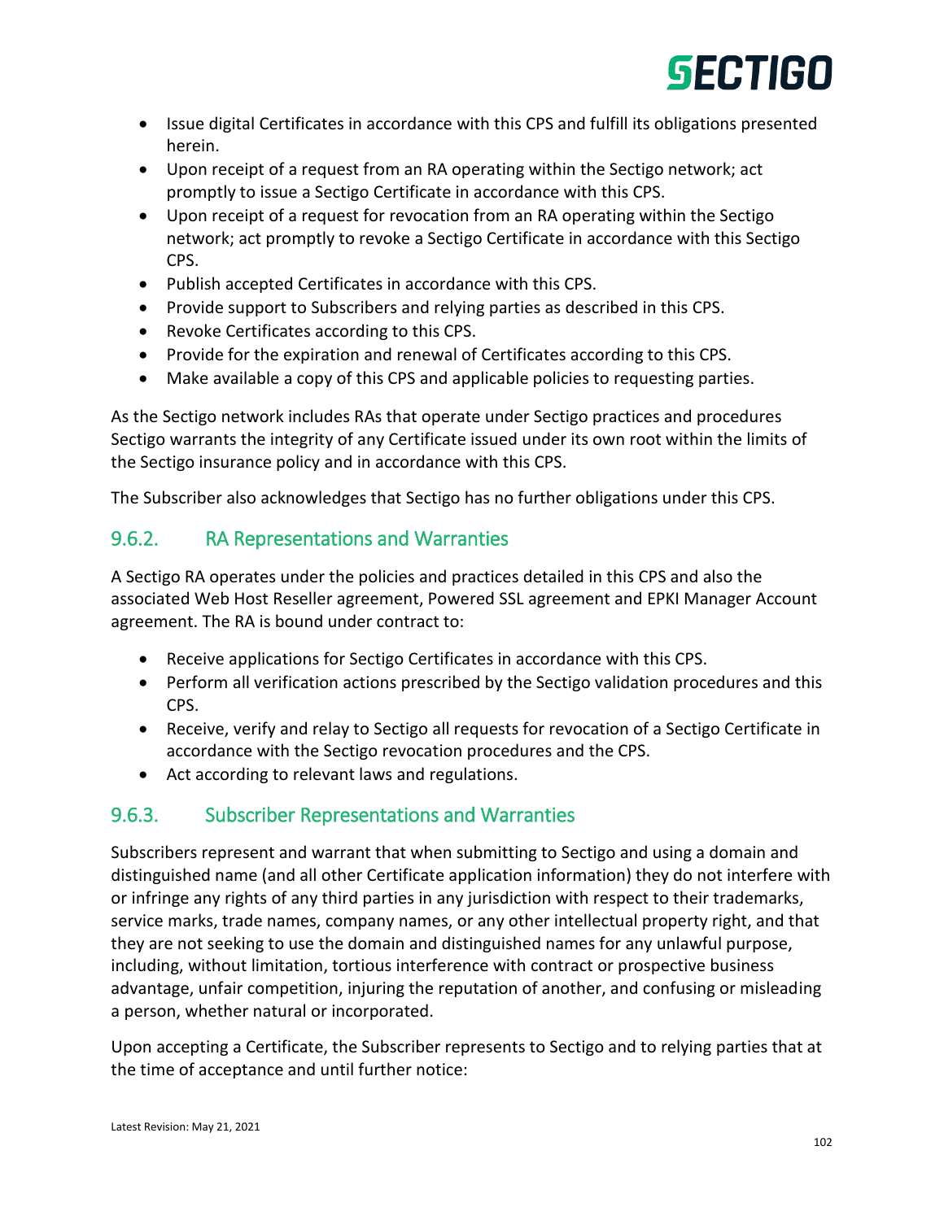- Issue digital Certificates in accordance with this CPS and fulfill its obligations presented herein.
- Upon receipt of a request from an RA operating within the Sectigo network; act promptly to issue a Sectigo Certificate in accordance with this CPS.
- Upon receipt of a request for revocation from an RA operating within the Sectigo network; act promptly to revoke a Sectigo Certificate in accordance with this Sectigo CPS.
- Publish accepted Certificates in accordance with this CPS.
- Provide support to Subscribers and relying parties as described in this CPS.
- Revoke Certificates according to this CPS.
- Provide for the expiration and renewal of Certificates according to this CPS.
- Make available a copy of this CPS and applicable policies to requesting parties.

As the Sectigo network includes RAs that operate under Sectigo practices and procedures Sectigo warrants the integrity of any Certificate issued under its own root within the limits of the Sectigo insurance policy and in accordance with this CPS.

The Subscriber also acknowledges that Sectigo has no further obligations under this CPS.

### 9.6.2. RA Representations and Warranties

A Sectigo RA operates under the policies and practices detailed in this CPS and also the associated Web Host Reseller agreement, Powered SSL agreement and EPKI Manager Account agreement. The RA is bound under contract to:

- Receive applications for Sectigo Certificates in accordance with this CPS.
- Perform all verification actions prescribed by the Sectigo validation procedures and this CPS.
- Receive, verify and relay to Sectigo all requests for revocation of a Sectigo Certificate in accordance with the Sectigo revocation procedures and the CPS.
- Act according to relevant laws and regulations.

### 9.6.3. Subscriber Representations and Warranties

Subscribers represent and warrant that when submitting to Sectigo and using a domain and distinguished name (and all other Certificate application information) they do not interfere with or infringe any rights of any third parties in any jurisdiction with respect to their trademarks, service marks, trade names, company names, or any other intellectual property right, and that they are not seeking to use the domain and distinguished names for any unlawful purpose, including, without limitation, tortious interference with contract or prospective business advantage, unfair competition, injuring the reputation of another, and confusing or misleading a person, whether natural or incorporated.

Upon accepting a Certificate, the Subscriber represents to Sectigo and to relying parties that at the time of acceptance and until further notice: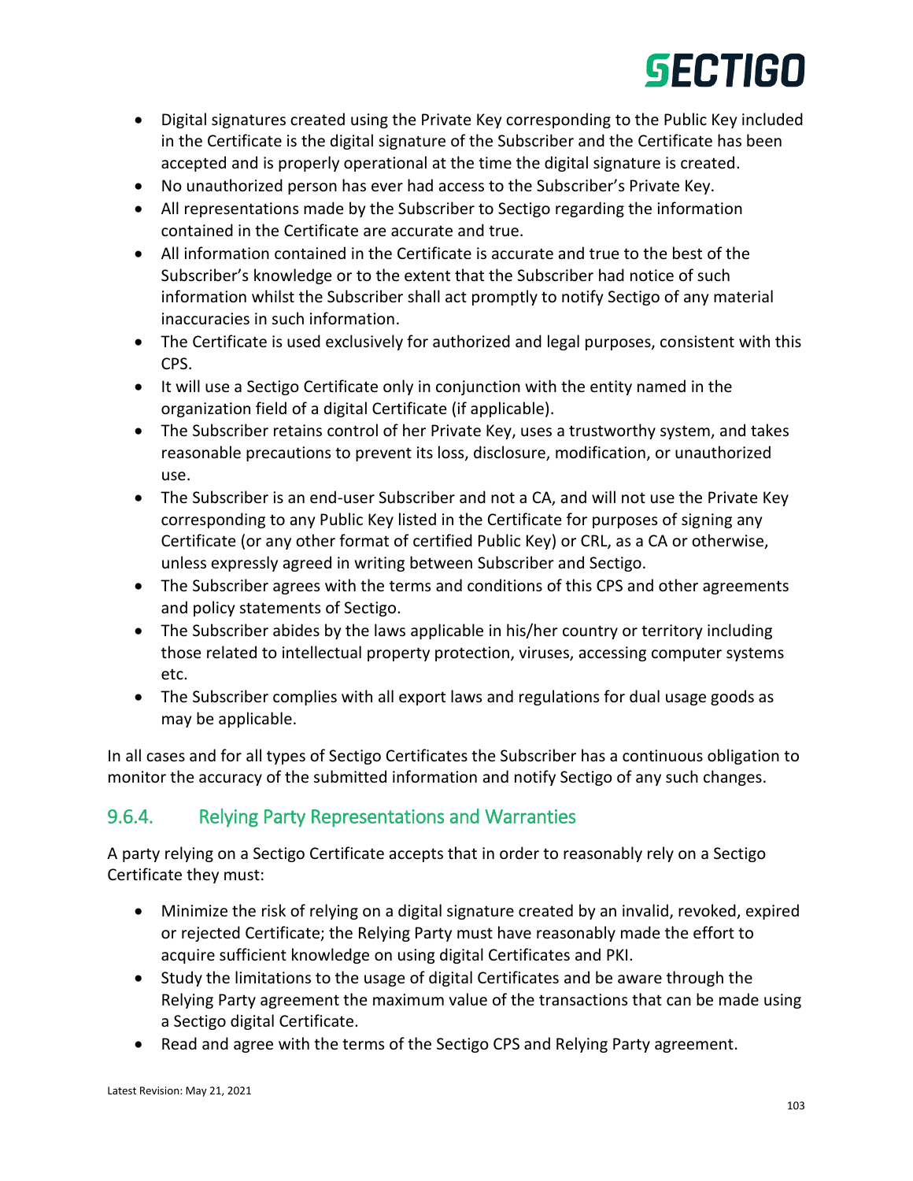- Digital signatures created using the Private Key corresponding to the Public Key included in the Certificate is the digital signature of the Subscriber and the Certificate has been accepted and is properly operational at the time the digital signature is created.
- No unauthorized person has ever had access to the Subscriber's Private Key.
- All representations made by the Subscriber to Sectigo regarding the information contained in the Certificate are accurate and true.
- All information contained in the Certificate is accurate and true to the best of the Subscriber's knowledge or to the extent that the Subscriber had notice of such information whilst the Subscriber shall act promptly to notify Sectigo of any material inaccuracies in such information.
- The Certificate is used exclusively for authorized and legal purposes, consistent with this CPS.
- It will use a Sectigo Certificate only in conjunction with the entity named in the organization field of a digital Certificate (if applicable).
- The Subscriber retains control of her Private Key, uses a trustworthy system, and takes reasonable precautions to prevent its loss, disclosure, modification, or unauthorized use.
- The Subscriber is an end-user Subscriber and not a CA, and will not use the Private Key corresponding to any Public Key listed in the Certificate for purposes of signing any Certificate (or any other format of certified Public Key) or CRL, as a CA or otherwise, unless expressly agreed in writing between Subscriber and Sectigo.
- The Subscriber agrees with the terms and conditions of this CPS and other agreements and policy statements of Sectigo.
- The Subscriber abides by the laws applicable in his/her country or territory including those related to intellectual property protection, viruses, accessing computer systems etc.
- The Subscriber complies with all export laws and regulations for dual usage goods as may be applicable.

In all cases and for all types of Sectigo Certificates the Subscriber has a continuous obligation to monitor the accuracy of the submitted information and notify Sectigo of any such changes.

### 9.6.4. Relying Party Representations and Warranties

A party relying on a Sectigo Certificate accepts that in order to reasonably rely on a Sectigo Certificate they must:

- Minimize the risk of relying on a digital signature created by an invalid, revoked, expired or rejected Certificate; the Relying Party must have reasonably made the effort to acquire sufficient knowledge on using digital Certificates and PKI.
- Study the limitations to the usage of digital Certificates and be aware through the Relying Party agreement the maximum value of the transactions that can be made using a Sectigo digital Certificate.
- Read and agree with the terms of the Sectigo CPS and Relying Party agreement.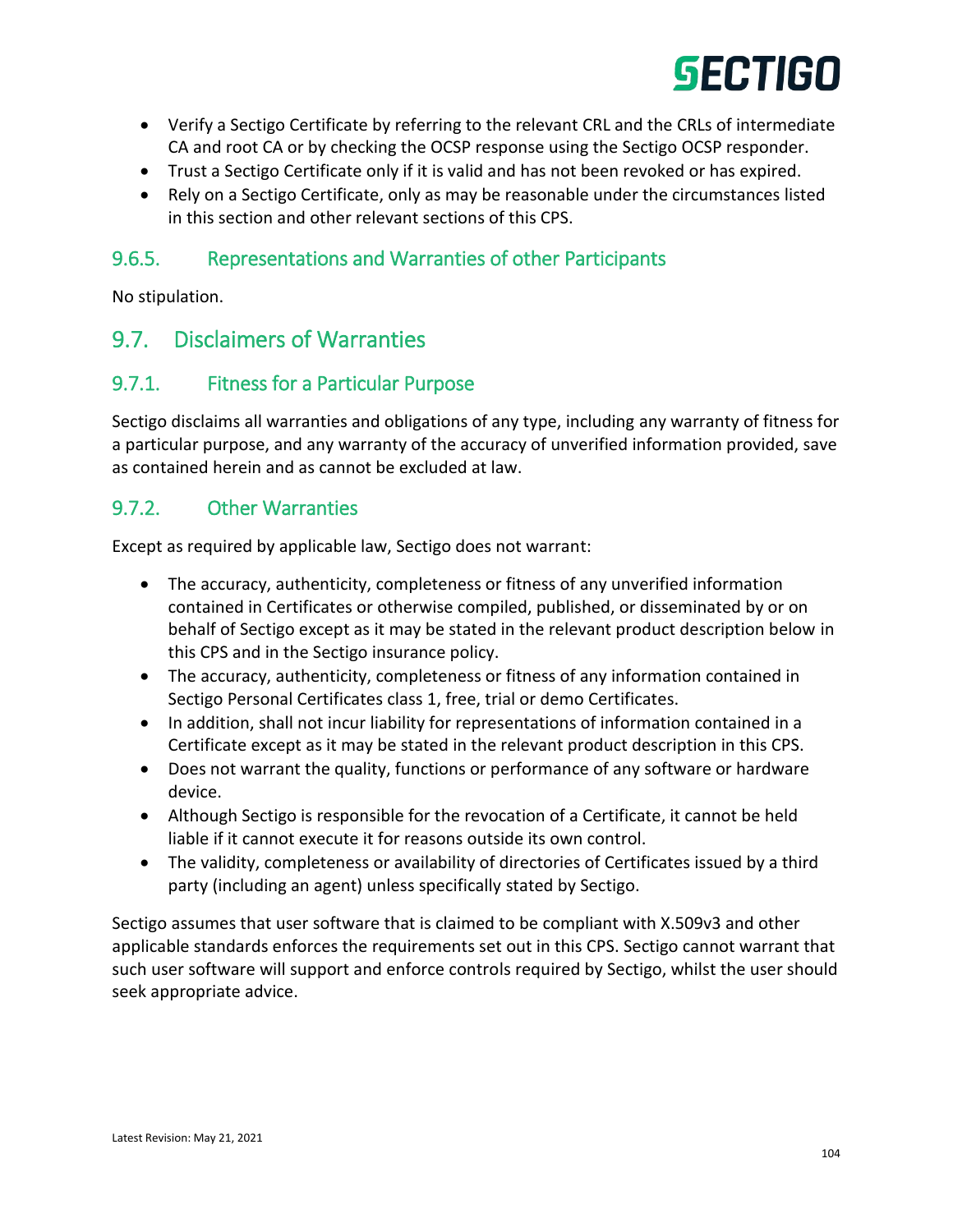- Verify a Sectigo Certificate by referring to the relevant CRL and the CRLs of intermediate CA and root CA or by checking the OCSP response using the Sectigo OCSP responder.
- Trust a Sectigo Certificate only if it is valid and has not been revoked or has expired.
- Rely on a Sectigo Certificate, only as may be reasonable under the circumstances listed in this section and other relevant sections of this CPS.

### 9.6.5. Representations and Warranties of other Participants

No stipulation.

## 9.7. Disclaimers of Warranties

### 9.7.1. Fitness for a Particular Purpose

Sectigo disclaims all warranties and obligations of any type, including any warranty of fitness for a particular purpose, and any warranty of the accuracy of unverified information provided, save as contained herein and as cannot be excluded at law.

### 9.7.2. Other Warranties

Except as required by applicable law, Sectigo does not warrant:

- The accuracy, authenticity, completeness or fitness of any unverified information contained in Certificates or otherwise compiled, published, or disseminated by or on behalf of Sectigo except as it may be stated in the relevant product description below in this CPS and in the Sectigo insurance policy.
- The accuracy, authenticity, completeness or fitness of any information contained in Sectigo Personal Certificates class 1, free, trial or demo Certificates.
- In addition, shall not incur liability for representations of information contained in a Certificate except as it may be stated in the relevant product description in this CPS.
- Does not warrant the quality, functions or performance of any software or hardware device.
- Although Sectigo is responsible for the revocation of a Certificate, it cannot be held liable if it cannot execute it for reasons outside its own control.
- The validity, completeness or availability of directories of Certificates issued by a third party (including an agent) unless specifically stated by Sectigo.

Sectigo assumes that user software that is claimed to be compliant with X.509v3 and other applicable standards enforces the requirements set out in this CPS. Sectigo cannot warrant that such user software will support and enforce controls required by Sectigo, whilst the user should seek appropriate advice.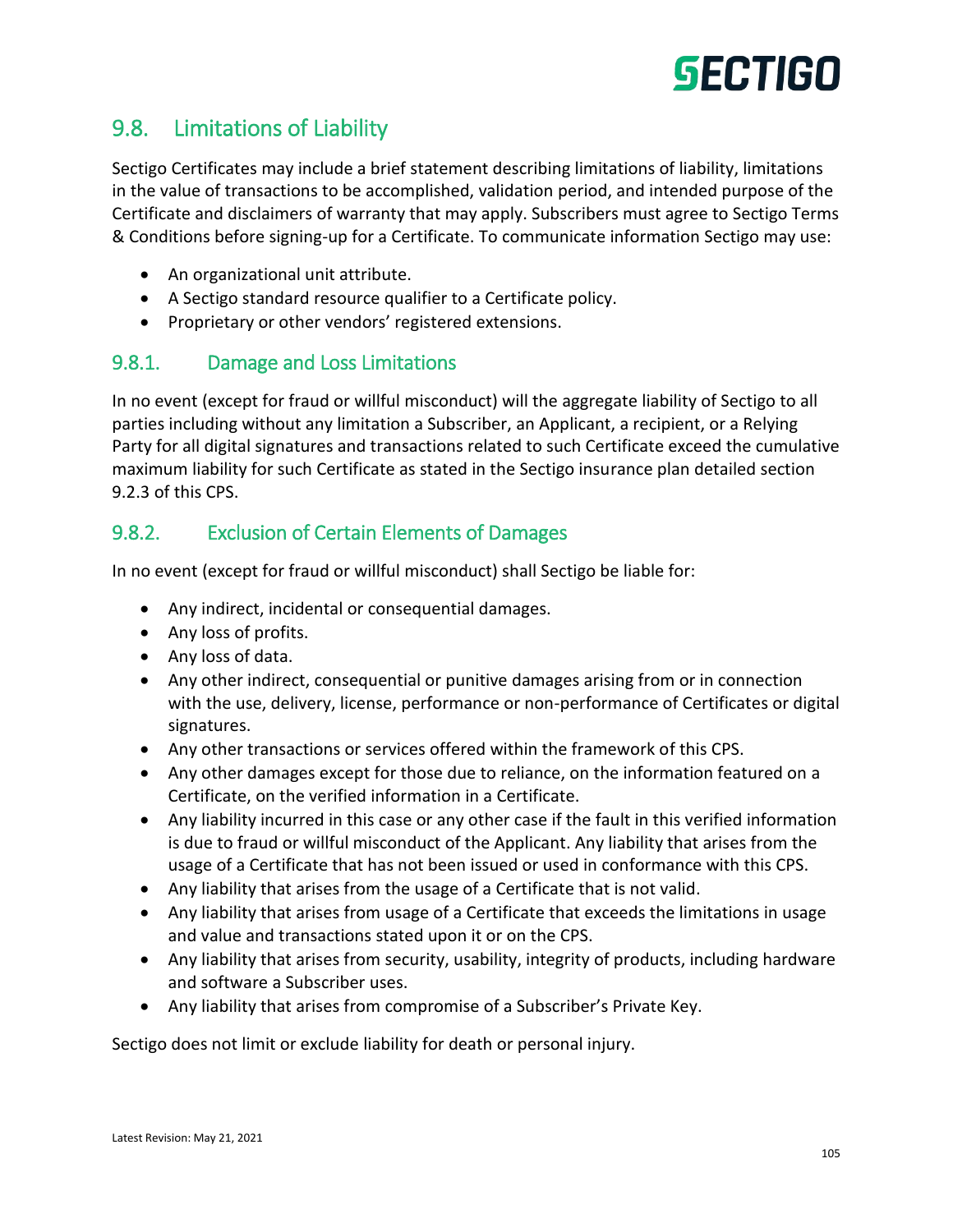## 9.8. Limitations of Liability

Sectigo Certificates may include a brief statement describing limitations of liability, limitations in the value of transactions to be accomplished, validation period, and intended purpose of the Certificate and disclaimers of warranty that may apply. Subscribers must agree to Sectigo Terms & Conditions before signing-up for a Certificate. To communicate information Sectigo may use:

- An organizational unit attribute.
- A Sectigo standard resource qualifier to a Certificate policy.
- Proprietary or other vendors' registered extensions.

### 9.8.1. Damage and Loss Limitations

In no event (except for fraud or willful misconduct) will the aggregate liability of Sectigo to all parties including without any limitation a Subscriber, an Applicant, a recipient, or a Relying Party for all digital signatures and transactions related to such Certificate exceed the cumulative maximum liability for such Certificate as stated in the Sectigo insurance plan detailed section 9.2.3 of this CPS.

### 9.8.2. Exclusion of Certain Elements of Damages

In no event (except for fraud or willful misconduct) shall Sectigo be liable for:

- Any indirect, incidental or consequential damages.
- Any loss of profits.
- Any loss of data.
- Any other indirect, consequential or punitive damages arising from or in connection with the use, delivery, license, performance or non-performance of Certificates or digital signatures.
- Any other transactions or services offered within the framework of this CPS.
- Any other damages except for those due to reliance, on the information featured on a Certificate, on the verified information in a Certificate.
- Any liability incurred in this case or any other case if the fault in this verified information is due to fraud or willful misconduct of the Applicant. Any liability that arises from the usage of a Certificate that has not been issued or used in conformance with this CPS.
- Any liability that arises from the usage of a Certificate that is not valid.
- Any liability that arises from usage of a Certificate that exceeds the limitations in usage and value and transactions stated upon it or on the CPS.
- Any liability that arises from security, usability, integrity of products, including hardware and software a Subscriber uses.
- Any liability that arises from compromise of a Subscriber's Private Key.

Sectigo does not limit or exclude liability for death or personal injury.

Latest Revision: May 21, 2021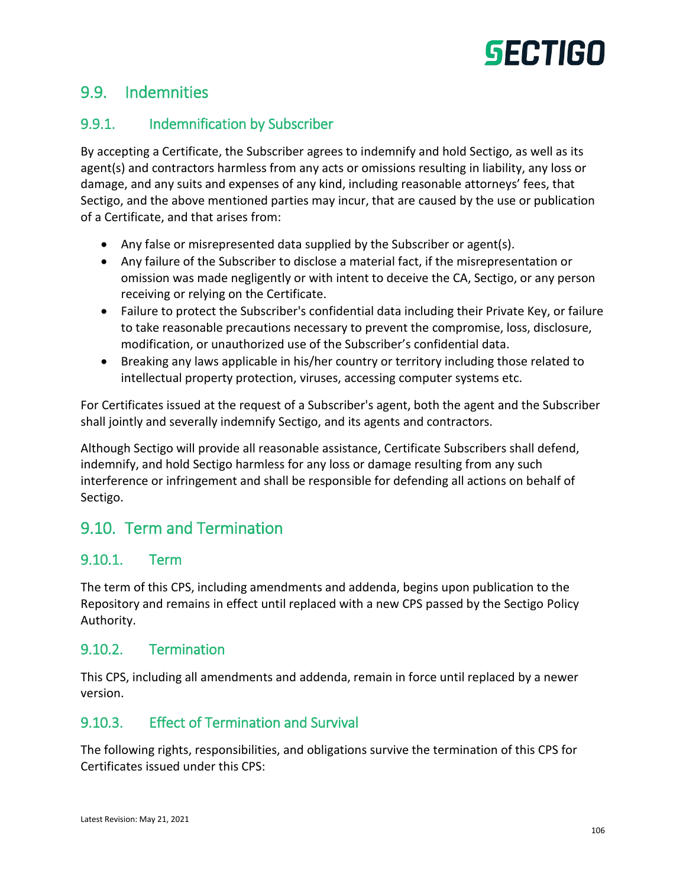## 9.9. Indemnities

### 9.9.1. Indemnification by Subscriber

By accepting a Certificate, the Subscriber agrees to indemnify and hold Sectigo, as well as its agent(s) and contractors harmless from any acts or omissions resulting in liability, any loss or damage, and any suits and expenses of any kind, including reasonable attorneys' fees, that Sectigo, and the above mentioned parties may incur, that are caused by the use or publication of a Certificate, and that arises from:

- Any false or misrepresented data supplied by the Subscriber or agent(s).
- Any failure of the Subscriber to disclose a material fact, if the misrepresentation or omission was made negligently or with intent to deceive the CA, Sectigo, or any person receiving or relying on the Certificate.
- Failure to protect the Subscriber's confidential data including their Private Key, or failure to take reasonable precautions necessary to prevent the compromise, loss, disclosure, modification, or unauthorized use of the Subscriber's confidential data.
- Breaking any laws applicable in his/her country or territory including those related to intellectual property protection, viruses, accessing computer systems etc.

For Certificates issued at the request of a Subscriber's agent, both the agent and the Subscriber shall jointly and severally indemnify Sectigo, and its agents and contractors.

Although Sectigo will provide all reasonable assistance, Certificate Subscribers shall defend, indemnify, and hold Sectigo harmless for any loss or damage resulting from any such interference or infringement and shall be responsible for defending all actions on behalf of Sectigo.

## 9.10. Term and Termination

### 9.10.1. Term

The term of this CPS, including amendments and addenda, begins upon publication to the Repository and remains in effect until replaced with a new CPS passed by the Sectigo Policy Authority.

### 9.10.2. Termination

This CPS, including all amendments and addenda, remain in force until replaced by a newer version.

### 9.10.3. Effect of Termination and Survival

The following rights, responsibilities, and obligations survive the termination of this CPS for Certificates issued under this CPS: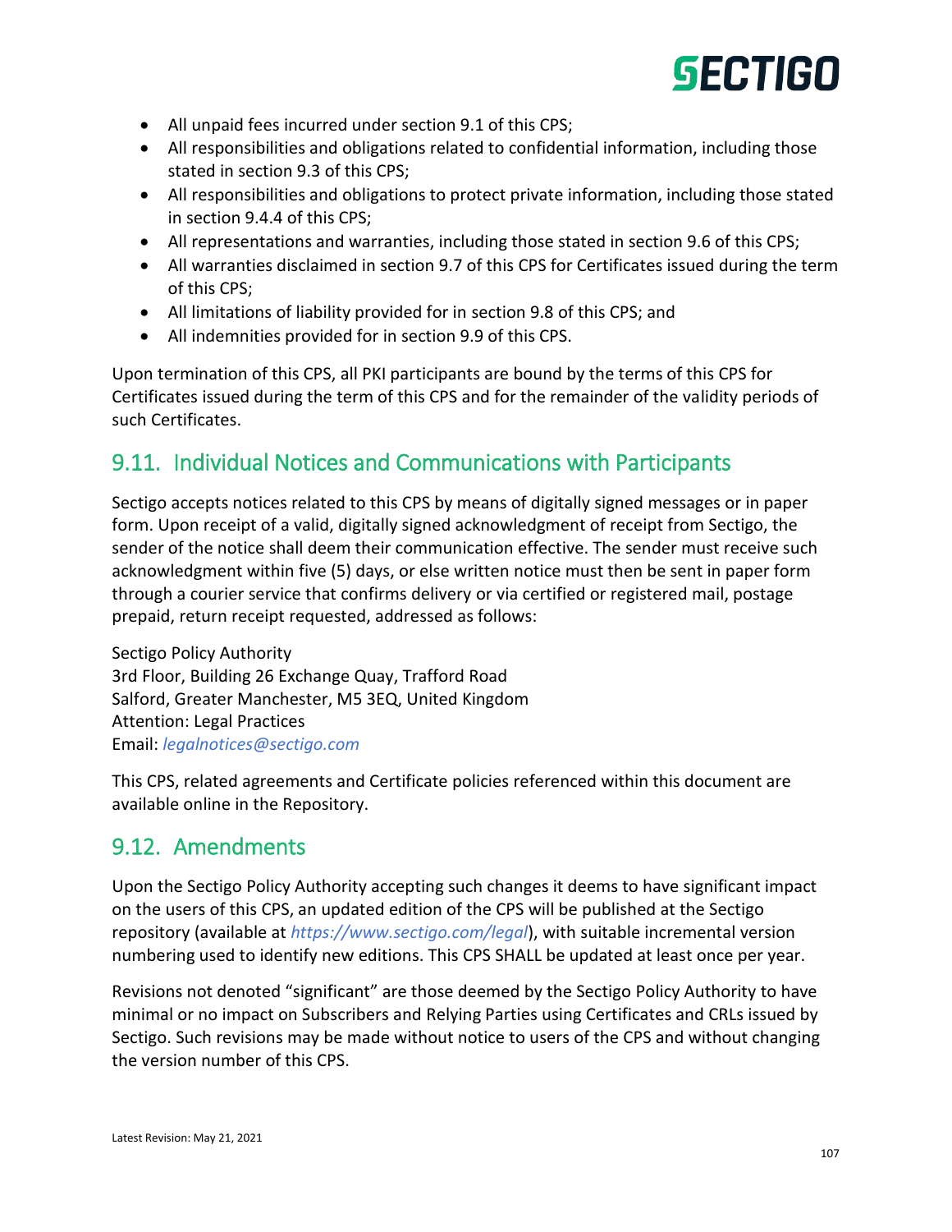- All unpaid fees incurred under section 9.1 of this CPS;
- All responsibilities and obligations related to confidential information, including those stated in section 9.3 of this CPS;
- All responsibilities and obligations to protect private information, including those stated in section 9.4.4 of this CPS;
- All representations and warranties, including those stated in section 9.6 of this CPS;
- All warranties disclaimed in section 9.7 of this CPS for Certificates issued during the term of this CPS;
- All limitations of liability provided for in section 9.8 of this CPS; and
- All indemnities provided for in section 9.9 of this CPS.

Upon termination of this CPS, all PKI participants are bound by the terms of this CPS for Certificates issued during the term of this CPS and for the remainder of the validity periods of such Certificates.

## 9.11. Individual Notices and Communications with Participants

Sectigo accepts notices related to this CPS by means of digitally signed messages or in paper form. Upon receipt of a valid, digitally signed acknowledgment of receipt from Sectigo, the sender of the notice shall deem their communication effective. The sender must receive such acknowledgment within five (5) days, or else written notice must then be sent in paper form through a courier service that confirms delivery or via certified or registered mail, postage prepaid, return receipt requested, addressed as follows:

Sectigo Policy Authority
3rd Floor, Building 26 Exchange Quay, Trafford Road
Salford, Greater Manchester, M5 3EQ, United Kingdom
Attention: Legal Practices
Email: *legalnotices@sectigo.com*

This CPS, related agreements and Certificate policies referenced within this document are available online in the Repository.

## 9.12. Amendments

Upon the Sectigo Policy Authority accepting such changes it deems to have significant impact on the users of this CPS, an updated edition of the CPS will be published at the Sectigo repository (available at *https://www.sectigo.com/legal*), with suitable incremental version numbering used to identify new editions. This CPS SHALL be updated at least once per year.

Revisions not denoted "significant" are those deemed by the Sectigo Policy Authority to have minimal or no impact on Subscribers and Relying Parties using Certificates and CRLs issued by Sectigo. Such revisions may be made without notice to users of the CPS and without changing the version number of this CPS.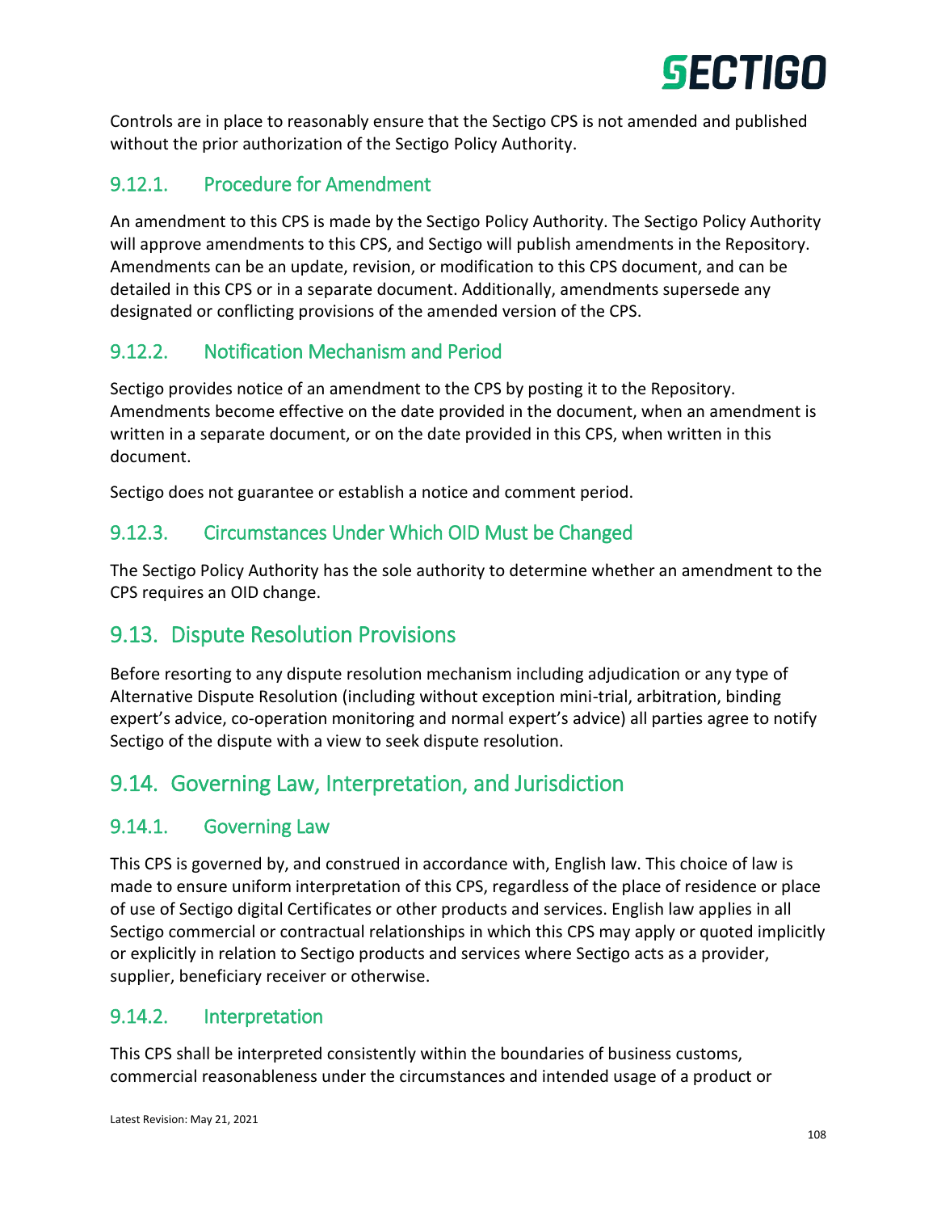Controls are in place to reasonably ensure that the Sectigo CPS is not amended and published without the prior authorization of the Sectigo Policy Authority.

### 9.12.1. Procedure for Amendment

An amendment to this CPS is made by the Sectigo Policy Authority. The Sectigo Policy Authority will approve amendments to this CPS, and Sectigo will publish amendments in the Repository. Amendments can be an update, revision, or modification to this CPS document, and can be detailed in this CPS or in a separate document. Additionally, amendments supersede any designated or conflicting provisions of the amended version of the CPS.

### 9.12.2. Notification Mechanism and Period

Sectigo provides notice of an amendment to the CPS by posting it to the Repository. Amendments become effective on the date provided in the document, when an amendment is written in a separate document, or on the date provided in this CPS, when written in this document.

Sectigo does not guarantee or establish a notice and comment period.

### 9.12.3. Circumstances Under Which OID Must be Changed

The Sectigo Policy Authority has the sole authority to determine whether an amendment to the CPS requires an OID change.

## 9.13. Dispute Resolution Provisions

Before resorting to any dispute resolution mechanism including adjudication or any type of Alternative Dispute Resolution (including without exception mini-trial, arbitration, binding expert's advice, co-operation monitoring and normal expert's advice) all parties agree to notify Sectigo of the dispute with a view to seek dispute resolution.

## 9.14. Governing Law, Interpretation, and Jurisdiction

### 9.14.1. Governing Law

This CPS is governed by, and construed in accordance with, English law. This choice of law is made to ensure uniform interpretation of this CPS, regardless of the place of residence or place of use of Sectigo digital Certificates or other products and services. English law applies in all Sectigo commercial or contractual relationships in which this CPS may apply or quoted implicitly or explicitly in relation to Sectigo products and services where Sectigo acts as a provider, supplier, beneficiary receiver or otherwise.

### 9.14.2. Interpretation

This CPS shall be interpreted consistently within the boundaries of business customs, commercial reasonableness under the circumstances and intended usage of a product or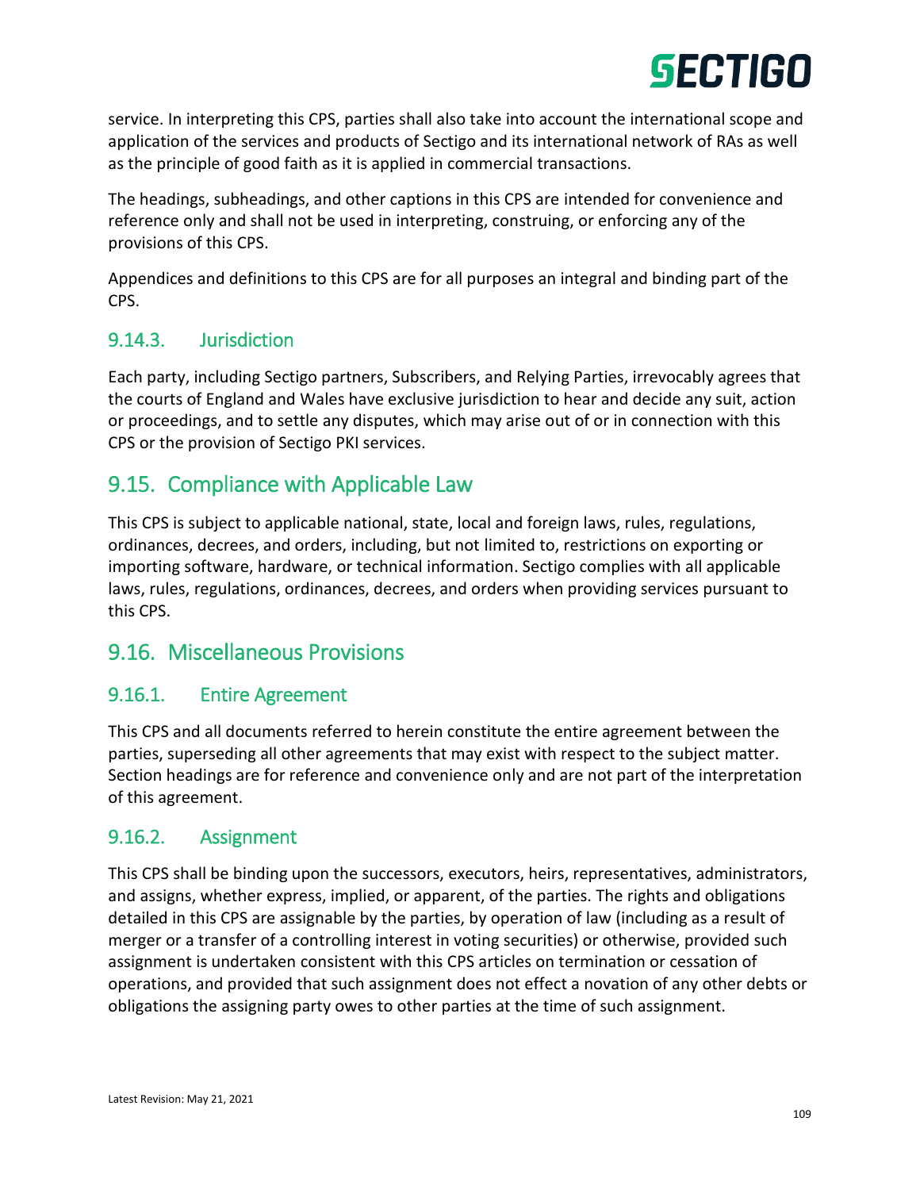service. In interpreting this CPS, parties shall also take into account the international scope and application of the services and products of Sectigo and its international network of RAs as well as the principle of good faith as it is applied in commercial transactions.

The headings, subheadings, and other captions in this CPS are intended for convenience and reference only and shall not be used in interpreting, construing, or enforcing any of the provisions of this CPS.

Appendices and definitions to this CPS are for all purposes an integral and binding part of the CPS.

### 9.14.3. Jurisdiction

Each party, including Sectigo partners, Subscribers, and Relying Parties, irrevocably agrees that the courts of England and Wales have exclusive jurisdiction to hear and decide any suit, action or proceedings, and to settle any disputes, which may arise out of or in connection with this CPS or the provision of Sectigo PKI services.

## 9.15. Compliance with Applicable Law

This CPS is subject to applicable national, state, local and foreign laws, rules, regulations, ordinances, decrees, and orders, including, but not limited to, restrictions on exporting or importing software, hardware, or technical information. Sectigo complies with all applicable laws, rules, regulations, ordinances, decrees, and orders when providing services pursuant to this CPS.

## 9.16. Miscellaneous Provisions

### 9.16.1. Entire Agreement

This CPS and all documents referred to herein constitute the entire agreement between the parties, superseding all other agreements that may exist with respect to the subject matter. Section headings are for reference and convenience only and are not part of the interpretation of this agreement.

### 9.16.2. Assignment

This CPS shall be binding upon the successors, executors, heirs, representatives, administrators, and assigns, whether express, implied, or apparent, of the parties. The rights and obligations detailed in this CPS are assignable by the parties, by operation of law (including as a result of merger or a transfer of a controlling interest in voting securities) or otherwise, provided such assignment is undertaken consistent with this CPS articles on termination or cessation of operations, and provided that such assignment does not effect a novation of any other debts or obligations the assigning party owes to other parties at the time of such assignment.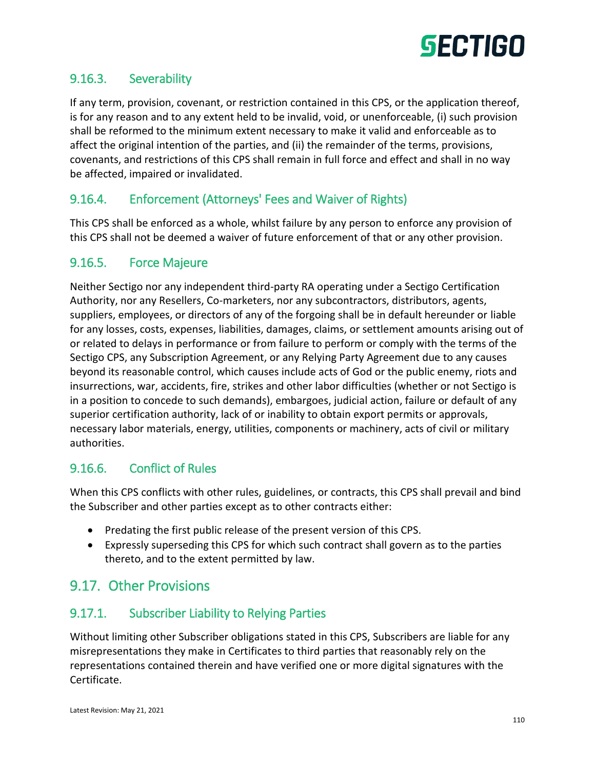### 9.16.3. Severability

If any term, provision, covenant, or restriction contained in this CPS, or the application thereof, is for any reason and to any extent held to be invalid, void, or unenforceable, (i) such provision shall be reformed to the minimum extent necessary to make it valid and enforceable as to affect the original intention of the parties, and (ii) the remainder of the terms, provisions, covenants, and restrictions of this CPS shall remain in full force and effect and shall in no way be affected, impaired or invalidated.

### 9.16.4. Enforcement (Attorneys' Fees and Waiver of Rights)

This CPS shall be enforced as a whole, whilst failure by any person to enforce any provision of this CPS shall not be deemed a waiver of future enforcement of that or any other provision.

### 9.16.5. Force Majeure

Neither Sectigo nor any independent third-party RA operating under a Sectigo Certification Authority, nor any Resellers, Co-marketers, nor any subcontractors, distributors, agents, suppliers, employees, or directors of any of the forgoing shall be in default hereunder or liable for any losses, costs, expenses, liabilities, damages, claims, or settlement amounts arising out of or related to delays in performance or from failure to perform or comply with the terms of the Sectigo CPS, any Subscription Agreement, or any Relying Party Agreement due to any causes beyond its reasonable control, which causes include acts of God or the public enemy, riots and insurrections, war, accidents, fire, strikes and other labor difficulties (whether or not Sectigo is in a position to concede to such demands), embargoes, judicial action, failure or default of any superior certification authority, lack of or inability to obtain export permits or approvals, necessary labor materials, energy, utilities, components or machinery, acts of civil or military authorities.

### 9.16.6. Conflict of Rules

When this CPS conflicts with other rules, guidelines, or contracts, this CPS shall prevail and bind the Subscriber and other parties except as to other contracts either:

- Predating the first public release of the present version of this CPS.
- Expressly superseding this CPS for which such contract shall govern as to the parties thereto, and to the extent permitted by law.

## 9.17. Other Provisions

### 9.17.1. Subscriber Liability to Relying Parties

Without limiting other Subscriber obligations stated in this CPS, Subscribers are liable for any misrepresentations they make in Certificates to third parties that reasonably rely on the representations contained therein and have verified one or more digital signatures with the Certificate.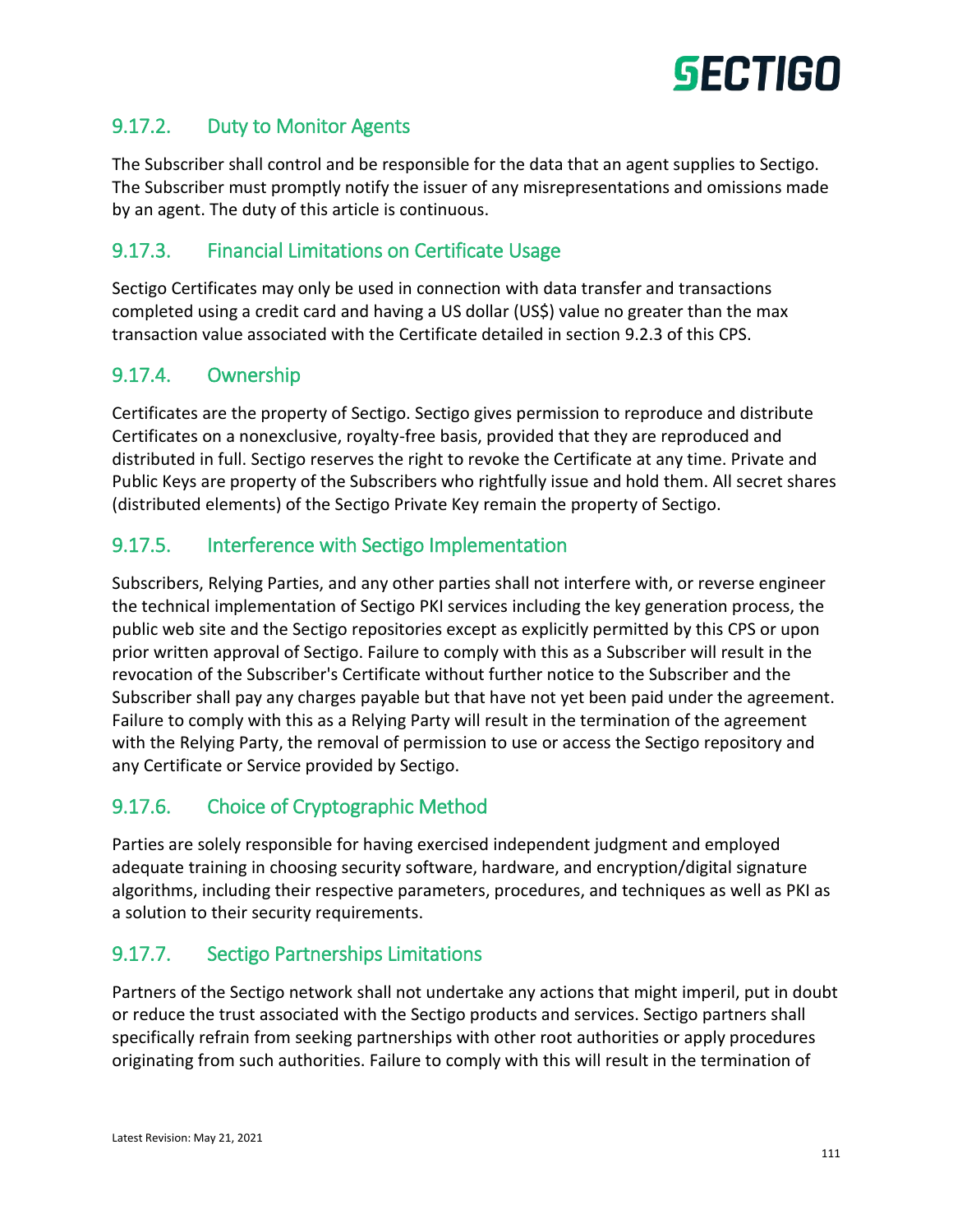### 9.17.2. Duty to Monitor Agents

The Subscriber shall control and be responsible for the data that an agent supplies to Sectigo. The Subscriber must promptly notify the issuer of any misrepresentations and omissions made by an agent. The duty of this article is continuous.

### 9.17.3. Financial Limitations on Certificate Usage

Sectigo Certificates may only be used in connection with data transfer and transactions completed using a credit card and having a US dollar (US$) value no greater than the max transaction value associated with the Certificate detailed in section 9.2.3 of this CPS.

### 9.17.4. Ownership

Certificates are the property of Sectigo. Sectigo gives permission to reproduce and distribute Certificates on a nonexclusive, royalty-free basis, provided that they are reproduced and distributed in full. Sectigo reserves the right to revoke the Certificate at any time. Private and Public Keys are property of the Subscribers who rightfully issue and hold them. All secret shares (distributed elements) of the Sectigo Private Key remain the property of Sectigo.

### 9.17.5. Interference with Sectigo Implementation

Subscribers, Relying Parties, and any other parties shall not interfere with, or reverse engineer the technical implementation of Sectigo PKI services including the key generation process, the public web site and the Sectigo repositories except as explicitly permitted by this CPS or upon prior written approval of Sectigo. Failure to comply with this as a Subscriber will result in the revocation of the Subscriber's Certificate without further notice to the Subscriber and the Subscriber shall pay any charges payable but that have not yet been paid under the agreement. Failure to comply with this as a Relying Party will result in the termination of the agreement with the Relying Party, the removal of permission to use or access the Sectigo repository and any Certificate or Service provided by Sectigo.

### 9.17.6. Choice of Cryptographic Method

Parties are solely responsible for having exercised independent judgment and employed adequate training in choosing security software, hardware, and encryption/digital signature algorithms, including their respective parameters, procedures, and techniques as well as PKI as a solution to their security requirements.

### 9.17.7. Sectigo Partnerships Limitations

Partners of the Sectigo network shall not undertake any actions that might imperil, put in doubt or reduce the trust associated with the Sectigo products and services. Sectigo partners shall specifically refrain from seeking partnerships with other root authorities or apply procedures originating from such authorities. Failure to comply with this will result in the termination of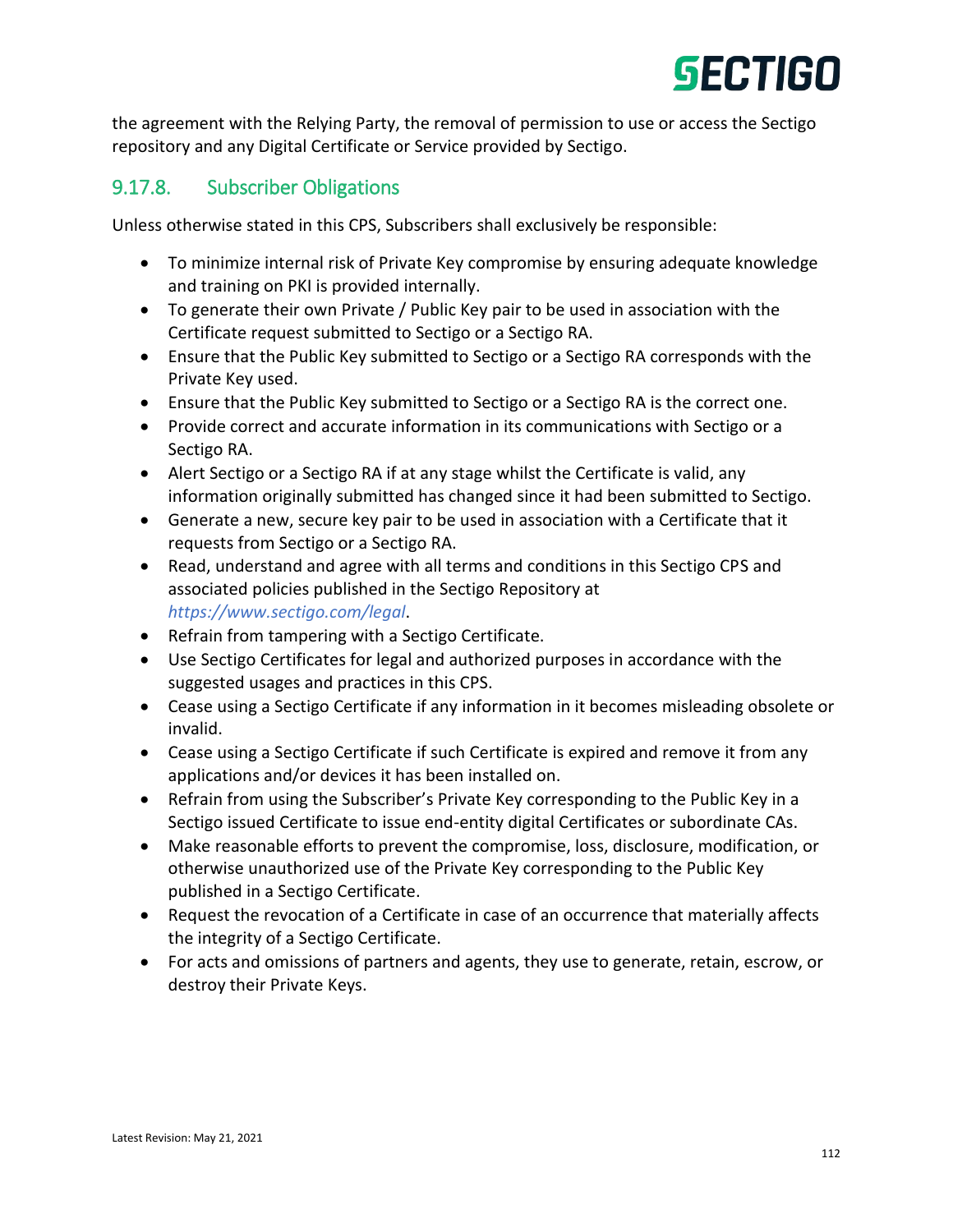the agreement with the Relying Party, the removal of permission to use or access the Sectigo repository and any Digital Certificate or Service provided by Sectigo.

### 9.17.8. Subscriber Obligations

Unless otherwise stated in this CPS, Subscribers shall exclusively be responsible:

- To minimize internal risk of Private Key compromise by ensuring adequate knowledge and training on PKI is provided internally.
- To generate their own Private / Public Key pair to be used in association with the Certificate request submitted to Sectigo or a Sectigo RA.
- Ensure that the Public Key submitted to Sectigo or a Sectigo RA corresponds with the Private Key used.
- Ensure that the Public Key submitted to Sectigo or a Sectigo RA is the correct one.
- Provide correct and accurate information in its communications with Sectigo or a Sectigo RA.
- Alert Sectigo or a Sectigo RA if at any stage whilst the Certificate is valid, any information originally submitted has changed since it had been submitted to Sectigo.
- Generate a new, secure key pair to be used in association with a Certificate that it requests from Sectigo or a Sectigo RA.
- Read, understand and agree with all terms and conditions in this Sectigo CPS and associated policies published in the Sectigo Repository at *https://www.sectigo.com/legal*.
- Refrain from tampering with a Sectigo Certificate.
- Use Sectigo Certificates for legal and authorized purposes in accordance with the suggested usages and practices in this CPS.
- Cease using a Sectigo Certificate if any information in it becomes misleading obsolete or invalid.
- Cease using a Sectigo Certificate if such Certificate is expired and remove it from any applications and/or devices it has been installed on.
- Refrain from using the Subscriber's Private Key corresponding to the Public Key in a Sectigo issued Certificate to issue end-entity digital Certificates or subordinate CAs.
- Make reasonable efforts to prevent the compromise, loss, disclosure, modification, or otherwise unauthorized use of the Private Key corresponding to the Public Key published in a Sectigo Certificate.
- Request the revocation of a Certificate in case of an occurrence that materially affects the integrity of a Sectigo Certificate.
- For acts and omissions of partners and agents, they use to generate, retain, escrow, or destroy their Private Keys.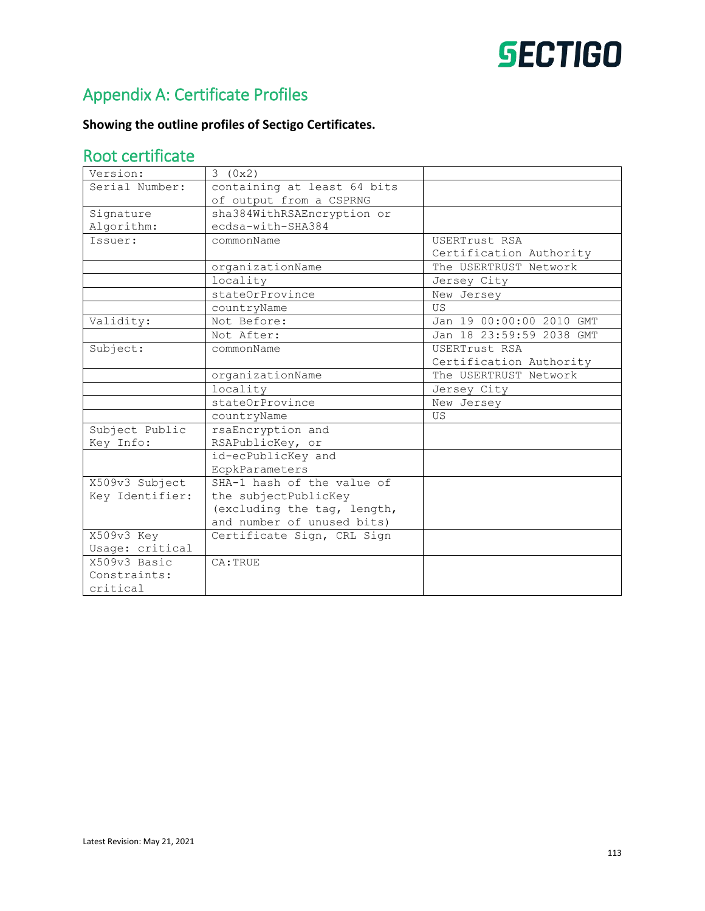# Appendix A: Certificate Profiles

**Showing the outline profiles of Sectigo Certificates.**

## Root certificate

| Version: | 3 (0x2) | |
|---|---|---|
| Serial Number: | containing at least 64 bits of output from a CSPRNG | |
| Signature Algorithm: | sha384WithRSAEncryption or ecdsa-with-SHA384 | |
| Issuer: | commonName | USERTrust RSA Certification Authority |
| | organizationName | The USERTRUST Network |
| | locality | Jersey City |
| | stateOrProvince | New Jersey |
| | countryName | US |
| Validity: | Not Before: | Jan 19 00:00:00 2010 GMT |
| | Not After: | Jan 18 23:59:59 2038 GMT |
| Subject: | commonName | USERTrust RSA Certification Authority |
| | organizationName | The USERTRUST Network |
| | locality | Jersey City |
| | stateOrProvince | New Jersey |
| | countryName | US |
| Subject Public Key Info: | rsaEncryption and RSAPublicKey, or | |
| | id-ecPublicKey and EcpkParameters | |
| X509v3 Subject Key Identifier: | SHA-1 hash of the value of the subjectPublicKey (excluding the tag, length, and number of unused bits) | |
| X509v3 Key Usage: critical | Certificate Sign, CRL Sign | |
| X509v3 Basic Constraints: critical | CA:TRUE | |

Latest Revision: May 21, 2021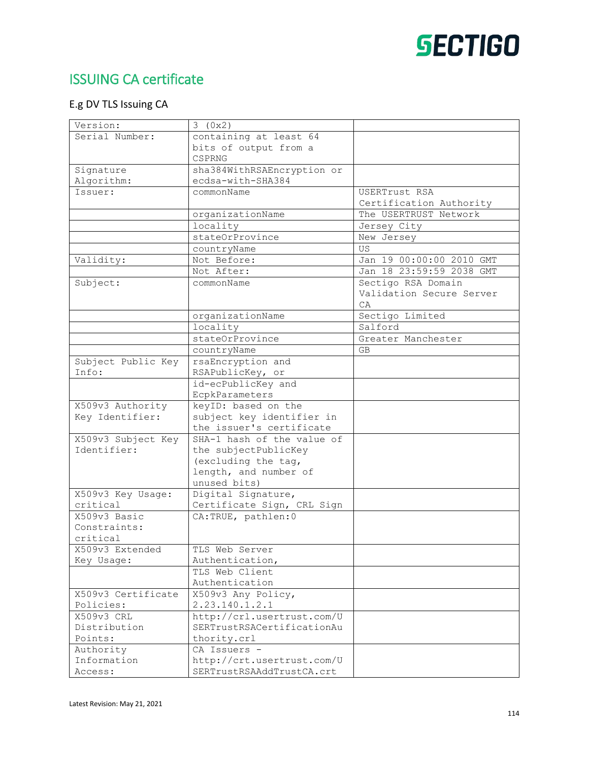## ISSUING CA certificate

### E.g DV TLS Issuing CA

| Version: | 3 (0x2) | |
|---|---|---|
| Serial Number: | containing at least 64 bits of output from a CSPRNG | |
| Signature Algorithm: | sha384WithRSAEncryption or ecdsa-with-SHA384 | |
| Issuer: | commonName | USERTrust RSA Certification Authority |
| | organizationName | The USERTRUST Network |
| | locality | Jersey City |
| | stateOrProvince | New Jersey |
| | countryName | US |
| Validity: | Not Before: | Jan 19 00:00:00 2010 GMT |
| | Not After: | Jan 18 23:59:59 2038 GMT |
| Subject: | commonName | Sectigo RSA Domain Validation Secure Server CA |
| | organizationName | Sectigo Limited |
| | locality | Salford |
| | stateOrProvince | Greater Manchester |
| | countryName | GB |
| Subject Public Key Info: | rsaEncryption and RSAPublicKey, or | |
| | id-ecPublicKey and EcpkParameters | |
| X509v3 Authority Key Identifier: | keyID: based on the subject key identifier in the issuer's certificate | |
| X509v3 Subject Key Identifier: | SHA-1 hash of the value of the subjectPublicKey (excluding the tag, length, and number of unused bits) | |
| X509v3 Key Usage: critical | Digital Signature, Certificate Sign, CRL Sign | |
| X509v3 Basic Constraints: critical | CA:TRUE, pathlen:0 | |
| X509v3 Extended Key Usage: | TLS Web Server Authentication, | |
| | TLS Web Client Authentication | |
| X509v3 Certificate Policies: | X509v3 Any Policy, 2.23.140.1.2.1 | |
| X509v3 CRL Distribution Points: | http://crl.usertrust.com/USERTrustRSACertificationAuthority.crl | |
| Authority Information Access: | CA Issuers - http://crt.usertrust.com/USERTrustRSAAddTrustCA.crt | |

Latest Revision: May 21, 2021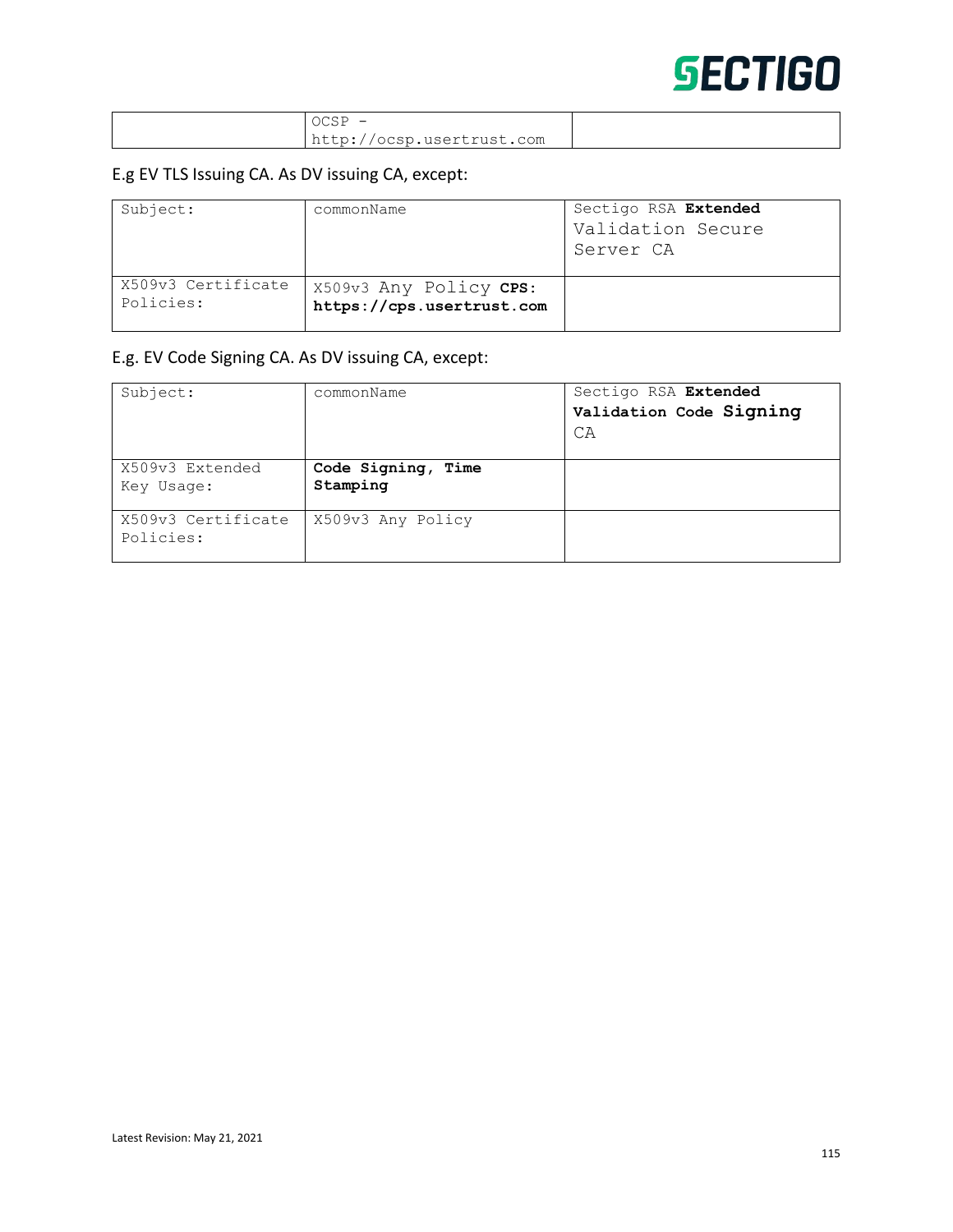| | OCSP – http://ocsp.usertrust.com | |
|---|---|---|

E.g EV TLS Issuing CA. As DV issuing CA, except:

| Subject: | commonName | Sectigo RSA **Extended** Validation Secure Server CA |
|---|---|---|
| X509v3 Certificate Policies: | X509v3 Any Policy **CPS: https://cps.usertrust.com** | |

E.g. EV Code Signing CA. As DV issuing CA, except:

| Subject: | commonName | Sectigo RSA **Extended Validation Code Signing** CA |
|---|---|---|
| X509v3 Extended Key Usage: | **Code Signing, Time Stamping** | |
| X509v3 Certificate Policies: | X509v3 Any Policy | |

Latest Revision: May 21, 2021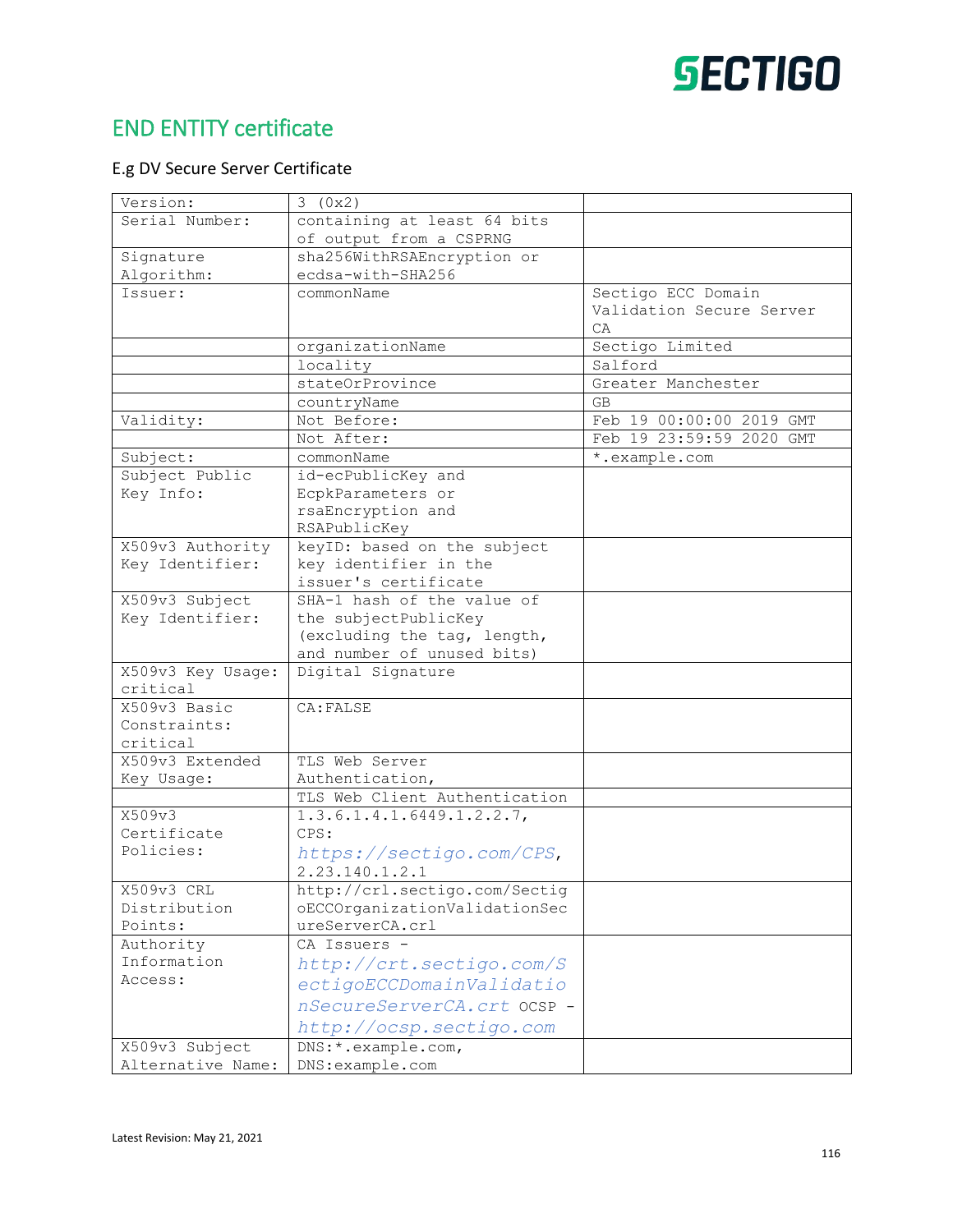## END ENTITY certificate

### E.g DV Secure Server Certificate

| | | |
|---|---|---|
| Version: | 3 (0x2) | |
| Serial Number: | containing at least 64 bits of output from a CSPRNG | |
| Signature Algorithm: | sha256WithRSAEncryption or ecdsa-with-SHA256 | |
| Issuer: | commonName | Sectigo ECC Domain Validation Secure Server CA |
| | organizationName | Sectigo Limited |
| | locality | Salford |
| | stateOrProvince | Greater Manchester |
| | countryName | GB |
| Validity: | Not Before: | Feb 19 00:00:00 2019 GMT |
| | Not After: | Feb 19 23:59:59 2020 GMT |
| Subject: | commonName | *.example.com |
| Subject Public Key Info: | id-ecPublicKey and EcpkParameters or rsaEncryption and RSAPublicKey | |
| X509v3 Authority Key Identifier: | keyID: based on the subject key identifier in the issuer's certificate | |
| X509v3 Subject Key Identifier: | SHA-1 hash of the value of the subjectPublicKey (excluding the tag, length, and number of unused bits) | |
| X509v3 Key Usage: critical | Digital Signature | |
| X509v3 Basic Constraints: critical | CA:FALSE | |
| X509v3 Extended Key Usage: | TLS Web Server Authentication, | |
| | TLS Web Client Authentication | |
| X509v3 Certificate Policies: | 1.3.6.1.4.1.6449.1.2.2.7, CPS: *https://sectigo.com/CPS*, 2.23.140.1.2.1 | |
| X509v3 CRL Distribution Points: | http://crl.sectigo.com/SectigoECCOrganizationValidationSecureServerCA.crl | |
| Authority Information Access: | CA Issuers - *http://crt.sectigo.com/SectigoECCDomainValidationSecureServerCA.crt* OCSP - *http://ocsp.sectigo.com* | |
| X509v3 Subject Alternative Name: | DNS:*.example.com, DNS:example.com | |

Latest Revision: May 21, 2021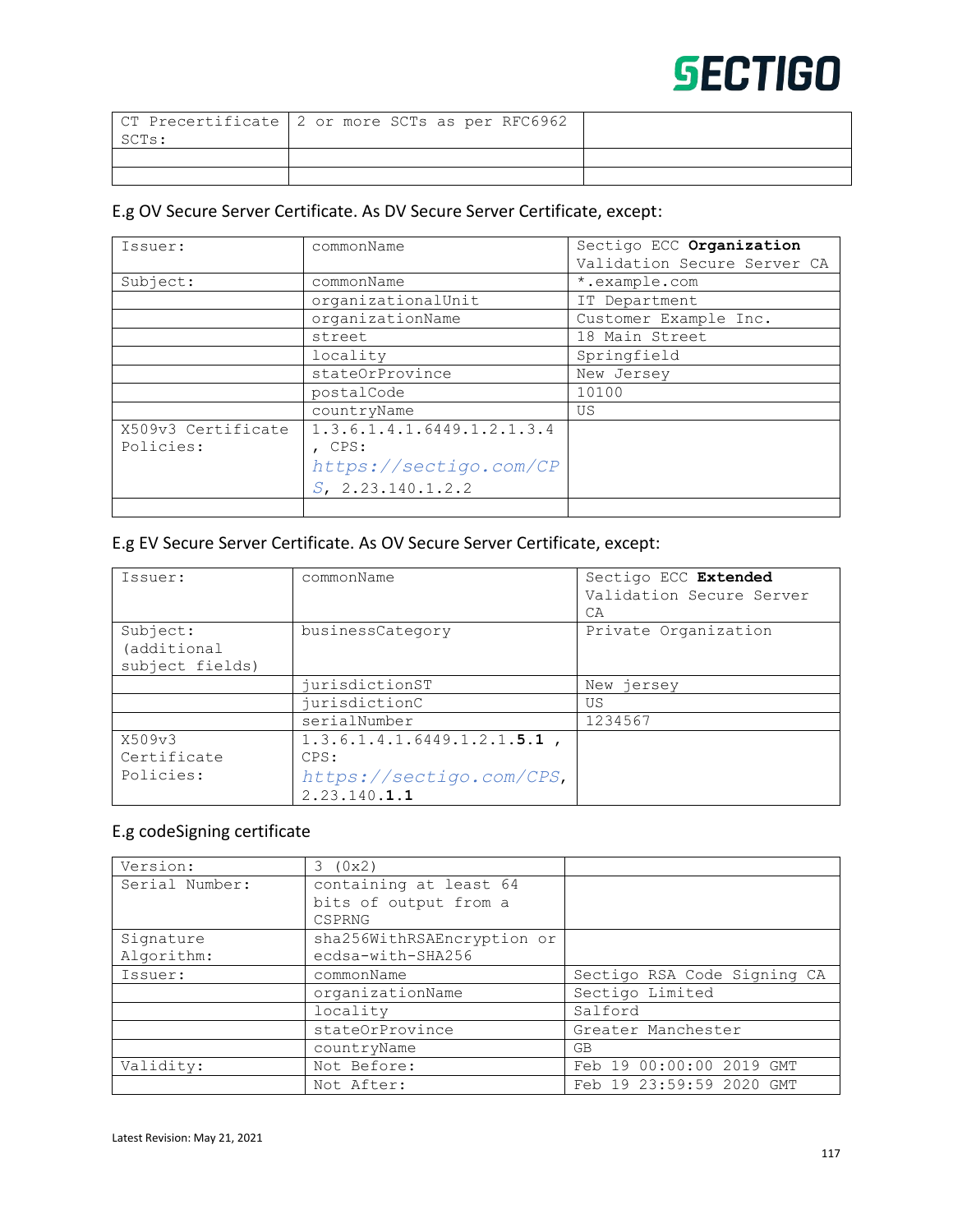| | | |
|---|---|---|
| CT Precertificate SCTs: | 2 or more SCTs as per RFC6962 | |
| | | |
| | | |

E.g OV Secure Server Certificate. As DV Secure Server Certificate, except:

| | | |
|---|---|---|
| Issuer: | commonName | Sectigo ECC **Organization** Validation Secure Server CA |
| Subject: | commonName | *.example.com |
| | organizationalUnit | IT Department |
| | organizationName | Customer Example Inc. |
| | street | 18 Main Street |
| | locality | Springfield |
| | stateOrProvince | New Jersey |
| | postalCode | 10100 |
| | countryName | US |
| X509v3 Certificate Policies: | 1.3.6.1.4.1.6449.1.2.1.3.4 , CPS: *https://sectigo.com/CPS*, 2.23.140.1.2.2 | |
| | | |

E.g EV Secure Server Certificate. As OV Secure Server Certificate, except:

| | | |
|---|---|---|
| Issuer: | commonName | Sectigo ECC **Extended** Validation Secure Server CA |
| Subject: (additional subject fields) | businessCategory | Private Organization |
| | jurisdictionST | New jersey |
| | jurisdictionC | US |
| | serialNumber | 1234567 |
| X509v3 Certificate Policies: | 1.3.6.1.4.1.6449.1.2.1.**5.1** , CPS: *https://sectigo.com/CPS*, 2.23.140.**1.1** | |

E.g codeSigning certificate

| | | |
|---|---|---|
| Version: | 3 (0x2) | |
| Serial Number: | containing at least 64 bits of output from a CSPRNG | |
| Signature Algorithm: | sha256WithRSAEncryption or ecdsa-with-SHA256 | |
| Issuer: | commonName | Sectigo RSA Code Signing CA |
| | organizationName | Sectigo Limited |
| | locality | Salford |
| | stateOrProvince | Greater Manchester |
| | countryName | GB |
| Validity: | Not Before: | Feb 19 00:00:00 2019 GMT |
| | Not After: | Feb 19 23:59:59 2020 GMT |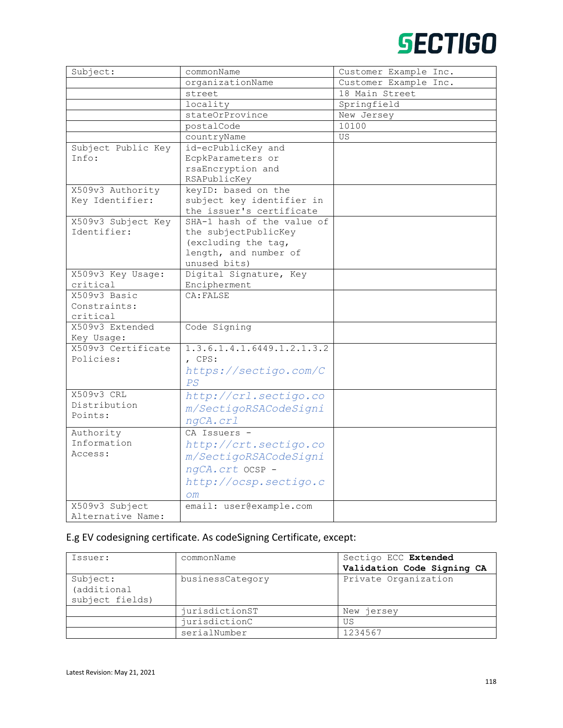| Subject: | commonName | Customer Example Inc. |
|---|---|---|
| | organizationName | Customer Example Inc. |
| | street | 18 Main Street |
| | locality | Springfield |
| | stateOrProvince | New Jersey |
| | postalCode | 10100 |
| | countryName | US |
| Subject Public Key Info: | id-ecPublicKey and EcpkParameters or rsaEncryption and RSAPublicKey | |
| X509v3 Authority Key Identifier: | keyID: based on the subject key identifier in the issuer's certificate | |
| X509v3 Subject Key Identifier: | SHA-1 hash of the value of the subjectPublicKey (excluding the tag, length, and number of unused bits) | |
| X509v3 Key Usage: critical | Digital Signature, Key Encipherment | |
| X509v3 Basic Constraints: critical | CA:FALSE | |
| X509v3 Extended Key Usage: | Code Signing | |
| X509v3 Certificate Policies: | 1.3.6.1.4.1.6449.1.2.1.3.2, CPS: *https://sectigo.com/CPS* | |
| X509v3 CRL Distribution Points: | *http://crl.sectigo.com/SectigoRSACodeSigningCA.crl* | |
| Authority Information Access: | CA Issuers - *http://crt.sectigo.com/SectigoRSACodeSigningCA.crt* OCSP - *http://ocsp.sectigo.com* | |
| X509v3 Subject Alternative Name: | email: user@example.com | |

E.g EV codesigning certificate. As codeSigning Certificate, except:

| Issuer: | commonName | Sectigo ECC **Extended Validation Code Signing CA** |
|---|---|---|
| Subject: (additional subject fields) | businessCategory | Private Organization |
| | jurisdictionST | New jersey |
| | jurisdictionC | US |
| | serialNumber | 1234567 |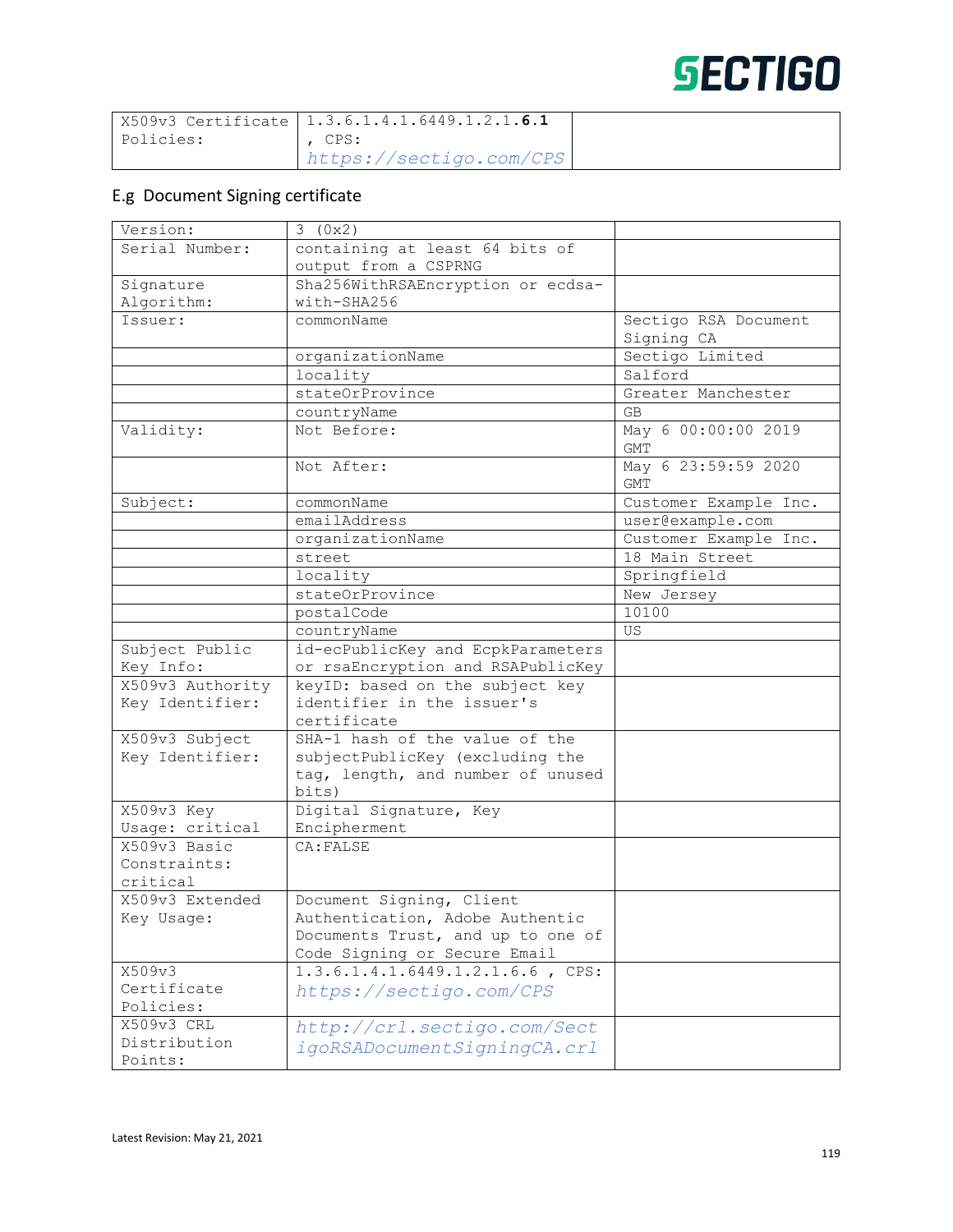| X509v3 Certificate Policies: | 1.3.6.1.4.1.6449.1.2.1.**6.1** , CPS: *https://sectigo.com/CPS* | |
|---|---|---|

## E.g Document Signing certificate

| Version: | 3 (0x2) | |
|---|---|---|
| Serial Number: | containing at least 64 bits of output from a CSPRNG | |
| Signature Algorithm: | Sha256WithRSAEncryption or ecdsa-with-SHA256 | |
| Issuer: | commonName | Sectigo RSA Document Signing CA |
| | organizationName | Sectigo Limited |
| | locality | Salford |
| | stateOrProvince | Greater Manchester |
| | countryName | GB |
| Validity: | Not Before: | May 6 00:00:00 2019 GMT |
| | Not After: | May 6 23:59:59 2020 GMT |
| Subject: | commonName | Customer Example Inc. |
| | emailAddress | user@example.com |
| | organizationName | Customer Example Inc. |
| | street | 18 Main Street |
| | locality | Springfield |
| | stateOrProvince | New Jersey |
| | postalCode | 10100 |
| | countryName | US |
| Subject Public Key Info: | id-ecPublicKey and EcpkParameters or rsaEncryption and RSAPublicKey | |
| X509v3 Authority Key Identifier: | keyID: based on the subject key identifier in the issuer's certificate | |
| X509v3 Subject Key Identifier: | SHA-1 hash of the value of the subjectPublicKey (excluding the tag, length, and number of unused bits) | |
| X509v3 Key Usage: critical | Digital Signature, Key Encipherment | |
| X509v3 Basic Constraints: critical | CA:FALSE | |
| X509v3 Extended Key Usage: | Document Signing, Client Authentication, Adobe Authentic Documents Trust, and up to one of Code Signing or Secure Email | |
| X509v3 Certificate Policies: | 1.3.6.1.4.1.6449.1.2.1.6.6 , CPS: *https://sectigo.com/CPS* | |
| X509v3 CRL Distribution Points: | *http://crl.sectigo.com/SectigoRSADocumentSigningCA.crl* | |

Latest Revision: May 21, 2021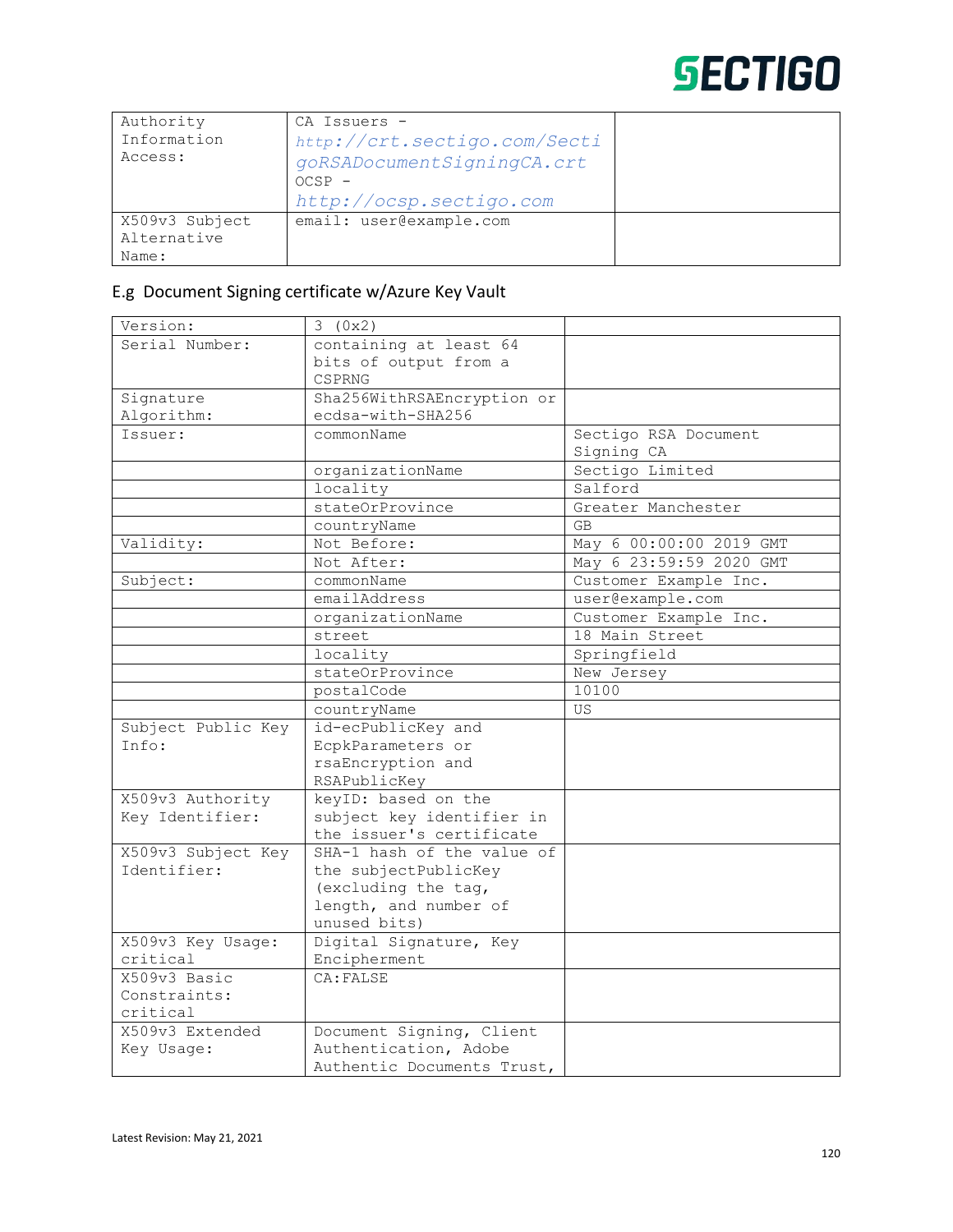| Authority Information Access: | CA Issuers - http://crt.sectigo.com/SectigoRSADocumentSigningCA.crt OCSP - http://ocsp.sectigo.com | |
|---|---|---|
| X509v3 Subject Alternative Name: | email: user@example.com | |

## E.g Document Signing certificate w/Azure Key Vault

| Version: | 3 (0x2) | |
|---|---|---|
| Serial Number: | containing at least 64 bits of output from a CSPRNG | |
| Signature Algorithm: | Sha256WithRSAEncryption or ecdsa-with-SHA256 | |
| Issuer: | commonName | Sectigo RSA Document Signing CA |
| | organizationName | Sectigo Limited |
| | locality | Salford |
| | stateOrProvince | Greater Manchester |
| | countryName | GB |
| Validity: | Not Before: | May 6 00:00:00 2019 GMT |
| | Not After: | May 6 23:59:59 2020 GMT |
| Subject: | commonName | Customer Example Inc. |
| | emailAddress | user@example.com |
| | organizationName | Customer Example Inc. |
| | street | 18 Main Street |
| | locality | Springfield |
| | stateOrProvince | New Jersey |
| | postalCode | 10100 |
| | countryName | US |
| Subject Public Key Info: | id-ecPublicKey and EcpkParameters or rsaEncryption and RSAPublicKey | |
| X509v3 Authority Key Identifier: | keyID: based on the subject key identifier in the issuer's certificate | |
| X509v3 Subject Key Identifier: | SHA-1 hash of the value of the subjectPublicKey (excluding the tag, length, and number of unused bits) | |
| X509v3 Key Usage: critical | Digital Signature, Key Encipherment | |
| X509v3 Basic Constraints: critical | CA:FALSE | |
| X509v3 Extended Key Usage: | Document Signing, Client Authentication, Adobe Authentic Documents Trust, | |

Latest Revision: May 21, 2021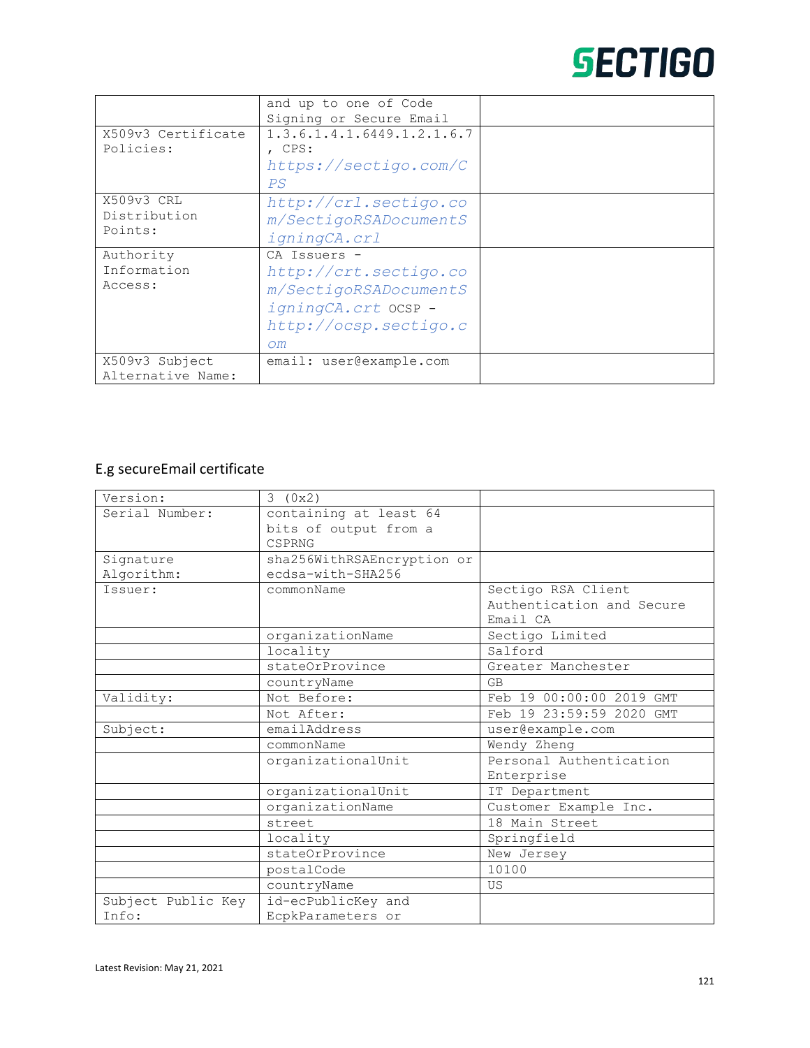| | | |
|---|---|---|
| | and up to one of Code Signing or Secure Email | |
| X509v3 Certificate Policies: | 1.3.6.1.4.1.6449.1.2.1.6.7 , CPS: *https://sectigo.com/CPS* | |
| X509v3 CRL Distribution Points: | *http://crl.sectigo.com/SectigoRSADocumentSigningCA.crl* | |
| Authority Information Access: | CA Issuers - *http://crt.sectigo.com/SectigoRSADocumentSigningCA.crt* OCSP - *http://ocsp.sectigo.com* | |
| X509v3 Subject Alternative Name: | email: user@example.com | |

## E.g secureEmail certificate

| | | |
|---|---|---|
| Version: | 3 (0x2) | |
| Serial Number: | containing at least 64 bits of output from a CSPRNG | |
| Signature Algorithm: | sha256WithRSAEncryption or ecdsa-with-SHA256 | |
| Issuer: | commonName | Sectigo RSA Client Authentication and Secure Email CA |
| | organizationName | Sectigo Limited |
| | locality | Salford |
| | stateOrProvince | Greater Manchester |
| | countryName | GB |
| Validity: | Not Before: | Feb 19 00:00:00 2019 GMT |
| | Not After: | Feb 19 23:59:59 2020 GMT |
| Subject: | emailAddress | user@example.com |
| | commonName | Wendy Zheng |
| | organizationalUnit | Personal Authentication Enterprise |
| | organizationalUnit | IT Department |
| | organizationName | Customer Example Inc. |
| | street | 18 Main Street |
| | locality | Springfield |
| | stateOrProvince | New Jersey |
| | postalCode | 10100 |
| | countryName | US |
| Subject Public Key Info: | id-ecPublicKey and EcpkParameters or | |

Latest Revision: May 21, 2021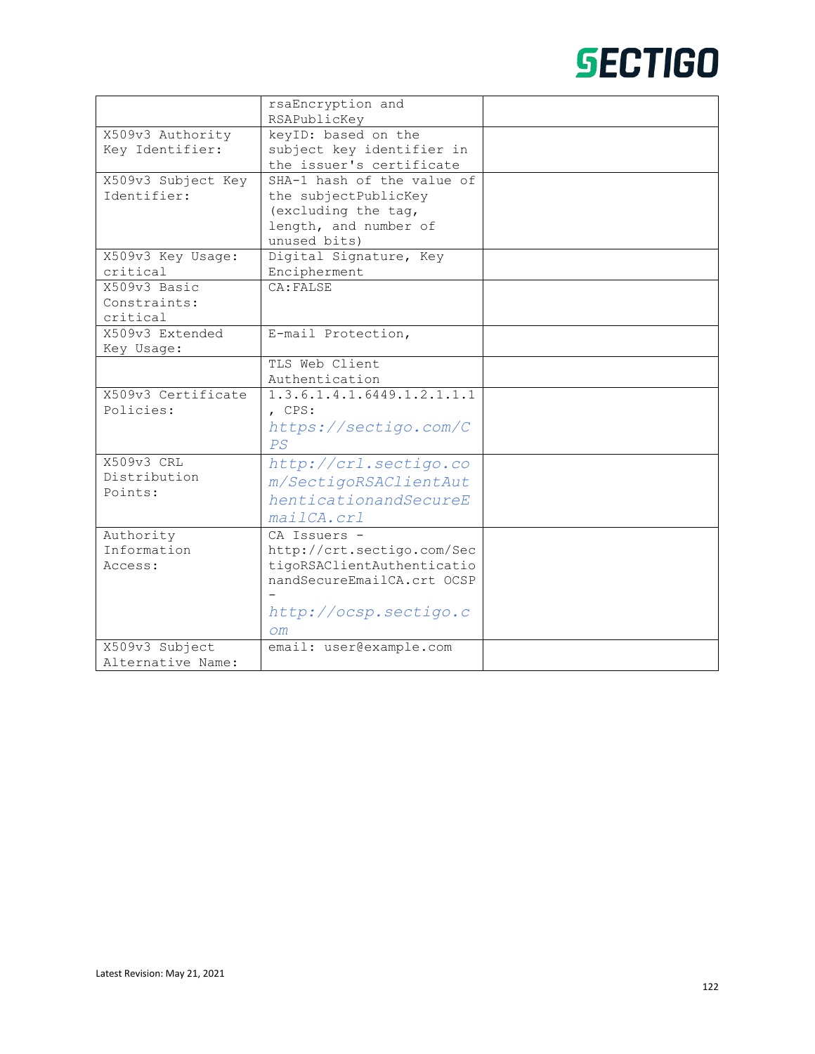| | | |
|---|---|---|
| | rsaEncryption and RSAPublicKey | |
| X509v3 Authority Key Identifier: | keyID: based on the subject key identifier in the issuer's certificate | |
| X509v3 Subject Key Identifier: | SHA-1 hash of the value of the subjectPublicKey (excluding the tag, length, and number of unused bits) | |
| X509v3 Key Usage: critical | Digital Signature, Key Encipherment | |
| X509v3 Basic Constraints: critical | CA:FALSE | |
| X509v3 Extended Key Usage: | E-mail Protection, | |
| | TLS Web Client Authentication | |
| X509v3 Certificate Policies: | 1.3.6.1.4.1.6449.1.2.1.1.1, CPS: https://sectigo.com/CPS | |
| X509v3 CRL Distribution Points: | http://crl.sectigo.com/SectigoRSAClientAuthenticationandSecureEmailCA.crl | |
| Authority Information Access: | CA Issuers - http://crt.sectigo.com/SectigoRSAClientAuthenticationandSecureEmailCA.crt OCSP - http://ocsp.sectigo.com | |
| X509v3 Subject Alternative Name: | email: user@example.com | |

Latest Revision: May 21, 2021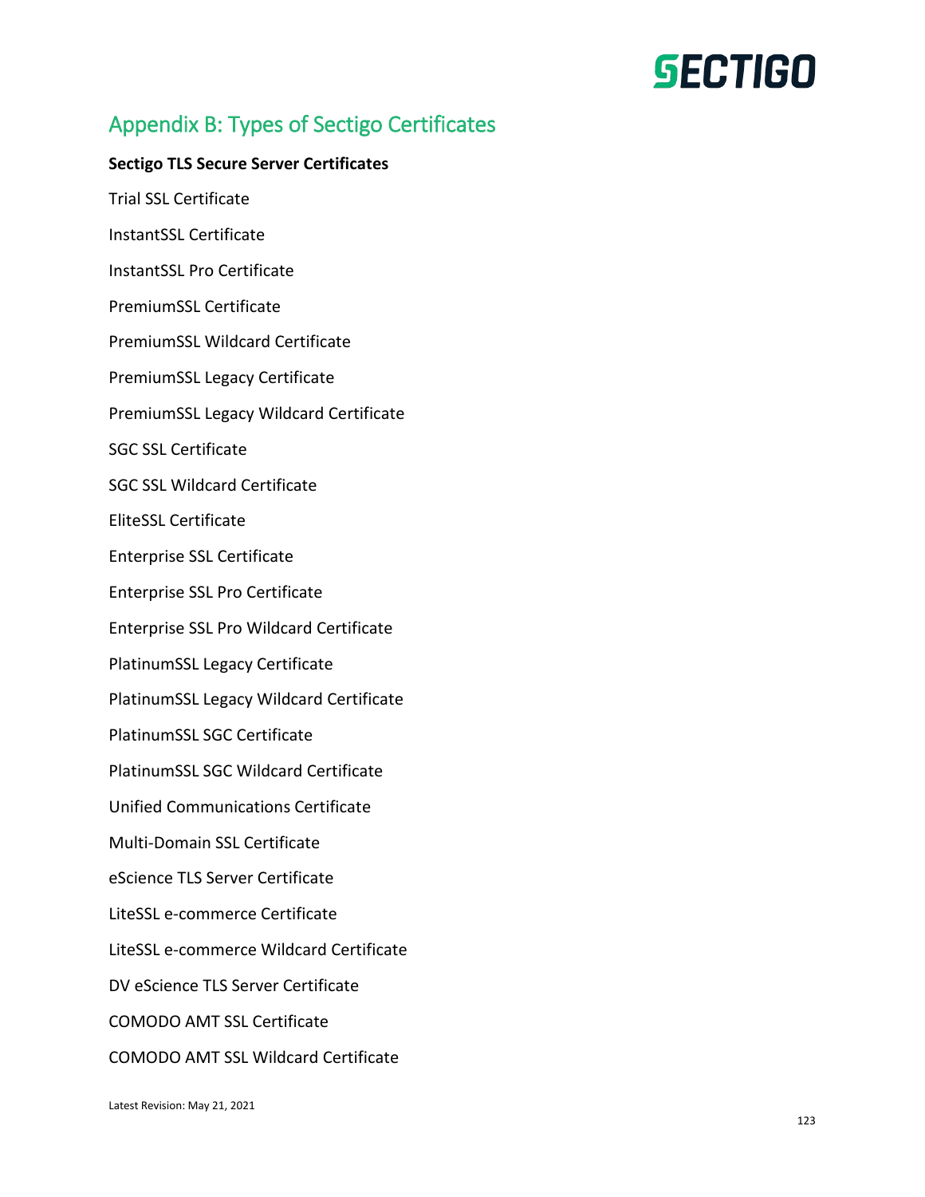# Appendix B: Types of Sectigo Certificates

**Sectigo TLS Secure Server Certificates**

Trial SSL Certificate

InstantSSL Certificate

InstantSSL Pro Certificate

PremiumSSL Certificate

PremiumSSL Wildcard Certificate

PremiumSSL Legacy Certificate

PremiumSSL Legacy Wildcard Certificate

SGC SSL Certificate

SGC SSL Wildcard Certificate

EliteSSL Certificate

Enterprise SSL Certificate

Enterprise SSL Pro Certificate

Enterprise SSL Pro Wildcard Certificate

PlatinumSSL Legacy Certificate

PlatinumSSL Legacy Wildcard Certificate

PlatinumSSL SGC Certificate

PlatinumSSL SGC Wildcard Certificate

Unified Communications Certificate

Multi-Domain SSL Certificate

eScience TLS Server Certificate

LiteSSL e-commerce Certificate

LiteSSL e-commerce Wildcard Certificate

DV eScience TLS Server Certificate

COMODO AMT SSL Certificate

COMODO AMT SSL Wildcard Certificate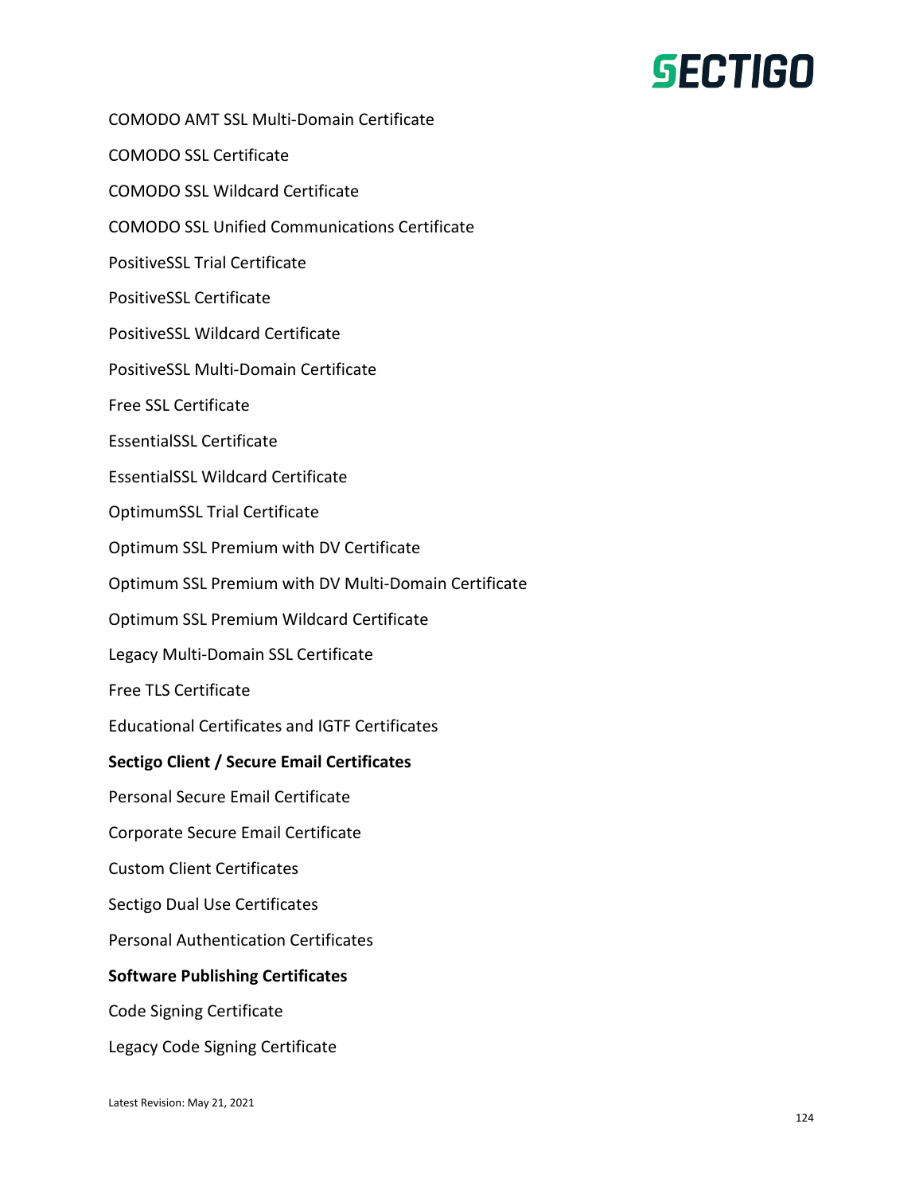COMODO AMT SSL Multi-Domain Certificate

COMODO SSL Certificate

COMODO SSL Wildcard Certificate

COMODO SSL Unified Communications Certificate

PositiveSSL Trial Certificate

PositiveSSL Certificate

PositiveSSL Wildcard Certificate

PositiveSSL Multi-Domain Certificate

Free SSL Certificate

EssentialSSL Certificate

EssentialSSL Wildcard Certificate

OptimumSSL Trial Certificate

Optimum SSL Premium with DV Certificate

Optimum SSL Premium with DV Multi-Domain Certificate

Optimum SSL Premium Wildcard Certificate

Legacy Multi-Domain SSL Certificate

Free TLS Certificate

Educational Certificates and IGTF Certificates

**Sectigo Client / Secure Email Certificates**

Personal Secure Email Certificate

Corporate Secure Email Certificate

Custom Client Certificates

Sectigo Dual Use Certificates

Personal Authentication Certificates

**Software Publishing Certificates**

Code Signing Certificate

Legacy Code Signing Certificate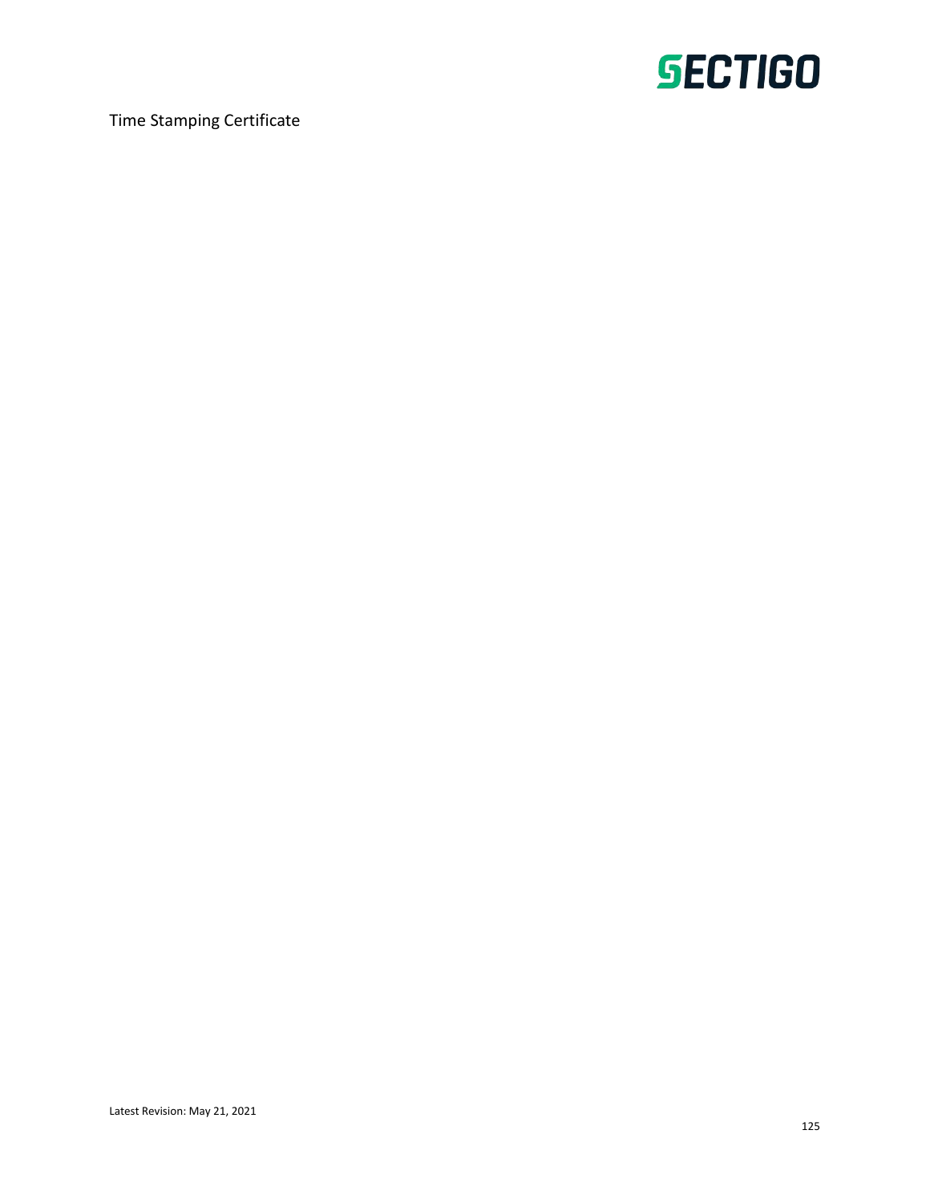Time Stamping Certificate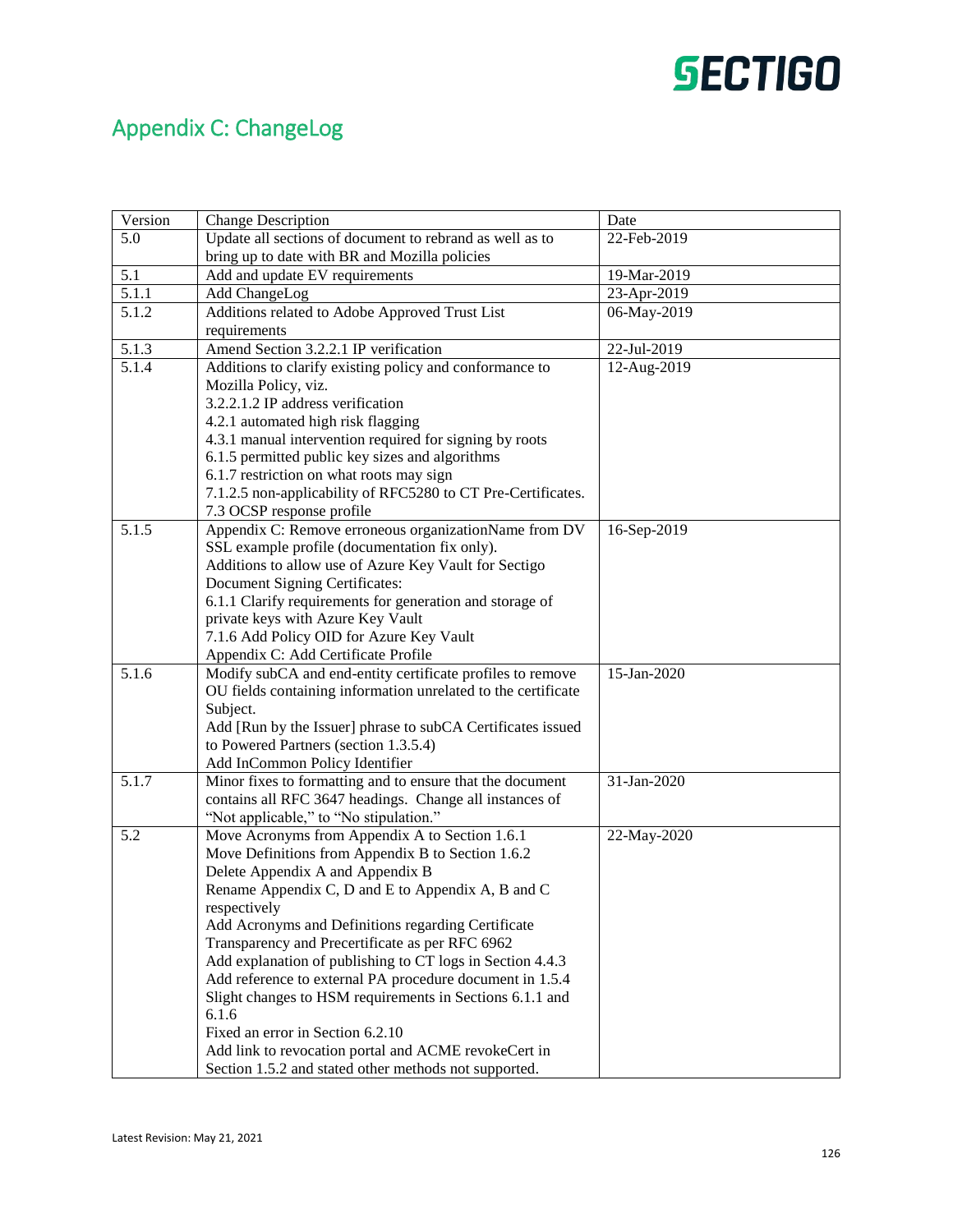## Appendix C: ChangeLog

| Version | Change Description | Date |
|---|---|---|
| 5.0 | Update all sections of document to rebrand as well as to bring up to date with BR and Mozilla policies | 22-Feb-2019 |
| 5.1 | Add and update EV requirements | 19-Mar-2019 |
| 5.1.1 | Add ChangeLog | 23-Apr-2019 |
| 5.1.2 | Additions related to Adobe Approved Trust List requirements | 06-May-2019 |
| 5.1.3 | Amend Section 3.2.2.1 IP verification | 22-Jul-2019 |
| 5.1.4 | Additions to clarify existing policy and conformance to Mozilla Policy, viz.<br>3.2.2.1.2 IP address verification<br>4.2.1 automated high risk flagging<br>4.3.1 manual intervention required for signing by roots<br>6.1.5 permitted public key sizes and algorithms<br>6.1.7 restriction on what roots may sign<br>7.1.2.5 non-applicability of RFC5280 to CT Pre-Certificates.<br>7.3 OCSP response profile | 12-Aug-2019 |
| 5.1.5 | Appendix C: Remove erroneous organizationName from DV SSL example profile (documentation fix only).<br>Additions to allow use of Azure Key Vault for Sectigo Document Signing Certificates:<br>6.1.1 Clarify requirements for generation and storage of private keys with Azure Key Vault<br>7.1.6 Add Policy OID for Azure Key Vault<br>Appendix C: Add Certificate Profile | 16-Sep-2019 |
| 5.1.6 | Modify subCA and end-entity certificate profiles to remove OU fields containing information unrelated to the certificate Subject.<br>Add [Run by the Issuer] phrase to subCA Certificates issued to Powered Partners (section 1.3.5.4)<br>Add InCommon Policy Identifier | 15-Jan-2020 |
| 5.1.7 | Minor fixes to formatting and to ensure that the document contains all RFC 3647 headings. Change all instances of "Not applicable," to "No stipulation." | 31-Jan-2020 |
| 5.2 | Move Acronyms from Appendix A to Section 1.6.1<br>Move Definitions from Appendix B to Section 1.6.2<br>Delete Appendix A and Appendix B<br>Rename Appendix C, D and E to Appendix A, B and C respectively<br>Add Acronyms and Definitions regarding Certificate Transparency and Precertificate as per RFC 6962<br>Add explanation of publishing to CT logs in Section 4.4.3<br>Add reference to external PA procedure document in 1.5.4<br>Slight changes to HSM requirements in Sections 6.1.1 and 6.1.6<br>Fixed an error in Section 6.2.10<br>Add link to revocation portal and ACME revokeCert in Section 1.5.2 and stated other methods not supported. | 22-May-2020 |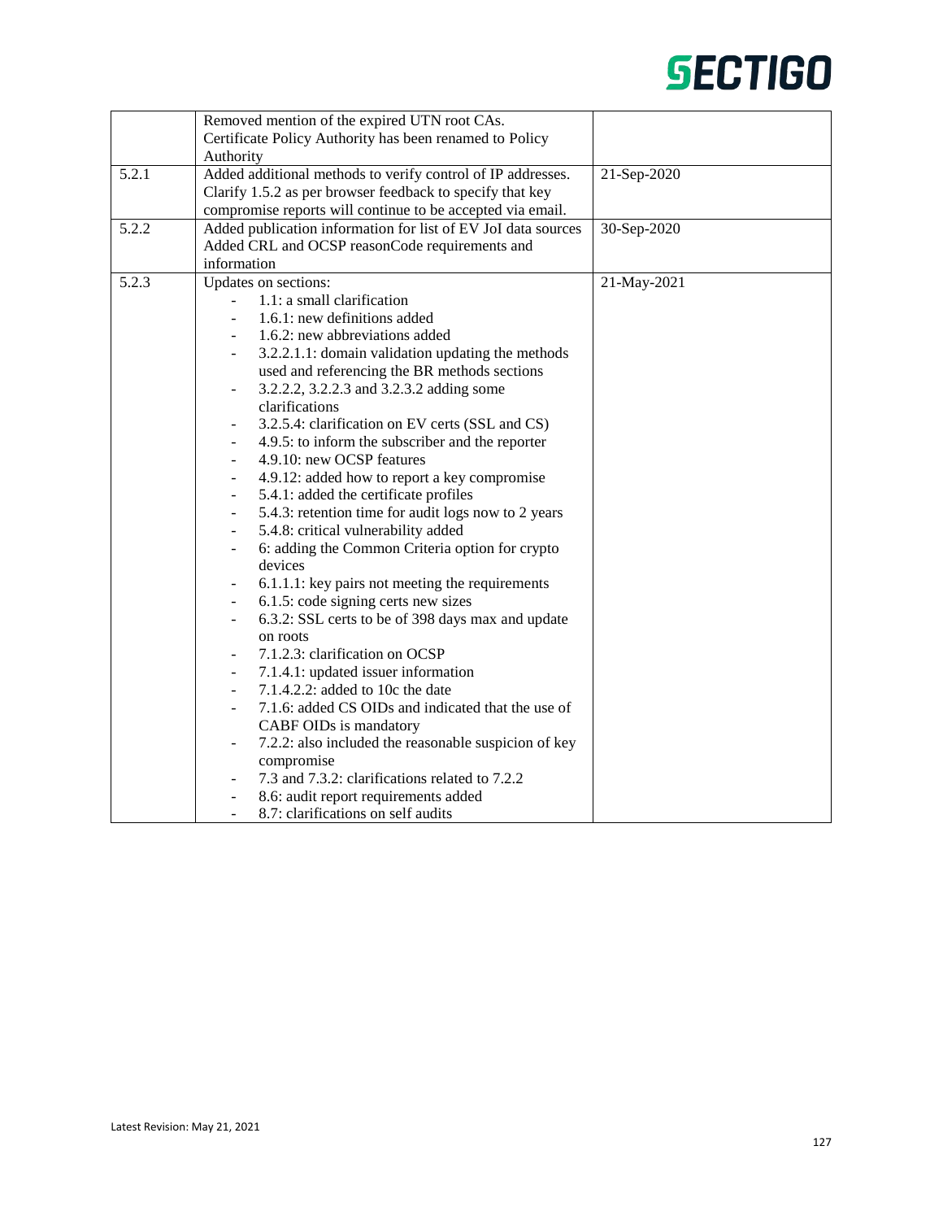| | | |
|---|---|---|
| | Removed mention of the expired UTN root CAs.<br>Certificate Policy Authority has been renamed to Policy Authority | |
| 5.2.1 | Added additional methods to verify control of IP addresses.<br>Clarify 1.5.2 as per browser feedback to specify that key compromise reports will continue to be accepted via email. | 21-Sep-2020 |
| 5.2.2 | Added publication information for list of EV JoI data sources<br>Added CRL and OCSP reasonCode requirements and information | 30-Sep-2020 |
| 5.2.3 | Updates on sections:<br>- 1.1: a small clarification<br>- 1.6.1: new definitions added<br>- 1.6.2: new abbreviations added<br>- 3.2.2.1.1: domain validation updating the methods used and referencing the BR methods sections<br>- 3.2.2.2, 3.2.2.3 and 3.2.3.2 adding some clarifications<br>- 3.2.5.4: clarification on EV certs (SSL and CS)<br>- 4.9.5: to inform the subscriber and the reporter<br>- 4.9.10: new OCSP features<br>- 4.9.12: added how to report a key compromise<br>- 5.4.1: added the certificate profiles<br>- 5.4.3: retention time for audit logs now to 2 years<br>- 5.4.8: critical vulnerability added<br>- 6: adding the Common Criteria option for crypto devices<br>- 6.1.1.1: key pairs not meeting the requirements<br>- 6.1.5: code signing certs new sizes<br>- 6.3.2: SSL certs to be of 398 days max and update on roots<br>- 7.1.2.3: clarification on OCSP<br>- 7.1.4.1: updated issuer information<br>- 7.1.4.2.2: added to 10c the date<br>- 7.1.6: added CS OIDs and indicated that the use of CABF OIDs is mandatory<br>- 7.2.2: also included the reasonable suspicion of key compromise<br>- 7.3 and 7.3.2: clarifications related to 7.2.2<br>- 8.6: audit report requirements added<br>- 8.7: clarifications on self audits | 21-May-2021 |